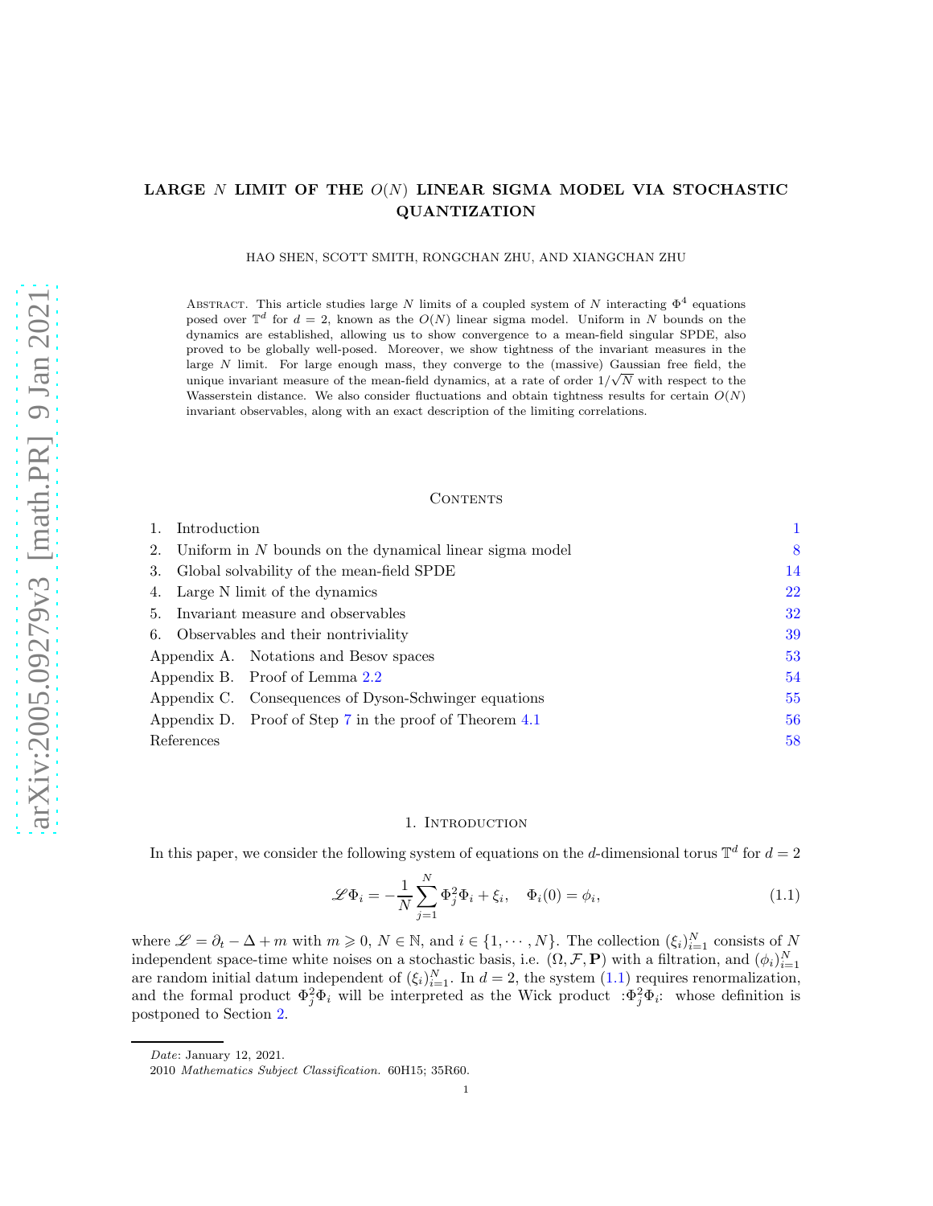# LARGE $N$ LIMIT OF THE $O(N)$ LINEAR SIGMA MODEL VIA STOCHASTIC QUANTIZATION

HAO SHEN, SCOTT SMITH, RONGCHAN ZHU, AND XIANGCHAN ZHU

ABSTRACT. This article studies large $N$ limits of a coupled system of $N$ interacting $\Phi^4$ equations posed over $\mathbb{T}^d$ for $d = 2$, known as the $O(N)$ linear sigma model. Uniform in $N$ bounds on the dynamics are established, allowing us to show convergence to a mean-field singular SPDE, also proved to be globally well-posed. Moreover, we show tightness of the invariant measures in the large $N$ limit. For large enough mass, they converge to the (massive) Gaussian free field, the unique invariant measure of the mean-field dynamics, at a rate of order $1/\sqrt{N}$ with respect to the Wasserstein distance. We also consider fluctuations and obtain tightness results for certain $O(N)$ invariant observables, along with an exact description of the limiting correlations.

## CONTENTS

| | |
|---|---|
| 1. Introduction | 1 |
| 2. Uniform in $N$ bounds on the dynamical linear sigma model | 8 |
| 3. Global solvability of the mean-field SPDE | 14 |
| 4. Large N limit of the dynamics | 22 |
| 5. Invariant measure and observables | 32 |
| 6. Observables and their nontriviality | 39 |
| Appendix A. Notations and Besov spaces | 53 |
| Appendix B. Proof of Lemma 2.2 | 54 |
| Appendix C. Consequences of Dyson-Schwinger equations | 55 |
| Appendix D. Proof of Step 7 in the proof of Theorem 4.1 | 56 |
| References | 58 |

## 1. INTRODUCTION

In this paper, we consider the following system of equations on the $d$-dimensional torus $\mathbb{T}^d$ for $d = 2$

$$\mathscr{L}\Phi_i = -\frac{1}{N}\sum_{j=1}^{N}\Phi_j^2\Phi_i + \xi_i, \quad \Phi_i(0) = \phi_i, \tag{1.1}$$

where $\mathscr{L} = \partial_t - \Delta + m$ with $m \geqslant 0$, $N \in \mathbb{N}$, and $i \in \{1, \cdots, N\}$. The collection $(\xi_i)_{i=1}^N$ consists of $N$ independent space-time white noises on a stochastic basis, i.e. $(\Omega, \mathcal{F}, \mathbf{P})$ with a filtration, and $(\phi_i)_{i=1}^N$ are random initial datum independent of $(\xi_i)_{i=1}^N$. In $d = 2$, the system (1.1) requires renormalization, and the formal product $\Phi_j^2\Phi_i$ will be interpreted as the Wick product $:\Phi_j^2\Phi_i:$ whose definition is postponed to Section 2.

*Date*: January 12, 2021.

2010 *Mathematics Subject Classification.* 60H15; 35R60.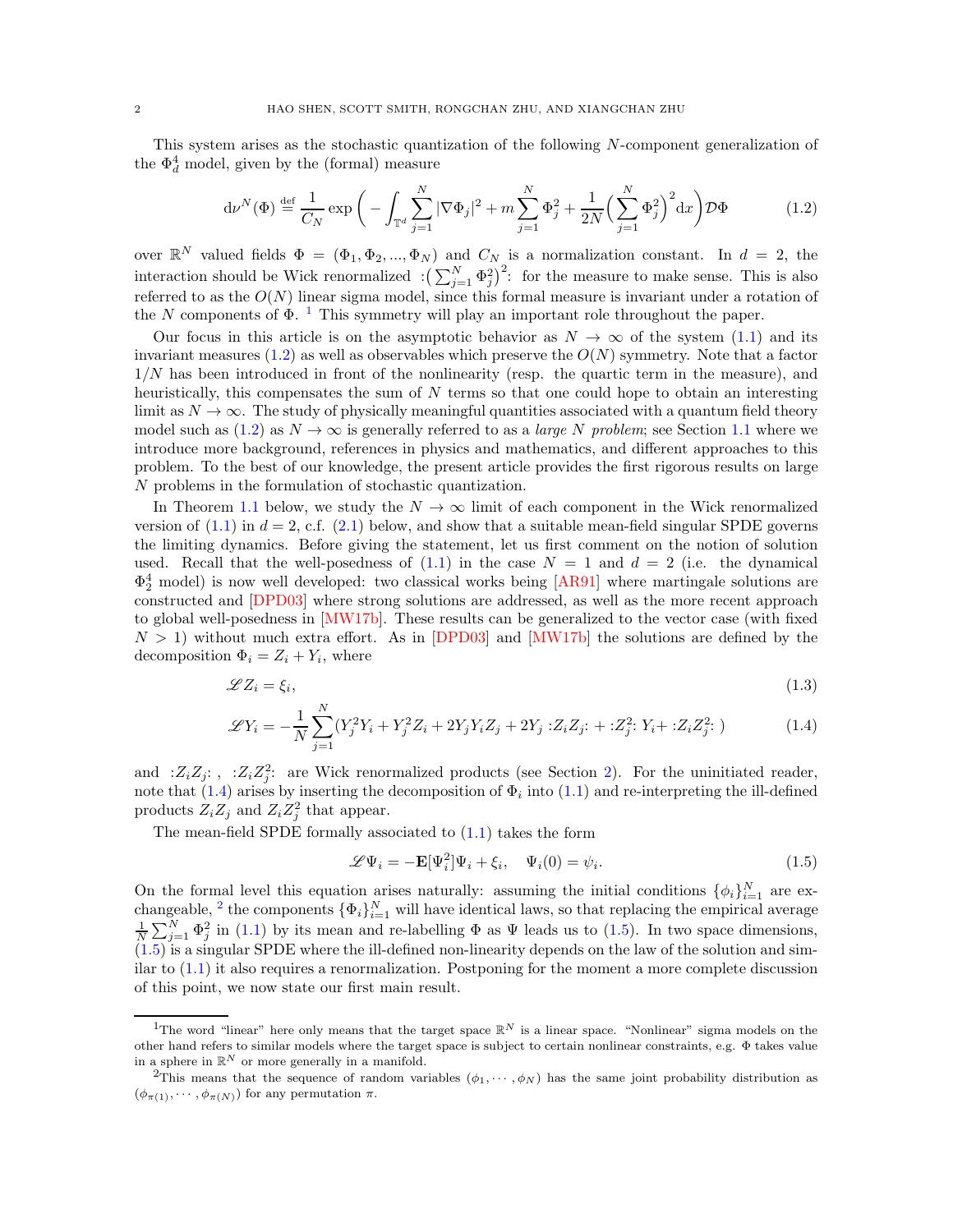This system arises as the stochastic quantization of the following $N$-component generalization of the $\Phi^4_d$ model, given by the (formal) measure

$$\mathrm{d}\nu^N(\Phi) \stackrel{\text{def}}{=} \frac{1}{C_N} \exp\Big( - \int_{\mathbb{T}^d} \sum_{j=1}^N |\nabla \Phi_j|^2 + m \sum_{j=1}^N \Phi_j^2 + \frac{1}{2N}\Big(\sum_{j=1}^N \Phi_j^2\Big)^2 \mathrm{d}x \Big) \mathcal{D}\Phi \tag{1.2}$$

over $\mathbb{R}^N$ valued fields $\Phi = (\Phi_1, \Phi_2, ..., \Phi_N)$ and $C_N$ is a normalization constant. In $d = 2$, the interaction should be Wick renormalized $:\!\big(\sum_{j=1}^N \Phi_j^2\big)^2\!:$ for the measure to make sense. This is also referred to as the $O(N)$ linear sigma model, since this formal measure is invariant under a rotation of the $N$ components of $\Phi$. [1] This symmetry will play an important role throughout the paper.

Our focus in this article is on the asymptotic behavior as $N \to \infty$ of the system (1.1) and its invariant measures (1.2) as well as observables which preserve the $O(N)$ symmetry. Note that a factor $1/N$ has been introduced in front of the nonlinearity (resp. the quartic term in the measure), and heuristically, this compensates the sum of $N$ terms so that one could hope to obtain an interesting limit as $N \to \infty$. The study of physically meaningful quantities associated with a quantum field theory model such as (1.2) as $N \to \infty$ is generally referred to as a *large N problem*; see Section 1.1 where we introduce more background, references in physics and mathematics, and different approaches to this problem. To the best of our knowledge, the present article provides the first rigorous results on large $N$ problems in the formulation of stochastic quantization.

In Theorem 1.1 below, we study the $N \to \infty$ limit of each component in the Wick renormalized version of (1.1) in $d = 2$, c.f. (2.1) below, and show that a suitable mean-field singular SPDE governs the limiting dynamics. Before giving the statement, let us first comment on the notion of solution used. Recall that the well-posedness of (1.1) in the case $N = 1$ and $d = 2$ (i.e. the dynamical $\Phi^4_2$ model) is now well developed: two classical works being [AR91] where martingale solutions are constructed and [DPD03] where strong solutions are addressed, as well as the more recent approach to global well-posedness in [MW17b]. These results can be generalized to the vector case (with fixed $N > 1$) without much extra effort. As in [DPD03] and [MW17b] the solutions are defined by the decomposition $\Phi_i = Z_i + Y_i$, where

$$\mathscr{L} Z_i = \xi_i, \tag{1.3}$$

$$\mathscr{L} Y_i = -\frac{1}{N} \sum_{j=1}^N (Y_j^2 Y_i + Y_j^2 Z_i + 2Y_j Y_i Z_j + 2Y_j :\!Z_i Z_j\!: + :\!Z_j^2\!: Y_i + :\!Z_i Z_j^2\!:) \tag{1.4}$$

and $:\!Z_i Z_j\!:$ , $:\!Z_i Z_j^2\!:$ are Wick renormalized products (see Section 2). For the uninitiated reader, note that (1.4) arises by inserting the decomposition of $\Phi_i$ into (1.1) and re-interpreting the ill-defined products $Z_i Z_j$ and $Z_i Z_j^2$ that appear.

The mean-field SPDE formally associated to (1.1) takes the form

$$\mathscr{L}\Psi_i = -\mathbf{E}[\Psi_i^2]\Psi_i + \xi_i, \quad \Psi_i(0) = \psi_i. \tag{1.5}$$

On the formal level this equation arises naturally: assuming the initial conditions $\{\phi_i\}_{i=1}^N$ are exchangeable, [2] the components $\{\Phi_i\}_{i=1}^N$ will have identical laws, so that replacing the empirical average $\frac{1}{N}\sum_{j=1}^N \Phi_j^2$ in (1.1) by its mean and re-labelling $\Phi$ as $\Psi$ leads us to (1.5). In two space dimensions, (1.5) is a singular SPDE where the ill-defined non-linearity depends on the law of the solution and similar to (1.1) it also requires a renormalization. Postponing for the moment a more complete discussion of this point, we now state our first main result.

---

[1] The word "linear" here only means that the target space $\mathbb{R}^N$ is a linear space. "Nonlinear" sigma models on the other hand refers to similar models where the target space is subject to certain nonlinear constraints, e.g. $\Phi$ takes value in a sphere in $\mathbb{R}^N$ or more generally in a manifold.

[2] This means that the sequence of random variables $(\phi_1, \cdots, \phi_N)$ has the same joint probability distribution as $(\phi_{\pi(1)}, \cdots, \phi_{\pi(N)})$ for any permutation $\pi$.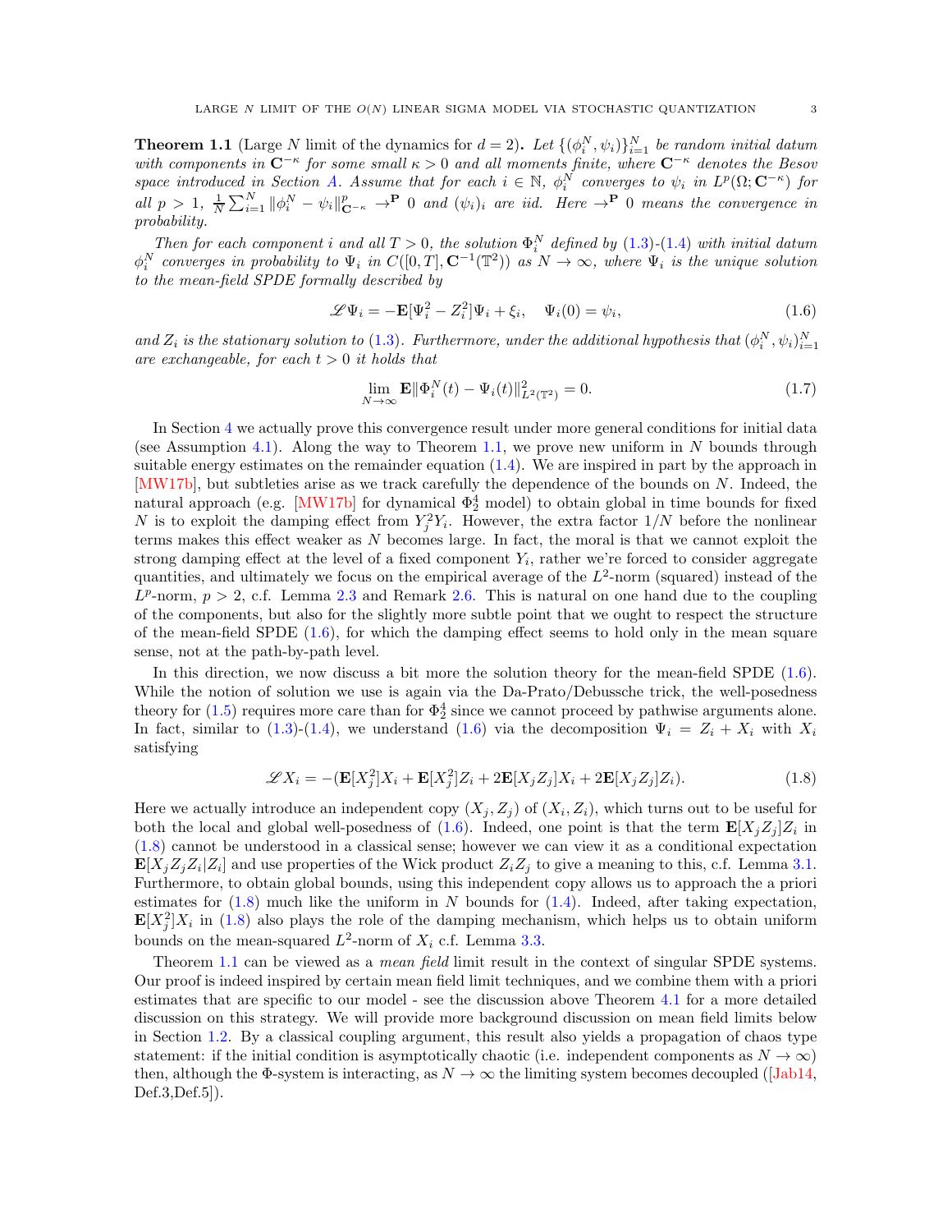**Theorem 1.1** (Large $N$ limit of the dynamics for $d = 2$)**.** *Let $\{(\phi_i^N, \psi_i)\}_{i=1}^N$ be random initial datum with components in $\mathbf{C}^{-\kappa}$ for some small $\kappa > 0$ and all moments finite, where $\mathbf{C}^{-\kappa}$ denotes the Besov space introduced in Section A. Assume that for each $i \in \mathbb{N}$, $\phi_i^N$ converges to $\psi_i$ in $L^p(\Omega; \mathbf{C}^{-\kappa})$ for all $p > 1$, $\frac{1}{N}\sum_{i=1}^N \|\phi_i^N - \psi_i\|_{\mathbf{C}^{-\kappa}}^p \to^{\mathbf{P}} 0$ and $(\psi_i)_i$ are iid. Here $\to^{\mathbf{P}} 0$ means the convergence in probability.*

*Then for each component $i$ and all $T > 0$, the solution $\Phi_i^N$ defined by (1.3)-(1.4) with initial datum $\phi_i^N$ converges in probability to $\Psi_i$ in $C([0,T], \mathbf{C}^{-1}(\mathbb{T}^2))$ as $N \to \infty$, where $\Psi_i$ is the unique solution to the mean-field SPDE formally described by*

$$\mathscr{L}\Psi_i = -\mathbf{E}[\Psi_i^2 - Z_i^2]\Psi_i + \xi_i, \quad \Psi_i(0) = \psi_i, \tag{1.6}$$

*and $Z_i$ is the stationary solution to (1.3). Furthermore, under the additional hypothesis that $(\phi_i^N, \psi_i)_{i=1}^N$ are exchangeable, for each $t > 0$ it holds that*

$$\lim_{N\to\infty} \mathbf{E}\|\Phi_i^N(t) - \Psi_i(t)\|_{L^2(\mathbb{T}^2)}^2 = 0. \tag{1.7}$$

In Section 4 we actually prove this convergence result under more general conditions for initial data (see Assumption 4.1). Along the way to Theorem 1.1, we prove new uniform in $N$ bounds through suitable energy estimates on the remainder equation (1.4). We are inspired in part by the approach in [MW17b], but subtleties arise as we track carefully the dependence of the bounds on $N$. Indeed, the natural approach (e.g. [MW17b] for dynamical $\Phi_2^4$ model) to obtain global in time bounds for fixed $N$ is to exploit the damping effect from $Y_j^2 Y_i$. However, the extra factor $1/N$ before the nonlinear terms makes this effect weaker as $N$ becomes large. In fact, the moral is that we cannot exploit the strong damping effect at the level of a fixed component $Y_i$, rather we're forced to consider aggregate quantities, and ultimately we focus on the empirical average of the $L^2$-norm (squared) instead of the $L^p$-norm, $p > 2$, c.f. Lemma 2.3 and Remark 2.6. This is natural on one hand due to the coupling of the components, but also for the slightly more subtle point that we ought to respect the structure of the mean-field SPDE (1.6), for which the damping effect seems to hold only in the mean square sense, not at the path-by-path level.

In this direction, we now discuss a bit more the solution theory for the mean-field SPDE (1.6). While the notion of solution we use is again via the Da-Prato/Debussche trick, the well-posedness theory for (1.5) requires more care than for $\Phi_2^4$ since we cannot proceed by pathwise arguments alone. In fact, similar to (1.3)-(1.4), we understand (1.6) via the decomposition $\Psi_i = Z_i + X_i$ with $X_i$ satisfying

$$\mathscr{L}X_i = -(\mathbf{E}[X_j^2]X_i + \mathbf{E}[X_j^2]Z_i + 2\mathbf{E}[X_jZ_j]X_i + 2\mathbf{E}[X_jZ_j]Z_i). \tag{1.8}$$

Here we actually introduce an independent copy $(X_j, Z_j)$ of $(X_i, Z_i)$, which turns out to be useful for both the local and global well-posedness of (1.6). Indeed, one point is that the term $\mathbf{E}[X_jZ_j]Z_i$ in (1.8) cannot be understood in a classical sense; however we can view it as a conditional expectation $\mathbf{E}[X_jZ_jZ_i|Z_i]$ and use properties of the Wick product $Z_iZ_j$ to give a meaning to this, c.f. Lemma 3.1. Furthermore, to obtain global bounds, using this independent copy allows us to approach the a priori estimates for (1.8) much like the uniform in $N$ bounds for (1.4). Indeed, after taking expectation, $\mathbf{E}[X_j^2]X_i$ in (1.8) also plays the role of the damping mechanism, which helps us to obtain uniform bounds on the mean-squared $L^2$-norm of $X_i$ c.f. Lemma 3.3.

Theorem 1.1 can be viewed as a *mean field* limit result in the context of singular SPDE systems. Our proof is indeed inspired by certain mean field limit techniques, and we combine them with a priori estimates that are specific to our model - see the discussion above Theorem 4.1 for a more detailed discussion on this strategy. We will provide more background discussion on mean field limits below in Section 1.2. By a classical coupling argument, this result also yields a propagation of chaos type statement: if the initial condition is asymptotically chaotic (i.e. independent components as $N \to \infty$) then, although the $\Phi$-system is interacting, as $N \to \infty$ the limiting system becomes decoupled ([Jab14, Def.3,Def.5]).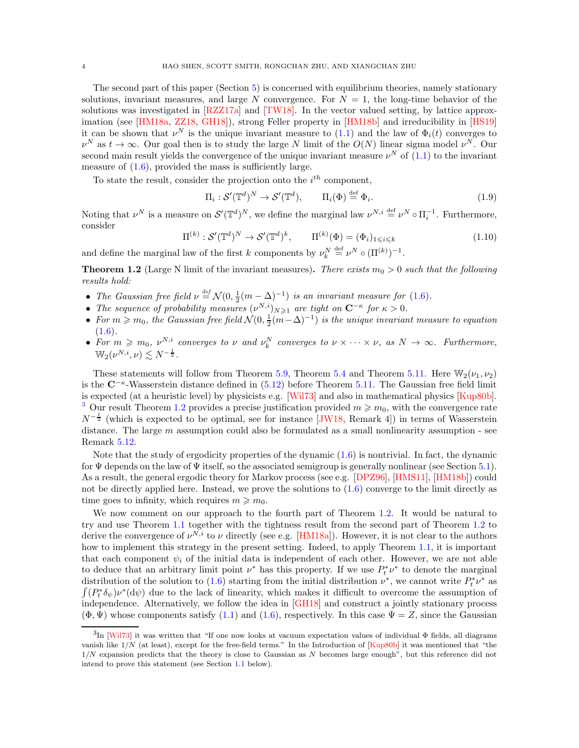The second part of this paper (Section 5) is concerned with equilibrium theories, namely stationary solutions, invariant measures, and large $N$ convergence. For $N = 1$, the long-time behavior of the solutions was investigated in [RZZ17a] and [TW18]. In the vector valued setting, by lattice approximation (see [HM18a, ZZ18, GH18]), strong Feller property in [HM18b] and irreducibility in [HS19] it can be shown that $\nu^N$ is the unique invariant measure to (1.1) and the law of $\Phi_i(t)$ converges to $\nu^N$ as $t \to \infty$. Our goal then is to study the large $N$ limit of the $O(N)$ linear sigma model $\nu^N$. Our second main result yields the convergence of the unique invariant measure $\nu^N$ of (1.1) to the invariant measure of (1.6), provided the mass is sufficiently large.

To state the result, consider the projection onto the $i^{th}$ component,

$$\Pi_i : \mathcal{S}'(\mathbb{T}^d)^N \to \mathcal{S}'(\mathbb{T}^d), \qquad \Pi_i(\Phi) \stackrel{\text{def}}{=} \Phi_i. \tag{1.9}$$

Noting that $\nu^N$ is a measure on $\mathcal{S}'(\mathbb{T}^d)^N$, we define the marginal law $\nu^{N,i} \stackrel{\text{def}}{=} \nu^N \circ \Pi_i^{-1}$. Furthermore, consider

$$\Pi^{(k)} : \mathcal{S}'(\mathbb{T}^d)^N \to \mathcal{S}'(\mathbb{T}^d)^k, \qquad \Pi^{(k)}(\Phi) = (\Phi_i)_{1 \leqslant i \leqslant k} \tag{1.10}$$

and define the marginal law of the first $k$ components by $\nu_k^N \stackrel{\text{def}}{=} \nu^N \circ (\Pi^{(k)})^{-1}$.

**Theorem 1.2** (Large N limit of the invariant measures)**.** *There exists $m_0 > 0$ such that the following results hold:*

- *The Gaussian free field $\nu \stackrel{def}{=} \mathcal{N}(0, \frac{1}{2}(m - \Delta)^{-1})$ is an invariant measure for (1.6).*
- *The sequence of probability measures $(\nu^{N,i})_{N \geqslant 1}$ are tight on $\mathbf{C}^{-\kappa}$ for $\kappa > 0$.*
- *For $m \geqslant m_0$, the Gaussian free field $\mathcal{N}(0, \frac{1}{2}(m - \Delta)^{-1})$ is the unique invariant measure to equation (1.6).*
- *For $m \geqslant m_0$, $\nu^{N,i}$ converges to $\nu$ and $\nu_k^N$ converges to $\nu \times \cdots \times \nu$, as $N \to \infty$. Furthermore, $\mathbb{W}_2(\nu^{N,i}, \nu) \lesssim N^{-\frac{1}{2}}$.*

These statements will follow from Theorem 5.9, Theorem 5.4 and Theorem 5.11. Here $\mathbb{W}_2(\nu_1, \nu_2)$ is the $\mathbf{C}^{-\kappa}$-Wasserstein distance defined in (5.12) before Theorem 5.11. The Gaussian free field limit is expected (at a heuristic level) by physicists e.g. [Wil73] and also in mathematical physics [Kup80b]. [3] Our result Theorem 1.2 provides a precise justification provided $m \geqslant m_0$, with the convergence rate $N^{-\frac{1}{2}}$ (which is expected to be optimal, see for instance [JW18, Remark 4]) in terms of Wasserstein distance. The large $m$ assumption could also be formulated as a small nonlinearity assumption - see Remark 5.12.

Note that the study of ergodicity properties of the dynamic (1.6) is nontrivial. In fact, the dynamic for $\Psi$ depends on the law of $\Psi$ itself, so the associated semigroup is generally nonlinear (see Section 5.1). As a result, the general ergodic theory for Markov process (see e.g. [DPZ96], [HMS11], [HM18b]) could not be directly applied here. Instead, we prove the solutions to (1.6) converge to the limit directly as time goes to infinity, which requires $m \geqslant m_0$.

We now comment on our approach to the fourth part of Theorem 1.2. It would be natural to try and use Theorem 1.1 together with the tightness result from the second part of Theorem 1.2 to derive the convergence of $\nu^{N,i}$ to $\nu$ directly (see e.g. [HM18a]). However, it is not clear to the authors how to implement this strategy in the present setting. Indeed, to apply Theorem 1.1, it is important that each component $\psi_i$ of the initial data is independent of each other. However, we are not able to deduce that an arbitrary limit point $\nu^*$ has this property. If we use $P_t^* \nu^*$ to denote the marginal distribution of the solution to (1.6) starting from the initial distribution $\nu^*$, we cannot write $P_t^* \nu^*$ as $\int (P_t^* \delta_\psi) \nu^*(\mathrm{d}\psi)$ due to the lack of linearity, which makes it difficult to overcome the assumption of independence. Alternatively, we follow the idea in [GH18] and construct a jointly stationary process $(\Phi, \Psi)$ whose components satisfy (1.1) and (1.6), respectively. In this case $\Psi = Z$, since the Gaussian

---

[3] In [Wil73] it was written that "If one now looks at vacuum expectation values of individual $\Phi$ fields, all diagrams vanish like $1/N$ (at least), except for the free-field terms." In the Introduction of [Kup80b] it was mentioned that "the $1/N$ expansion predicts that the theory is close to Gaussian as $N$ becomes large enough", but this reference did not intend to prove this statement (see Section 1.1 below).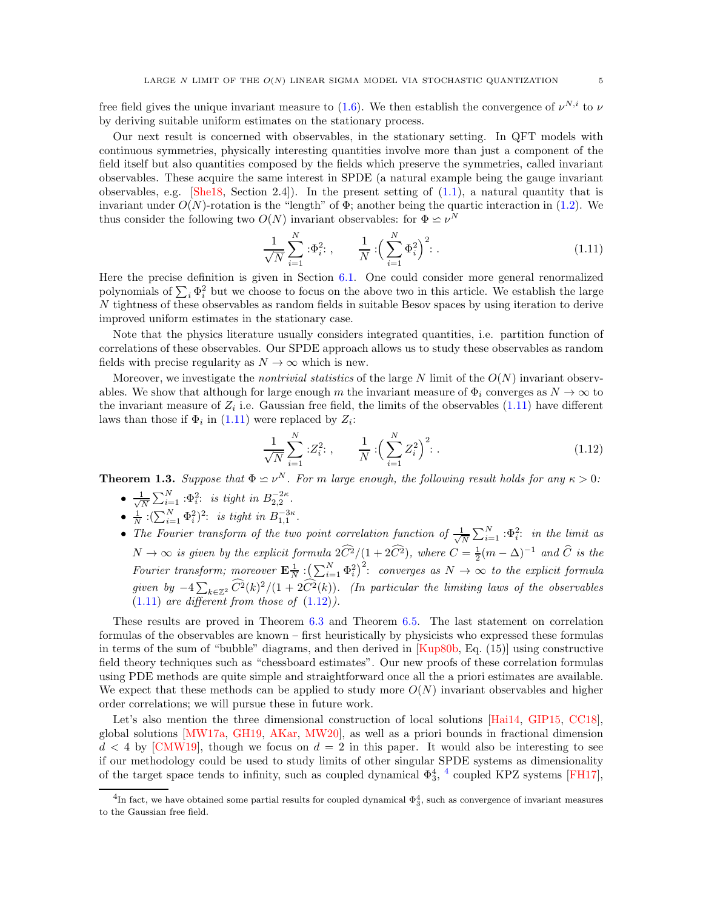free field gives the unique invariant measure to (1.6). We then establish the convergence of $\nu^{N,i}$ to $\nu$ by deriving suitable uniform estimates on the stationary process.

Our next result is concerned with observables, in the stationary setting. In QFT models with continuous symmetries, physically interesting quantities involve more than just a component of the field itself but also quantities composed by the fields which preserve the symmetries, called invariant observables. These acquire the same interest in SPDE (a natural example being the gauge invariant observables, e.g. [She18, Section 2.4]). In the present setting of (1.1), a natural quantity that is invariant under $O(N)$-rotation is the "length" of $\Phi$; another being the quartic interaction in (1.2). We thus consider the following two $O(N)$ invariant observables: for $\Phi \backsimeq \nu^N$

$$\frac{1}{\sqrt{N}}\sum_{i=1}^N :\Phi_i^2: , \qquad \frac{1}{N} :\Big(\sum_{i=1}^N \Phi_i^2\Big)^2: . \tag{1.11}$$

Here the precise definition is given in Section 6.1. One could consider more general renormalized polynomials of $\sum_i \Phi_i^2$ but we choose to focus on the above two in this article. We establish the large $N$ tightness of these observables as random fields in suitable Besov spaces by using iteration to derive improved uniform estimates in the stationary case.

Note that the physics literature usually considers integrated quantities, i.e. partition function of correlations of these observables. Our SPDE approach allows us to study these observables as random fields with precise regularity as $N \to \infty$ which is new.

Moreover, we investigate the *nontrivial statistics* of the large $N$ limit of the $O(N)$ invariant observables. We show that although for large enough $m$ the invariant measure of $\Phi_i$ converges as $N \to \infty$ to the invariant measure of $Z_i$ i.e. Gaussian free field, the limits of the observables (1.11) have different laws than those if $\Phi_i$ in (1.11) were replaced by $Z_i$:

$$\frac{1}{\sqrt{N}}\sum_{i=1}^N :Z_i^2: , \qquad \frac{1}{N} :\Big(\sum_{i=1}^N Z_i^2\Big)^2: . \tag{1.12}$$

**Theorem 1.3.** *Suppose that $\Phi \backsimeq \nu^N$. For $m$ large enough, the following result holds for any $\kappa > 0$:*

- *$\frac{1}{\sqrt{N}}\sum_{i=1}^N :\Phi_i^2:$ is tight in $B^{-2\kappa}_{2,2}$.*
- *$\frac{1}{N} :(\sum_{i=1}^N \Phi_i^2)^2:$ is tight in $B^{-3\kappa}_{1,1}$.*
- *The Fourier transform of the two point correlation function of $\frac{1}{\sqrt{N}}\sum_{i=1}^N :\Phi_i^2:$ in the limit as $N \to \infty$ is given by the explicit formula $2\widehat{C^2}/(1+2\widehat{C^2})$, where $C = \frac{1}{2}(m-\Delta)^{-1}$ and $\widehat{C}$ is the Fourier transform; moreover $\mathbf{E}\frac{1}{N} :\big(\sum_{i=1}^N \Phi_i^2\big)^2:$ converges as $N \to \infty$ to the explicit formula given by $-4\sum_{k\in\mathbb{Z}^2} \widehat{C^2}(k)^2/(1+2\widehat{C^2}(k))$. (In particular the limiting laws of the observables (1.11) are different from those of (1.12)).*

These results are proved in Theorem 6.3 and Theorem 6.5. The last statement on correlation formulas of the observables are known – first heuristically by physicists who expressed these formulas in terms of the sum of "bubble" diagrams, and then derived in [Kup80b, Eq. (15)] using constructive field theory techniques such as "chessboard estimates". Our new proofs of these correlation formulas using PDE methods are quite simple and straightforward once all the a priori estimates are available. We expect that these methods can be applied to study more $O(N)$ invariant observables and higher order correlations; we will pursue these in future work.

Let's also mention the three dimensional construction of local solutions [Hai14, GIP15, CC18], global solutions [MW17a, GH19, AKar, MW20], as well as a priori bounds in fractional dimension $d < 4$ by [CMW19], though we focus on $d = 2$ in this paper. It would also be interesting to see if our methodology could be used to study limits of other singular SPDE systems as dimensionality of the target space tends to infinity, such as coupled dynamical $\Phi^4_3$, [4] coupled KPZ systems [FH17],

---

[4] In fact, we have obtained some partial results for coupled dynamical $\Phi^4_3$, such as convergence of invariant measures to the Gaussian free field.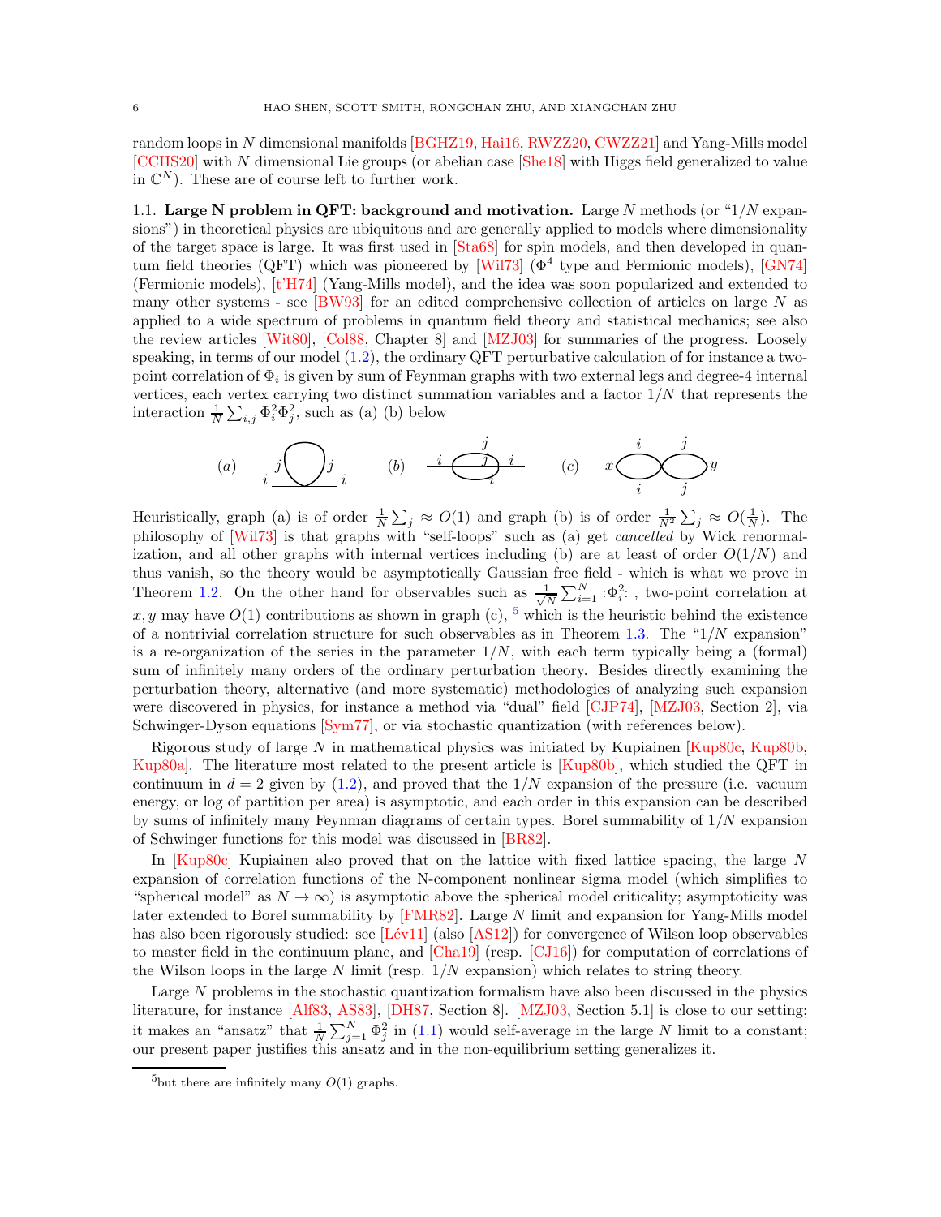random loops in $N$ dimensional manifolds [BGHZ19, Hai16, RWZZ20, CWZZ21] and Yang-Mills model [CCHS20] with $N$ dimensional Lie groups (or abelian case [She18] with Higgs field generalized to value in $\mathbb{C}^N$). These are of course left to further work.

### 1.1. Large N problem in QFT: background and motivation.

**Large N problem in QFT: background and motivation.** Large $N$ methods (or "$1/N$ expansions") in theoretical physics are ubiquitous and are generally applied to models where dimensionality of the target space is large. It was first used in [Sta68] for spin models, and then developed in quantum field theories (QFT) which was pioneered by [Wil73] ($\Phi^4$ type and Fermionic models), [GN74] (Fermionic models), [t'H74] (Yang-Mills model), and the idea was soon popularized and extended to many other systems - see [BW93] for an edited comprehensive collection of articles on large $N$ as applied to a wide spectrum of problems in quantum field theory and statistical mechanics; see also the review articles [Wit80], [Col88, Chapter 8] and [MZJ03] for summaries of the progress. Loosely speaking, in terms of our model (1.2), the ordinary QFT perturbative calculation of for instance a two-point correlation of $\Phi_i$ is given by sum of Feynman graphs with two external legs and degree-4 internal vertices, each vertex carrying two distinct summation variables and a factor $1/N$ that represents the interaction $\frac{1}{N}\sum_{i,j}\Phi_i^2\Phi_j^2$, such as (a) (b) below

(a) (b) (c)

Heuristically, graph (a) is of order $\frac{1}{N}\sum_j \approx O(1)$ and graph (b) is of order $\frac{1}{N^2}\sum_j \approx O(\frac{1}{N})$. The philosophy of [Wil73] is that graphs with "self-loops" such as (a) get *cancelled* by Wick renormalization, and all other graphs with internal vertices including (b) are at least of order $O(1/N)$ and thus vanish, so the theory would be asymptotically Gaussian free field - which is what we prove in Theorem 1.2. On the other hand for observables such as $\frac{1}{\sqrt{N}}\sum_{i=1}^N :\Phi_i^2:$, two-point correlation at $x, y$ may have $O(1)$ contributions as shown in graph (c), [5] which is the heuristic behind the existence of a nontrivial correlation structure for such observables as in Theorem 1.3. The "$1/N$ expansion" is a re-organization of the series in the parameter $1/N$, with each term typically being a (formal) sum of infinitely many orders of the ordinary perturbation theory. Besides directly examining the perturbation theory, alternative (and more systematic) methodologies of analyzing such expansion were discovered in physics, for instance a method via "dual" field [CJP74], [MZJ03, Section 2], via Schwinger-Dyson equations [Sym77], or via stochastic quantization (with references below).

Rigorous study of large $N$ in mathematical physics was initiated by Kupiainen [Kup80c, Kup80b, Kup80a]. The literature most related to the present article is [Kup80b], which studied the QFT in continuum in $d = 2$ given by (1.2), and proved that the $1/N$ expansion of the pressure (i.e. vacuum energy, or log of partition per area) is asymptotic, and each order in this expansion can be described by sums of infinitely many Feynman diagrams of certain types. Borel summability of $1/N$ expansion of Schwinger functions for this model was discussed in [BR82].

In [Kup80c] Kupiainen also proved that on the lattice with fixed lattice spacing, the large $N$ expansion of correlation functions of the N-component nonlinear sigma model (which simplifies to "spherical model" as $N \to \infty$) is asymptotic above the spherical model criticality; asymptoticity was later extended to Borel summability by [FMR82]. Large $N$ limit and expansion for Yang-Mills model has also been rigorously studied: see [Lév11] (also [AS12]) for convergence of Wilson loop observables to master field in the continuum plane, and [Cha19] (resp. [CJ16]) for computation of correlations of the Wilson loops in the large $N$ limit (resp. $1/N$ expansion) which relates to string theory.

Large $N$ problems in the stochastic quantization formalism have also been discussed in the physics literature, for instance [Alf83, AS83], [DH87, Section 8]. [MZJ03, Section 5.1] is close to our setting; it makes an "ansatz" that $\frac{1}{N}\sum_{j=1}^N \Phi_j^2$ in (1.1) would self-average in the large $N$ limit to a constant; our present paper justifies this ansatz and in the non-equilibrium setting generalizes it.

[5] but there are infinitely many $O(1)$ graphs.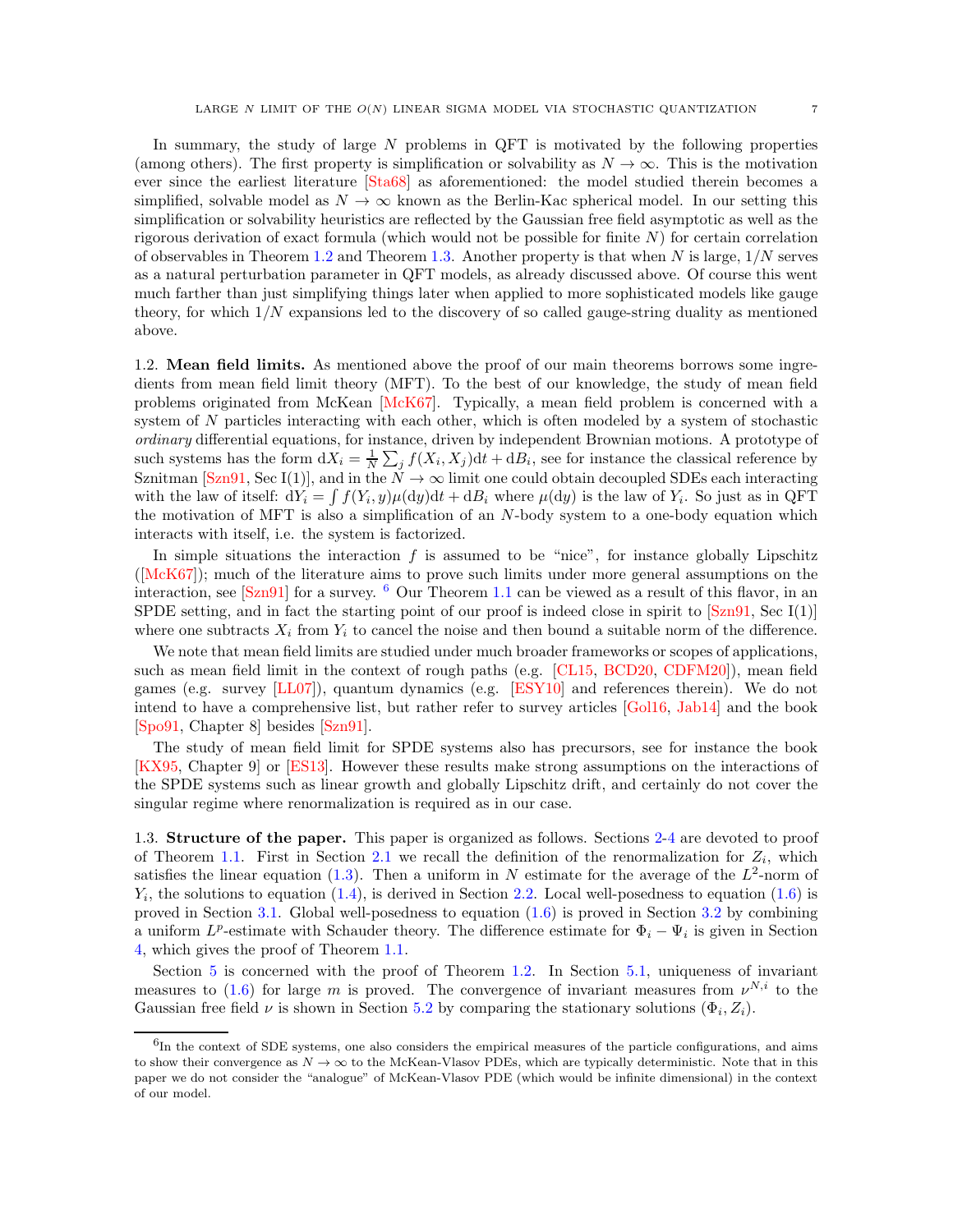In summary, the study of large $N$ problems in QFT is motivated by the following properties (among others). The first property is simplification or solvability as $N \to \infty$. This is the motivation ever since the earliest literature [Sta68] as aforementioned: the model studied therein becomes a simplified, solvable model as $N \to \infty$ known as the Berlin-Kac spherical model. In our setting this simplification or solvability heuristics are reflected by the Gaussian free field asymptotic as well as the rigorous derivation of exact formula (which would not be possible for finite $N$) for certain correlation of observables in Theorem 1.2 and Theorem 1.3. Another property is that when $N$ is large, $1/N$ serves as a natural perturbation parameter in QFT models, as already discussed above. Of course this went much farther than just simplifying things later when applied to more sophisticated models like gauge theory, for which $1/N$ expansions led to the discovery of so called gauge-string duality as mentioned above.

## 1.2. Mean field limits.

As mentioned above the proof of our main theorems borrows some ingredients from mean field limit theory (MFT). To the best of our knowledge, the study of mean field problems originated from McKean [McK67]. Typically, a mean field problem is concerned with a system of $N$ particles interacting with each other, which is often modeled by a system of stochastic *ordinary* differential equations, for instance, driven by independent Brownian motions. A prototype of such systems has the form $\mathrm{d}X_i = \frac{1}{N}\sum_j f(X_i, X_j)\mathrm{d}t + \mathrm{d}B_i$, see for instance the classical reference by Sznitman [Szn91, Sec I(1)], and in the $N \to \infty$ limit one could obtain decoupled SDEs each interacting with the law of itself: $\mathrm{d}Y_i = \int f(Y_i, y)\mu(\mathrm{d}y)\mathrm{d}t + \mathrm{d}B_i$ where $\mu(\mathrm{d}y)$ is the law of $Y_i$. So just as in QFT the motivation of MFT is also a simplification of an $N$-body system to a one-body equation which interacts with itself, i.e. the system is factorized.

In simple situations the interaction $f$ is assumed to be "nice", for instance globally Lipschitz ([McK67]); much of the literature aims to prove such limits under more general assumptions on the interaction, see [Szn91] for a survey. [6] Our Theorem 1.1 can be viewed as a result of this flavor, in an SPDE setting, and in fact the starting point of our proof is indeed close in spirit to [Szn91, Sec I(1)] where one subtracts $X_i$ from $Y_i$ to cancel the noise and then bound a suitable norm of the difference.

We note that mean field limits are studied under much broader frameworks or scopes of applications, such as mean field limit in the context of rough paths (e.g. [CL15, BCD20, CDFM20]), mean field games (e.g. survey [LL07]), quantum dynamics (e.g. [ESY10] and references therein). We do not intend to have a comprehensive list, but rather refer to survey articles [Gol16, Jab14] and the book [Spo91, Chapter 8] besides [Szn91].

The study of mean field limit for SPDE systems also has precursors, see for instance the book [KX95, Chapter 9] or [ES13]. However these results make strong assumptions on the interactions of the SPDE systems such as linear growth and globally Lipschitz drift, and certainly do not cover the singular regime where renormalization is required as in our case.

## 1.3. Structure of the paper.

This paper is organized as follows. Sections 2-4 are devoted to proof of Theorem 1.1. First in Section 2.1 we recall the definition of the renormalization for $Z_i$, which satisfies the linear equation (1.3). Then a uniform in $N$ estimate for the average of the $L^2$-norm of $Y_i$, the solutions to equation (1.4), is derived in Section 2.2. Local well-posedness to equation (1.6) is proved in Section 3.1. Global well-posedness to equation (1.6) is proved in Section 3.2 by combining a uniform $L^p$-estimate with Schauder theory. The difference estimate for $\Phi_i - \Psi_i$ is given in Section 4, which gives the proof of Theorem 1.1.

Section 5 is concerned with the proof of Theorem 1.2. In Section 5.1, uniqueness of invariant measures to (1.6) for large $m$ is proved. The convergence of invariant measures from $\nu^{N,i}$ to the Gaussian free field $\nu$ is shown in Section 5.2 by comparing the stationary solutions $(\Phi_i, Z_i)$.

[6] In the context of SDE systems, one also considers the empirical measures of the particle configurations, and aims to show their convergence as $N \to \infty$ to the McKean-Vlasov PDEs, which are typically deterministic. Note that in this paper we do not consider the "analogue" of McKean-Vlasov PDE (which would be infinite dimensional) in the context of our model.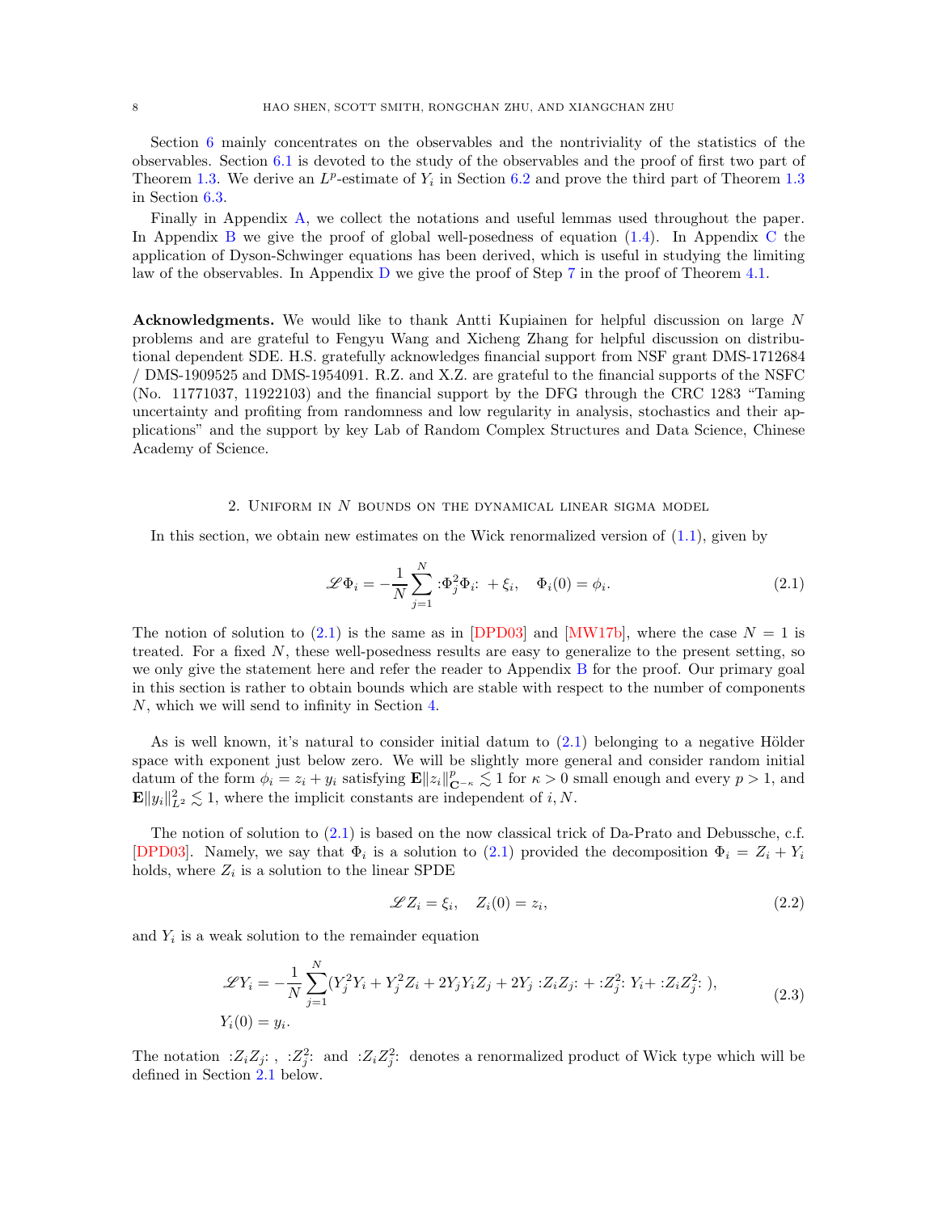Section 6 mainly concentrates on the observables and the nontriviality of the statistics of the observables. Section 6.1 is devoted to the study of the observables and the proof of first two part of Theorem 1.3. We derive an $L^p$-estimate of $Y_i$ in Section 6.2 and prove the third part of Theorem 1.3 in Section 6.3.

Finally in Appendix A, we collect the notations and useful lemmas used throughout the paper. In Appendix B we give the proof of global well-posedness of equation (1.4). In Appendix C the application of Dyson-Schwinger equations has been derived, which is useful in studying the limiting law of the observables. In Appendix D we give the proof of Step 7 in the proof of Theorem 4.1.

**Acknowledgments.** We would like to thank Antti Kupiainen for helpful discussion on large $N$ problems and are grateful to Fengyu Wang and Xicheng Zhang for helpful discussion on distributional dependent SDE. H.S. gratefully acknowledges financial support from NSF grant DMS-1712684 / DMS-1909525 and DMS-1954091. R.Z. and X.Z. are grateful to the financial supports of the NSFC (No. 11771037, 11922103) and the financial support by the DFG through the CRC 1283 "Taming uncertainty and profiting from randomness and low regularity in analysis, stochastics and their applications" and the support by key Lab of Random Complex Structures and Data Science, Chinese Academy of Science.

## 2. Uniform in $N$ bounds on the dynamical linear sigma model

In this section, we obtain new estimates on the Wick renormalized version of (1.1), given by

$$\mathscr{L}\Phi_i = -\frac{1}{N}\sum_{j=1}^{N} {:}\Phi_j^2\Phi_i{:} + \xi_i, \quad \Phi_i(0) = \phi_i. \tag{2.1}$$

The notion of solution to (2.1) is the same as in [DPD03] and [MW17b], where the case $N = 1$ is treated. For a fixed $N$, these well-posedness results are easy to generalize to the present setting, so we only give the statement here and refer the reader to Appendix B for the proof. Our primary goal in this section is rather to obtain bounds which are stable with respect to the number of components $N$, which we will send to infinity in Section 4.

As is well known, it's natural to consider initial datum to (2.1) belonging to a negative Hölder space with exponent just below zero. We will be slightly more general and consider random initial datum of the form $\phi_i = z_i + y_i$ satisfying $\mathbf{E}\|z_i\|^p_{\mathbf{C}^{-\kappa}} \lesssim 1$ for $\kappa > 0$ small enough and every $p > 1$, and $\mathbf{E}\|y_i\|^2_{L^2} \lesssim 1$, where the implicit constants are independent of $i, N$.

The notion of solution to (2.1) is based on the now classical trick of Da-Prato and Debussche, c.f. [DPD03]. Namely, we say that $\Phi_i$ is a solution to (2.1) provided the decomposition $\Phi_i = Z_i + Y_i$ holds, where $Z_i$ is a solution to the linear SPDE

$$\mathscr{L}Z_i = \xi_i, \quad Z_i(0) = z_i, \tag{2.2}$$

and $Y_i$ is a weak solution to the remainder equation

$$\begin{aligned}
\mathscr{L}Y_i &= -\frac{1}{N}\sum_{j=1}^{N}(Y_j^2 Y_i + Y_j^2 Z_i + 2Y_j Y_i Z_j + 2Y_j {:}Z_i Z_j{:} + {:}Z_j^2{:}\, Y_i + {:}Z_i Z_j^2{:}\,), \\
Y_i(0) &= y_i.
\end{aligned} \tag{2.3}$$

The notation ${:}Z_i Z_j{:}$ , ${:}Z_j^2{:}$ and ${:}Z_i Z_j^2{:}$ denotes a renormalized product of Wick type which will be defined in Section 2.1 below.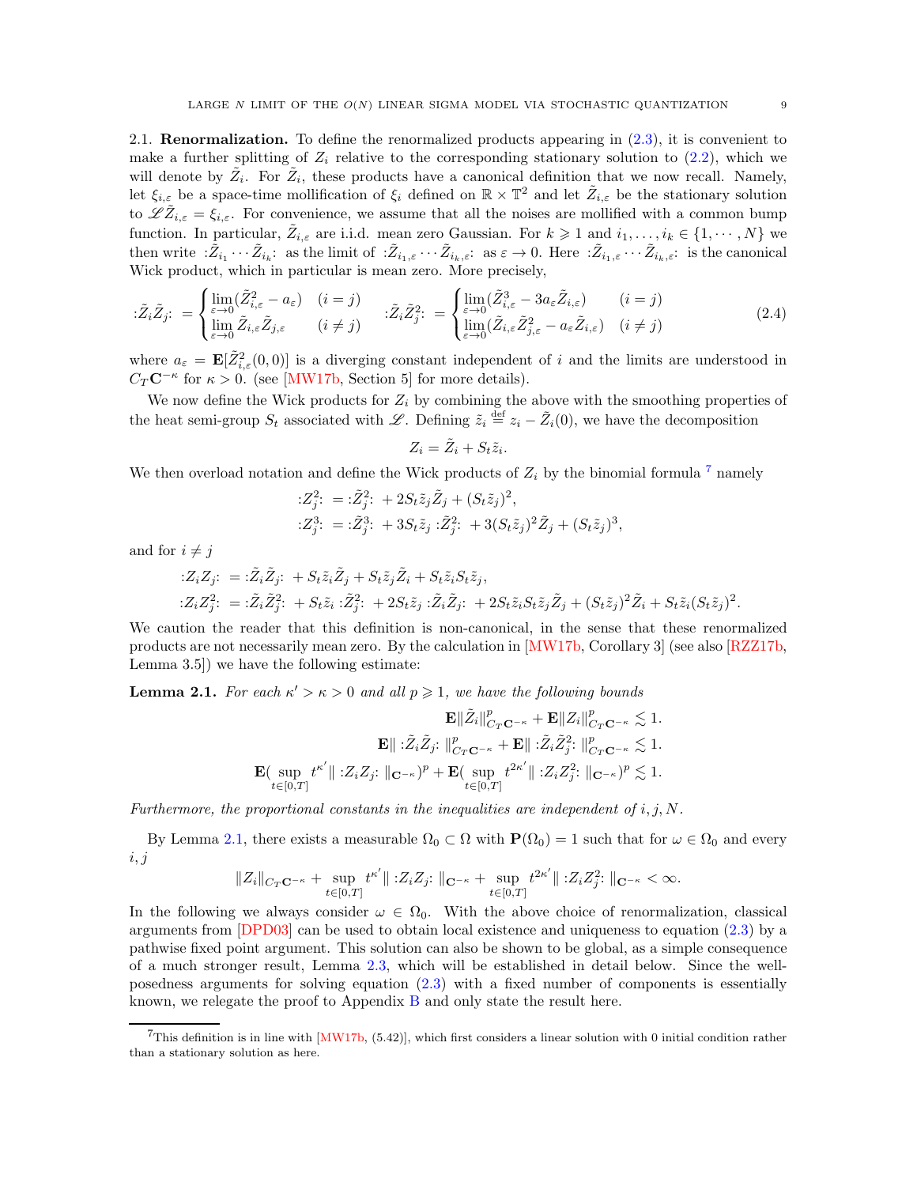2.1. **Renormalization.** To define the renormalized products appearing in (2.3), it is convenient to make a further splitting of $Z_i$ relative to the corresponding stationary solution to (2.2), which we will denote by $\tilde{Z}_i$. For $\tilde{Z}_i$, these products have a canonical definition that we now recall. Namely, let $\xi_{i,\varepsilon}$ be a space-time mollification of $\xi_i$ defined on $\mathbb{R}\times\mathbb{T}^2$ and let $\tilde{Z}_{i,\varepsilon}$ be the stationary solution to $\mathscr{L}\tilde{Z}_{i,\varepsilon}=\xi_{i,\varepsilon}$. For convenience, we assume that all the noises are mollified with a common bump function. In particular, $\tilde{Z}_{i,\varepsilon}$ are i.i.d. mean zero Gaussian. For $k\geqslant 1$ and $i_1,\dots,i_k\in\{1,\cdots,N\}$ we then write $:\tilde{Z}_{i_1}\cdots\tilde{Z}_{i_k}:$ as the limit of $:\tilde{Z}_{i_1,\varepsilon}\cdots\tilde{Z}_{i_k,\varepsilon}:$ as $\varepsilon\to 0$. Here $:\tilde{Z}_{i_1,\varepsilon}\cdots\tilde{Z}_{i_k,\varepsilon}:$ is the canonical Wick product, which in particular is mean zero. More precisely,

$$:\tilde{Z}_i\tilde{Z}_j: =\begin{cases}\lim\limits_{\varepsilon\to0}(\tilde{Z}_{i,\varepsilon}^2-a_\varepsilon) & (i=j)\\ \lim\limits_{\varepsilon\to0}\tilde{Z}_{i,\varepsilon}\tilde{Z}_{j,\varepsilon} & (i\neq j)\end{cases}\qquad :\tilde{Z}_i\tilde{Z}_j^2: =\begin{cases}\lim\limits_{\varepsilon\to0}(\tilde{Z}_{i,\varepsilon}^3-3a_\varepsilon\tilde{Z}_{i,\varepsilon}) & (i=j)\\ \lim\limits_{\varepsilon\to0}(\tilde{Z}_{i,\varepsilon}\tilde{Z}_{j,\varepsilon}^2-a_\varepsilon\tilde{Z}_{i,\varepsilon}) & (i\neq j)\end{cases}\tag{2.4}$$

where $a_\varepsilon=\mathbf{E}[\tilde{Z}_{i,\varepsilon}^2(0,0)]$ is a diverging constant independent of $i$ and the limits are understood in $C_T\mathbf{C}^{-\kappa}$ for $\kappa>0$. (see [MW17b, Section 5] for more details).

We now define the Wick products for $Z_i$ by combining the above with the smoothing properties of the heat semi-group $S_t$ associated with $\mathscr{L}$. Defining $\tilde{z}_i\stackrel{\text{def}}{=}z_i-\tilde{Z}_i(0)$, we have the decomposition

$$Z_i=\tilde{Z}_i+S_t\tilde{z}_i.$$

We then overload notation and define the Wick products of $Z_i$ by the binomial formula [7] namely

$$:Z_j^2: =:\tilde{Z}_j^2: +2S_t\tilde{z}_j\tilde{Z}_j+(S_t\tilde{z}_j)^2,$$
$$:Z_j^3: =:\tilde{Z}_j^3: +3S_t\tilde{z}_j:\tilde{Z}_j^2: +3(S_t\tilde{z}_j)^2\tilde{Z}_j+(S_t\tilde{z}_j)^3,$$

and for $i\neq j$

$$:Z_iZ_j: =:\tilde{Z}_i\tilde{Z}_j: +S_t\tilde{z}_i\tilde{Z}_j+S_t\tilde{z}_j\tilde{Z}_i+S_t\tilde{z}_iS_t\tilde{z}_j,$$
$$:Z_iZ_j^2: =:\tilde{Z}_i\tilde{Z}_j^2: +S_t\tilde{z}_i:\tilde{Z}_j^2: +2S_t\tilde{z}_j:\tilde{Z}_i\tilde{Z}_j: +2S_t\tilde{z}_iS_t\tilde{z}_j\tilde{Z}_j+(S_t\tilde{z}_j)^2\tilde{Z}_i+S_t\tilde{z}_i(S_t\tilde{z}_j)^2.$$

We caution the reader that this definition is non-canonical, in the sense that these renormalized products are not necessarily mean zero. By the calculation in [MW17b, Corollary 3] (see also [RZZ17b, Lemma 3.5]) we have the following estimate:

**Lemma 2.1.** *For each $\kappa'>\kappa>0$ and all $p\geqslant1$, we have the following bounds*

$$\mathbf{E}\|\tilde{Z}_i\|^p_{C_T\mathbf{C}^{-\kappa}}+\mathbf{E}\|Z_i\|^p_{C_T\mathbf{C}^{-\kappa}}\lesssim1.$$
$$\mathbf{E}\|:\tilde{Z}_i\tilde{Z}_j:\|^p_{C_T\mathbf{C}^{-\kappa}}+\mathbf{E}\|:\tilde{Z}_i\tilde{Z}_j^2:\|^p_{C_T\mathbf{C}^{-\kappa}}\lesssim1.$$
$$\mathbf{E}(\sup_{t\in[0,T]}t^{\kappa'}\|:Z_iZ_j:\|_{\mathbf{C}^{-\kappa}})^p+\mathbf{E}(\sup_{t\in[0,T]}t^{2\kappa'}\|:Z_iZ_j^2:\|_{\mathbf{C}^{-\kappa}})^p\lesssim1.$$

*Furthermore, the proportional constants in the inequalities are independent of $i,j,N$.*

By Lemma 2.1, there exists a measurable $\Omega_0\subset\Omega$ with $\mathbf{P}(\Omega_0)=1$ such that for $\omega\in\Omega_0$ and every $i,j$

$$\|Z_i\|_{C_T\mathbf{C}^{-\kappa}}+\sup_{t\in[0,T]}t^{\kappa'}\|:Z_iZ_j:\|_{\mathbf{C}^{-\kappa}}+\sup_{t\in[0,T]}t^{2\kappa'}\|:Z_iZ_j^2:\|_{\mathbf{C}^{-\kappa}}<\infty.$$

In the following we always consider $\omega\in\Omega_0$. With the above choice of renormalization, classical arguments from [DPD03] can be used to obtain local existence and uniqueness to equation (2.3) by a pathwise fixed point argument. This solution can also be shown to be global, as a simple consequence of a much stronger result, Lemma 2.3, which will be established in detail below. Since the well-posedness arguments for solving equation (2.3) with a fixed number of components is essentially known, we relegate the proof to Appendix B and only state the result here.

[7] This definition is in line with [MW17b, (5.42)], which first considers a linear solution with 0 initial condition rather than a stationary solution as here.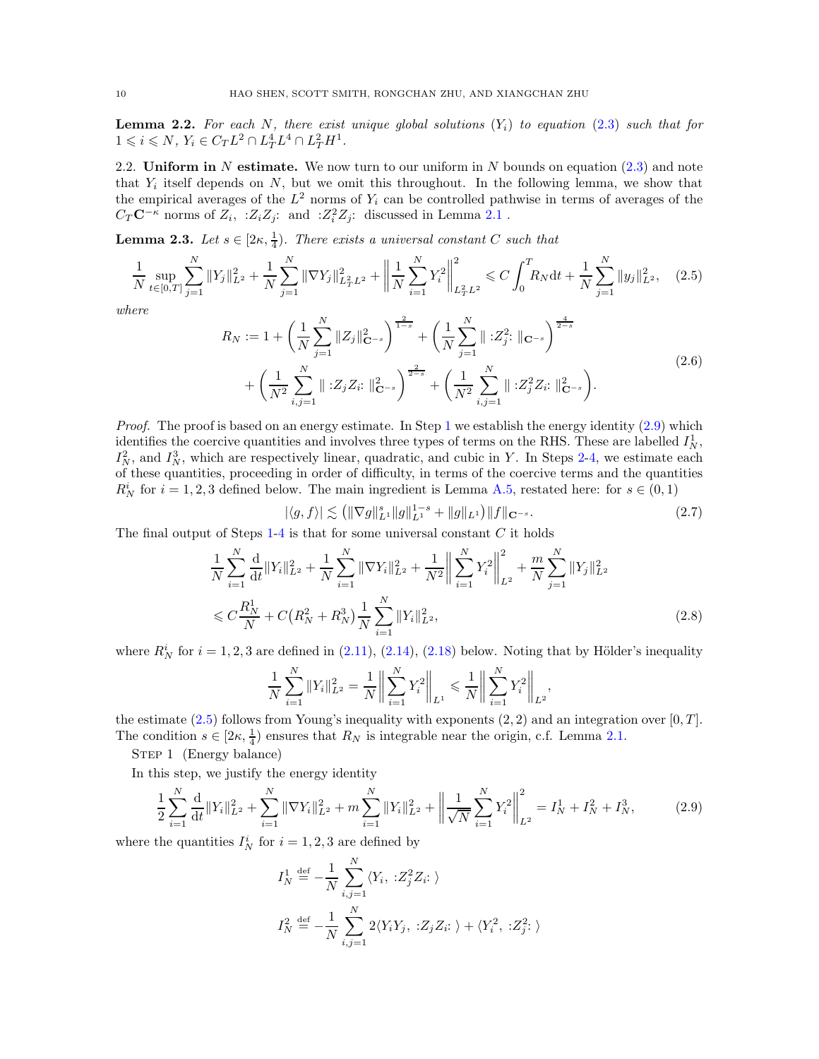**Lemma 2.2.** *For each $N$, there exist unique global solutions $(Y_i)$ to equation (2.3) such that for $1 \leqslant i \leqslant N$, $Y_i \in C_T L^2 \cap L_T^4 L^4 \cap L_T^2 H^1$.*

## 2.2. Uniform in $N$ estimate.

We now turn to our uniform in $N$ bounds on equation (2.3) and note that $Y_i$ itself depends on $N$, but we omit this throughout. In the following lemma, we show that the empirical averages of the $L^2$ norms of $Y_i$ can be controlled pathwise in terms of averages of the $C_T \mathbf{C}^{-\kappa}$ norms of $Z_i$, $:Z_i Z_j:$ and $:Z_i^2 Z_j:$ discussed in Lemma 2.1 .

**Lemma 2.3.** *Let $s \in [2\kappa, \frac{1}{4})$. There exists a universal constant $C$ such that*

$$\frac{1}{N} \sup_{t\in[0,T]} \sum_{j=1}^N \|Y_j\|_{L^2}^2 + \frac{1}{N}\sum_{j=1}^N \|\nabla Y_j\|_{L_T^2 L^2}^2 + \left\| \frac{1}{N}\sum_{i=1}^N Y_i^2 \right\|_{L_T^2 L^2}^2 \leqslant C\int_0^T R_N \mathrm{d}t + \frac{1}{N}\sum_{j=1}^N \|y_j\|_{L^2}^2, \quad (2.5)$$

*where*

$$\begin{aligned} R_N := 1 &+ \left(\frac{1}{N}\sum_{j=1}^N \|Z_j\|_{\mathbf{C}^{-s}}^2\right)^{\frac{2}{1-s}} + \left(\frac{1}{N}\sum_{j=1}^N \|:Z_j^2:\|_{\mathbf{C}^{-s}}\right)^{\frac{4}{2-s}} \\ &+ \left(\frac{1}{N^2}\sum_{i,j=1}^N \|:Z_j Z_i:\|_{\mathbf{C}^{-s}}^2\right)^{\frac{2}{2-s}} + \left(\frac{1}{N^2}\sum_{i,j=1}^N \|:Z_j^2 Z_i:\|_{\mathbf{C}^{-s}}^2\right). \end{aligned} \quad (2.6)$$

*Proof.* The proof is based on an energy estimate. In Step 1 we establish the energy identity (2.9) which identifies the coercive quantities and involves three types of terms on the RHS. These are labelled $I_N^1$, $I_N^2$, and $I_N^3$, which are respectively linear, quadratic, and cubic in $Y$. In Steps 2-4, we estimate each of these quantities, proceeding in order of difficulty, in terms of the coercive terms and the quantities $R_N^i$ for $i = 1,2,3$ defined below. The main ingredient is Lemma A.5, restated here: for $s \in (0,1)$

$$|\langle g, f\rangle| \lesssim \left(\|\nabla g\|_{L^1}^s \|g\|_{L^1}^{1-s} + \|g\|_{L^1}\right)\|f\|_{\mathbf{C}^{-s}}. \quad (2.7)$$

The final output of Steps 1-4 is that for some universal constant $C$ it holds

$$\begin{aligned} &\frac{1}{N}\sum_{i=1}^N \frac{\mathrm{d}}{\mathrm{d}t}\|Y_i\|_{L^2}^2 + \frac{1}{N}\sum_{i=1}^N \|\nabla Y_i\|_{L^2}^2 + \frac{1}{N^2}\left\|\sum_{i=1}^N Y_i^2\right\|_{L^2}^2 + \frac{m}{N}\sum_{j=1}^N \|Y_j\|_{L^2}^2 \\ &\leqslant C\frac{R_N^1}{N} + C\left(R_N^2 + R_N^3\right)\frac{1}{N}\sum_{i=1}^N \|Y_i\|_{L^2}^2, \end{aligned} \quad (2.8)$$

where $R_N^i$ for $i = 1,2,3$ are defined in (2.11), (2.14), (2.18) below. Noting that by Hölder's inequality

$$\frac{1}{N}\sum_{i=1}^N \|Y_i\|_{L^2}^2 = \frac{1}{N}\left\|\sum_{i=1}^N Y_i^2\right\|_{L^1} \leqslant \frac{1}{N}\left\|\sum_{i=1}^N Y_i^2\right\|_{L^2},$$

the estimate (2.5) follows from Young's inequality with exponents $(2,2)$ and an integration over $[0,T]$. The condition $s \in [2\kappa, \frac{1}{4})$ ensures that $R_N$ is integrable near the origin, c.f. Lemma 2.1.

STEP 1 (Energy balance)

In this step, we justify the energy identity

$$\frac{1}{2}\sum_{i=1}^N \frac{\mathrm{d}}{\mathrm{d}t}\|Y_i\|_{L^2}^2 + \sum_{i=1}^N \|\nabla Y_i\|_{L^2}^2 + m\sum_{i=1}^N \|Y_i\|_{L^2}^2 + \left\|\frac{1}{\sqrt{N}}\sum_{i=1}^N Y_i^2\right\|_{L^2}^2 = I_N^1 + I_N^2 + I_N^3, \quad (2.9)$$

where the quantities $I_N^i$ for $i = 1,2,3$ are defined by

$$I_N^1 \stackrel{\text{def}}{=} -\frac{1}{N}\sum_{i,j=1}^N \langle Y_i, :Z_j^2 Z_i: \rangle$$

$$I_N^2 \stackrel{\text{def}}{=} -\frac{1}{N}\sum_{i,j=1}^N 2\langle Y_i Y_j, :Z_j Z_i: \rangle + \langle Y_i^2, :Z_j^2: \rangle$$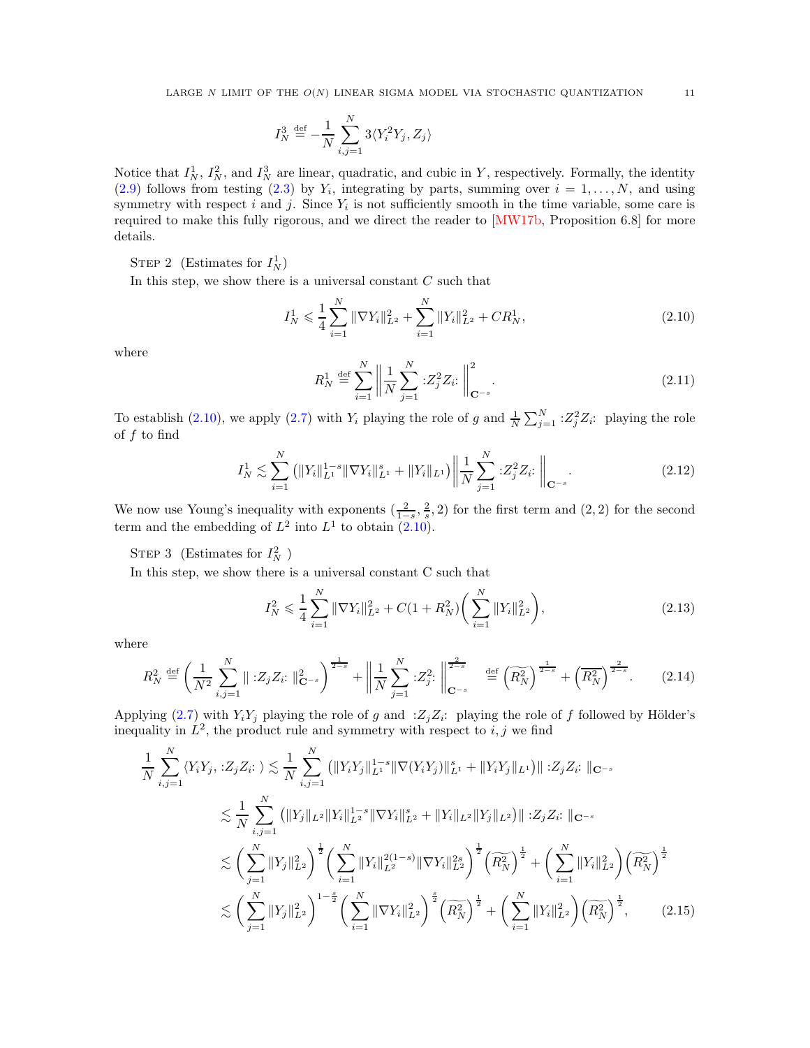$$I_N^3 \stackrel{\text{def}}{=} -\frac{1}{N}\sum_{i,j=1}^N 3\langle Y_i^2 Y_j, Z_j\rangle$$

Notice that $I_N^1$, $I_N^2$, and $I_N^3$ are linear, quadratic, and cubic in $Y$, respectively. Formally, the identity (2.9) follows from testing (2.3) by $Y_i$, integrating by parts, summing over $i = 1, \dots, N$, and using symmetry with respect $i$ and $j$. Since $Y_i$ is not sufficiently smooth in the time variable, some care is required to make this fully rigorous, and we direct the reader to [MW17b, Proposition 6.8] for more details.

Step 2 (Estimates for $I_N^1$)

In this step, we show there is a universal constant $C$ such that

$$I_N^1 \leqslant \frac{1}{4}\sum_{i=1}^N \|\nabla Y_i\|_{L^2}^2 + \sum_{i=1}^N \|Y_i\|_{L^2}^2 + CR_N^1, \tag{2.10}$$

where

$$R_N^1 \stackrel{\text{def}}{=} \sum_{i=1}^N \Big\| \frac{1}{N}\sum_{j=1}^N {:}Z_j^2 Z_i{:}\, \Big\|_{\mathbf{C}^{-s}}^2. \tag{2.11}$$

To establish (2.10), we apply (2.7) with $Y_i$ playing the role of $g$ and $\frac{1}{N}\sum_{j=1}^N {:}Z_j^2 Z_i{:}$ playing the role of $f$ to find

$$I_N^1 \lesssim \sum_{i=1}^N \big(\|Y_i\|_{L^1}^{1-s}\|\nabla Y_i\|_{L^1}^s + \|Y_i\|_{L^1}\big)\Big\|\frac{1}{N}\sum_{j=1}^N {:}Z_j^2 Z_i{:}\,\Big\|_{\mathbf{C}^{-s}}. \tag{2.12}$$

We now use Young's inequality with exponents $(\frac{2}{1-s}, \frac{2}{s}, 2)$ for the first term and $(2,2)$ for the second term and the embedding of $L^2$ into $L^1$ to obtain (2.10).

Step 3 (Estimates for $I_N^2$ )

In this step, we show there is a universal constant C such that

$$I_N^2 \leqslant \frac{1}{4}\sum_{i=1}^N \|\nabla Y_i\|_{L^2}^2 + C(1+R_N^2)\Big(\sum_{i=1}^N \|Y_i\|_{L^2}^2\Big), \tag{2.13}$$

where

$$R_N^2 \stackrel{\text{def}}{=} \Big(\frac{1}{N^2}\sum_{i,j=1}^N \|{:}Z_j Z_i{:}\,\|_{\mathbf{C}^{-s}}^2\Big)^{\frac{1}{2-s}} + \Big\|\frac{1}{N}\sum_{j=1}^N {:}Z_j^2{:}\,\Big\|_{\mathbf{C}^{-s}}^{\frac{2}{2-s}} \stackrel{\text{def}}{=} \Big(\widetilde{R_N^2}\Big)^{\frac{1}{2-s}} + \Big(\overline{R_N^2}\Big)^{\frac{2}{2-s}}. \tag{2.14}$$

Applying (2.7) with $Y_iY_j$ playing the role of $g$ and ${:}Z_jZ_i{:}$ playing the role of $f$ followed by Hölder's inequality in $L^2$, the product rule and symmetry with respect to $i,j$ we find

$$\begin{aligned}
\frac{1}{N}\sum_{i,j=1}^N \langle Y_iY_j, {:}Z_jZ_i{:}\,\rangle &\lesssim \frac{1}{N}\sum_{i,j=1}^N \big(\|Y_iY_j\|_{L^1}^{1-s}\|\nabla(Y_iY_j)\|_{L^1}^s + \|Y_iY_j\|_{L^1}\big)\|{:}Z_jZ_i{:}\,\|_{\mathbf{C}^{-s}} \\
&\lesssim \frac{1}{N}\sum_{i,j=1}^N \big(\|Y_j\|_{L^2}\|Y_i\|_{L^2}^{1-s}\|\nabla Y_i\|_{L^2}^s + \|Y_i\|_{L^2}\|Y_j\|_{L^2}\big)\|{:}Z_jZ_i{:}\,\|_{\mathbf{C}^{-s}} \\
&\lesssim \Big(\sum_{j=1}^N \|Y_j\|_{L^2}^2\Big)^{\frac{1}{2}}\Big(\sum_{i=1}^N \|Y_i\|_{L^2}^{2(1-s)}\|\nabla Y_i\|_{L^2}^{2s}\Big)^{\frac{1}{2}}\Big(\widetilde{R_N^2}\Big)^{\frac{1}{2}} + \Big(\sum_{i=1}^N \|Y_i\|_{L^2}^2\Big)\Big(\widetilde{R_N^2}\Big)^{\frac{1}{2}} \\
&\lesssim \Big(\sum_{j=1}^N \|Y_j\|_{L^2}^2\Big)^{1-\frac{s}{2}}\Big(\sum_{i=1}^N \|\nabla Y_i\|_{L^2}^2\Big)^{\frac{s}{2}}\Big(\widetilde{R_N^2}\Big)^{\frac{1}{2}} + \Big(\sum_{i=1}^N \|Y_i\|_{L^2}^2\Big)\Big(\widetilde{R_N^2}\Big)^{\frac{1}{2}},
\end{aligned} \tag{2.15}$$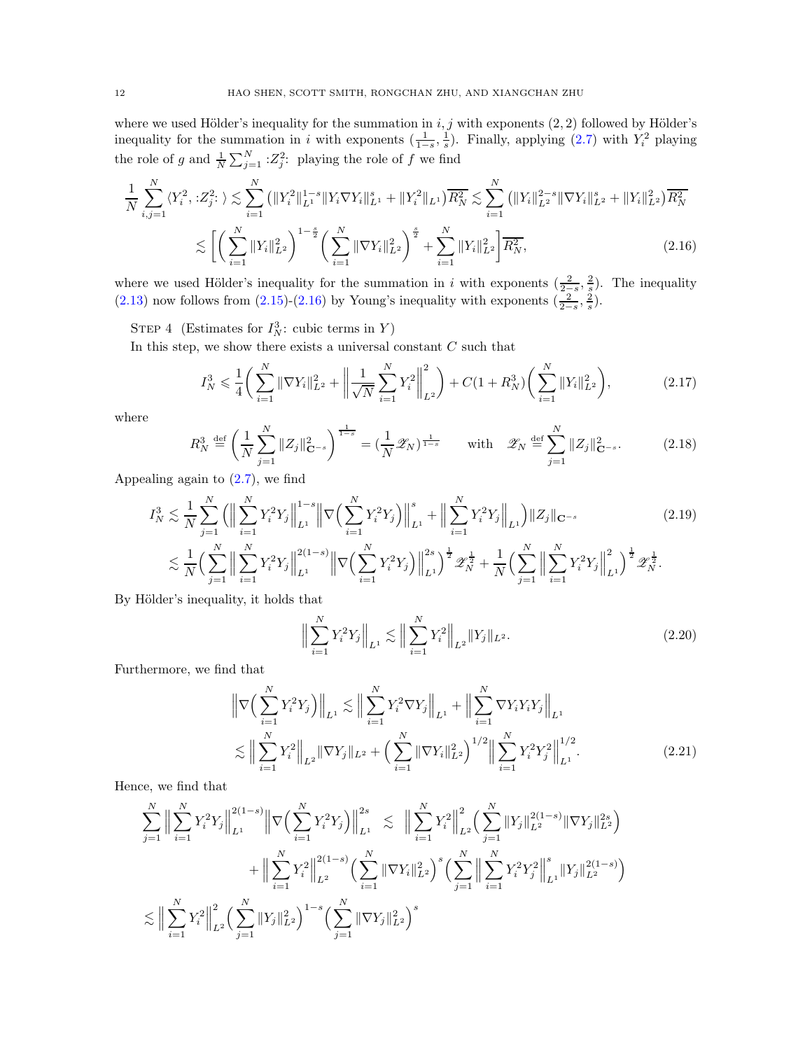where we used Hölder's inequality for the summation in $i, j$ with exponents $(2, 2)$ followed by Hölder's inequality for the summation in $i$ with exponents $(\frac{1}{1-s}, \frac{1}{s})$. Finally, applying (2.7) with $Y_i^2$ playing the role of $g$ and $\frac{1}{N}\sum_{j=1}^N {:}Z_j^2{:}$ playing the role of $f$ we find

$$
\begin{aligned}
\frac{1}{N}\sum_{i,j=1}^N \langle Y_i^2, {:}Z_j^2{:}\,\rangle &\lesssim \sum_{i=1}^N \big(\|Y_i^2\|_{L^1}^{1-s}\|Y_i \nabla Y_i\|_{L^1}^s + \|Y_i^2\|_{L^1}\big)\overline{R_N^2} \lesssim \sum_{i=1}^N \big(\|Y_i\|_{L^2}^{2-s}\|\nabla Y_i\|_{L^2}^s + \|Y_i\|_{L^2}^2\big)\overline{R_N^2} \\
&\lesssim \Big[\Big(\sum_{i=1}^N \|Y_i\|_{L^2}^2\Big)^{1-\frac{s}{2}}\Big(\sum_{i=1}^N \|\nabla Y_i\|_{L^2}^2\Big)^{\frac{s}{2}} + \sum_{i=1}^N \|Y_i\|_{L^2}^2\Big]\overline{R_N^2}, \qquad (2.16)
\end{aligned}
$$

where we used Hölder's inequality for the summation in $i$ with exponents $(\frac{2}{2-s}, \frac{2}{s})$. The inequality (2.13) now follows from (2.15)-(2.16) by Young's inequality with exponents $(\frac{2}{2-s}, \frac{2}{s})$.

Step 4 (Estimates for $I_N^3$: cubic terms in $Y$)

In this step, we show there exists a universal constant $C$ such that

$$
I_N^3 \leqslant \frac{1}{4}\Big(\sum_{i=1}^N \|\nabla Y_i\|_{L^2}^2 + \Big\|\frac{1}{\sqrt{N}}\sum_{i=1}^N Y_i^2\Big\|_{L^2}^2\Big) + C(1+R_N^3)\Big(\sum_{i=1}^N \|Y_i\|_{L^2}^2\Big), \qquad (2.17)
$$

where

$$
R_N^3 \stackrel{\text{def}}{=} \Big(\frac{1}{N}\sum_{j=1}^N \|Z_j\|_{\mathbf{C}^{-s}}^2\Big)^{\frac{1}{1-s}} = \big(\frac{1}{N}\mathscr{Z}_N\big)^{\frac{1}{1-s}} \qquad \text{with} \quad \mathscr{Z}_N \stackrel{\text{def}}{=} \sum_{j=1}^N \|Z_j\|_{\mathbf{C}^{-s}}^2. \qquad (2.18)
$$

Appealing again to (2.7), we find

$$
\begin{aligned}
I_N^3 &\lesssim \frac{1}{N}\sum_{j=1}^N \Big(\Big\|\sum_{i=1}^N Y_i^2 Y_j\Big\|_{L^1}^{1-s}\Big\|\nabla\Big(\sum_{i=1}^N Y_i^2 Y_j\Big)\Big\|_{L^1}^s + \Big\|\sum_{i=1}^N Y_i^2 Y_j\Big\|_{L^1}\Big)\|Z_j\|_{\mathbf{C}^{-s}} \qquad (2.19)\\
&\lesssim \frac{1}{N}\Big(\sum_{j=1}^N \Big\|\sum_{i=1}^N Y_i^2 Y_j\Big\|_{L^1}^{2(1-s)}\Big\|\nabla\Big(\sum_{i=1}^N Y_i^2 Y_j\Big)\Big\|_{L^1}^{2s}\Big)^{\frac{1}{2}}\mathscr{Z}_N^{\frac{1}{2}} + \frac{1}{N}\Big(\sum_{j=1}^N \Big\|\sum_{i=1}^N Y_i^2 Y_j\Big\|_{L^1}^2\Big)^{\frac{1}{2}}\mathscr{Z}_N^{\frac{1}{2}}.
\end{aligned}
$$

By Hölder's inequality, it holds that

$$
\Big\|\sum_{i=1}^N Y_i^2 Y_j\Big\|_{L^1} \lesssim \Big\|\sum_{i=1}^N Y_i^2\Big\|_{L^2}\|Y_j\|_{L^2}. \qquad (2.20)
$$

Furthermore, we find that

$$
\begin{aligned}
\Big\|\nabla\Big(\sum_{i=1}^N Y_i^2 Y_j\Big)\Big\|_{L^1} &\lesssim \Big\|\sum_{i=1}^N Y_i^2 \nabla Y_j\Big\|_{L^1} + \Big\|\sum_{i=1}^N \nabla Y_i Y_i Y_j\Big\|_{L^1} \\
&\lesssim \Big\|\sum_{i=1}^N Y_i^2\Big\|_{L^2}\|\nabla Y_j\|_{L^2} + \Big(\sum_{i=1}^N \|\nabla Y_i\|_{L^2}^2\Big)^{1/2}\Big\|\sum_{i=1}^N Y_i^2 Y_j^2\Big\|_{L^1}^{1/2}. \qquad (2.21)
\end{aligned}
$$

Hence, we find that

$$
\begin{aligned}
\sum_{j=1}^N \Big\|\sum_{i=1}^N Y_i^2 Y_j\Big\|_{L^1}^{2(1-s)}\Big\|\nabla\Big(\sum_{i=1}^N Y_i^2 Y_j\Big)\Big\|_{L^1}^{2s} &\lesssim \Big\|\sum_{i=1}^N Y_i^2\Big\|_{L^2}^2\Big(\sum_{j=1}^N \|Y_j\|_{L^2}^{2(1-s)}\|\nabla Y_j\|_{L^2}^{2s}\Big) \\
&\quad + \Big\|\sum_{i=1}^N Y_i^2\Big\|_{L^2}^{2(1-s)}\Big(\sum_{i=1}^N \|\nabla Y_i\|_{L^2}^2\Big)^s\Big(\sum_{j=1}^N \Big\|\sum_{i=1}^N Y_i^2 Y_j^2\Big\|_{L^1}^s \|Y_j\|_{L^2}^{2(1-s)}\Big) \\
\lesssim \Big\|\sum_{i=1}^N Y_i^2\Big\|_{L^2}^2\Big(\sum_{j=1}^N \|Y_j\|_{L^2}^2\Big)^{1-s}\Big(\sum_{j=1}^N \|\nabla Y_j\|_{L^2}^2\Big)^s
\end{aligned}
$$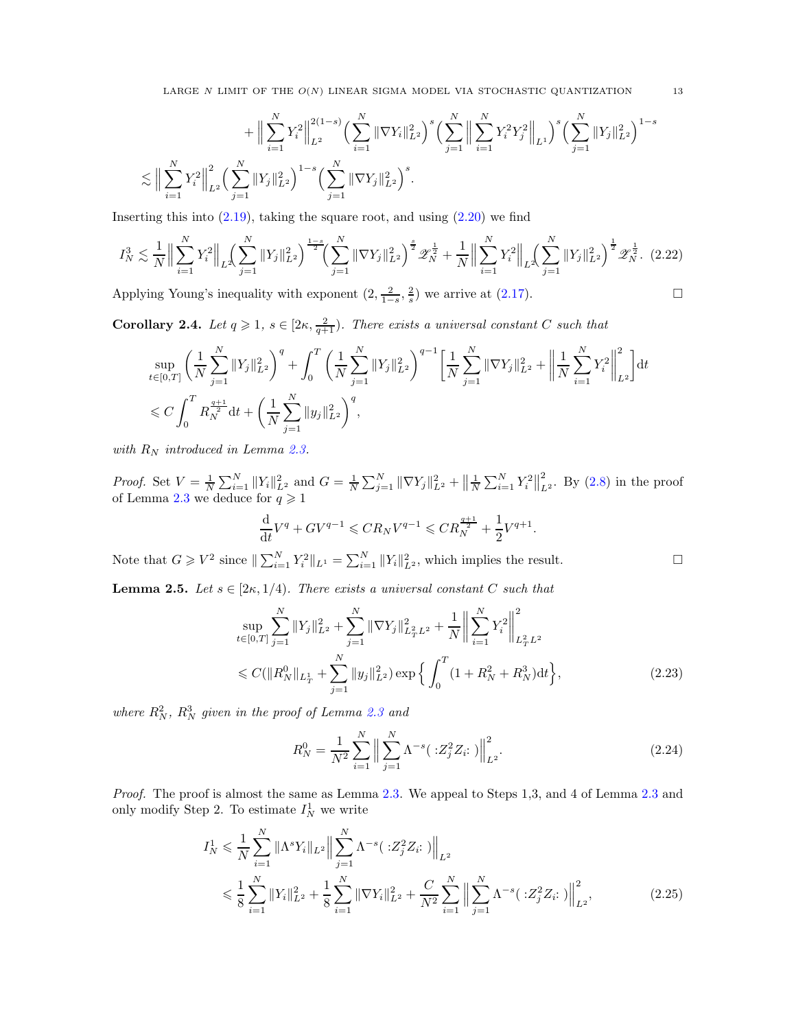$$
+ \Big\| \sum_{i=1}^N Y_i^2 \Big\|_{L^2}^{2(1-s)} \Big( \sum_{i=1}^N \|\nabla Y_i\|_{L^2}^2 \Big)^s \Big( \sum_{j=1}^N \Big\| \sum_{i=1}^N Y_i^2 Y_j^2 \Big\|_{L^1} \Big)^s \Big( \sum_{j=1}^N \|Y_j\|_{L^2}^2 \Big)^{1-s}
$$

$$
\lesssim \Big\| \sum_{i=1}^N Y_i^2 \Big\|_{L^2}^2 \Big( \sum_{j=1}^N \|Y_j\|_{L^2}^2 \Big)^{1-s} \Big( \sum_{j=1}^N \|\nabla Y_j\|_{L^2}^2 \Big)^s.
$$

Inserting this into (2.19), taking the square root, and using (2.20) we find

$$
I_N^3 \lesssim \frac{1}{N} \Big\| \sum_{i=1}^N Y_i^2 \Big\|_{L^2} \Big( \sum_{j=1}^N \|Y_j\|_{L^2}^2 \Big)^{\frac{1-s}{2}} \Big( \sum_{j=1}^N \|\nabla Y_j\|_{L^2}^2 \Big)^{\frac{s}{2}} \mathscr{Z}_N^{\frac12} + \frac{1}{N} \Big\| \sum_{i=1}^N Y_i^2 \Big\|_{L^2} \Big( \sum_{j=1}^N \|Y_j\|_{L^2}^2 \Big)^{\frac12} \mathscr{Z}_N^{\frac12}. \quad (2.22)
$$

Applying Young's inequality with exponent $(2, \frac{2}{1-s}, \frac{2}{s})$ we arrive at (2.17). □

**Corollary 2.4.** *Let $q \geqslant 1$, $s \in [2\kappa, \frac{2}{q+1})$. There exists a universal constant $C$ such that*

$$
\sup_{t \in [0,T]} \Big( \frac{1}{N} \sum_{j=1}^N \|Y_j\|_{L^2}^2 \Big)^q + \int_0^T \Big( \frac{1}{N} \sum_{j=1}^N \|Y_j\|_{L^2}^2 \Big)^{q-1} \Big[ \frac{1}{N} \sum_{j=1}^N \|\nabla Y_j\|_{L^2}^2 + \Big\| \frac{1}{N} \sum_{i=1}^N Y_i^2 \Big\|_{L^2}^2 \Big] \mathrm{d}t
$$

$$
\leqslant C \int_0^T R_N^{\frac{q+1}{2}} \mathrm{d}t + \Big( \frac{1}{N} \sum_{j=1}^N \|y_j\|_{L^2}^2 \Big)^q,
$$

*with $R_N$ introduced in Lemma 2.3.*

*Proof.* Set $V = \frac{1}{N} \sum_{i=1}^N \|Y_i\|_{L^2}^2$ and $G = \frac{1}{N} \sum_{j=1}^N \|\nabla Y_j\|_{L^2}^2 + \big\| \frac{1}{N} \sum_{i=1}^N Y_i^2 \big\|_{L^2}^2$. By (2.8) in the proof of Lemma 2.3 we deduce for $q \geqslant 1$

$$
\frac{\mathrm{d}}{\mathrm{d}t} V^q + G V^{q-1} \leqslant C R_N V^{q-1} \leqslant C R_N^{\frac{q+1}{2}} + \frac12 V^{q+1}.
$$

Note that $G \geqslant V^2$ since $\| \sum_{i=1}^N Y_i^2 \|_{L^1} = \sum_{i=1}^N \|Y_i\|_{L^2}^2$, which implies the result. □

**Lemma 2.5.** *Let $s \in [2\kappa, 1/4)$. There exists a universal constant $C$ such that*

$$
\sup_{t \in [0,T]} \sum_{j=1}^N \|Y_j\|_{L^2}^2 + \sum_{j=1}^N \|\nabla Y_j\|_{L_T^2 L^2}^2 + \frac{1}{N} \Big\| \sum_{i=1}^N Y_i^2 \Big\|_{L_T^2 L^2}^2
$$

$$
\leqslant C (\|R_N^0\|_{L_T^1} + \sum_{j=1}^N \|y_j\|_{L^2}^2) \exp\Big\{ \int_0^T (1 + R_N^2 + R_N^3) \mathrm{d}t \Big\}, \quad (2.23)
$$

*where $R_N^2$, $R_N^3$ given in the proof of Lemma 2.3 and*

$$
R_N^0 = \frac{1}{N^2} \sum_{i=1}^N \Big\| \sum_{j=1}^N \Lambda^{-s} ( :Z_j^2 Z_i: ) \Big\|_{L^2}^2. \quad (2.24)
$$

*Proof.* The proof is almost the same as Lemma 2.3. We appeal to Steps 1,3, and 4 of Lemma 2.3 and only modify Step 2. To estimate $I_N^1$ we write

$$
I_N^1 \leqslant \frac{1}{N} \sum_{i=1}^N \|\Lambda^s Y_i\|_{L^2} \Big\| \sum_{j=1}^N \Lambda^{-s} ( :Z_j^2 Z_i: ) \Big\|_{L^2}
$$

$$
\leqslant \frac18 \sum_{i=1}^N \|Y_i\|_{L^2}^2 + \frac18 \sum_{i=1}^N \|\nabla Y_i\|_{L^2}^2 + \frac{C}{N^2} \sum_{i=1}^N \Big\| \sum_{j=1}^N \Lambda^{-s} ( :Z_j^2 Z_i: ) \Big\|_{L^2}^2, \quad (2.25)
$$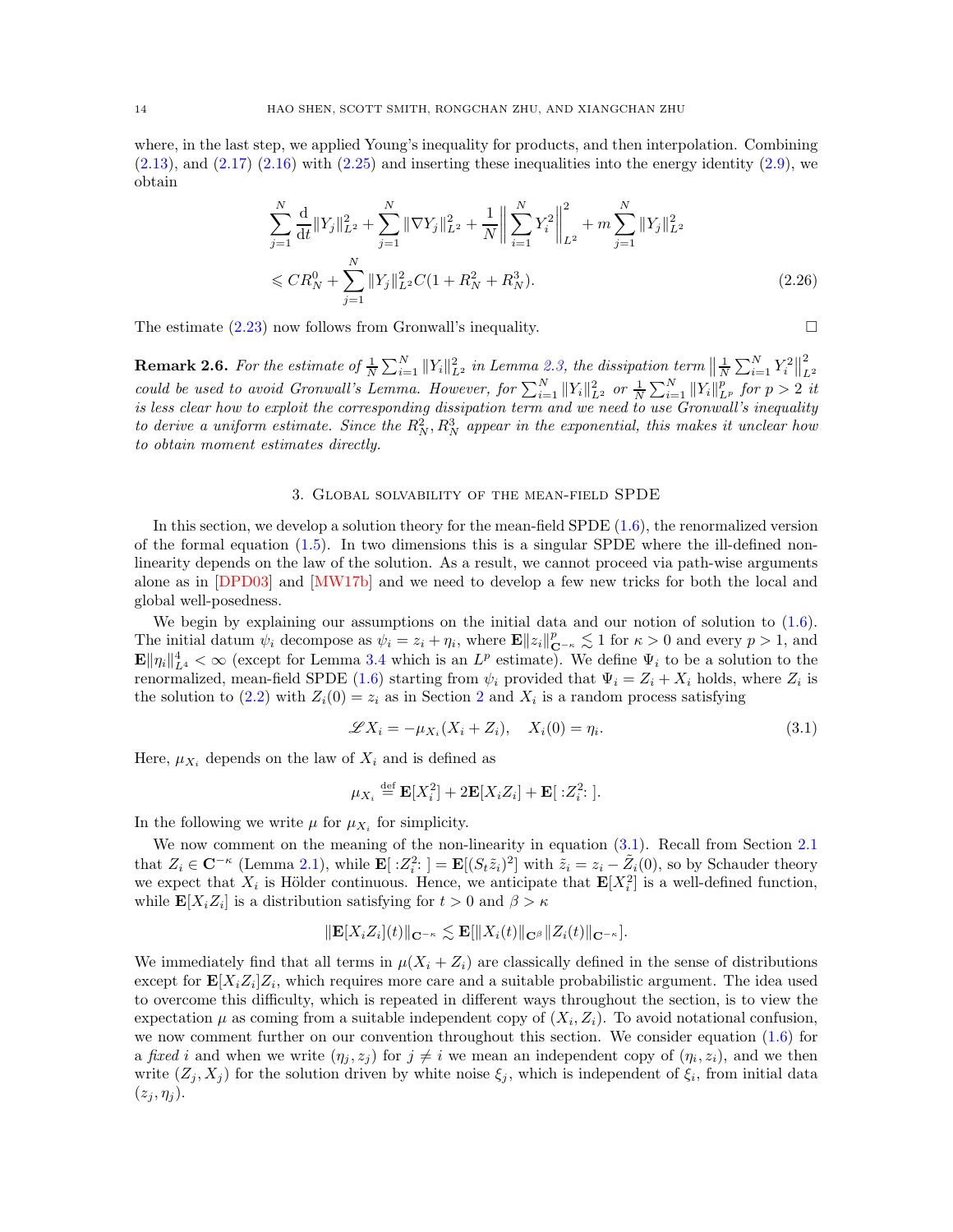where, in the last step, we applied Young's inequality for products, and then interpolation. Combining (2.13), and (2.17) (2.16) with (2.25) and inserting these inequalities into the energy identity (2.9), we obtain

$$\sum_{j=1}^{N} \frac{\mathrm{d}}{\mathrm{d}t}\|Y_j\|_{L^2}^2 + \sum_{j=1}^{N}\|\nabla Y_j\|_{L^2}^2 + \frac{1}{N}\Big\|\sum_{i=1}^{N} Y_i^2\Big\|_{L^2}^2 + m\sum_{j=1}^{N}\|Y_j\|_{L^2}^2$$
$$\leqslant CR_N^0 + \sum_{j=1}^{N}\|Y_j\|_{L^2}^2 C(1+R_N^2+R_N^3). \tag{2.26}$$

The estimate (2.23) now follows from Gronwall's inequality. □

**Remark 2.6.** *For the estimate of $\frac{1}{N}\sum_{i=1}^{N}\|Y_i\|_{L^2}^2$ in Lemma 2.3, the dissipation term $\big\|\frac{1}{N}\sum_{i=1}^{N} Y_i^2\big\|_{L^2}^2$ could be used to avoid Gronwall's Lemma. However, for $\sum_{i=1}^{N}\|Y_i\|_{L^2}^2$ or $\frac{1}{N}\sum_{i=1}^{N}\|Y_i\|_{L^p}^p$ for $p>2$ it is less clear how to exploit the corresponding dissipation term and we need to use Gronwall's inequality to derive a uniform estimate. Since the $R_N^2, R_N^3$ appear in the exponential, this makes it unclear how to obtain moment estimates directly.*

## 3. Global solvability of the mean-field SPDE

In this section, we develop a solution theory for the mean-field SPDE (1.6), the renormalized version of the formal equation (1.5). In two dimensions this is a singular SPDE where the ill-defined nonlinearity depends on the law of the solution. As a result, we cannot proceed via path-wise arguments alone as in [DPD03] and [MW17b] and we need to develop a few new tricks for both the local and global well-posedness.

We begin by explaining our assumptions on the initial data and our notion of solution to (1.6). The initial datum $\psi_i$ decompose as $\psi_i = z_i + \eta_i$, where $\mathbf{E}\|z_i\|_{\mathbf{C}^{-\kappa}}^p \lesssim 1$ for $\kappa > 0$ and every $p > 1$, and $\mathbf{E}\|\eta_i\|_{L^4}^4 < \infty$ (except for Lemma 3.4 which is an $L^p$ estimate). We define $\Psi_i$ to be a solution to the renormalized, mean-field SPDE (1.6) starting from $\psi_i$ provided that $\Psi_i = Z_i + X_i$ holds, where $Z_i$ is the solution to (2.2) with $Z_i(0) = z_i$ as in Section 2 and $X_i$ is a random process satisfying

$$\mathscr{L}X_i = -\mu_{X_i}(X_i + Z_i), \quad X_i(0) = \eta_i. \tag{3.1}$$

Here, $\mu_{X_i}$ depends on the law of $X_i$ and is defined as

$$\mu_{X_i} \stackrel{\text{def}}{=} \mathbf{E}[X_i^2] + 2\mathbf{E}[X_i Z_i] + \mathbf{E}[\,{:}Z_i^2{:}\,].$$

In the following we write $\mu$ for $\mu_{X_i}$ for simplicity.

We now comment on the meaning of the non-linearity in equation (3.1). Recall from Section 2.1 that $Z_i \in \mathbf{C}^{-\kappa}$ (Lemma 2.1), while $\mathbf{E}[\,{:}Z_i^2{:}\,] = \mathbf{E}[(S_t\tilde{z}_i)^2]$ with $\tilde{z}_i = z_i - \tilde{Z}_i(0)$, so by Schauder theory we expect that $X_i$ is Hölder continuous. Hence, we anticipate that $\mathbf{E}[X_i^2]$ is a well-defined function, while $\mathbf{E}[X_i Z_i]$ is a distribution satisfying for $t > 0$ and $\beta > \kappa$

$$\|\mathbf{E}[X_i Z_i](t)\|_{\mathbf{C}^{-\kappa}} \lesssim \mathbf{E}[\|X_i(t)\|_{\mathbf{C}^{\beta}}\|Z_i(t)\|_{\mathbf{C}^{-\kappa}}].$$

We immediately find that all terms in $\mu(X_i + Z_i)$ are classically defined in the sense of distributions except for $\mathbf{E}[X_i Z_i]Z_i$, which requires more care and a suitable probabilistic argument. The idea used to overcome this difficulty, which is repeated in different ways throughout the section, is to view the expectation $\mu$ as coming from a suitable independent copy of $(X_i, Z_i)$. To avoid notational confusion, we now comment further on our convention throughout this section. We consider equation (1.6) for a *fixed* $i$ and when we write $(\eta_j, z_j)$ for $j \neq i$ we mean an independent copy of $(\eta_i, z_i)$, and we then write $(Z_j, X_j)$ for the solution driven by white noise $\xi_j$, which is independent of $\xi_i$, from initial data $(z_j, \eta_j)$.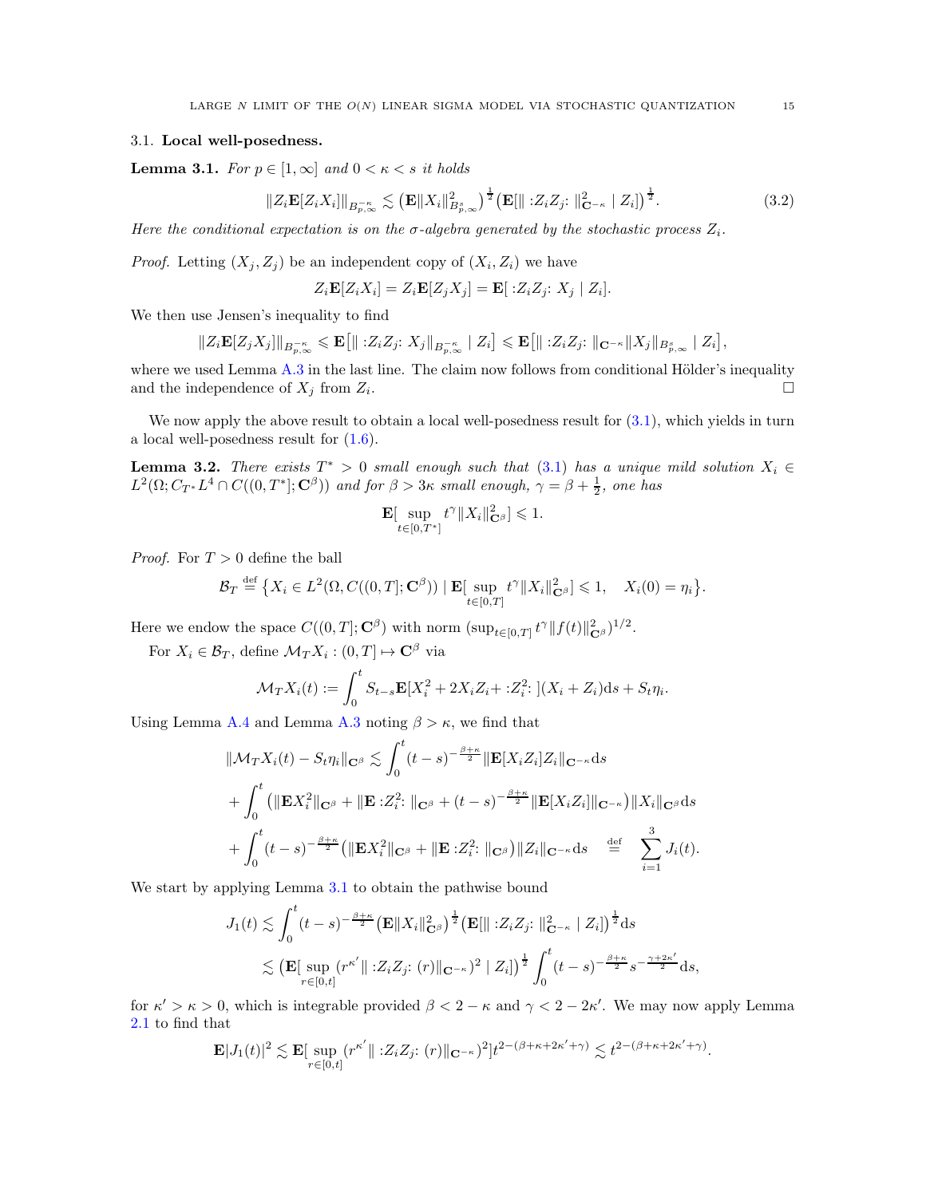### 3.1. Local well-posedness.

**Lemma 3.1.** *For $p \in [1, \infty]$ and $0 < \kappa < s$ it holds*

$$\|Z_i \mathbf{E}[Z_i X_i]\|_{B^{-\kappa}_{p,\infty}} \lesssim \big(\mathbf{E}\|X_i\|^2_{B^s_{p,\infty}}\big)^{\frac{1}{2}} \big(\mathbf{E}[\| :Z_i Z_j: \|^2_{\mathbf{C}^{-\kappa}} \mid Z_i]\big)^{\frac{1}{2}}. \tag{3.2}$$

*Here the conditional expectation is on the $\sigma$-algebra generated by the stochastic process $Z_i$.*

*Proof.* Letting $(X_j, Z_j)$ be an independent copy of $(X_i, Z_i)$ we have

$$Z_i \mathbf{E}[Z_i X_i] = Z_i \mathbf{E}[Z_j X_j] = \mathbf{E}[ :Z_i Z_j: X_j \mid Z_i].$$

We then use Jensen's inequality to find

$$\|Z_i \mathbf{E}[Z_j X_j]\|_{B^{-\kappa}_{p,\infty}} \leqslant \mathbf{E}\big[\| :Z_i Z_j: X_j\|_{B^{-\kappa}_{p,\infty}} \mid Z_i\big] \leqslant \mathbf{E}\big[\| :Z_i Z_j: \|_{\mathbf{C}^{-\kappa}} \|X_j\|_{B^s_{p,\infty}} \mid Z_i\big],$$

where we used Lemma A.3 in the last line. The claim now follows from conditional Hölder's inequality and the independence of $X_j$ from $Z_i$. □

We now apply the above result to obtain a local well-posedness result for (3.1), which yields in turn a local well-posedness result for (1.6).

**Lemma 3.2.** *There exists $T^* > 0$ small enough such that (3.1) has a unique mild solution $X_i \in L^2(\Omega; C_{T^*} L^4 \cap C((0, T^*]; \mathbf{C}^\beta))$ and for $\beta > 3\kappa$ small enough, $\gamma = \beta + \frac{1}{2}$, one has*

$$\mathbf{E}[\sup_{t \in [0, T^*]} t^\gamma \|X_i\|^2_{\mathbf{C}^\beta}] \leqslant 1.$$

*Proof.* For $T > 0$ define the ball

$$\mathcal{B}_T \stackrel{\text{def}}{=} \big\{X_i \in L^2(\Omega, C((0, T]; \mathbf{C}^\beta)) \mid \mathbf{E}[\sup_{t \in [0,T]} t^\gamma \|X_i\|^2_{\mathbf{C}^\beta}] \leqslant 1, \quad X_i(0) = \eta_i\big\}.$$

Here we endow the space $C((0, T]; \mathbf{C}^\beta)$ with norm $(\sup_{t \in [0,T]} t^\gamma \|f(t)\|^2_{\mathbf{C}^\beta})^{1/2}$.

For $X_i \in \mathcal{B}_T$, define $\mathcal{M}_T X_i : (0, T] \mapsto \mathbf{C}^\beta$ via

$$\mathcal{M}_T X_i(t) := \int_0^t S_{t-s} \mathbf{E}[X_i^2 + 2 X_i Z_i + :Z_i^2: ](X_i + Z_i) \mathrm{d}s + S_t \eta_i.$$

Using Lemma A.4 and Lemma A.3 noting $\beta > \kappa$, we find that

$$\begin{aligned}
\|\mathcal{M}_T X_i(t) - S_t \eta_i\|_{\mathbf{C}^\beta} &\lesssim \int_0^t (t-s)^{-\frac{\beta+\kappa}{2}} \|\mathbf{E}[X_i Z_i] Z_i\|_{\mathbf{C}^{-\kappa}} \mathrm{d}s \\
&+ \int_0^t \big(\|\mathbf{E} X_i^2\|_{\mathbf{C}^\beta} + \|\mathbf{E} :Z_i^2: \|_{\mathbf{C}^\beta} + (t-s)^{-\frac{\beta+\kappa}{2}} \|\mathbf{E}[X_i Z_i]\|_{\mathbf{C}^{-\kappa}}\big) \|X_i\|_{\mathbf{C}^\beta} \mathrm{d}s \\
&+ \int_0^t (t-s)^{-\frac{\beta+\kappa}{2}} \big(\|\mathbf{E} X_i^2\|_{\mathbf{C}^\beta} + \|\mathbf{E} :Z_i^2: \|_{\mathbf{C}^\beta}\big) \|Z_i\|_{\mathbf{C}^{-\kappa}} \mathrm{d}s \quad \stackrel{\text{def}}{=} \quad \sum_{i=1}^3 J_i(t).
\end{aligned}$$

We start by applying Lemma 3.1 to obtain the pathwise bound

$$\begin{aligned}
J_1(t) &\lesssim \int_0^t (t-s)^{-\frac{\beta+\kappa}{2}} \big(\mathbf{E}\|X_i\|^2_{\mathbf{C}^\beta}\big)^{\frac{1}{2}} \big(\mathbf{E}[\| :Z_i Z_j: \|^2_{\mathbf{C}^{-\kappa}} \mid Z_i]\big)^{\frac{1}{2}} \mathrm{d}s \\
&\lesssim \big(\mathbf{E}[\sup_{r \in [0,t]} (r^{\kappa'} \| :Z_i Z_j: (r)\|_{\mathbf{C}^{-\kappa}})^2 \mid Z_i]\big)^{\frac{1}{2}} \int_0^t (t-s)^{-\frac{\beta+\kappa}{2}} s^{-\frac{\gamma+2\kappa'}{2}} \mathrm{d}s,
\end{aligned}$$

for $\kappa' > \kappa > 0$, which is integrable provided $\beta < 2 - \kappa$ and $\gamma < 2 - 2\kappa'$. We may now apply Lemma 2.1 to find that

$$\mathbf{E}|J_1(t)|^2 \lesssim \mathbf{E}[\sup_{r \in [0,t]} (r^{\kappa'} \| :Z_i Z_j: (r)\|_{\mathbf{C}^{-\kappa}})^2] t^{2 - (\beta + \kappa + 2\kappa' + \gamma)} \lesssim t^{2 - (\beta + \kappa + 2\kappa' + \gamma)}.$$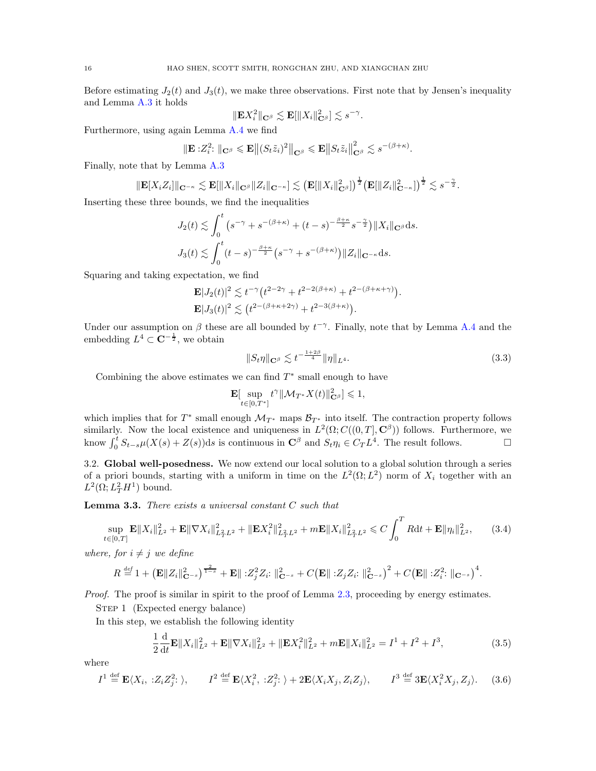Before estimating $J_2(t)$ and $J_3(t)$, we make three observations. First note that by Jensen's inequality and Lemma A.3 it holds

$$\|\mathbf{E}X_i^2\|_{\mathbf{C}^\beta} \lesssim \mathbf{E}[\|X_i\|_{\mathbf{C}^\beta}^2] \lesssim s^{-\gamma}.$$

Furthermore, using again Lemma A.4 we find

$$\|\mathbf{E} :Z_i^2: \|_{\mathbf{C}^\beta} \leqslant \mathbf{E}\big\|(S_t\tilde{z}_i)^2\big\|_{\mathbf{C}^\beta} \leqslant \mathbf{E}\big\|S_t\tilde{z}_i\big\|_{\mathbf{C}^\beta}^2 \lesssim s^{-(\beta+\kappa)}.$$

Finally, note that by Lemma A.3

$$\|\mathbf{E}[X_iZ_i]\|_{\mathbf{C}^{-\kappa}} \lesssim \mathbf{E}[\|X_i\|_{\mathbf{C}^\beta}\|Z_i\|_{\mathbf{C}^{-\kappa}}] \lesssim \big(\mathbf{E}[\|X_i\|_{\mathbf{C}^\beta}^2]\big)^{\frac{1}{2}}\big(\mathbf{E}[\|Z_i\|_{\mathbf{C}^{-\kappa}}^2]\big)^{\frac{1}{2}} \lesssim s^{-\frac{\gamma}{2}}.$$

Inserting these three bounds, we find the inequalities

$$J_2(t) \lesssim \int_0^t \big(s^{-\gamma} + s^{-(\beta+\kappa)} + (t-s)^{-\frac{\beta+\kappa}{2}}s^{-\frac{\gamma}{2}}\big)\|X_i\|_{\mathbf{C}^\beta}\mathrm{d}s.$$

$$J_3(t) \lesssim \int_0^t (t-s)^{-\frac{\beta+\kappa}{2}}\big(s^{-\gamma} + s^{-(\beta+\kappa)}\big)\|Z_i\|_{\mathbf{C}^{-\kappa}}\mathrm{d}s.$$

Squaring and taking expectation, we find

$$\mathbf{E}|J_2(t)|^2 \lesssim t^{-\gamma}\big(t^{2-2\gamma} + t^{2-2(\beta+\kappa)} + t^{2-(\beta+\kappa+\gamma)}\big).$$

$$\mathbf{E}|J_3(t)|^2 \lesssim \big(t^{2-(\beta+\kappa+2\gamma)} + t^{2-3(\beta+\kappa)}\big).$$

Under our assumption on $\beta$ these are all bounded by $t^{-\gamma}$. Finally, note that by Lemma A.4 and the embedding $L^4 \subset \mathbf{C}^{-\frac{1}{2}}$, we obtain

$$\|S_t\eta\|_{\mathbf{C}^\beta} \lesssim t^{-\frac{1+2\beta}{4}}\|\eta\|_{L^4}. \tag{3.3}$$

Combining the above estimates we can find $T^*$ small enough to have

$$\mathbf{E}[\sup_{t\in[0,T^*]} t^\gamma\|\mathcal{M}_{T^*}X(t)\|_{\mathbf{C}^\beta}^2] \leqslant 1,$$

which implies that for $T^*$ small enough $\mathcal{M}_{T^*}$ maps $\mathcal{B}_{T^*}$ into itself. The contraction property follows similarly. Now the local existence and uniqueness in $L^2(\Omega; C((0,T],\mathbf{C}^\beta))$ follows. Furthermore, we know $\int_0^t S_{t-s}\mu(X(s)+Z(s))\mathrm{d}s$ is continuous in $\mathbf{C}^\beta$ and $S_t\eta_i \in C_TL^4$. The result follows. $\square$

## 3.2. Global well-posedness.

We now extend our local solution to a global solution through a series of a priori bounds, starting with a uniform in time on the $L^2(\Omega; L^2)$ norm of $X_i$ together with an $L^2(\Omega; L_T^2H^1)$ bound.

**Lemma 3.3.** *There exists a universal constant $C$ such that*

$$\sup_{t\in[0,T]}\mathbf{E}\|X_i\|_{L^2}^2 + \mathbf{E}\|\nabla X_i\|_{L_T^2L^2}^2 + \|\mathbf{E}X_i^2\|_{L_T^2L^2}^2 + m\mathbf{E}\|X_i\|_{L_T^2L^2}^2 \leqslant C\int_0^T R\mathrm{d}t + \mathbf{E}\|\eta_i\|_{L^2}^2, \tag{3.4}$$

*where, for $i \neq j$ we define*

$$R \overset{\text{def}}{=} 1 + \big(\mathbf{E}\|Z_i\|_{\mathbf{C}^{-s}}^2\big)^{\frac{2}{1-s}} + \mathbf{E}\| :Z_j^2Z_i: \|_{\mathbf{C}^{-s}}^2 + C\big(\mathbf{E}\| :Z_jZ_i: \|_{\mathbf{C}^{-s}}^2\big)^2 + C\big(\mathbf{E}\| :Z_i^2: \|_{\mathbf{C}^{-s}}\big)^4.$$

*Proof.* The proof is similar in spirit to the proof of Lemma 2.3, proceeding by energy estimates.

Step 1 (Expected energy balance)

In this step, we establish the following identity

$$\frac{1}{2}\frac{\mathrm{d}}{\mathrm{d}t}\mathbf{E}\|X_i\|_{L^2}^2 + \mathbf{E}\|\nabla X_i\|_{L^2}^2 + \|\mathbf{E}X_i^2\|_{L^2}^2 + m\mathbf{E}\|X_i\|_{L^2}^2 = I^1 + I^2 + I^3, \tag{3.5}$$

where

$$I^1 \overset{\text{def}}{=} \mathbf{E}\langle X_i, :Z_iZ_j^2: \rangle, \qquad I^2 \overset{\text{def}}{=} \mathbf{E}\langle X_i^2, :Z_j^2: \rangle + 2\mathbf{E}\langle X_iX_j, Z_iZ_j\rangle, \qquad I^3 \overset{\text{def}}{=} 3\mathbf{E}\langle X_i^2X_j, Z_j\rangle. \tag{3.6}$$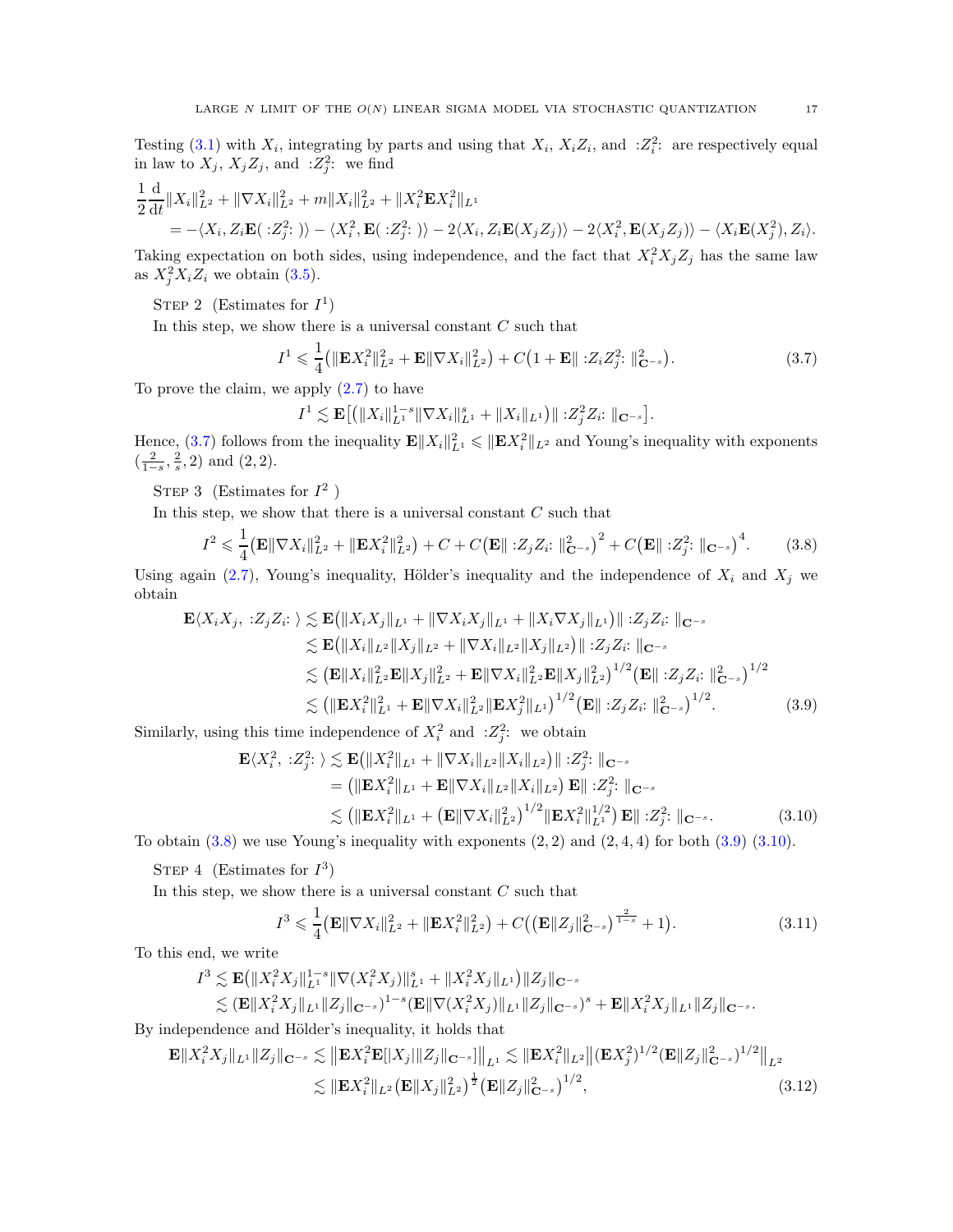Testing (3.1) with $X_i$, integrating by parts and using that $X_i$, $X_iZ_i$, and $:Z_i^2:$ are respectively equal in law to $X_j$, $X_jZ_j$, and $:Z_j^2:$ we find

$$
\begin{aligned}
&\frac{1}{2}\frac{\mathrm{d}}{\mathrm{d}t}\|X_i\|_{L^2}^2 + \|\nabla X_i\|_{L^2}^2 + m\|X_i\|_{L^2}^2 + \|X_i^2 \mathbf{E}X_i^2\|_{L^1} \\
&\quad = -\langle X_i, Z_i\mathbf{E}(:Z_j^2:)\rangle - \langle X_i^2, \mathbf{E}(:Z_j^2:)\rangle - 2\langle X_i, Z_i\mathbf{E}(X_jZ_j)\rangle - 2\langle X_i^2, \mathbf{E}(X_jZ_j)\rangle - \langle X_i\mathbf{E}(X_j^2), Z_i\rangle.
\end{aligned}
$$

Taking expectation on both sides, using independence, and the fact that $X_i^2X_jZ_j$ has the same law as $X_j^2X_iZ_i$ we obtain (3.5).

Step 2 (Estimates for $I^1$)

In this step, we show there is a universal constant $C$ such that

$$
I^1 \leqslant \frac{1}{4}\big(\|\mathbf{E}X_i^2\|_{L^2}^2 + \mathbf{E}\|\nabla X_i\|_{L^2}^2\big) + C\big(1 + \mathbf{E}\|:Z_iZ_j^2:\|_{\mathbf{C}^{-s}}^2\big). \tag{3.7}
$$

To prove the claim, we apply (2.7) to have

$$
I^1 \lesssim \mathbf{E}\big[\big(\|X_i\|_{L^1}^{1-s}\|\nabla X_i\|_{L^1}^s + \|X_i\|_{L^1}\big)\|:Z_j^2Z_i:\|_{\mathbf{C}^{-s}}\big].
$$

Hence, (3.7) follows from the inequality $\mathbf{E}\|X_i\|_{L^1}^2 \leqslant \|\mathbf{E}X_i^2\|_{L^2}$ and Young's inequality with exponents $(\frac{2}{1-s}, \frac{2}{s}, 2)$ and $(2,2)$.

Step 3 (Estimates for $I^2$ )

In this step, we show that there is a universal constant $C$ such that

$$
I^2 \leqslant \frac{1}{4}\big(\mathbf{E}\|\nabla X_i\|_{L^2}^2 + \|\mathbf{E}X_i^2\|_{L^2}^2\big) + C + C\big(\mathbf{E}\|:Z_jZ_i:\|_{\mathbf{C}^{-s}}^2\big)^2 + C\big(\mathbf{E}\|:Z_j^2:\|_{\mathbf{C}^{-s}}\big)^4. \tag{3.8}
$$

Using again (2.7), Young's inequality, Hölder's inequality and the independence of $X_i$ and $X_j$ we obtain

$$
\begin{aligned}
\mathbf{E}\langle X_iX_j, :Z_jZ_i:\rangle &\lesssim \mathbf{E}\big(\|X_iX_j\|_{L^1} + \|\nabla X_iX_j\|_{L^1} + \|X_i\nabla X_j\|_{L^1}\big)\|:Z_jZ_i:\|_{\mathbf{C}^{-s}} \\
&\lesssim \mathbf{E}\big(\|X_i\|_{L^2}\|X_j\|_{L^2} + \|\nabla X_i\|_{L^2}\|X_j\|_{L^2}\big)\|:Z_jZ_i:\|_{\mathbf{C}^{-s}} \\
&\lesssim \big(\mathbf{E}\|X_i\|_{L^2}^2\mathbf{E}\|X_j\|_{L^2}^2 + \mathbf{E}\|\nabla X_i\|_{L^2}^2\mathbf{E}\|X_j\|_{L^2}^2\big)^{1/2}\big(\mathbf{E}\|:Z_jZ_i:\|_{\mathbf{C}^{-s}}^2\big)^{1/2} \\
&\lesssim \big(\|\mathbf{E}X_i^2\|_{L^1}^2 + \mathbf{E}\|\nabla X_i\|_{L^2}^2\|\mathbf{E}X_j^2\|_{L^1}\big)^{1/2}\big(\mathbf{E}\|:Z_jZ_i:\|_{\mathbf{C}^{-s}}^2\big)^{1/2}.
\end{aligned} \tag{3.9}
$$

Similarly, using this time independence of $X_i^2$ and $:Z_j^2:$ we obtain

$$
\begin{aligned}
\mathbf{E}\langle X_i^2, :Z_j^2:\rangle &\lesssim \mathbf{E}\big(\|X_i^2\|_{L^1} + \|\nabla X_i\|_{L^2}\|X_i\|_{L^2}\big)\|:Z_j^2:\|_{\mathbf{C}^{-s}} \\
&= \big(\|\mathbf{E}X_i^2\|_{L^1} + \mathbf{E}\|\nabla X_i\|_{L^2}\|X_i\|_{L^2}\big)\,\mathbf{E}\|:Z_j^2:\|_{\mathbf{C}^{-s}} \\
&\lesssim \big(\|\mathbf{E}X_i^2\|_{L^1} + \big(\mathbf{E}\|\nabla X_i\|_{L^2}^2\big)^{1/2}\|\mathbf{E}X_i^2\|_{L^1}^{1/2}\big)\,\mathbf{E}\|:Z_j^2:\|_{\mathbf{C}^{-s}}.
\end{aligned} \tag{3.10}
$$

To obtain (3.8) we use Young's inequality with exponents $(2,2)$ and $(2,4,4)$ for both (3.9) (3.10).

Step 4 (Estimates for $I^3$)

In this step, we show there is a universal constant $C$ such that

$$
I^3 \leqslant \frac{1}{4}\big(\mathbf{E}\|\nabla X_i\|_{L^2}^2 + \|\mathbf{E}X_i^2\|_{L^2}^2\big) + C\big(\big(\mathbf{E}\|Z_j\|_{\mathbf{C}^{-s}}^2\big)^{\frac{2}{1-s}} + 1\big). \tag{3.11}
$$

To this end, we write

$$
\begin{aligned}
I^3 &\lesssim \mathbf{E}\big(\|X_i^2X_j\|_{L^1}^{1-s}\|\nabla(X_i^2X_j)\|_{L^1}^s + \|X_i^2X_j\|_{L^1}\big)\|Z_j\|_{\mathbf{C}^{-s}} \\
&\lesssim (\mathbf{E}\|X_i^2X_j\|_{L^1}\|Z_j\|_{\mathbf{C}^{-s}})^{1-s}(\mathbf{E}\|\nabla(X_i^2X_j)\|_{L^1}\|Z_j\|_{\mathbf{C}^{-s}})^s + \mathbf{E}\|X_i^2X_j\|_{L^1}\|Z_j\|_{\mathbf{C}^{-s}}.
\end{aligned}
$$

By independence and Hölder's inequality, it holds that

$$
\begin{aligned}
\mathbf{E}\|X_i^2X_j\|_{L^1}\|Z_j\|_{\mathbf{C}^{-s}} &\lesssim \big\|\mathbf{E}X_i^2\mathbf{E}[|X_j|\|Z_j\|_{\mathbf{C}^{-s}}]\big\|_{L^1} \lesssim \|\mathbf{E}X_i^2\|_{L^2}\big\|(\mathbf{E}X_j^2)^{1/2}(\mathbf{E}\|Z_j\|_{\mathbf{C}^{-s}}^2)^{1/2}\big\|_{L^2} \\
&\lesssim \|\mathbf{E}X_i^2\|_{L^2}\big(\mathbf{E}\|X_j\|_{L^2}^2\big)^{\frac{1}{2}}\big(\mathbf{E}\|Z_j\|_{\mathbf{C}^{-s}}^2\big)^{1/2},
\end{aligned} \tag{3.12}
$$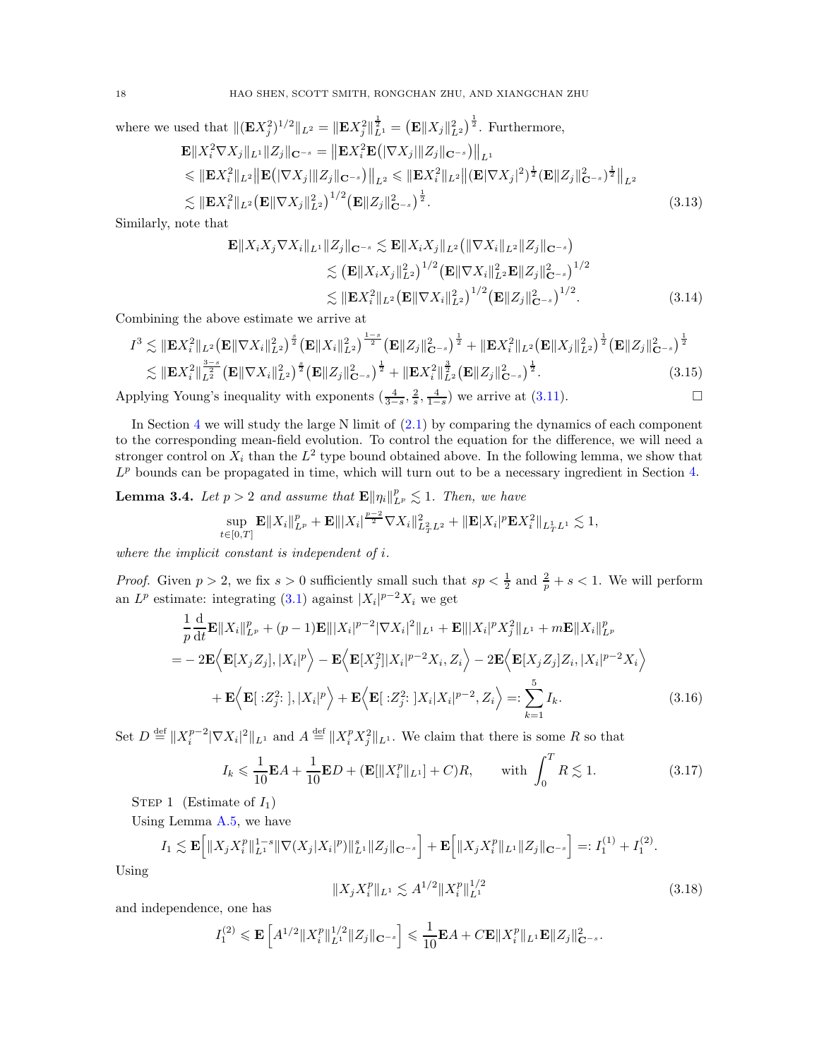where we used that $\|(\mathbf{E}X_j^2)^{1/2}\|_{L^2} = \|\mathbf{E}X_j^2\|_{L^1}^{\frac{1}{2}} = \left(\mathbf{E}\|X_j\|_{L^2}^2\right)^{\frac{1}{2}}$. Furthermore,

$$
\begin{aligned}
\mathbf{E}\|X_i^2 \nabla X_j\|_{L^1}\|Z_j\|_{\mathbf{C}^{-s}} &= \big\|\mathbf{E}X_i^2 \mathbf{E}\big(|\nabla X_j|\|Z_j\|_{\mathbf{C}^{-s}}\big)\big\|_{L^1} \\
&\leqslant \|\mathbf{E}X_i^2\|_{L^2}\big\|\mathbf{E}\big(|\nabla X_j|\|Z_j\|_{\mathbf{C}^{-s}}\big)\big\|_{L^2} \leqslant \|\mathbf{E}X_i^2\|_{L^2}\big\|(\mathbf{E}|\nabla X_j|^2)^{\frac{1}{2}}(\mathbf{E}\|Z_j\|_{\mathbf{C}^{-s}}^2)^{\frac{1}{2}}\big\|_{L^2} \\
&\lesssim \|\mathbf{E}X_i^2\|_{L^2}\big(\mathbf{E}\|\nabla X_j\|_{L^2}^2\big)^{1/2}\big(\mathbf{E}\|Z_j\|_{\mathbf{C}^{-s}}^2\big)^{\frac{1}{2}}.
\end{aligned} \tag{3.13}
$$

Similarly, note that

$$
\begin{aligned}
\mathbf{E}\|X_iX_j\nabla X_i\|_{L^1}\|Z_j\|_{\mathbf{C}^{-s}} &\lesssim \mathbf{E}\|X_iX_j\|_{L^2}\big(\|\nabla X_i\|_{L^2}\|Z_j\|_{\mathbf{C}^{-s}}\big) \\
&\lesssim \big(\mathbf{E}\|X_iX_j\|_{L^2}^2\big)^{1/2}\big(\mathbf{E}\|\nabla X_i\|_{L^2}^2\mathbf{E}\|Z_j\|_{\mathbf{C}^{-s}}^2\big)^{1/2} \\
&\lesssim \|\mathbf{E}X_i^2\|_{L^2}\big(\mathbf{E}\|\nabla X_i\|_{L^2}^2\big)^{1/2}\big(\mathbf{E}\|Z_j\|_{\mathbf{C}^{-s}}^2\big)^{1/2}.
\end{aligned} \tag{3.14}
$$

Combining the above estimate we arrive at

$$
\begin{aligned}
I^3 &\lesssim \|\mathbf{E}X_i^2\|_{L^2}\big(\mathbf{E}\|\nabla X_i\|_{L^2}^2\big)^{\frac{s}{2}}\big(\mathbf{E}\|X_i\|_{L^2}^2\big)^{\frac{1-s}{2}}\big(\mathbf{E}\|Z_j\|_{\mathbf{C}^{-s}}^2\big)^{\frac{1}{2}} + \|\mathbf{E}X_i^2\|_{L^2}\big(\mathbf{E}\|X_j\|_{L^2}^2\big)^{\frac{1}{2}}\big(\mathbf{E}\|Z_j\|_{\mathbf{C}^{-s}}^2\big)^{\frac{1}{2}} \\
&\lesssim \|\mathbf{E}X_i^2\|_{L^2}^{\frac{3-s}{2}}\big(\mathbf{E}\|\nabla X_i\|_{L^2}^2\big)^{\frac{s}{2}}\big(\mathbf{E}\|Z_j\|_{\mathbf{C}^{-s}}^2\big)^{\frac{1}{2}} + \|\mathbf{E}X_i^2\|_{L^2}^{\frac{3}{2}}\big(\mathbf{E}\|Z_j\|_{\mathbf{C}^{-s}}^2\big)^{\frac{1}{2}}.
\end{aligned} \tag{3.15}
$$

Applying Young's inequality with exponents $(\frac{4}{3-s}, \frac{2}{s}, \frac{4}{1-s})$ we arrive at (3.11). □

In Section 4 we will study the large N limit of (2.1) by comparing the dynamics of each component to the corresponding mean-field evolution. To control the equation for the difference, we will need a stronger control on $X_i$ than the $L^2$ type bound obtained above. In the following lemma, we show that $L^p$ bounds can be propagated in time, which will turn out to be a necessary ingredient in Section 4.

**Lemma 3.4.** *Let $p > 2$ and assume that $\mathbf{E}\|\eta_i\|_{L^p}^p \lesssim 1$. Then, we have*

$$
\sup_{t\in[0,T]} \mathbf{E}\|X_i\|_{L^p}^p + \mathbf{E}\||X_i|^{\frac{p-2}{2}}\nabla X_i\|_{L_T^2L^2}^2 + \|\mathbf{E}|X_i|^p\mathbf{E}X_i^2\|_{L_T^1L^1} \lesssim 1,
$$

*where the implicit constant is independent of $i$.*

*Proof.* Given $p > 2$, we fix $s > 0$ sufficiently small such that $sp < \frac{1}{2}$ and $\frac{2}{p} + s < 1$. We will perform an $L^p$ estimate: integrating (3.1) against $|X_i|^{p-2}X_i$ we get

$$
\begin{aligned}
&\frac{1}{p}\frac{\mathrm{d}}{\mathrm{d}t}\mathbf{E}\|X_i\|_{L^p}^p + (p-1)\mathbf{E}\||X_i|^{p-2}|\nabla X_i|^2\|_{L^1} + \mathbf{E}\||X_i|^pX_j^2\|_{L^1} + m\mathbf{E}\|X_i\|_{L^p}^p \\
&= -2\mathbf{E}\Big\langle \mathbf{E}[X_jZ_j], |X_i|^p\Big\rangle - \mathbf{E}\Big\langle \mathbf{E}[X_j^2]|X_i|^{p-2}X_i, Z_i\Big\rangle - 2\mathbf{E}\Big\langle \mathbf{E}[X_jZ_j]Z_i, |X_i|^{p-2}X_i\Big\rangle \\
&\quad + \mathbf{E}\Big\langle \mathbf{E}[\,{:}Z_j^2{:}\,], |X_i|^p\Big\rangle + \mathbf{E}\Big\langle \mathbf{E}[\,{:}Z_j^2{:}\,]X_i|X_i|^{p-2}, Z_i\Big\rangle =: \sum_{k=1}^5 I_k.
\end{aligned} \tag{3.16}
$$

Set $D \stackrel{\text{def}}{=} \|X_i^{p-2}|\nabla X_i|^2\|_{L^1}$ and $A \stackrel{\text{def}}{=} \|X_i^pX_j^2\|_{L^1}$. We claim that there is some $R$ so that

$$
I_k \leqslant \frac{1}{10}\mathbf{E}A + \frac{1}{10}\mathbf{E}D + (\mathbf{E}[\|X_i^p\|_{L^1}] + C)R, \qquad \text{with } \int_0^T R \lesssim 1. \tag{3.17}
$$

STEP 1 (Estimate of $I_1$)

Using Lemma A.5, we have

$$
I_1 \lesssim \mathbf{E}\Big[\|X_jX_i^p\|_{L^1}^{1-s}\|\nabla(X_j|X_i|^p)\|_{L^1}^s\|Z_j\|_{\mathbf{C}^{-s}}\Big] + \mathbf{E}\Big[\|X_jX_i^p\|_{L^1}\|Z_j\|_{\mathbf{C}^{-s}}\Big] =: I_1^{(1)} + I_1^{(2)}.
$$

Using

$$
\|X_jX_i^p\|_{L^1} \lesssim A^{1/2}\|X_i^p\|_{L^1}^{1/2} \tag{3.18}
$$

and independence, one has

$$
I_1^{(2)} \leqslant \mathbf{E}\left[A^{1/2}\|X_i^p\|_{L^1}^{1/2}\|Z_j\|_{\mathbf{C}^{-s}}\right] \leqslant \frac{1}{10}\mathbf{E}A + C\mathbf{E}\|X_i^p\|_{L^1}\mathbf{E}\|Z_j\|_{\mathbf{C}^{-s}}^2.
$$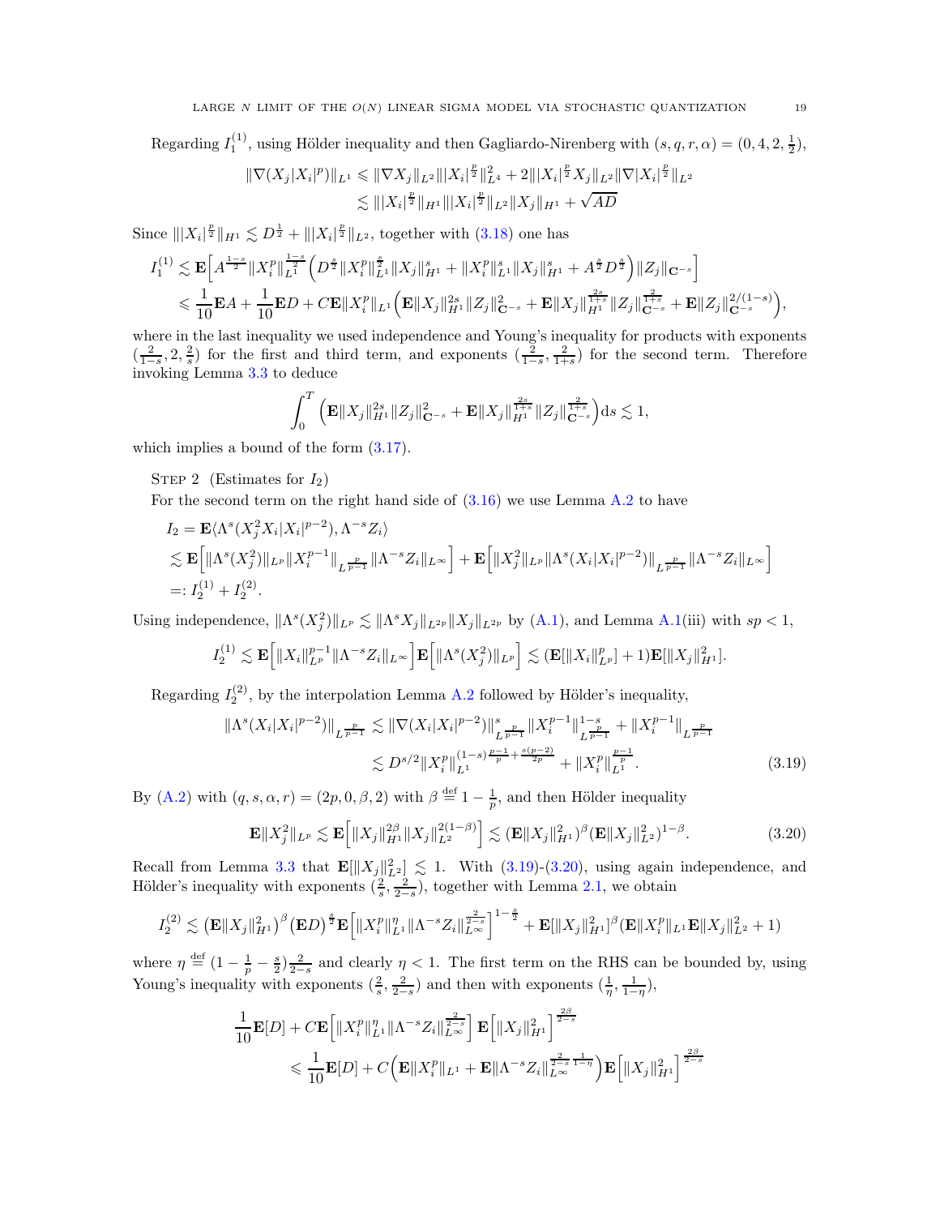Regarding $I_1^{(1)}$, using Hölder inequality and then Gagliardo-Nirenberg with $(s,q,r,\alpha)=(0,4,2,\frac12)$,

$$
\begin{aligned}
\|\nabla(X_j|X_i|^p)\|_{L^1} &\leqslant \|\nabla X_j\|_{L^2}\||X_i|^{\frac p2}\|_{L^4}^2+2\||X_i|^{\frac p2}X_j\|_{L^2}\|\nabla|X_i|^{\frac p2}\|_{L^2}\\
&\lesssim \||X_i|^{\frac p2}\|_{H^1}\||X_i|^{\frac p2}\|_{L^2}\|X_j\|_{H^1}+\sqrt{AD}
\end{aligned}
$$

Since $\||X_i|^{\frac p2}\|_{H^1}\lesssim D^{\frac12}+\||X_i|^{\frac p2}\|_{L^2}$, together with (3.18) one has

$$
\begin{aligned}
I_1^{(1)} &\lesssim \mathbf{E}\Big[A^{\frac{1-s}{2}}\|X_i^p\|_{L^1}^{\frac{1-s}{2}}\Big(D^{\frac s2}\|X_i^p\|_{L^1}^{\frac s2}\|X_j\|_{H^1}^s+\|X_i^p\|_{L^1}^s\|X_j\|_{H^1}^s+A^{\frac s2}D^{\frac s2}\Big)\|Z_j\|_{\mathbf{C}^{-s}}\Big]\\
&\leqslant \frac{1}{10}\mathbf{E}A+\frac{1}{10}\mathbf{E}D+C\mathbf{E}\|X_i^p\|_{L^1}\Big(\mathbf{E}\|X_j\|_{H^1}^{2s}\|Z_j\|_{\mathbf{C}^{-s}}^2+\mathbf{E}\|X_j\|_{H^1}^{\frac{2s}{1+s}}\|Z_j\|_{\mathbf{C}^{-s}}^{\frac{2}{1+s}}+\mathbf{E}\|Z_j\|_{\mathbf{C}^{-s}}^{2/(1-s)}\Big),
\end{aligned}
$$

where in the last inequality we used independence and Young's inequality for products with exponents $(\frac{2}{1-s},2,\frac2s)$ for the first and third term, and exponents $(\frac{2}{1-s},\frac{2}{1+s})$ for the second term. Therefore invoking Lemma 3.3 to deduce

$$
\int_0^T\Big(\mathbf{E}\|X_j\|_{H^1}^{2s}\|Z_j\|_{\mathbf{C}^{-s}}^2+\mathbf{E}\|X_j\|_{H^1}^{\frac{2s}{1+s}}\|Z_j\|_{\mathbf{C}^{-s}}^{\frac{2}{1+s}}\Big)\mathrm{d}s\lesssim 1,
$$

which implies a bound of the form (3.17).

Step 2 (Estimates for $I_2$)

For the second term on the right hand side of (3.16) we use Lemma A.2 to have

$$
\begin{aligned}
I_2 &= \mathbf{E}\langle\Lambda^s(X_j^2X_i|X_i|^{p-2}),\Lambda^{-s}Z_i\rangle\\
&\lesssim \mathbf{E}\Big[\|\Lambda^s(X_j^2)\|_{L^p}\|X_i^{p-1}\|_{L^{\frac{p}{p-1}}}\|\Lambda^{-s}Z_i\|_{L^\infty}\Big]+\mathbf{E}\Big[\|X_j^2\|_{L^p}\|\Lambda^s(X_i|X_i|^{p-2})\|_{L^{\frac{p}{p-1}}}\|\Lambda^{-s}Z_i\|_{L^\infty}\Big]\\
&=: I_2^{(1)}+I_2^{(2)}.
\end{aligned}
$$

Using independence, $\|\Lambda^s(X_j^2)\|_{L^p}\lesssim\|\Lambda^sX_j\|_{L^{2p}}\|X_j\|_{L^{2p}}$ by (A.1), and Lemma A.1(iii) with $sp<1$,

$$
I_2^{(1)}\lesssim \mathbf{E}\Big[\|X_i\|_{L^p}^{p-1}\|\Lambda^{-s}Z_i\|_{L^\infty}\Big]\mathbf{E}\Big[\|\Lambda^s(X_j^2)\|_{L^p}\Big]\lesssim(\mathbf{E}[\|X_i\|_{L^p}^p]+1)\mathbf{E}[\|X_j\|_{H^1}^2].
$$

Regarding $I_2^{(2)}$, by the interpolation Lemma A.2 followed by Hölder's inequality,

$$
\begin{aligned}
\|\Lambda^s(X_i|X_i|^{p-2})\|_{L^{\frac{p}{p-1}}} &\lesssim \|\nabla(X_i|X_i|^{p-2})\|_{L^{\frac{p}{p-1}}}^s\|X_i^{p-1}\|_{L^{\frac{p}{p-1}}}^{1-s}+\|X_i^{p-1}\|_{L^{\frac{p}{p-1}}}\\
&\lesssim D^{s/2}\|X_i^p\|_{L^1}^{(1-s)\frac{p-1}{p}+\frac{s(p-2)}{2p}}+\|X_i^p\|_{L^1}^{\frac{p-1}{p}}.
\end{aligned}\tag{3.19}
$$

By (A.2) with $(q,s,\alpha,r)=(2p,0,\beta,2)$ with $\beta\stackrel{\text{def}}{=}1-\frac1p$, and then Hölder inequality

$$
\mathbf{E}\|X_j^2\|_{L^p}\lesssim\mathbf{E}\Big[\|X_j\|_{H^1}^{2\beta}\|X_j\|_{L^2}^{2(1-\beta)}\Big]\lesssim(\mathbf{E}\|X_j\|_{H^1}^2)^\beta(\mathbf{E}\|X_j\|_{L^2}^2)^{1-\beta}.\tag{3.20}
$$

Recall from Lemma 3.3 that $\mathbf{E}[\|X_j\|_{L^2}^2]\lesssim1$. With (3.19)-(3.20), using again independence, and Hölder's inequality with exponents $(\frac2s,\frac{2}{2-s})$, together with Lemma 2.1, we obtain

$$
I_2^{(2)}\lesssim\big(\mathbf{E}\|X_j\|_{H^1}^2\big)^\beta\big(\mathbf{E}D\big)^{\frac s2}\mathbf{E}\Big[\|X_i^p\|_{L^1}^\eta\|\Lambda^{-s}Z_i\|_{L^\infty}^{\frac{2}{2-s}}\Big]^{1-\frac s2}+\mathbf{E}[\|X_j\|_{H^1}^2]^\beta(\mathbf{E}\|X_i^p\|_{L^1}\mathbf{E}\|X_j\|_{L^2}^2+1)
$$

where $\eta\stackrel{\text{def}}{=}(1-\frac1p-\frac s2)\frac{2}{2-s}$ and clearly $\eta<1$. The first term on the RHS can be bounded by, using Young's inequality with exponents $(\frac2s,\frac{2}{2-s})$ and then with exponents $(\frac1\eta,\frac{1}{1-\eta})$,

$$
\begin{aligned}
&\frac{1}{10}\mathbf{E}[D]+C\mathbf{E}\Big[\|X_i^p\|_{L^1}^\eta\|\Lambda^{-s}Z_i\|_{L^\infty}^{\frac{2}{2-s}}\Big]\mathbf{E}\Big[\|X_j\|_{H^1}^2\Big]^{\frac{2\beta}{2-s}}\\
&\qquad\leqslant\frac{1}{10}\mathbf{E}[D]+C\Big(\mathbf{E}\|X_i^p\|_{L^1}+\mathbf{E}\|\Lambda^{-s}Z_i\|_{L^\infty}^{\frac{2}{2-s}\frac{1}{1-\eta}}\Big)\mathbf{E}\Big[\|X_j\|_{H^1}^2\Big]^{\frac{2\beta}{2-s}}
\end{aligned}
$$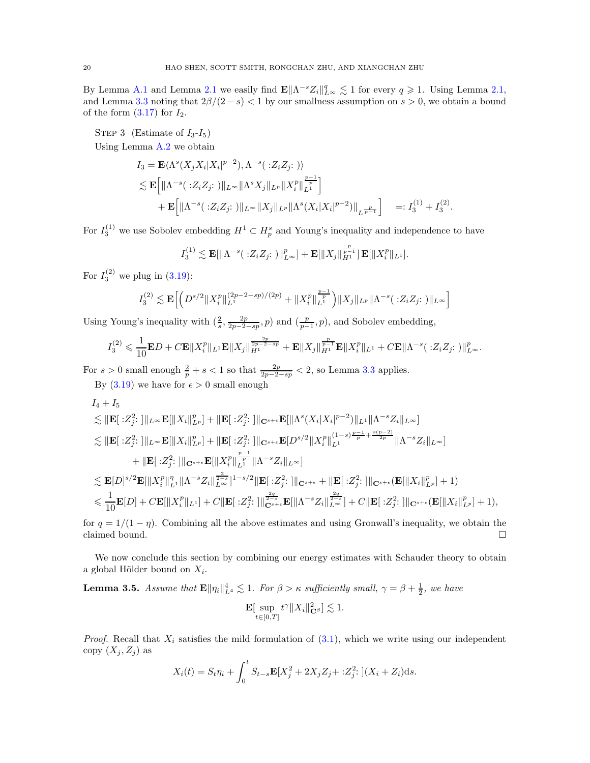By Lemma A.1 and Lemma 2.1 we easily find $\mathbf{E}\|\Lambda^{-s}Z_i\|_{L^\infty}^q \lesssim 1$ for every $q \geqslant 1$. Using Lemma 2.1, and Lemma 3.3 noting that $2\beta/(2-s) < 1$ by our smallness assumption on $s > 0$, we obtain a bound of the form (3.17) for $I_2$.

Step 3 (Estimate of $I_3$-$I_5$)

Using Lemma A.2 we obtain

$$
\begin{aligned}
I_3 &= \mathbf{E}\langle \Lambda^s(X_j X_i |X_i|^{p-2}), \Lambda^{-s}(\,:Z_i Z_j:\,)\rangle \\
&\lesssim \mathbf{E}\Big[\|\Lambda^{-s}(\,:Z_i Z_j:\,)\|_{L^\infty}\|\Lambda^s X_j\|_{L^p}\|X_i^p\|_{L^1}^{\frac{p-1}{p}}\Big] \\
&\quad + \mathbf{E}\Big[\|\Lambda^{-s}(\,:Z_i Z_j:\,)\|_{L^\infty}\|X_j\|_{L^p}\|\Lambda^s(X_i|X_i|^{p-2})\|_{L^{\frac{p}{p-1}}}\Big] \quad =: I_3^{(1)} + I_3^{(2)}.
\end{aligned}
$$

For $I_3^{(1)}$ we use Sobolev embedding $H^1 \subset H_p^s$ and Young's inequality and independence to have

$$
I_3^{(1)} \lesssim \mathbf{E}[\|\Lambda^{-s}(\,:Z_i Z_j:\,)\|_{L^\infty}^p] + \mathbf{E}[\|X_j\|_{H^1}^{\frac{p}{p-1}}]\,\mathbf{E}[\|X_i^p\|_{L^1}].
$$

For $I_3^{(2)}$ we plug in (3.19):

$$
I_3^{(2)} \lesssim \mathbf{E}\Big[\Big(D^{s/2}\|X_i^p\|_{L^1}^{(2p-2-sp)/(2p)} + \|X_i^p\|_{L^1}^{\frac{p-1}{p}}\Big)\|X_j\|_{L^p}\|\Lambda^{-s}(\,:Z_i Z_j:\,)\|_{L^\infty}\Big]
$$

Using Young's inequality with $(\frac{2}{s}, \frac{2p}{2p-2-sp}, p)$ and $(\frac{p}{p-1}, p)$, and Sobolev embedding,

$$
I_3^{(2)} \leqslant \frac{1}{10}\mathbf{E}D + C\mathbf{E}\|X_i^p\|_{L^1}\mathbf{E}\|X_j\|_{H^1}^{\frac{2p}{2p-2-sp}} + \mathbf{E}\|X_j\|_{H^1}^{\frac{p}{p-1}}\mathbf{E}\|X_i^p\|_{L^1} + C\mathbf{E}\|\Lambda^{-s}(\,:Z_i Z_j:\,)\|_{L^\infty}^p.
$$

For $s > 0$ small enough $\frac{2}{p} + s < 1$ so that $\frac{2p}{2p-2-sp} < 2$, so Lemma 3.3 applies.

By (3.19) we have for $\epsilon > 0$ small enough

$$
\begin{aligned}
&I_4 + I_5 \\
&\lesssim \|\mathbf{E}[\,:Z_j^2:\,]\|_{L^\infty}\mathbf{E}[\|X_i\|_{L^p}^p] + \|\mathbf{E}[\,:Z_j^2:\,]\|_{\mathbf{C}^{s+\epsilon}}\mathbf{E}[\|\Lambda^s(X_i|X_i|^{p-2})\|_{L^1}\|\Lambda^{-s}Z_i\|_{L^\infty}] \\
&\lesssim \|\mathbf{E}[\,:Z_j^2:\,]\|_{L^\infty}\mathbf{E}[\|X_i\|_{L^p}^p] + \|\mathbf{E}[\,:Z_j^2:\,]\|_{\mathbf{C}^{s+\epsilon}}\mathbf{E}[D^{s/2}\|X_i^p\|_{L^1}^{(1-s)\frac{p-1}{p}+\frac{s(p-2)}{2p}}\|\Lambda^{-s}Z_i\|_{L^\infty}] \\
&\qquad + \|\mathbf{E}[\,:Z_j^2:\,]\|_{\mathbf{C}^{s+\epsilon}}\mathbf{E}[\|X_i^p\|_{L^1}^{\frac{p-1}{p}}\|\Lambda^{-s}Z_i\|_{L^\infty}] \\
&\lesssim \mathbf{E}[D]^{s/2}\mathbf{E}[\|X_i^p\|_{L^1}^{\eta}\|\Lambda^{-s}Z_i\|_{L^\infty}^{\frac{2}{2-s}}]^{1-s/2}\|\mathbf{E}[\,:Z_j^2:\,]\|_{\mathbf{C}^{s+\epsilon}} + \|\mathbf{E}[\,:Z_j^2:\,]\|_{\mathbf{C}^{s+\epsilon}}(\mathbf{E}[\|X_i\|_{L^p}^p]+1) \\
&\leqslant \frac{1}{10}\mathbf{E}[D] + C\mathbf{E}[\|X_i^p\|_{L^1}] + C\|\mathbf{E}[\,:Z_j^2:\,]\|_{\mathbf{C}^{s+\epsilon}}^{\frac{2q}{2-s}}\mathbf{E}[\|\Lambda^{-s}Z_i\|_{L^\infty}^{\frac{2q}{2-s}}] + C\|\mathbf{E}[\,:Z_j^2:\,]\|_{\mathbf{C}^{s+\epsilon}}(\mathbf{E}[\|X_i\|_{L^p}^p]+1),
\end{aligned}
$$

for $q = 1/(1-\eta)$. Combining all the above estimates and using Gronwall's inequality, we obtain the claimed bound. $\square$

We now conclude this section by combining our energy estimates with Schauder theory to obtain a global Hölder bound on $X_i$.

**Lemma 3.5.** *Assume that $\mathbf{E}\|\eta_i\|_{L^4}^4 \lesssim 1$. For $\beta > \kappa$ sufficiently small, $\gamma = \beta + \frac{1}{2}$, we have*

$$
\mathbf{E}[\sup_{t\in[0,T]} t^\gamma \|X_i\|_{\mathbf{C}^\beta}^2] \lesssim 1.
$$

*Proof.* Recall that $X_i$ satisfies the mild formulation of (3.1), which we write using our independent copy $(X_j, Z_j)$ as

$$
X_i(t) = S_t\eta_i + \int_0^t S_{t-s}\mathbf{E}[X_j^2 + 2X_j Z_j + \,:Z_j^2:\,](X_i + Z_i)\mathrm{d}s.
$$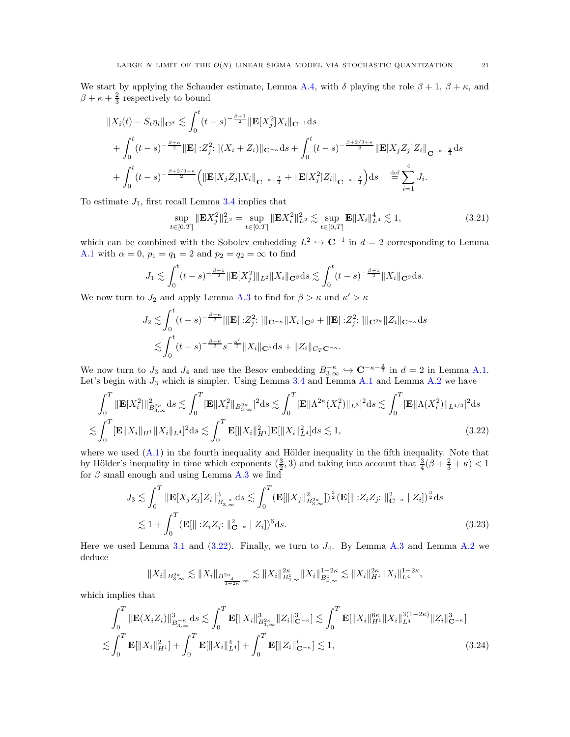We start by applying the Schauder estimate, Lemma A.4, with $\delta$ playing the role $\beta+1$, $\beta+\kappa$, and $\beta+\kappa+\frac{2}{3}$ respectively to bound

$$
\begin{aligned}
\|X_i(t)-S_t\eta_i\|_{\mathbf{C}^\beta} &\lesssim \int_0^t (t-s)^{-\frac{\beta+1}{2}}\|\mathbf{E}[X_j^2]X_i\|_{\mathbf{C}^{-1}}\mathrm{d}s \\
&+\int_0^t (t-s)^{-\frac{\beta+\kappa}{2}}\|\mathbf{E}[:Z_j^2:](X_i+Z_i)\|_{\mathbf{C}^{-\kappa}}\mathrm{d}s+\int_0^t (t-s)^{-\frac{\beta+2/3+\kappa}{2}}\|\mathbf{E}[X_jZ_j]Z_i\|_{\mathbf{C}^{-\kappa-\frac{2}{3}}}\mathrm{d}s \\
&+\int_0^t (t-s)^{-\frac{\beta+2/3+\kappa}{2}}\Big(\|\mathbf{E}[X_jZ_j]X_i\|_{\mathbf{C}^{-\kappa-\frac{2}{3}}}+\|\mathbf{E}[X_j^2]Z_i\|_{\mathbf{C}^{-\kappa-\frac{2}{3}}}\Big)\mathrm{d}s \quad \stackrel{\text{def}}{=} \sum_{i=1}^4 J_i.
\end{aligned}
$$

To estimate $J_1$, first recall Lemma 3.4 implies that

$$
\sup_{t\in[0,T]}\|\mathbf{E}X_j^2\|_{L^2}^2=\sup_{t\in[0,T]}\|\mathbf{E}X_i^2\|_{L^2}^2\lesssim \sup_{t\in[0,T]}\mathbf{E}\|X_i\|_{L^4}^4\lesssim 1, \tag{3.21}
$$

which can be combined with the Sobolev embedding $L^2\hookrightarrow \mathbf{C}^{-1}$ in $d=2$ corresponding to Lemma A.1 with $\alpha=0$, $p_1=q_1=2$ and $p_2=q_2=\infty$ to find

$$
J_1\lesssim \int_0^t (t-s)^{-\frac{\beta+1}{2}}\|\mathbf{E}[X_j^2]\|_{L^2}\|X_i\|_{\mathbf{C}^\beta}\mathrm{d}s\lesssim \int_0^t (t-s)^{-\frac{\beta+1}{2}}\|X_i\|_{\mathbf{C}^\beta}\mathrm{d}s.
$$

We now turn to $J_2$ and apply Lemma A.3 to find for $\beta>\kappa$ and $\kappa'>\kappa$

$$
\begin{aligned}
J_2 &\lesssim \int_0^t (t-s)^{-\frac{\beta+\kappa}{2}}[\|\mathbf{E}[:Z_j^2:]\|_{\mathbf{C}^{-\kappa}}\|X_i\|_{\mathbf{C}^\beta}+\|\mathbf{E}[:Z_j^2:]\|_{\mathbf{C}^{2\kappa}}\|Z_i\|_{\mathbf{C}^{-\kappa}}\mathrm{d}s \\
&\lesssim \int_0^t (t-s)^{-\frac{\beta+\kappa}{2}}s^{-\frac{\kappa'}{2}}\|X_i\|_{\mathbf{C}^\beta}\mathrm{d}s+\|Z_i\|_{C_T\mathbf{C}^{-\kappa}}.
\end{aligned}
$$

We now turn to $J_3$ and $J_4$ and use the Besov embedding $B^{-\kappa}_{3,\infty}\hookrightarrow \mathbf{C}^{-\kappa-\frac{2}{3}}$ in $d=2$ in Lemma A.1. Let's begin with $J_3$ which is simpler. Using Lemma 3.4 and Lemma A.1 and Lemma A.2 we have

$$
\begin{aligned}
\int_0^T \|\mathbf{E}[X_i^2]\|_{B^{2\kappa}_{3,\infty}}^2\mathrm{d}s &\lesssim \int_0^T [\mathbf{E}\|X_i^2\|_{B^{2\kappa}_{3,\infty}}]^2\mathrm{d}s\lesssim \int_0^T [\mathbf{E}\|\Lambda^{2\kappa}(X_i^2)\|_{L^3}]^2\mathrm{d}s\lesssim \int_0^T [\mathbf{E}\|\Lambda(X_i^2)\|_{L^{4/3}}]^2\mathrm{d}s \\
&\lesssim \int_0^T [\mathbf{E}\|X_i\|_{H^1}\|X_i\|_{L^4}]^2\mathrm{d}s\lesssim \int_0^T \mathbf{E}[\|X_i\|_{H^1}^2]\mathbf{E}[\|X_i\|_{L^4}^2]\mathrm{d}s\lesssim 1,
\end{aligned} \tag{3.22}
$$

where we used (A.1) in the fourth inequality and Hölder inequality in the fifth inequality. Note that by Hölder's inequality in time which exponents $(\frac{3}{2},3)$ and taking into account that $\frac{3}{4}(\beta+\frac{2}{3}+\kappa)<1$ for $\beta$ small enough and using Lemma A.3 we find

$$
\begin{aligned}
J_3 &\lesssim \int_0^T \|\mathbf{E}[X_jZ_j]Z_i\|_{B^{-\kappa}_{3,\infty}}^3\mathrm{d}s\lesssim \int_0^T (\mathbf{E}[\|X_j\|_{B^{2\kappa}_{3,\infty}}^2])^{\frac{3}{2}}(\mathbf{E}[\|:Z_iZ_j:\|_{\mathbf{C}^{-\kappa}}^2\mid Z_i])^{\frac{3}{2}}\mathrm{d}s \\
&\lesssim 1+\int_0^T (\mathbf{E}[\|:Z_iZ_j:\|_{\mathbf{C}^{-\kappa}}^2\mid Z_i])^6\mathrm{d}s.
\end{aligned} \tag{3.23}
$$

Here we used Lemma 3.1 and (3.22). Finally, we turn to $J_4$. By Lemma A.3 and Lemma A.2 we deduce

$$
\|X_i\|_{B^{2\kappa}_{3,\infty}}\lesssim \|X_i\|_{B^{2\kappa}_{\frac{4}{1+2\kappa},\infty}}\lesssim \|X_i\|_{B^1_{2,\infty}}^{2\kappa}\|X_i\|_{B^0_{4,\infty}}^{1-2\kappa}\lesssim \|X_i\|_{H^1}^{2\kappa}\|X_i\|_{L^4}^{1-2\kappa},
$$

which implies that

$$
\begin{aligned}
\int_0^T \|\mathbf{E}(X_iZ_i)\|_{B^{-\kappa}_{3,\infty}}^3\mathrm{d}s &\lesssim \int_0^T \mathbf{E}[\|X_i\|_{B^{2\kappa}_{3,\infty}}^3\|Z_i\|_{\mathbf{C}^{-\kappa}}^3]\lesssim \int_0^T \mathbf{E}[\|X_i\|_{H^1}^{6\kappa}\|X_i\|_{L^4}^{3(1-2\kappa)}\|Z_i\|_{\mathbf{C}^{-\kappa}}^3] \\
&\lesssim \int_0^T \mathbf{E}[\|X_i\|_{H^1}^2]+\int_0^T \mathbf{E}[\|X_i\|_{L^4}^4]+\int_0^T \mathbf{E}[\|Z_i\|_{\mathbf{C}^{-\kappa}}^l]\lesssim 1,
\end{aligned} \tag{3.24}
$$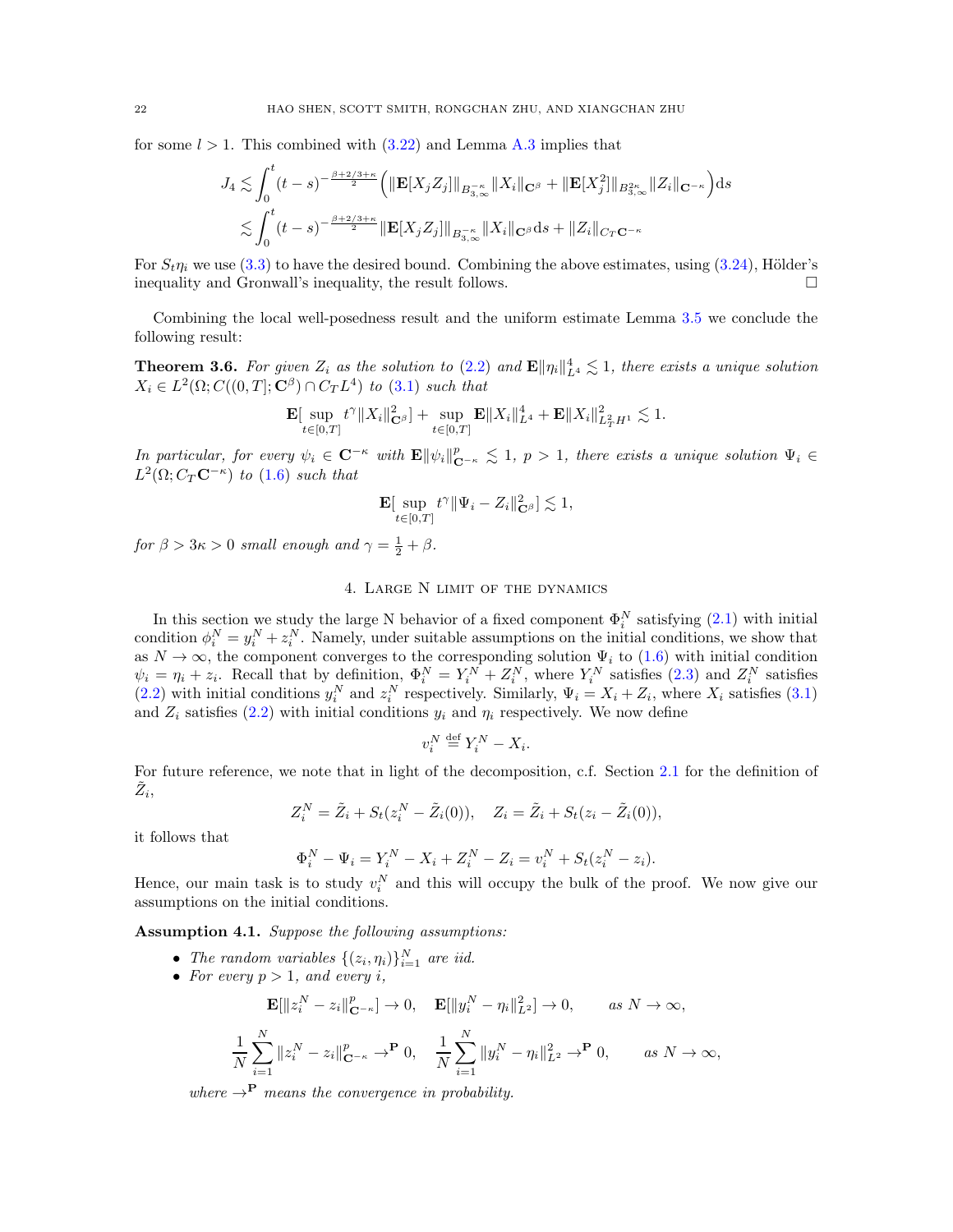for some $l > 1$. This combined with (3.22) and Lemma A.3 implies that

$$
\begin{aligned}
J_4 &\lesssim \int_0^t (t-s)^{-\frac{\beta+2/3+\kappa}{2}} \Big( \|\mathbf{E}[X_j Z_j]\|_{B^{-\kappa}_{3,\infty}} \|X_i\|_{\mathbf{C}^\beta} + \|\mathbf{E}[X_j^2]\|_{B^{2\kappa}_{3,\infty}} \|Z_i\|_{\mathbf{C}^{-\kappa}} \Big) \mathrm{d}s \\
&\lesssim \int_0^t (t-s)^{-\frac{\beta+2/3+\kappa}{2}} \|\mathbf{E}[X_j Z_j]\|_{B^{-\kappa}_{3,\infty}} \|X_i\|_{\mathbf{C}^\beta} \mathrm{d}s + \|Z_i\|_{C_T \mathbf{C}^{-\kappa}}
\end{aligned}
$$

For $S_t \eta_i$ we use (3.3) to have the desired bound. Combining the above estimates, using (3.24), Hölder's inequality and Gronwall's inequality, the result follows. $\square$

Combining the local well-posedness result and the uniform estimate Lemma 3.5 we conclude the following result:

**Theorem 3.6.** *For given $Z_i$ as the solution to (2.2) and $\mathbf{E}\|\eta_i\|_{L^4}^4 \lesssim 1$, there exists a unique solution $X_i \in L^2(\Omega; C((0,T]; \mathbf{C}^\beta) \cap C_T L^4)$ to (3.1) such that*

$$
\mathbf{E}[\sup_{t\in[0,T]} t^\gamma \|X_i\|_{\mathbf{C}^\beta}^2] + \sup_{t\in[0,T]} \mathbf{E}\|X_i\|_{L^4}^4 + \mathbf{E}\|X_i\|_{L^2_T H^1}^2 \lesssim 1.
$$

*In particular, for every $\psi_i \in \mathbf{C}^{-\kappa}$ with $\mathbf{E}\|\psi_i\|_{\mathbf{C}^{-\kappa}}^p \lesssim 1$, $p > 1$, there exists a unique solution $\Psi_i \in L^2(\Omega; C_T \mathbf{C}^{-\kappa})$ to (1.6) such that*

$$
\mathbf{E}[\sup_{t\in[0,T]} t^\gamma \|\Psi_i - Z_i\|_{\mathbf{C}^\beta}^2] \lesssim 1,
$$

*for $\beta > 3\kappa > 0$ small enough and $\gamma = \frac{1}{2} + \beta$.*

## 4. Large N limit of the dynamics

In this section we study the large N behavior of a fixed component $\Phi_i^N$ satisfying (2.1) with initial condition $\phi_i^N = y_i^N + z_i^N$. Namely, under suitable assumptions on the initial conditions, we show that as $N \to \infty$, the component converges to the corresponding solution $\Psi_i$ to (1.6) with initial condition $\psi_i = \eta_i + z_i$. Recall that by definition, $\Phi_i^N = Y_i^N + Z_i^N$, where $Y_i^N$ satisfies (2.3) and $Z_i^N$ satisfies (2.2) with initial conditions $y_i^N$ and $z_i^N$ respectively. Similarly, $\Psi_i = X_i + Z_i$, where $X_i$ satisfies (3.1) and $Z_i$ satisfies (2.2) with initial conditions $y_i$ and $\eta_i$ respectively. We now define

$$
v_i^N \stackrel{\text{def}}{=} Y_i^N - X_i.
$$

For future reference, we note that in light of the decomposition, c.f. Section 2.1 for the definition of $\tilde{Z}_i$,

$$
Z_i^N = \tilde{Z}_i + S_t(z_i^N - \tilde{Z}_i(0)), \quad Z_i = \tilde{Z}_i + S_t(z_i - \tilde{Z}_i(0)),
$$

it follows that

$$
\Phi_i^N - \Psi_i = Y_i^N - X_i + Z_i^N - Z_i = v_i^N + S_t(z_i^N - z_i).
$$

Hence, our main task is to study $v_i^N$ and this will occupy the bulk of the proof. We now give our assumptions on the initial conditions.

**Assumption 4.1.** *Suppose the following assumptions:*

- *The random variables $\{(z_i, \eta_i)\}_{i=1}^N$ are iid.*
- *For every $p > 1$, and every $i$,*

$$
\mathbf{E}[\|z_i^N - z_i\|_{\mathbf{C}^{-\kappa}}^p] \to 0, \quad \mathbf{E}[\|y_i^N - \eta_i\|_{L^2}^2] \to 0, \qquad \text{as } N \to \infty,
$$

$$
\frac{1}{N}\sum_{i=1}^N \|z_i^N - z_i\|_{\mathbf{C}^{-\kappa}}^p \to^{\mathbf{P}} 0, \quad \frac{1}{N}\sum_{i=1}^N \|y_i^N - \eta_i\|_{L^2}^2 \to^{\mathbf{P}} 0, \qquad \text{as } N \to \infty,
$$

*where $\to^{\mathbf{P}}$ means the convergence in probability.*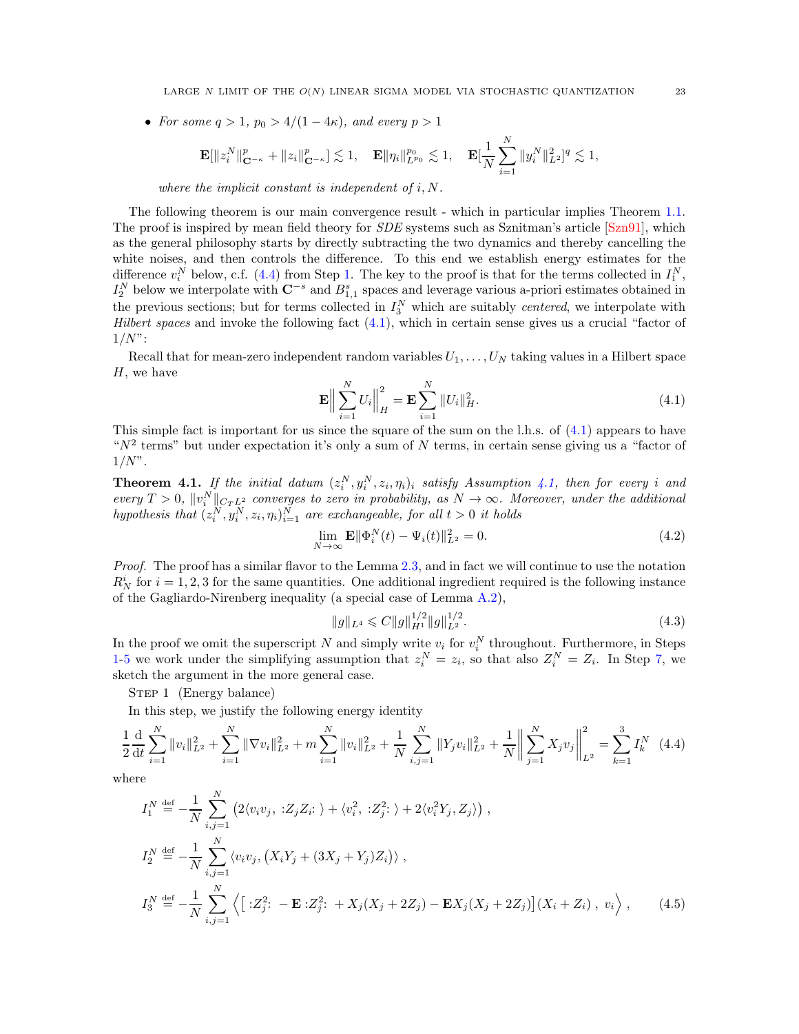- *For some $q > 1$, $p_0 > 4/(1-4\kappa)$, and every $p > 1$*

$$\mathbf{E}[\|z_i^N\|_{\mathbf{C}^{-\kappa}}^p + \|z_i\|_{\mathbf{C}^{-\kappa}}^p] \lesssim 1, \quad \mathbf{E}\|\eta_i\|_{L^{p_0}}^{p_0} \lesssim 1, \quad \mathbf{E}[\frac{1}{N}\sum_{i=1}^N \|y_i^N\|_{L^2}^2]^q \lesssim 1,$$

*where the implicit constant is independent of $i, N$.*

The following theorem is our main convergence result - which in particular implies Theorem 1.1. The proof is inspired by mean field theory for *SDE* systems such as Sznitman's article [Szn91], which as the general philosophy starts by directly subtracting the two dynamics and thereby cancelling the white noises, and then controls the difference. To this end we establish energy estimates for the difference $v_i^N$ below, c.f. (4.4) from Step 1. The key to the proof is that for the terms collected in $I_1^N$, $I_2^N$ below we interpolate with $\mathbf{C}^{-s}$ and $B_{1,1}^s$ spaces and leverage various a-priori estimates obtained in the previous sections; but for terms collected in $I_3^N$ which are suitably *centered*, we interpolate with *Hilbert spaces* and invoke the following fact (4.1), which in certain sense gives us a crucial "factor of $1/N$":

Recall that for mean-zero independent random variables $U_1, \dots, U_N$ taking values in a Hilbert space $H$, we have

$$\mathbf{E}\Big\|\sum_{i=1}^N U_i\Big\|_H^2 = \mathbf{E}\sum_{i=1}^N \|U_i\|_H^2. \tag{4.1}$$

This simple fact is important for us since the square of the sum on the l.h.s. of (4.1) appears to have "$N^2$ terms" but under expectation it's only a sum of $N$ terms, in certain sense giving us a "factor of $1/N$".

**Theorem 4.1.** *If the initial datum $(z_i^N, y_i^N, z_i, \eta_i)_i$ satisfy Assumption 4.1, then for every $i$ and every $T > 0$, $\|v_i^N\|_{C_T L^2}$ converges to zero in probability, as $N \to \infty$. Moreover, under the additional hypothesis that $(z_i^N, y_i^N, z_i, \eta_i)_{i=1}^N$ are exchangeable, for all $t > 0$ it holds*

$$\lim_{N\to\infty} \mathbf{E}\|\Phi_i^N(t) - \Psi_i(t)\|_{L^2}^2 = 0. \tag{4.2}$$

*Proof.* The proof has a similar flavor to the Lemma 2.3, and in fact we will continue to use the notation $R_N^i$ for $i = 1, 2, 3$ for the same quantities. One additional ingredient required is the following instance of the Gagliardo-Nirenberg inequality (a special case of Lemma A.2),

$$\|g\|_{L^4} \leqslant C\|g\|_{H^1}^{1/2}\|g\|_{L^2}^{1/2}. \tag{4.3}$$

In the proof we omit the superscript $N$ and simply write $v_i$ for $v_i^N$ throughout. Furthermore, in Steps 1-5 we work under the simplifying assumption that $z_i^N = z_i$, so that also $Z_i^N = Z_i$. In Step 7, we sketch the argument in the more general case.

Step 1 (Energy balance)

In this step, we justify the following energy identity

$$\frac{1}{2}\frac{\mathrm{d}}{\mathrm{d}t}\sum_{i=1}^N \|v_i\|_{L^2}^2 + \sum_{i=1}^N \|\nabla v_i\|_{L^2}^2 + m\sum_{i=1}^N \|v_i\|_{L^2}^2 + \frac{1}{N}\sum_{i,j=1}^N \|Y_j v_i\|_{L^2}^2 + \frac{1}{N}\Big\|\sum_{j=1}^N X_j v_j\Big\|_{L^2}^2 = \sum_{k=1}^3 I_k^N \tag{4.4}$$

where

$$\begin{aligned}
I_1^N &\stackrel{\text{def}}{=} -\frac{1}{N}\sum_{i,j=1}^N \left(2\langle v_i v_j, \,{:}Z_j Z_i{:}\,\rangle + \langle v_i^2, \,{:}Z_j^2{:}\,\rangle + 2\langle v_i^2 Y_j, Z_j\rangle\right), \\
I_2^N &\stackrel{\text{def}}{=} -\frac{1}{N}\sum_{i,j=1}^N \langle v_i v_j, \left(X_i Y_j + (3X_j + Y_j)Z_i\right)\rangle, \\
I_3^N &\stackrel{\text{def}}{=} -\frac{1}{N}\sum_{i,j=1}^N \Big\langle \big[\,{:}Z_j^2{:}\, - \mathbf{E}\,{:}Z_j^2{:}\, + X_j(X_j + 2Z_j) - \mathbf{E}X_j(X_j + 2Z_j)\big](X_i + Z_i)\,,\; v_i\Big\rangle,
\end{aligned} \tag{4.5}$$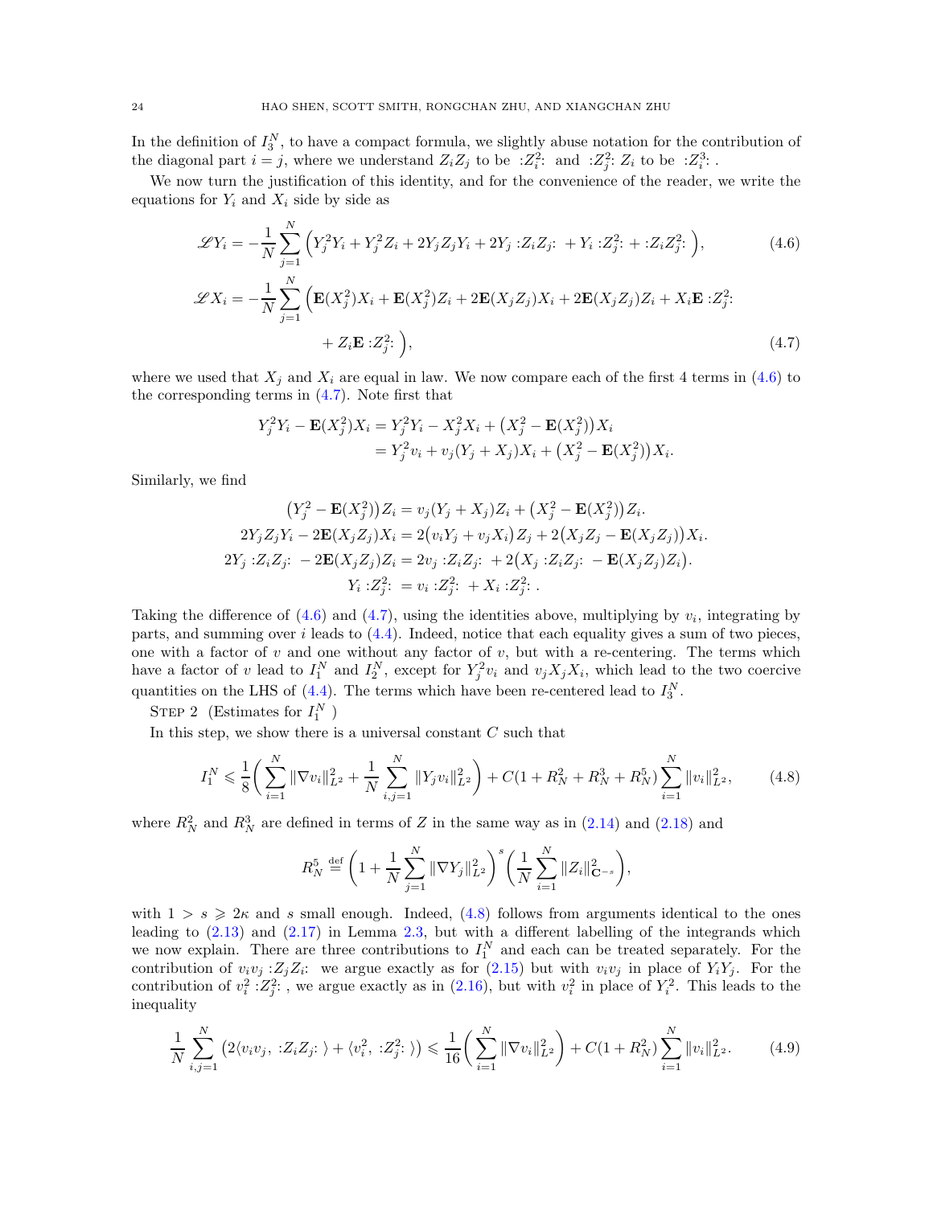In the definition of $I_3^N$, to have a compact formula, we slightly abuse notation for the contribution of the diagonal part $i=j$, where we understand $Z_iZ_j$ to be $:Z_i^2:$ and $:Z_j^2: Z_i$ to be $:Z_i^3:$ .

We now turn the justification of this identity, and for the convenience of the reader, we write the equations for $Y_i$ and $X_i$ side by side as

$$
\mathscr{L}Y_i = -\frac{1}{N}\sum_{j=1}^N \Big(Y_j^2Y_i + Y_j^2Z_i + 2Y_jZ_jY_i + 2Y_j :Z_iZ_j: + Y_i :Z_j^2: + :Z_iZ_j^2: \Big), \tag{4.6}
$$

$$
\mathscr{L}X_i = -\frac{1}{N}\sum_{j=1}^N \Big(\mathbf{E}(X_j^2)X_i + \mathbf{E}(X_j^2)Z_i + 2\mathbf{E}(X_jZ_j)X_i + 2\mathbf{E}(X_jZ_j)Z_i + X_i\mathbf{E} :Z_j^2: + Z_i\mathbf{E} :Z_j^2: \Big), \tag{4.7}
$$

where we used that $X_j$ and $X_i$ are equal in law. We now compare each of the first 4 terms in (4.6) to the corresponding terms in (4.7). Note first that

$$
\begin{aligned}
Y_j^2Y_i - \mathbf{E}(X_j^2)X_i &= Y_j^2Y_i - X_j^2X_i + \big(X_j^2 - \mathbf{E}(X_j^2)\big)X_i \\
&= Y_j^2v_i + v_j(Y_j+X_j)X_i + \big(X_j^2 - \mathbf{E}(X_j^2)\big)X_i.
\end{aligned}
$$

Similarly, we find

$$
\begin{aligned}
\big(Y_j^2 - \mathbf{E}(X_j^2)\big)Z_i &= v_j(Y_j+X_j)Z_i + \big(X_j^2 - \mathbf{E}(X_j^2)\big)Z_i. \\
2Y_jZ_jY_i - 2\mathbf{E}(X_jZ_j)X_i &= 2\big(v_iY_j + v_jX_i\big)Z_j + 2\big(X_jZ_j - \mathbf{E}(X_jZ_j)\big)X_i. \\
2Y_j :Z_iZ_j: - 2\mathbf{E}(X_jZ_j)Z_i &= 2v_j :Z_iZ_j: + 2\big(X_j :Z_iZ_j: - \mathbf{E}(X_jZ_j)Z_i\big). \\
Y_i :Z_j^2: &= v_i :Z_j^2: + X_i :Z_j^2: .
\end{aligned}
$$

Taking the difference of (4.6) and (4.7), using the identities above, multiplying by $v_i$, integrating by parts, and summing over $i$ leads to (4.4). Indeed, notice that each equality gives a sum of two pieces, one with a factor of $v$ and one without any factor of $v$, but with a re-centering. The terms which have a factor of $v$ lead to $I_1^N$ and $I_2^N$, except for $Y_j^2v_i$ and $v_jX_jX_i$, which lead to the two coercive quantities on the LHS of (4.4). The terms which have been re-centered lead to $I_3^N$.

STEP 2 (Estimates for $I_1^N$ )

In this step, we show there is a universal constant $C$ such that

$$
I_1^N \leqslant \frac{1}{8}\bigg(\sum_{i=1}^N \|\nabla v_i\|_{L^2}^2 + \frac{1}{N}\sum_{i,j=1}^N \|Y_jv_i\|_{L^2}^2\bigg) + C(1+R_N^2+R_N^3+R_N^5)\sum_{i=1}^N \|v_i\|_{L^2}^2, \tag{4.8}
$$

where $R_N^2$ and $R_N^3$ are defined in terms of $Z$ in the same way as in (2.14) and (2.18) and

$$
R_N^5 \stackrel{\text{def}}{=} \bigg(1 + \frac{1}{N}\sum_{j=1}^N \|\nabla Y_j\|_{L^2}^2\bigg)^s\bigg(\frac{1}{N}\sum_{i=1}^N \|Z_i\|_{\mathbf{C}^{-s}}^2\bigg),
$$

with $1 > s \geqslant 2\kappa$ and $s$ small enough. Indeed, (4.8) follows from arguments identical to the ones leading to (2.13) and (2.17) in Lemma 2.3, but with a different labelling of the integrands which we now explain. There are three contributions to $I_1^N$ and each can be treated separately. For the contribution of $v_iv_j :Z_jZ_i:$ we argue exactly as for (2.15) but with $v_iv_j$ in place of $Y_iY_j$. For the contribution of $v_i^2 :Z_j^2:$ , we argue exactly as in (2.16), but with $v_i^2$ in place of $Y_i^2$. This leads to the inequality

$$
\frac{1}{N}\sum_{i,j=1}^N \big(2\langle v_iv_j, :Z_iZ_j: \rangle + \langle v_i^2, :Z_j^2: \rangle\big) \leqslant \frac{1}{16}\bigg(\sum_{i=1}^N \|\nabla v_i\|_{L^2}^2\bigg) + C(1+R_N^2)\sum_{i=1}^N \|v_i\|_{L^2}^2. \tag{4.9}
$$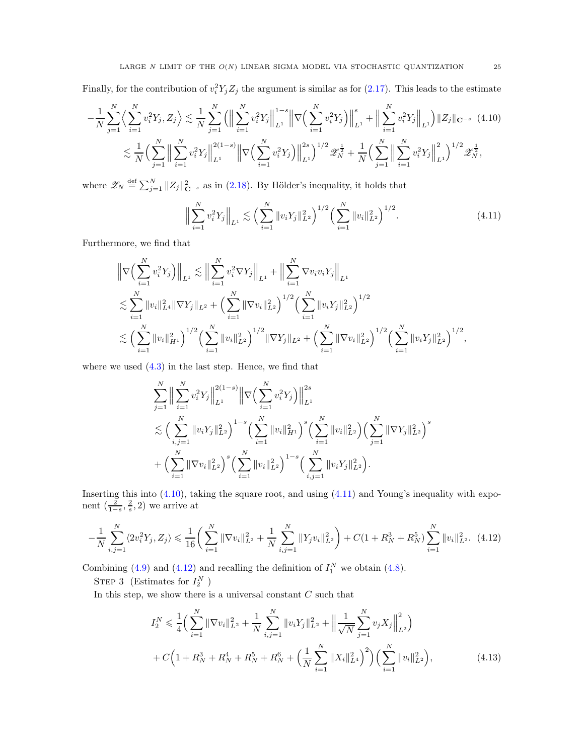Finally, for the contribution of $v_i^2 Y_j Z_j$ the argument is similar as for (2.17). This leads to the estimate

$$
\begin{aligned}
-\frac{1}{N}\sum_{j=1}^N \Big\langle \sum_{i=1}^N v_i^2 Y_j, Z_j\Big\rangle &\lesssim \frac{1}{N}\sum_{j=1}^N \Big(\Big\|\sum_{i=1}^N v_i^2 Y_j\Big\|_{L^1}^{1-s}\Big\|\nabla\Big(\sum_{i=1}^N v_i^2 Y_j\Big)\Big\|_{L^1}^s + \Big\|\sum_{i=1}^N v_i^2 Y_j\Big\|_{L^1}\Big)\|Z_j\|_{\mathbf{C}^{-s}} \quad (4.10)\\
&\lesssim \frac{1}{N}\Big(\sum_{j=1}^N \Big\|\sum_{i=1}^N v_i^2 Y_j\Big\|_{L^1}^{2(1-s)}\Big\|\nabla\Big(\sum_{i=1}^N v_i^2 Y_j\Big)\Big\|_{L^1}^{2s}\Big)^{1/2}\mathscr{Z}_N^{\frac{1}{2}} + \frac{1}{N}\Big(\sum_{j=1}^N \Big\|\sum_{i=1}^N v_i^2 Y_j\Big\|_{L^1}^2\Big)^{1/2}\mathscr{Z}_N^{\frac{1}{2}},
\end{aligned}
$$

where $\mathscr{Z}_N \overset{\text{def}}{=} \sum_{j=1}^N \|Z_j\|_{\mathbf{C}^{-s}}^2$ as in (2.18). By Hölder's inequality, it holds that

$$
\Big\|\sum_{i=1}^N v_i^2 Y_j\Big\|_{L^1} \lesssim \Big(\sum_{i=1}^N \|v_i Y_j\|_{L^2}^2\Big)^{1/2}\Big(\sum_{i=1}^N \|v_i\|_{L^2}^2\Big)^{1/2}. \quad (4.11)
$$

Furthermore, we find that

$$
\begin{aligned}
&\Big\|\nabla\Big(\sum_{i=1}^N v_i^2 Y_j\Big)\Big\|_{L^1} \lesssim \Big\|\sum_{i=1}^N v_i^2 \nabla Y_j\Big\|_{L^1} + \Big\|\sum_{i=1}^N \nabla v_i v_i Y_j\Big\|_{L^1}\\
&\lesssim \sum_{i=1}^N \|v_i\|_{L^4}^2 \|\nabla Y_j\|_{L^2} + \Big(\sum_{i=1}^N \|\nabla v_i\|_{L^2}^2\Big)^{1/2}\Big(\sum_{i=1}^N \|v_i Y_j\|_{L^2}^2\Big)^{1/2}\\
&\lesssim \Big(\sum_{i=1}^N \|v_i\|_{H^1}^2\Big)^{1/2}\Big(\sum_{i=1}^N \|v_i\|_{L^2}^2\Big)^{1/2}\|\nabla Y_j\|_{L^2} + \Big(\sum_{i=1}^N \|\nabla v_i\|_{L^2}^2\Big)^{1/2}\Big(\sum_{i=1}^N \|v_i Y_j\|_{L^2}^2\Big)^{1/2},
\end{aligned}
$$

where we used (4.3) in the last step. Hence, we find that

$$
\begin{aligned}
&\sum_{j=1}^N \Big\|\sum_{i=1}^N v_i^2 Y_j\Big\|_{L^1}^{2(1-s)}\Big\|\nabla\Big(\sum_{i=1}^N v_i^2 Y_j\Big)\Big\|_{L^1}^{2s}\\
&\lesssim \Big(\sum_{i,j=1}^N \|v_i Y_j\|_{L^2}^2\Big)^{1-s}\Big(\sum_{i=1}^N \|v_i\|_{H^1}^2\Big)^s\Big(\sum_{i=1}^N \|v_i\|_{L^2}^2\Big)\Big(\sum_{j=1}^N \|\nabla Y_j\|_{L^2}^2\Big)^s\\
&+\Big(\sum_{i=1}^N \|\nabla v_i\|_{L^2}^2\Big)^s\Big(\sum_{i=1}^N \|v_i\|_{L^2}^2\Big)^{1-s}\Big(\sum_{i,j=1}^N \|v_i Y_j\|_{L^2}^2\Big).
\end{aligned}
$$

Inserting this into (4.10), taking the square root, and using (4.11) and Young's inequality with exponent $(\frac{2}{1-s}, \frac{2}{s}, 2)$ we arrive at

$$
-\frac{1}{N}\sum_{i,j=1}^N \langle 2v_i^2 Y_j, Z_j\rangle \leqslant \frac{1}{16}\Big(\sum_{i=1}^N \|\nabla v_i\|_{L^2}^2 + \frac{1}{N}\sum_{i,j=1}^N \|Y_j v_i\|_{L^2}^2\Big) + C(1+R_N^3+R_N^5)\sum_{i=1}^N \|v_i\|_{L^2}^2. \quad (4.12)
$$

Combining (4.9) and (4.12) and recalling the definition of $I_1^N$ we obtain (4.8).

STEP 3 (Estimates for $I_2^N$ )

In this step, we show there is a universal constant $C$ such that

$$
\begin{aligned}
I_2^N \leqslant\ & \frac{1}{4}\Big(\sum_{i=1}^N \|\nabla v_i\|_{L^2}^2 + \frac{1}{N}\sum_{i,j=1}^N \|v_i Y_j\|_{L^2}^2 + \Big\|\frac{1}{\sqrt{N}}\sum_{j=1}^N v_j X_j\Big\|_{L^2}^2\Big)\\
&+ C\Big(1+R_N^3+R_N^4+R_N^5+R_N^6+\Big(\frac{1}{N}\sum_{i=1}^N \|X_i\|_{L^4}^2\Big)^2\Big)\Big(\sum_{i=1}^N \|v_i\|_{L^2}^2\Big), \quad (4.13)
\end{aligned}
$$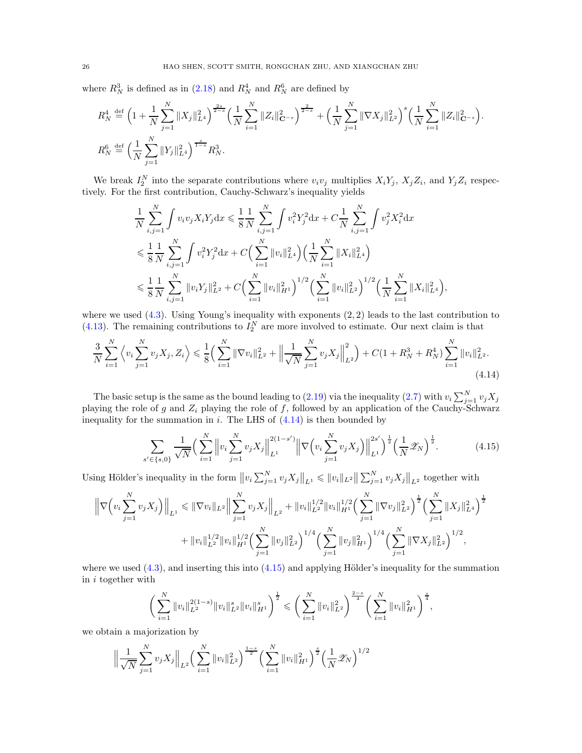where $R_N^3$ is defined as in (2.18) and $R_N^4$ and $R_N^6$ are defined by

$$R_N^4 \stackrel{\text{def}}{=} \Big(1+\frac{1}{N}\sum_{j=1}^N \|X_j\|_{L^4}^2\Big)^{\frac{2s}{2-s}}\Big(\frac{1}{N}\sum_{i=1}^N \|Z_i\|_{\mathbf{C}^{-s}}^2\Big)^{\frac{2}{2-s}} + \Big(\frac{1}{N}\sum_{j=1}^N \|\nabla X_j\|_{L^2}^2\Big)^{s}\Big(\frac{1}{N}\sum_{i=1}^N \|Z_i\|_{\mathbf{C}^{-s}}^2\Big).$$

$$R_N^6 \stackrel{\text{def}}{=} \Big(\frac{1}{N}\sum_{j=1}^N \|Y_j\|_{L^4}^2\Big)^{\frac{s}{1-s}} R_N^3.$$

We break $I_2^N$ into the separate contributions where $v_iv_j$ multiplies $X_iY_j$, $X_jZ_i$, and $Y_jZ_i$ respectively. For the first contribution, Cauchy-Schwarz's inequality yields

$$\begin{aligned}
\frac{1}{N}\sum_{i,j=1}^N \int v_iv_jX_iY_j\mathrm{d}x &\leqslant \frac{1}{8}\frac{1}{N}\sum_{i,j=1}^N \int v_i^2Y_j^2\mathrm{d}x + C\frac{1}{N}\sum_{i,j=1}^N \int v_j^2X_i^2\mathrm{d}x \\
&\leqslant \frac{1}{8}\frac{1}{N}\sum_{i,j=1}^N \int v_i^2Y_j^2\mathrm{d}x + C\Big(\sum_{i=1}^N \|v_i\|_{L^4}^2\Big)\Big(\frac{1}{N}\sum_{i=1}^N \|X_i\|_{L^4}^2\Big) \\
&\leqslant \frac{1}{8}\frac{1}{N}\sum_{i,j=1}^N \|v_iY_j\|_{L^2}^2 + C\Big(\sum_{i=1}^N \|v_i\|_{H^1}^2\Big)^{1/2}\Big(\sum_{i=1}^N \|v_i\|_{L^2}^2\Big)^{1/2}\Big(\frac{1}{N}\sum_{i=1}^N \|X_i\|_{L^4}^2\Big),
\end{aligned}$$

where we used (4.3). Using Young's inequality with exponents $(2,2)$ leads to the last contribution to (4.13). The remaining contributions to $I_2^N$ are more involved to estimate. Our next claim is that

$$\frac{3}{N}\sum_{i=1}^N \Big\langle v_i\sum_{j=1}^N v_jX_j, Z_i\Big\rangle \leqslant \frac{1}{8}\Big(\sum_{i=1}^N \|\nabla v_i\|_{L^2}^2 + \Big\|\frac{1}{\sqrt{N}}\sum_{j=1}^N v_jX_j\Big\|_{L^2}^2\Big) + C(1+R_N^3+R_N^4)\sum_{i=1}^N \|v_i\|_{L^2}^2. \tag{4.14}$$

The basic setup is the same as the bound leading to (2.19) via the inequality (2.7) with $v_i\sum_{j=1}^N v_jX_j$ playing the role of $g$ and $Z_i$ playing the role of $f$, followed by an application of the Cauchy-Schwarz inequality for the summation in $i$. The LHS of (4.14) is then bounded by

$$\sum_{s'\in\{s,0\}}\frac{1}{\sqrt{N}}\Big(\sum_{i=1}^N \Big\|v_i\sum_{j=1}^N v_jX_j\Big\|_{L^1}^{2(1-s')}\Big\|\nabla\Big(v_i\sum_{j=1}^N v_jX_j\Big)\Big\|_{L^1}^{2s'}\Big)^{\frac{1}{2}}\Big(\frac{1}{N}\mathscr{Z}_N\Big)^{\frac{1}{2}}. \tag{4.15}$$

Using Hölder's inequality in the form $\|v_i\sum_{j=1}^N v_jX_j\|_{L^1} \leqslant \|v_i\|_{L^2}\|\sum_{j=1}^N v_jX_j\|_{L^2}$ together with

$$\begin{aligned}
\Big\|\nabla\Big(v_i\sum_{j=1}^N v_jX_j\Big)\Big\|_{L^1} \leqslant \|\nabla v_i\|_{L^2}\Big\|\sum_{j=1}^N v_jX_j\Big\|_{L^2} &+ \|v_i\|_{L^2}^{1/2}\|v_i\|_{H^1}^{1/2}\Big(\sum_{j=1}^N \|\nabla v_j\|_{L^2}^2\Big)^{\frac{1}{2}}\Big(\sum_{j=1}^N \|X_j\|_{L^4}^2\Big)^{\frac{1}{2}} \\
&+ \|v_i\|_{L^2}^{1/2}\|v_i\|_{H^1}^{1/2}\Big(\sum_{j=1}^N \|v_j\|_{L^2}^2\Big)^{1/4}\Big(\sum_{j=1}^N \|v_j\|_{H^1}^2\Big)^{1/4}\Big(\sum_{j=1}^N \|\nabla X_j\|_{L^2}^2\Big)^{1/2},
\end{aligned}$$

where we used (4.3), and inserting this into (4.15) and applying Hölder's inequality for the summation in $i$ together with

$$\Big(\sum_{i=1}^N \|v_i\|_{L^2}^{2(1-s)}\|v_i\|_{L^2}^s\|v_i\|_{H^1}^s\Big)^{\frac{1}{2}} \leqslant \Big(\sum_{i=1}^N \|v_i\|_{L^2}^2\Big)^{\frac{2-s}{4}}\Big(\sum_{i=1}^N \|v_i\|_{H^1}^2\Big)^{\frac{s}{4}},$$

we obtain a majorization by

$$\Big\|\frac{1}{\sqrt{N}}\sum_{j=1}^N v_jX_j\Big\|_{L^2}\Big(\sum_{i=1}^N \|v_i\|_{L^2}^2\Big)^{\frac{1-s}{2}}\Big(\sum_{i=1}^N \|v_i\|_{H^1}^2\Big)^{\frac{s}{2}}\Big(\frac{1}{N}\mathscr{Z}_N\Big)^{1/2}$$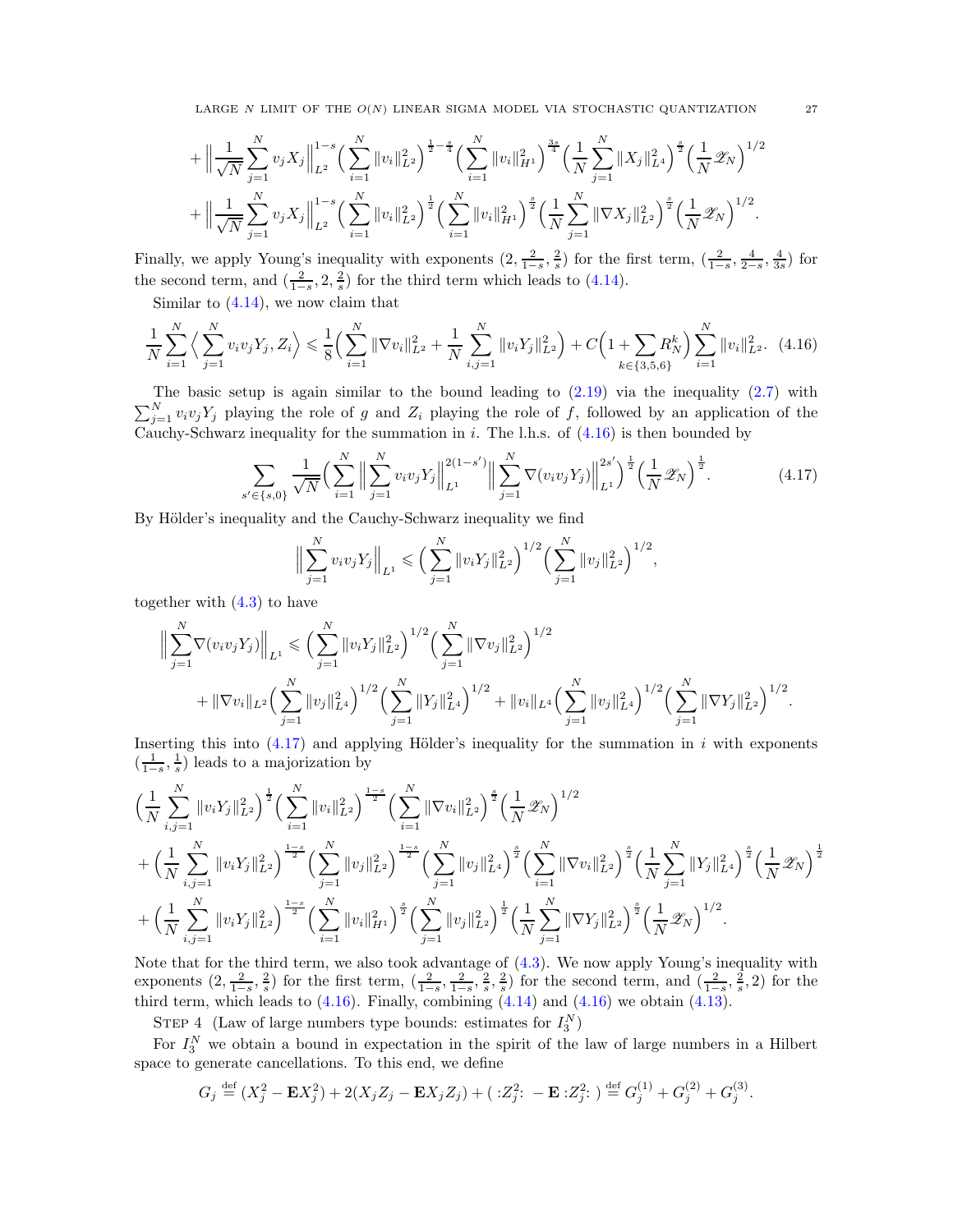$$
+ \Big\| \frac{1}{\sqrt{N}} \sum_{j=1}^N v_j X_j \Big\|_{L^2}^{1-s} \Big( \sum_{i=1}^N \|v_i\|_{L^2}^2 \Big)^{\frac12 - \frac{s}{4}} \Big( \sum_{i=1}^N \|v_i\|_{H^1}^2 \Big)^{\frac{3s}{4}} \Big( \frac{1}{N} \sum_{j=1}^N \|X_j\|_{L^4}^2 \Big)^{\frac{s}{2}} \Big( \frac{1}{N} \mathscr{Z}_N \Big)^{1/2}
$$

$$
+ \Big\| \frac{1}{\sqrt{N}} \sum_{j=1}^N v_j X_j \Big\|_{L^2}^{1-s} \Big( \sum_{i=1}^N \|v_i\|_{L^2}^2 \Big)^{\frac12} \Big( \sum_{i=1}^N \|v_i\|_{H^1}^2 \Big)^{\frac{s}{2}} \Big( \frac{1}{N} \sum_{j=1}^N \|\nabla X_j\|_{L^2}^2 \Big)^{\frac{s}{2}} \Big( \frac{1}{N} \mathscr{Z}_N \Big)^{1/2}.
$$

Finally, we apply Young's inequality with exponents $(2, \frac{2}{1-s}, \frac{2}{s})$ for the first term, $(\frac{2}{1-s}, \frac{4}{2-s}, \frac{4}{3s})$ for the second term, and $(\frac{2}{1-s}, 2, \frac{2}{s})$ for the third term which leads to (4.14).

Similar to (4.14), we now claim that

$$
\frac{1}{N} \sum_{i=1}^N \Big\langle \sum_{j=1}^N v_i v_j Y_j, Z_i \Big\rangle \leqslant \frac{1}{8} \Big( \sum_{i=1}^N \|\nabla v_i\|_{L^2}^2 + \frac{1}{N} \sum_{i,j=1}^N \|v_i Y_j\|_{L^2}^2 \Big) + C \Big( 1 + \sum_{k \in \{3,5,6\}} R_N^k \Big) \sum_{i=1}^N \|v_i\|_{L^2}^2. \quad (4.16)
$$

The basic setup is again similar to the bound leading to (2.19) via the inequality (2.7) with $\sum_{j=1}^N v_i v_j Y_j$ playing the role of $g$ and $Z_i$ playing the role of $f$, followed by an application of the Cauchy-Schwarz inequality for the summation in $i$. The l.h.s. of (4.16) is then bounded by

$$
\sum_{s' \in \{s,0\}} \frac{1}{\sqrt{N}} \Big( \sum_{i=1}^N \Big\| \sum_{j=1}^N v_i v_j Y_j \Big\|_{L^1}^{2(1-s')} \Big\| \sum_{j=1}^N \nabla (v_i v_j Y_j) \Big\|_{L^1}^{2s'} \Big)^{\frac12} \Big( \frac{1}{N} \mathscr{Z}_N \Big)^{\frac12}. \quad (4.17)
$$

By Hölder's inequality and the Cauchy-Schwarz inequality we find

$$
\Big\| \sum_{j=1}^N v_i v_j Y_j \Big\|_{L^1} \leqslant \Big( \sum_{j=1}^N \|v_i Y_j\|_{L^2}^2 \Big)^{1/2} \Big( \sum_{j=1}^N \|v_j\|_{L^2}^2 \Big)^{1/2},
$$

together with (4.3) to have

$$
\Big\| \sum_{j=1}^N \nabla (v_i v_j Y_j) \Big\|_{L^1} \leqslant \Big( \sum_{j=1}^N \|v_i Y_j\|_{L^2}^2 \Big)^{1/2} \Big( \sum_{j=1}^N \|\nabla v_j\|_{L^2}^2 \Big)^{1/2}
$$

$$
+ \|\nabla v_i\|_{L^2} \Big( \sum_{j=1}^N \|v_j\|_{L^4}^2 \Big)^{1/2} \Big( \sum_{j=1}^N \|Y_j\|_{L^4}^2 \Big)^{1/2} + \|v_i\|_{L^4} \Big( \sum_{j=1}^N \|v_j\|_{L^4}^2 \Big)^{1/2} \Big( \sum_{j=1}^N \|\nabla Y_j\|_{L^2}^2 \Big)^{1/2}.
$$

Inserting this into (4.17) and applying Hölder's inequality for the summation in $i$ with exponents $(\frac{1}{1-s}, \frac{1}{s})$ leads to a majorization by

$$
\Big( \frac{1}{N} \sum_{i,j=1}^N \|v_i Y_j\|_{L^2}^2 \Big)^{\frac12} \Big( \sum_{i=1}^N \|v_i\|_{L^2}^2 \Big)^{\frac{1-s}{2}} \Big( \sum_{i=1}^N \|\nabla v_i\|_{L^2}^2 \Big)^{\frac{s}{2}} \Big( \frac{1}{N} \mathscr{Z}_N \Big)^{1/2}
$$

$$
+ \Big( \frac{1}{N} \sum_{i,j=1}^N \|v_i Y_j\|_{L^2}^2 \Big)^{\frac{1-s}{2}} \Big( \sum_{j=1}^N \|v_j\|_{L^2}^2 \Big)^{\frac{1-s}{2}} \Big( \sum_{j=1}^N \|v_j\|_{L^4}^2 \Big)^{\frac{s}{2}} \Big( \sum_{i=1}^N \|\nabla v_i\|_{L^2}^2 \Big)^{\frac{s}{2}} \Big( \frac{1}{N} \sum_{j=1}^N \|Y_j\|_{L^4}^2 \Big)^{\frac{s}{2}} \Big( \frac{1}{N} \mathscr{Z}_N \Big)^{\frac12}
$$

$$
+ \Big( \frac{1}{N} \sum_{i,j=1}^N \|v_i Y_j\|_{L^2}^2 \Big)^{\frac{1-s}{2}} \Big( \sum_{i=1}^N \|v_i\|_{H^1}^2 \Big)^{\frac{s}{2}} \Big( \sum_{j=1}^N \|v_j\|_{L^2}^2 \Big)^{\frac12} \Big( \frac{1}{N} \sum_{j=1}^N \|\nabla Y_j\|_{L^2}^2 \Big)^{\frac{s}{2}} \Big( \frac{1}{N} \mathscr{Z}_N \Big)^{1/2}.
$$

Note that for the third term, we also took advantage of (4.3). We now apply Young's inequality with exponents $(2, \frac{2}{1-s}, \frac{2}{s})$ for the first term, $(\frac{2}{1-s}, \frac{2}{1-s}, \frac{2}{s}, \frac{2}{s})$ for the second term, and $(\frac{2}{1-s}, \frac{2}{s}, 2)$ for the third term, which leads to (4.16). Finally, combining (4.14) and (4.16) we obtain (4.13).

STEP 4 (Law of large numbers type bounds: estimates for $I_3^N$)

For $I_3^N$ we obtain a bound in expectation in the spirit of the law of large numbers in a Hilbert space to generate cancellations. To this end, we define

$$
G_j \stackrel{\text{def}}{=} (X_j^2 - \mathbf{E} X_j^2) + 2(X_j Z_j - \mathbf{E} X_j Z_j) + (\, :Z_j^2: \, - \mathbf{E} \, :Z_j^2: \,) \stackrel{\text{def}}{=} G_j^{(1)} + G_j^{(2)} + G_j^{(3)}.
$$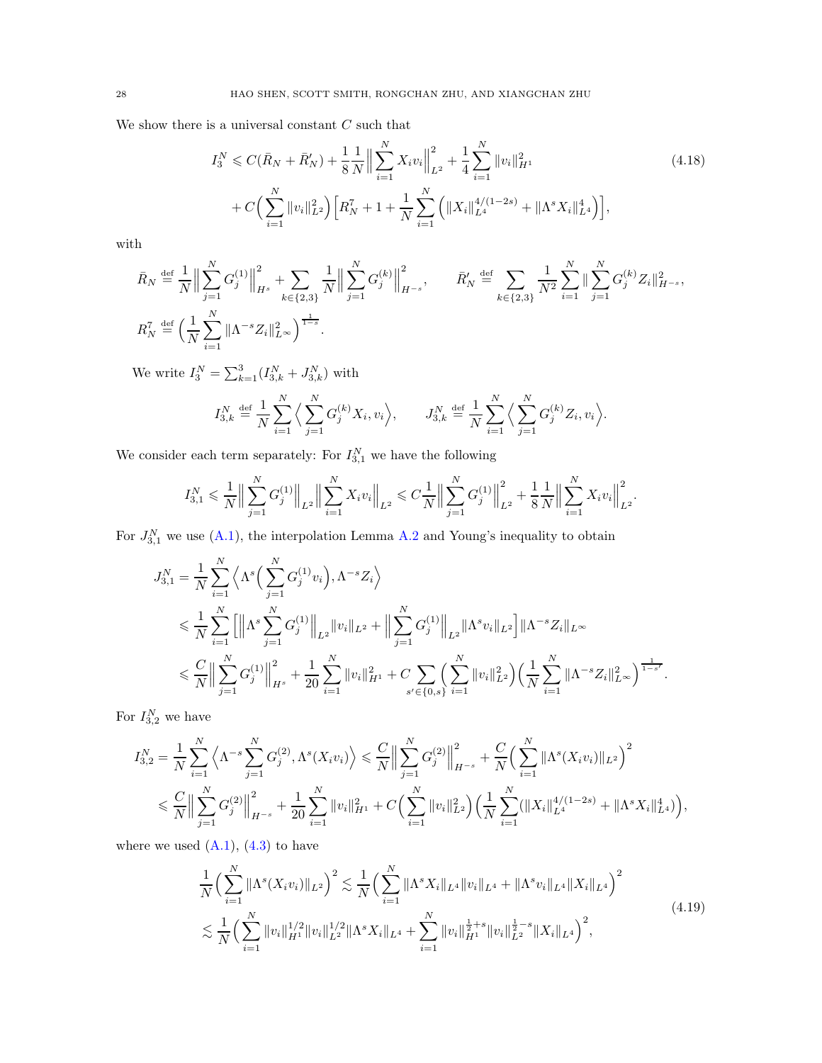We show there is a universal constant $C$ such that

$$
\begin{aligned}
I_3^N \leqslant{}& C(\bar{R}_N + \bar{R}'_N) + \frac{1}{8}\frac{1}{N}\Big\|\sum_{i=1}^N X_i v_i\Big\|_{L^2}^2 + \frac{1}{4}\sum_{i=1}^N \|v_i\|_{H^1}^2 \\
&+ C\Big(\sum_{i=1}^N \|v_i\|_{L^2}^2\Big)\Big[R_N^7 + 1 + \frac{1}{N}\sum_{i=1}^N \Big(\|X_i\|_{L^4}^{4/(1-2s)} + \|\Lambda^s X_i\|_{L^4}^4\Big)\Big],
\end{aligned}
\tag{4.18}
$$

with

$$
\bar{R}_N \stackrel{\text{def}}{=} \frac{1}{N}\Big\|\sum_{j=1}^N G_j^{(1)}\Big\|_{H^s}^2 + \sum_{k\in\{2,3\}}\frac{1}{N}\Big\|\sum_{j=1}^N G_j^{(k)}\Big\|_{H^{-s}}^2, \qquad \bar{R}'_N \stackrel{\text{def}}{=} \sum_{k\in\{2,3\}}\frac{1}{N^2}\sum_{i=1}^N \|\sum_{j=1}^N G_j^{(k)} Z_i\|_{H^{-s}}^2,
$$

$$
R_N^7 \stackrel{\text{def}}{=} \Big(\frac{1}{N}\sum_{i=1}^N \|\Lambda^{-s} Z_i\|_{L^\infty}^2\Big)^{\frac{1}{1-s}}.
$$

We write $I_3^N = \sum_{k=1}^3 (I_{3,k}^N + J_{3,k}^N)$ with

$$
I_{3,k}^N \stackrel{\text{def}}{=} \frac{1}{N}\sum_{i=1}^N \Big\langle \sum_{j=1}^N G_j^{(k)} X_i, v_i\Big\rangle, \qquad J_{3,k}^N \stackrel{\text{def}}{=} \frac{1}{N}\sum_{i=1}^N \Big\langle \sum_{j=1}^N G_j^{(k)} Z_i, v_i\Big\rangle.
$$

We consider each term separately: For $I_{3,1}^N$ we have the following

$$
I_{3,1}^N \leqslant \frac{1}{N}\Big\|\sum_{j=1}^N G_j^{(1)}\Big\|_{L^2}\Big\|\sum_{i=1}^N X_i v_i\Big\|_{L^2} \leqslant C\frac{1}{N}\Big\|\sum_{j=1}^N G_j^{(1)}\Big\|_{L^2}^2 + \frac{1}{8}\frac{1}{N}\Big\|\sum_{i=1}^N X_i v_i\Big\|_{L^2}^2.
$$

For $J_{3,1}^N$ we use (A.1), the interpolation Lemma A.2 and Young's inequality to obtain

$$
\begin{aligned}
J_{3,1}^N &= \frac{1}{N}\sum_{i=1}^N \Big\langle \Lambda^s\Big(\sum_{j=1}^N G_j^{(1)} v_i\Big), \Lambda^{-s} Z_i\Big\rangle \\
&\leqslant \frac{1}{N}\sum_{i=1}^N \Big[\Big\|\Lambda^s \sum_{j=1}^N G_j^{(1)}\Big\|_{L^2}\|v_i\|_{L^2} + \Big\|\sum_{j=1}^N G_j^{(1)}\Big\|_{L^2}\|\Lambda^s v_i\|_{L^2}\Big]\|\Lambda^{-s} Z_i\|_{L^\infty} \\
&\leqslant \frac{C}{N}\Big\|\sum_{j=1}^N G_j^{(1)}\Big\|_{H^s}^2 + \frac{1}{20}\sum_{i=1}^N \|v_i\|_{H^1}^2 + C\sum_{s'\in\{0,s\}}\Big(\sum_{i=1}^N \|v_i\|_{L^2}^2\Big)\Big(\frac{1}{N}\sum_{i=1}^N \|\Lambda^{-s} Z_i\|_{L^\infty}^2\Big)^{\frac{1}{1-s'}}.
\end{aligned}
$$

For $I_{3,2}^N$ we have

$$
\begin{aligned}
I_{3,2}^N &= \frac{1}{N}\sum_{i=1}^N \Big\langle \Lambda^{-s}\sum_{j=1}^N G_j^{(2)}, \Lambda^s(X_i v_i)\Big\rangle \leqslant \frac{C}{N}\Big\|\sum_{j=1}^N G_j^{(2)}\Big\|_{H^{-s}}^2 + \frac{C}{N}\Big(\sum_{i=1}^N \|\Lambda^s(X_i v_i)\|_{L^2}\Big)^2 \\
&\leqslant \frac{C}{N}\Big\|\sum_{j=1}^N G_j^{(2)}\Big\|_{H^{-s}}^2 + \frac{1}{20}\sum_{i=1}^N \|v_i\|_{H^1}^2 + C\Big(\sum_{i=1}^N \|v_i\|_{L^2}^2\Big)\Big(\frac{1}{N}\sum_{i=1}^N (\|X_i\|_{L^4}^{4/(1-2s)} + \|\Lambda^s X_i\|_{L^4}^4)\Big),
\end{aligned}
$$

where we used (A.1), (4.3) to have

$$
\begin{aligned}
\frac{1}{N}\Big(\sum_{i=1}^N \|\Lambda^s(X_i v_i)\|_{L^2}\Big)^2 &\lesssim \frac{1}{N}\Big(\sum_{i=1}^N \|\Lambda^s X_i\|_{L^4}\|v_i\|_{L^4} + \|\Lambda^s v_i\|_{L^4}\|X_i\|_{L^4}\Big)^2 \\
&\lesssim \frac{1}{N}\Big(\sum_{i=1}^N \|v_i\|_{H^1}^{1/2}\|v_i\|_{L^2}^{1/2}\|\Lambda^s X_i\|_{L^4} + \sum_{i=1}^N \|v_i\|_{H^1}^{\frac{1}{2}+s}\|v_i\|_{L^2}^{\frac{1}{2}-s}\|X_i\|_{L^4}\Big)^2,
\end{aligned}
\tag{4.19}
$$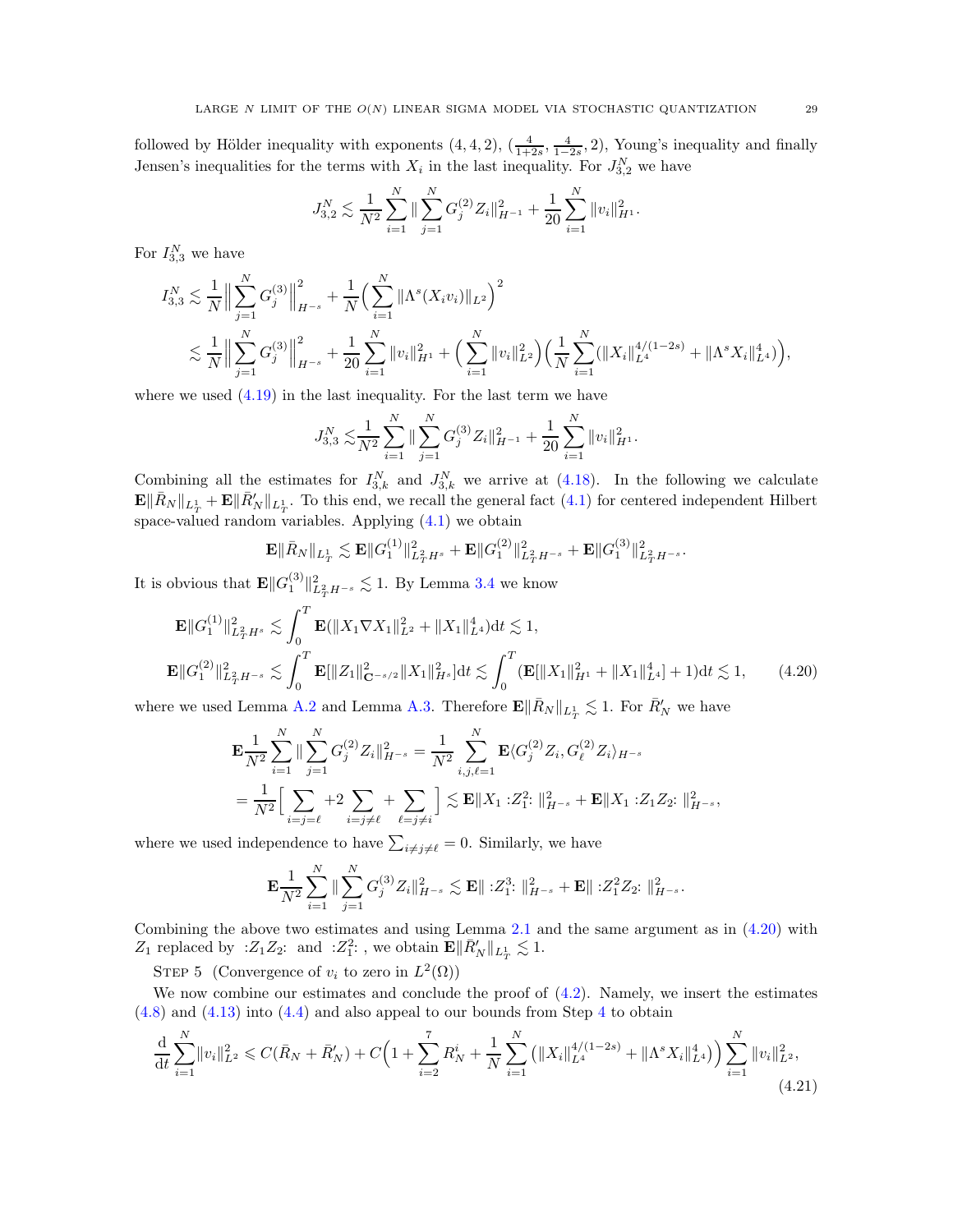followed by Hölder inequality with exponents $(4,4,2)$, $(\frac{4}{1+2s}, \frac{4}{1-2s}, 2)$, Young's inequality and finally Jensen's inequalities for the terms with $X_i$ in the last inequality. For $J_{3,2}^N$ we have

$$J_{3,2}^N \lesssim \frac{1}{N^2}\sum_{i=1}^N \|\sum_{j=1}^N G_j^{(2)} Z_i\|_{H^{-1}}^2 + \frac{1}{20}\sum_{i=1}^N \|v_i\|_{H^1}^2.$$

For $I_{3,3}^N$ we have

$$\begin{aligned}
I_{3,3}^N &\lesssim \frac{1}{N}\Big\|\sum_{j=1}^N G_j^{(3)}\Big\|_{H^{-s}}^2 + \frac{1}{N}\Big(\sum_{i=1}^N \|\Lambda^s(X_i v_i)\|_{L^2}\Big)^2 \\
&\lesssim \frac{1}{N}\Big\|\sum_{j=1}^N G_j^{(3)}\Big\|_{H^{-s}}^2 + \frac{1}{20}\sum_{i=1}^N \|v_i\|_{H^1}^2 + \Big(\sum_{i=1}^N \|v_i\|_{L^2}^2\Big)\Big(\frac{1}{N}\sum_{i=1}^N (\|X_i\|_{L^4}^{4/(1-2s)} + \|\Lambda^s X_i\|_{L^4}^4)\Big),
\end{aligned}$$

where we used (4.19) in the last inequality. For the last term we have

$$J_{3,3}^N \lesssim \frac{1}{N^2}\sum_{i=1}^N \|\sum_{j=1}^N G_j^{(3)} Z_i\|_{H^{-1}}^2 + \frac{1}{20}\sum_{i=1}^N \|v_i\|_{H^1}^2.$$

Combining all the estimates for $I_{3,k}^N$ and $J_{3,k}^N$ we arrive at (4.18). In the following we calculate $\mathbf{E}\|\bar{R}_N\|_{L_T^1} + \mathbf{E}\|\bar{R}'_N\|_{L_T^1}$. To this end, we recall the general fact (4.1) for centered independent Hilbert space-valued random variables. Applying (4.1) we obtain

$$\mathbf{E}\|\bar{R}_N\|_{L_T^1} \lesssim \mathbf{E}\|G_1^{(1)}\|_{L_T^2 H^s}^2 + \mathbf{E}\|G_1^{(2)}\|_{L_T^2 H^{-s}}^2 + \mathbf{E}\|G_1^{(3)}\|_{L_T^2 H^{-s}}^2.$$

It is obvious that $\mathbf{E}\|G_1^{(3)}\|_{L_T^2 H^{-s}}^2 \lesssim 1$. By Lemma 3.4 we know

$$\begin{aligned}
\mathbf{E}\|G_1^{(1)}\|_{L_T^2 H^s}^2 &\lesssim \int_0^T \mathbf{E}(\|X_1 \nabla X_1\|_{L^2}^2 + \|X_1\|_{L^4}^4)\mathrm{d}t \lesssim 1, \\
\mathbf{E}\|G_1^{(2)}\|_{L_T^2 H^{-s}}^2 &\lesssim \int_0^T \mathbf{E}[\|Z_1\|_{\mathbf{C}^{-s/2}}^2 \|X_1\|_{H^s}^2]\mathrm{d}t \lesssim \int_0^T (\mathbf{E}[\|X_1\|_{H^1}^2 + \|X_1\|_{L^4}^4] + 1)\mathrm{d}t \lesssim 1, \qquad (4.20)
\end{aligned}$$

where we used Lemma A.2 and Lemma A.3. Therefore $\mathbf{E}\|\bar{R}_N\|_{L_T^1} \lesssim 1$. For $\bar{R}'_N$ we have

$$\begin{aligned}
&\mathbf{E}\frac{1}{N^2}\sum_{i=1}^N \|\sum_{j=1}^N G_j^{(2)} Z_i\|_{H^{-s}}^2 = \frac{1}{N^2}\sum_{i,j,\ell=1}^N \mathbf{E}\langle G_j^{(2)} Z_i, G_\ell^{(2)} Z_i\rangle_{H^{-s}} \\
&= \frac{1}{N^2}\Big[\sum_{i=j=\ell} + 2\sum_{i=j\neq \ell} + \sum_{\ell=j\neq i}\Big] \lesssim \mathbf{E}\|X_1 :Z_1^2:\|_{H^{-s}}^2 + \mathbf{E}\|X_1 :Z_1 Z_2:\|_{H^{-s}}^2,
\end{aligned}$$

where we used independence to have $\sum_{i\neq j\neq \ell} = 0$. Similarly, we have

$$\mathbf{E}\frac{1}{N^2}\sum_{i=1}^N \|\sum_{j=1}^N G_j^{(3)} Z_i\|_{H^{-s}}^2 \lesssim \mathbf{E}\| :Z_1^3: \|_{H^{-s}}^2 + \mathbf{E}\| :Z_1^2 Z_2: \|_{H^{-s}}^2.$$

Combining the above two estimates and using Lemma 2.1 and the same argument as in (4.20) with $Z_1$ replaced by $:Z_1 Z_2:$ and $:Z_1^2:$, we obtain $\mathbf{E}\|\bar{R}'_N\|_{L_T^1} \lesssim 1$.

STEP 5 (Convergence of $v_i$ to zero in $L^2(\Omega)$)

We now combine our estimates and conclude the proof of (4.2). Namely, we insert the estimates (4.8) and (4.13) into (4.4) and also appeal to our bounds from Step 4 to obtain

$$\frac{\mathrm{d}}{\mathrm{d}t}\sum_{i=1}^N \|v_i\|_{L^2}^2 \leqslant C(\bar{R}_N + \bar{R}'_N) + C\Big(1 + \sum_{i=2}^7 R_N^i + \frac{1}{N}\sum_{i=1}^N \big(\|X_i\|_{L^4}^{4/(1-2s)} + \|\Lambda^s X_i\|_{L^4}^4\big)\Big)\sum_{i=1}^N \|v_i\|_{L^2}^2, \qquad (4.21)$$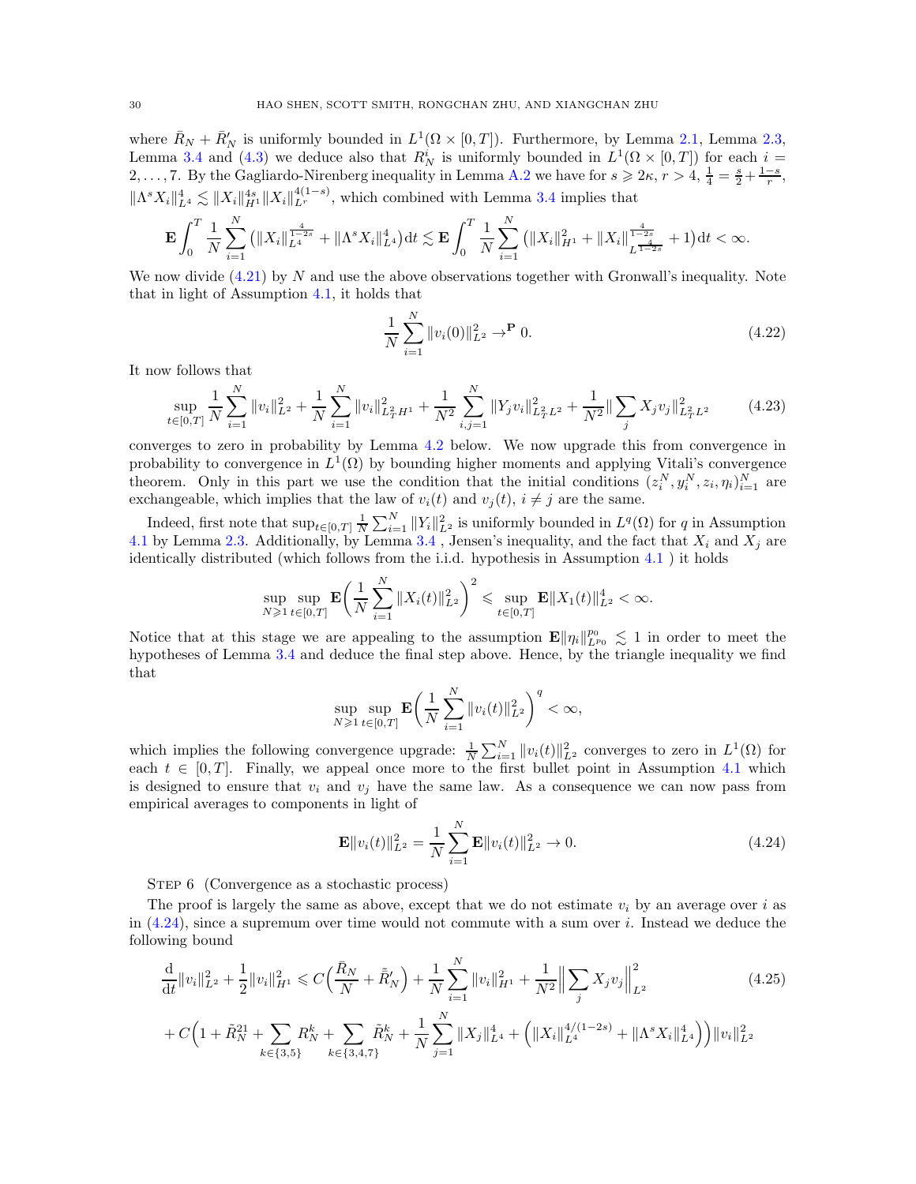where $\bar{R}_N + \bar{R}'_N$ is uniformly bounded in $L^1(\Omega \times [0,T])$. Furthermore, by Lemma 2.1, Lemma 2.3, Lemma 3.4 and (4.3) we deduce also that $R^i_N$ is uniformly bounded in $L^1(\Omega \times [0,T])$ for each $i = 2, \dots, 7$. By the Gagliardo-Nirenberg inequality in Lemma A.2 we have for $s \geqslant 2\kappa$, $r > 4$, $\frac{1}{4} = \frac{s}{2} + \frac{1-s}{r}$, $\|\Lambda^s X_i\|^4_{L^4} \lesssim \|X_i\|^{4s}_{H^1} \|X_i\|^{4(1-s)}_{L^r}$, which combined with Lemma 3.4 implies that

$$\mathbf{E}\int_0^T \frac{1}{N}\sum_{i=1}^N \big(\|X_i\|^{\frac{4}{1-2s}}_{L^4} + \|\Lambda^s X_i\|^4_{L^4}\big)\mathrm{d}t \lesssim \mathbf{E}\int_0^T \frac{1}{N}\sum_{i=1}^N \big(\|X_i\|^2_{H^1} + \|X_i\|^{\frac{4}{1-2s}}_{L^{\frac{4}{1-2s}}} + 1\big)\mathrm{d}t < \infty.$$

We now divide (4.21) by $N$ and use the above observations together with Gronwall's inequality. Note that in light of Assumption 4.1, it holds that

$$\frac{1}{N}\sum_{i=1}^N \|v_i(0)\|^2_{L^2} \to^{\mathbf{P}} 0. \tag{4.22}$$

It now follows that

$$\sup_{t\in[0,T]} \frac{1}{N}\sum_{i=1}^N \|v_i\|^2_{L^2} + \frac{1}{N}\sum_{i=1}^N \|v_i\|^2_{L^2_T H^1} + \frac{1}{N^2}\sum_{i,j=1}^N \|Y_j v_i\|^2_{L^2_T L^2} + \frac{1}{N^2}\Big\|\sum_j X_j v_j\Big\|^2_{L^2_T L^2} \tag{4.23}$$

converges to zero in probability by Lemma 4.2 below. We now upgrade this from convergence in probability to convergence in $L^1(\Omega)$ by bounding higher moments and applying Vitali's convergence theorem. Only in this part we use the condition that the initial conditions $(z_i^N, y_i^N, z_i, \eta_i)_{i=1}^N$ are exchangeable, which implies that the law of $v_i(t)$ and $v_j(t)$, $i \neq j$ are the same.

Indeed, first note that $\sup_{t\in[0,T]} \frac{1}{N}\sum_{i=1}^N \|Y_i\|^2_{L^2}$ is uniformly bounded in $L^q(\Omega)$ for $q$ in Assumption 4.1 by Lemma 2.3. Additionally, by Lemma 3.4 , Jensen's inequality, and the fact that $X_i$ and $X_j$ are identically distributed (which follows from the i.i.d. hypothesis in Assumption 4.1 ) it holds

$$\sup_{N\geqslant 1}\sup_{t\in[0,T]} \mathbf{E}\bigg(\frac{1}{N}\sum_{i=1}^N \|X_i(t)\|^2_{L^2}\bigg)^2 \leqslant \sup_{t\in[0,T]} \mathbf{E}\|X_1(t)\|^4_{L^2} < \infty.$$

Notice that at this stage we are appealing to the assumption $\mathbf{E}\|\eta_i\|^{p_0}_{L^{p_0}} \lesssim 1$ in order to meet the hypotheses of Lemma 3.4 and deduce the final step above. Hence, by the triangle inequality we find that

$$\sup_{N\geqslant 1}\sup_{t\in[0,T]} \mathbf{E}\bigg(\frac{1}{N}\sum_{i=1}^N \|v_i(t)\|^2_{L^2}\bigg)^q < \infty,$$

which implies the following convergence upgrade: $\frac{1}{N}\sum_{i=1}^N \|v_i(t)\|^2_{L^2}$ converges to zero in $L^1(\Omega)$ for each $t \in [0,T]$. Finally, we appeal once more to the first bullet point in Assumption 4.1 which is designed to ensure that $v_i$ and $v_j$ have the same law. As a consequence we can now pass from empirical averages to components in light of

$$\mathbf{E}\|v_i(t)\|^2_{L^2} = \frac{1}{N}\sum_{i=1}^N \mathbf{E}\|v_i(t)\|^2_{L^2} \to 0. \tag{4.24}$$

Step 6 (Convergence as a stochastic process)

The proof is largely the same as above, except that we do not estimate $v_i$ by an average over $i$ as in (4.24), since a supremum over time would not commute with a sum over $i$. Instead we deduce the following bound

$$\begin{aligned}
&\frac{\mathrm{d}}{\mathrm{d}t}\|v_i\|^2_{L^2} + \frac{1}{2}\|v_i\|^2_{H^1} \leqslant C\Big(\frac{\bar{R}_N}{N} + \tilde{\bar{R}}'_N\Big) + \frac{1}{N}\sum_{i=1}^N \|v_i\|^2_{H^1} + \frac{1}{N^2}\Big\|\sum_j X_j v_j\Big\|^2_{L^2} \\
&+ C\Big(1 + \tilde{R}^{21}_N + \sum_{k\in\{3,5\}} R^k_N + \sum_{k\in\{3,4,7\}} \tilde{R}^k_N + \frac{1}{N}\sum_{j=1}^N \|X_j\|^4_{L^4} + \Big(\|X_i\|^{4/(1-2s)}_{L^4} + \|\Lambda^s X_i\|^4_{L^4}\Big)\Big)\|v_i\|^2_{L^2}
\end{aligned} \tag{4.25}$$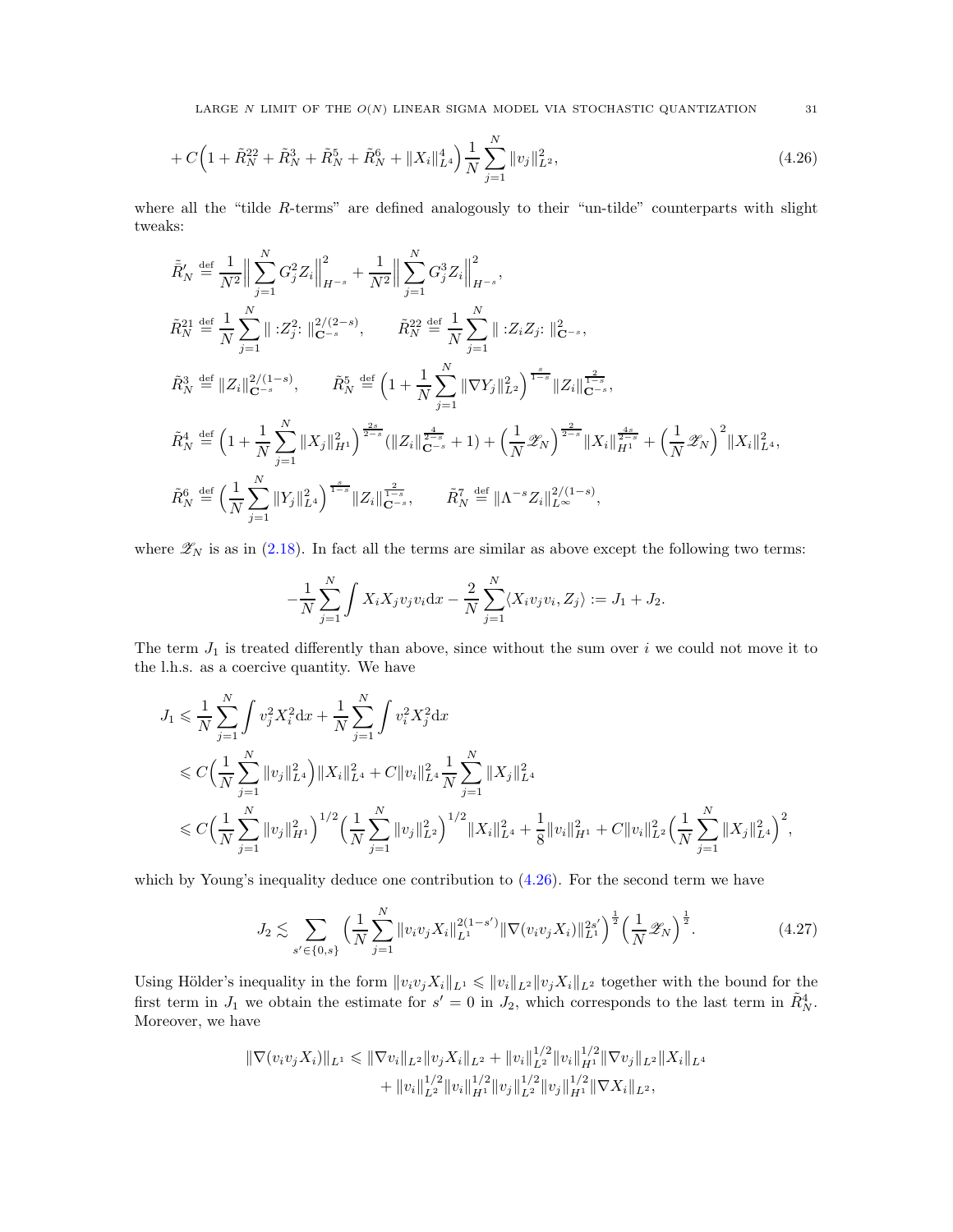$$
+ C\Big(1 + \tilde{R}_N^{22} + \tilde{R}_N^3 + \tilde{R}_N^5 + \tilde{R}_N^6 + \|X_i\|_{L^4}^4\Big)\frac{1}{N}\sum_{j=1}^N \|v_j\|_{L^2}^2, \tag{4.26}
$$

where all the "tilde $R$-terms" are defined analogously to their "un-tilde" counterparts with slight tweaks:

$$
\tilde{\tilde{R}}_N' \stackrel{\text{def}}{=} \frac{1}{N^2}\Big\|\sum_{j=1}^N G_j^2 Z_i\Big\|_{H^{-s}}^2 + \frac{1}{N^2}\Big\|\sum_{j=1}^N G_j^3 Z_i\Big\|_{H^{-s}}^2,
$$

$$
\tilde{R}_N^{21} \stackrel{\text{def}}{=} \frac{1}{N}\sum_{j=1}^N \|:Z_j^2:\|_{\mathbf{C}^{-s}}^{2/(2-s)}, \qquad \tilde{R}_N^{22} \stackrel{\text{def}}{=} \frac{1}{N}\sum_{j=1}^N \|:Z_i Z_j:\|_{\mathbf{C}^{-s}}^2,
$$

$$
\tilde{R}_N^3 \stackrel{\text{def}}{=} \|Z_i\|_{\mathbf{C}^{-s}}^{2/(1-s)}, \qquad \tilde{R}_N^5 \stackrel{\text{def}}{=} \Big(1 + \frac{1}{N}\sum_{j=1}^N \|\nabla Y_j\|_{L^2}^2\Big)^{\frac{s}{1-s}} \|Z_i\|_{\mathbf{C}^{-s}}^{\frac{2}{1-s}},
$$

$$
\tilde{R}_N^4 \stackrel{\text{def}}{=} \Big(1 + \frac{1}{N}\sum_{j=1}^N \|X_j\|_{H^1}^2\Big)^{\frac{2s}{2-s}} (\|Z_i\|_{\mathbf{C}^{-s}}^{\frac{4}{2-s}} + 1) + \Big(\frac{1}{N}\mathscr{Z}_N\Big)^{\frac{2}{2-s}} \|X_i\|_{H^1}^{\frac{4s}{2-s}} + \Big(\frac{1}{N}\mathscr{Z}_N\Big)^2 \|X_i\|_{L^4}^2,
$$

$$
\tilde{R}_N^6 \stackrel{\text{def}}{=} \Big(\frac{1}{N}\sum_{j=1}^N \|Y_j\|_{L^4}^2\Big)^{\frac{s}{1-s}} \|Z_i\|_{\mathbf{C}^{-s}}^{\frac{2}{1-s}}, \qquad \tilde{R}_N^7 \stackrel{\text{def}}{=} \|\Lambda^{-s} Z_i\|_{L^\infty}^{2/(1-s)},
$$

where $\mathscr{Z}_N$ is as in (2.18). In fact all the terms are similar as above except the following two terms:

$$
-\frac{1}{N}\sum_{j=1}^N \int X_i X_j v_j v_i \mathrm{d}x - \frac{2}{N}\sum_{j=1}^N \langle X_i v_j v_i, Z_j\rangle := J_1 + J_2.
$$

The term $J_1$ is treated differently than above, since without the sum over $i$ we could not move it to the l.h.s. as a coercive quantity. We have

$$
\begin{aligned}
J_1 &\leqslant \frac{1}{N}\sum_{j=1}^N \int v_j^2 X_i^2 \mathrm{d}x + \frac{1}{N}\sum_{j=1}^N \int v_i^2 X_j^2 \mathrm{d}x \\
&\leqslant C\Big(\frac{1}{N}\sum_{j=1}^N \|v_j\|_{L^4}^2\Big)\|X_i\|_{L^4}^2 + C\|v_i\|_{L^4}^2 \frac{1}{N}\sum_{j=1}^N \|X_j\|_{L^4}^2 \\
&\leqslant C\Big(\frac{1}{N}\sum_{j=1}^N \|v_j\|_{H^1}^2\Big)^{1/2}\Big(\frac{1}{N}\sum_{j=1}^N \|v_j\|_{L^2}^2\Big)^{1/2}\|X_i\|_{L^4}^2 + \frac{1}{8}\|v_i\|_{H^1}^2 + C\|v_i\|_{L^2}^2\Big(\frac{1}{N}\sum_{j=1}^N \|X_j\|_{L^4}^2\Big)^2,
\end{aligned}
$$

which by Young's inequality deduce one contribution to (4.26). For the second term we have

$$
J_2 \lesssim \sum_{s' \in \{0,s\}} \Big(\frac{1}{N}\sum_{j=1}^N \|v_i v_j X_i\|_{L^1}^{2(1-s')} \|\nabla(v_i v_j X_i)\|_{L^1}^{2s'}\Big)^{\frac{1}{2}} \Big(\frac{1}{N}\mathscr{Z}_N\Big)^{\frac{1}{2}}. \tag{4.27}
$$

Using Hölder's inequality in the form $\|v_i v_j X_i\|_{L^1} \leqslant \|v_i\|_{L^2}\|v_j X_i\|_{L^2}$ together with the bound for the first term in $J_1$ we obtain the estimate for $s' = 0$ in $J_2$, which corresponds to the last term in $\tilde{R}_N^4$. Moreover, we have

$$
\begin{aligned}
\|\nabla(v_i v_j X_i)\|_{L^1} \leqslant{}& \|\nabla v_i\|_{L^2}\|v_j X_i\|_{L^2} + \|v_i\|_{L^2}^{1/2}\|v_i\|_{H^1}^{1/2}\|\nabla v_j\|_{L^2}\|X_i\|_{L^4} \\
&+ \|v_i\|_{L^2}^{1/2}\|v_i\|_{H^1}^{1/2}\|v_j\|_{L^2}^{1/2}\|v_j\|_{H^1}^{1/2}\|\nabla X_i\|_{L^2},
\end{aligned}
$$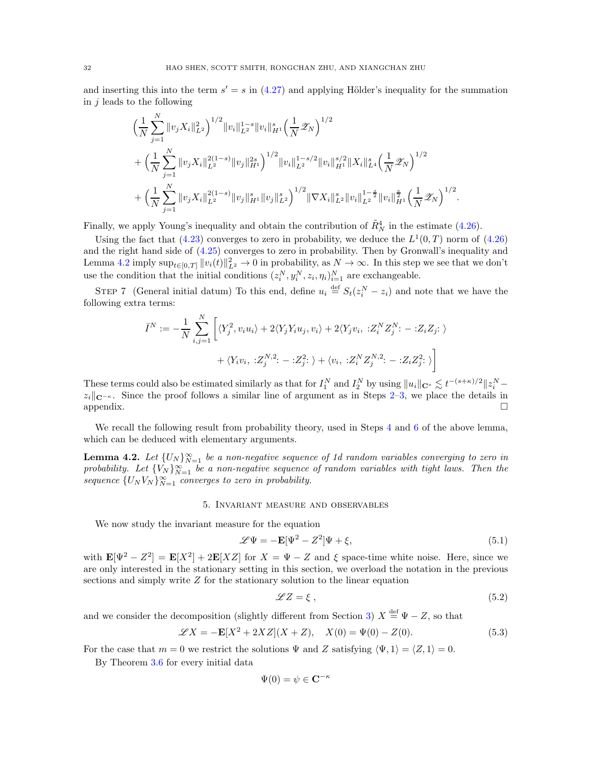and inserting this into the term $s' = s$ in (4.27) and applying Hölder's inequality for the summation in $j$ leads to the following

$$
\begin{aligned}
&\Big(\frac{1}{N}\sum_{j=1}^N \|v_j X_i\|_{L^2}^2\Big)^{1/2} \|v_i\|_{L^2}^{1-s}\|v_i\|_{H^1}^s \Big(\frac{1}{N}\mathscr{Z}_N\Big)^{1/2} \\
&+ \Big(\frac{1}{N}\sum_{j=1}^N \|v_j X_i\|_{L^2}^{2(1-s)}\|v_j\|_{H^1}^{2s}\Big)^{1/2} \|v_i\|_{L^2}^{1-s/2}\|v_i\|_{H^1}^{s/2}\|X_i\|_{L^4}^s \Big(\frac{1}{N}\mathscr{Z}_N\Big)^{1/2} \\
&+ \Big(\frac{1}{N}\sum_{j=1}^N \|v_j X_i\|_{L^2}^{2(1-s)}\|v_j\|_{H^1}^{s}\|v_j\|_{L^2}^{s}\Big)^{1/2} \|\nabla X_i\|_{L^2}^s\|v_i\|_{L^2}^{1-\frac{s}{2}}\|v_i\|_{H^1}^{\frac{s}{2}} \Big(\frac{1}{N}\mathscr{Z}_N\Big)^{1/2}.
\end{aligned}
$$

Finally, we apply Young's inequality and obtain the contribution of $\tilde{R}_N^4$ in the estimate (4.26).

Using the fact that (4.23) converges to zero in probability, we deduce the $L^1(0,T)$ norm of (4.26) and the right hand side of (4.25) converges to zero in probability. Then by Gronwall's inequality and Lemma 4.2 imply $\sup_{t\in[0,T]}\|v_i(t)\|_{L^2}^2 \to 0$ in probability, as $N\to\infty$. In this step we see that we don't use the condition that the initial conditions $(z_i^N, y_i^N, z_i, \eta_i)_{i=1}^N$ are exchangeable.

Step 7 (General initial datum) To this end, define $u_i \stackrel{\text{def}}{=} S_t(z_i^N - z_i)$ and note that we have the following extra terms:

$$
\begin{aligned}
\bar{I}^N := -\frac{1}{N}\sum_{i,j=1}^N \Big[ &\langle Y_j^2, v_i u_i\rangle + 2\langle Y_j Y_i u_j, v_i\rangle + 2\langle Y_j v_i,\ {:}Z_i^N Z_j^N{:} - {:}Z_i Z_j{:}\ \rangle \\
&+ \langle Y_i v_i,\ {:}Z_j^{N,2}{:} - {:}Z_j^2{:}\ \rangle + \langle v_i,\ {:}Z_i^N Z_j^{N,2}{:} - {:}Z_i Z_j^2{:}\ \rangle \Big]
\end{aligned}
$$

These terms could also be estimated similarly as that for $I_1^N$ and $I_2^N$ by using $\|u_i\|_{\mathbf{C}^s} \lesssim t^{-(s+\kappa)/2}\|z_i^N - z_i\|_{\mathbf{C}^{-\kappa}}$. Since the proof follows a similar line of argument as in Steps 2–3, we place the details in appendix. $\square$

We recall the following result from probability theory, used in Steps 4 and 6 of the above lemma, which can be deduced with elementary arguments.

**Lemma 4.2.** *Let $\{U_N\}_{N=1}^\infty$ be a non-negative sequence of 1d random variables converging to zero in probability. Let $\{V_N\}_{N=1}^\infty$ be a non-negative sequence of random variables with tight laws. Then the sequence $\{U_N V_N\}_{N=1}^\infty$ converges to zero in probability.*

## 5. Invariant measure and observables

We now study the invariant measure for the equation

$$
\mathscr{L}\Psi = -\mathbf{E}[\Psi^2 - Z^2]\Psi + \xi, \tag{5.1}
$$

with $\mathbf{E}[\Psi^2 - Z^2] = \mathbf{E}[X^2] + 2\mathbf{E}[XZ]$ for $X = \Psi - Z$ and $\xi$ space-time white noise. Here, since we are only interested in the stationary setting in this section, we overload the notation in the previous sections and simply write $Z$ for the stationary solution to the linear equation

$$
\mathscr{L}Z = \xi\,, \tag{5.2}
$$

and we consider the decomposition (slightly different from Section 3) $X \stackrel{\text{def}}{=} \Psi - Z$, so that

$$
\mathscr{L}X = -\mathbf{E}[X^2 + 2XZ](X+Z), \quad X(0) = \Psi(0) - Z(0). \tag{5.3}
$$

For the case that $m = 0$ we restrict the solutions $\Psi$ and $Z$ satisfying $\langle\Psi, 1\rangle = \langle Z, 1\rangle = 0$.

By Theorem 3.6 for every initial data

$$
\Psi(0) = \psi \in \mathbf{C}^{-\kappa}
$$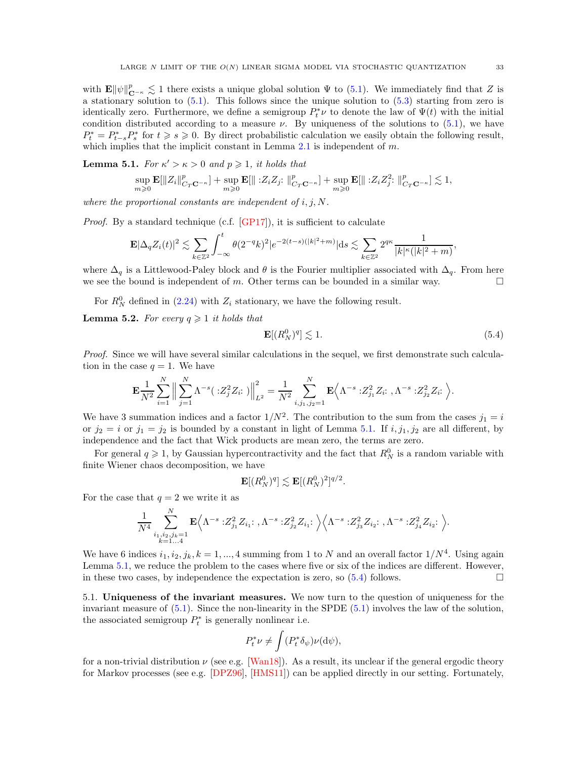with $\mathbf{E}\|\psi\|^p_{\mathbf{C}^{-\kappa}} \lesssim 1$ there exists a unique global solution $\Psi$ to (5.1). We immediately find that $Z$ is a stationary solution to (5.1). This follows since the unique solution to (5.3) starting from zero is identically zero. Furthermore, we define a semigroup $P^*_t\nu$ to denote the law of $\Psi(t)$ with the initial condition distributed according to a measure $\nu$. By uniqueness of the solutions to (5.1), we have $P^*_t = P^*_{t-s}P^*_s$ for $t \geqslant s \geqslant 0$. By direct probabilistic calculation we easily obtain the following result, which implies that the implicit constant in Lemma 2.1 is independent of $m$.

**Lemma 5.1.** *For $\kappa' > \kappa > 0$ and $p \geqslant 1$, it holds that*

$$\sup_{m\geqslant 0}\mathbf{E}[\|Z_i\|^p_{C_T\mathbf{C}^{-\kappa}}] + \sup_{m\geqslant 0}\mathbf{E}[\|:Z_iZ_j:\|^p_{C_T\mathbf{C}^{-\kappa}}] + \sup_{m\geqslant 0}\mathbf{E}[\|:Z_iZ_j^2:\|^p_{C_T\mathbf{C}^{-\kappa}}] \lesssim 1,$$

*where the proportional constants are independent of $i, j, N$.*

*Proof.* By a standard technique (c.f. [GP17]), it is sufficient to calculate

$$\mathbf{E}|\Delta_q Z_i(t)|^2 \lesssim \sum_{k\in\mathbb{Z}^2}\int_{-\infty}^t \theta(2^{-q}k)^2|e^{-2(t-s)(|k|^2+m)}|\mathrm{d}s \lesssim \sum_{k\in\mathbb{Z}^2} 2^{q\kappa}\frac{1}{|k|^\kappa(|k|^2+m)},$$

where $\Delta_q$ is a Littlewood-Paley block and $\theta$ is the Fourier multiplier associated with $\Delta_q$. From here we see the bound is independent of $m$. Other terms can be bounded in a similar way. $\square$

For $R^0_N$ defined in (2.24) with $Z_i$ stationary, we have the following result.

**Lemma 5.2.** *For every $q \geqslant 1$ it holds that*

$$\mathbf{E}[(R^0_N)^q] \lesssim 1. \tag{5.4}$$

*Proof.* Since we will have several similar calculations in the sequel, we first demonstrate such calculation in the case $q = 1$. We have

$$\mathbf{E}\frac{1}{N^2}\sum_{i=1}^N\Big\|\sum_{j=1}^N \Lambda^{-s}(:Z_j^2Z_i:)\Big\|^2_{L^2} = \frac{1}{N^2}\sum_{i,j_1,j_2=1}^N \mathbf{E}\Big\langle \Lambda^{-s}:Z_{j_1}^2Z_i:, \Lambda^{-s}:Z_{j_2}^2Z_i:\Big\rangle.$$

We have 3 summation indices and a factor $1/N^2$. The contribution to the sum from the cases $j_1 = i$ or $j_2 = i$ or $j_1 = j_2$ is bounded by a constant in light of Lemma 5.1. If $i, j_1, j_2$ are all different, by independence and the fact that Wick products are mean zero, the terms are zero.

For general $q \geqslant 1$, by Gaussian hypercontractivity and the fact that $R^0_N$ is a random variable with finite Wiener chaos decomposition, we have

$$\mathbf{E}[(R^0_N)^q] \lesssim \mathbf{E}[(R^0_N)^2]^{q/2}.$$

For the case that $q = 2$ we write it as

$$\frac{1}{N^4}\sum_{\substack{i_1,i_2,j_k=1\\k=1...4}}^N \mathbf{E}\Big\langle\Lambda^{-s}:Z_{j_1}^2Z_{i_1}:, \Lambda^{-s}:Z_{j_2}^2Z_{i_1}:\Big\rangle\Big\langle\Lambda^{-s}:Z_{j_3}^2Z_{i_2}:, \Lambda^{-s}:Z_{j_4}^2Z_{i_2}:\Big\rangle.$$

We have 6 indices $i_1, i_2, j_k, k = 1, ..., 4$ summing from 1 to $N$ and an overall factor $1/N^4$. Using again Lemma 5.1, we reduce the problem to the cases where five or six of the indices are different. However, in these two cases, by independence the expectation is zero, so (5.4) follows. $\square$

5.1. **Uniqueness of the invariant measures.** We now turn to the question of uniqueness for the invariant measure of (5.1). Since the non-linearity in the SPDE (5.1) involves the law of the solution, the associated semigroup $P^*_t$ is generally nonlinear i.e.

$$P^*_t\nu \neq \int (P^*_t\delta_\psi)\nu(\mathrm{d}\psi),$$

for a non-trivial distribution $\nu$ (see e.g. [Wan18]). As a result, its unclear if the general ergodic theory for Markov processes (see e.g. [DPZ96], [HMS11]) can be applied directly in our setting. Fortunately,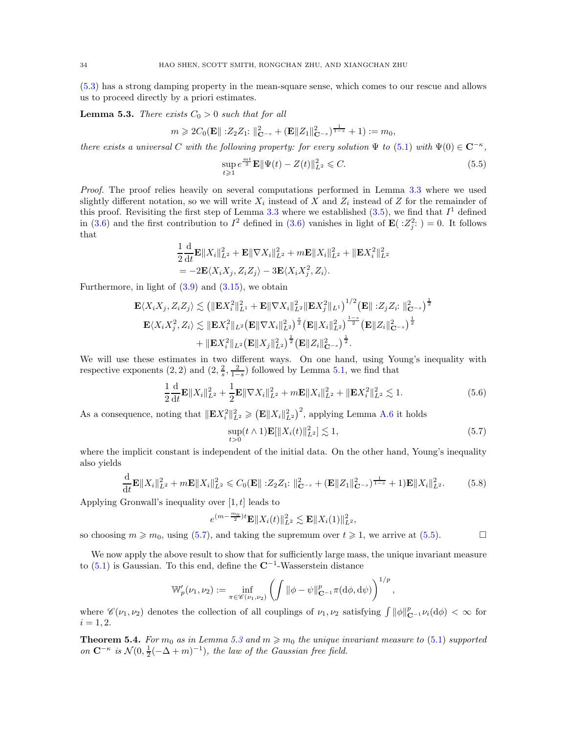(5.3) has a strong damping property in the mean-square sense, which comes to our rescue and allows us to proceed directly by a priori estimates.

**Lemma 5.3.** *There exists $C_0 > 0$ such that for all*

$$m \geqslant 2C_0(\mathbf{E}\| :Z_2 Z_1: \|^2_{\mathbf{C}^{-s}} + (\mathbf{E}\|Z_1\|^2_{\mathbf{C}^{-s}})^{\frac{1}{1-s}} + 1) := m_0,$$

*there exists a universal $C$ with the following property: for every solution $\Psi$ to (5.1) with $\Psi(0) \in \mathbf{C}^{-\kappa}$,*

$$\sup_{t\geqslant 1} e^{\frac{mt}{2}} \mathbf{E}\|\Psi(t) - Z(t)\|^2_{L^2} \leqslant C. \tag{5.5}$$

*Proof.* The proof relies heavily on several computations performed in Lemma 3.3 where we used slightly different notation, so we will write $X_i$ instead of $X$ and $Z_i$ instead of $Z$ for the remainder of this proof. Revisiting the first step of Lemma 3.3 where we established (3.5), we find that $I^1$ defined in (3.6) and the first contribution to $I^2$ defined in (3.6) vanishes in light of $\mathbf{E}( :Z_j^2: ) = 0$. It follows that

$$\begin{aligned}
&\frac{1}{2}\frac{\mathrm{d}}{\mathrm{d}t}\mathbf{E}\|X_i\|^2_{L^2} + \mathbf{E}\|\nabla X_i\|^2_{L^2} + m\mathbf{E}\|X_i\|^2_{L^2} + \|\mathbf{E}X_i^2\|^2_{L^2} \\
&= -2\mathbf{E}\langle X_i X_j, Z_i Z_j\rangle - 3\mathbf{E}\langle X_i X_j^2, Z_i\rangle.
\end{aligned}$$

Furthermore, in light of (3.9) and (3.15), we obtain

$$\begin{aligned}
\mathbf{E}\langle X_i X_j, Z_i Z_j\rangle &\lesssim \big(\|\mathbf{E}X_i^2\|^2_{L^1} + \mathbf{E}\|\nabla X_i\|^2_{L^2}\|\mathbf{E}X_j^2\|_{L^1}\big)^{1/2}\big(\mathbf{E}\| :Z_j Z_i: \|^2_{\mathbf{C}^{-s}}\big)^{\frac{1}{2}} \\
\mathbf{E}\langle X_i X_j^2, Z_i\rangle &\lesssim \|\mathbf{E}X_i^2\|_{L^2}\big(\mathbf{E}\|\nabla X_i\|^2_{L^2}\big)^{\frac{s}{2}}\big(\mathbf{E}\|X_i\|^2_{L^2}\big)^{\frac{1-s}{2}}\big(\mathbf{E}\|Z_i\|^2_{\mathbf{C}^{-s}}\big)^{\frac{1}{2}} \\
&\quad + \|\mathbf{E}X_i^2\|_{L^2}\big(\mathbf{E}\|X_j\|^2_{L^2}\big)^{\frac{1}{2}}\big(\mathbf{E}\|Z_i\|^2_{\mathbf{C}^{-s}}\big)^{\frac{1}{2}}.
\end{aligned}$$

We will use these estimates in two different ways. On one hand, using Young's inequality with respective exponents $(2, 2)$ and $(2, \frac{2}{s}, \frac{2}{1-s})$ followed by Lemma 5.1, we find that

$$\frac{1}{2}\frac{\mathrm{d}}{\mathrm{d}t}\mathbf{E}\|X_i\|^2_{L^2} + \frac{1}{2}\mathbf{E}\|\nabla X_i\|^2_{L^2} + m\mathbf{E}\|X_i\|^2_{L^2} + \|\mathbf{E}X_i^2\|^2_{L^2} \lesssim 1. \tag{5.6}$$

As a consequence, noting that $\|\mathbf{E}X_i^2\|^2_{L^2} \geqslant \big(\mathbf{E}\|X_i\|^2_{L^2}\big)^2$, applying Lemma A.6 it holds

$$\sup_{t>0}(t\wedge 1)\mathbf{E}[\|X_i(t)\|^2_{L^2}] \lesssim 1, \tag{5.7}$$

where the implicit constant is independent of the initial data. On the other hand, Young's inequality also yields

$$\frac{\mathrm{d}}{\mathrm{d}t}\mathbf{E}\|X_i\|^2_{L^2} + m\mathbf{E}\|X_i\|^2_{L^2} \leqslant C_0(\mathbf{E}\| :Z_2 Z_1: \|^2_{\mathbf{C}^{-s}} + (\mathbf{E}\|Z_1\|^2_{\mathbf{C}^{-s}})^{\frac{1}{1-s}} + 1)\mathbf{E}\|X_i\|^2_{L^2}. \tag{5.8}$$

Applying Gronwall's inequality over $[1, t]$ leads to

$$e^{(m-\frac{m_0}{2})t}\mathbf{E}\|X_i(t)\|^2_{L^2} \lesssim \mathbf{E}\|X_i(1)\|^2_{L^2},$$

so choosing $m \geqslant m_0$, using (5.7), and taking the supremum over $t \geqslant 1$, we arrive at (5.5). □

We now apply the above result to show that for sufficiently large mass, the unique invariant measure to (5.1) is Gaussian. To this end, define the $\mathbf{C}^{-1}$-Wasserstein distance

$$\mathbb{W}'_p(\nu_1, \nu_2) := \inf_{\pi\in\mathscr{C}(\nu_1,\nu_2)}\left(\int \|\phi - \psi\|^p_{\mathbf{C}^{-1}}\pi(\mathrm{d}\phi, \mathrm{d}\psi)\right)^{1/p},$$

where $\mathscr{C}(\nu_1, \nu_2)$ denotes the collection of all couplings of $\nu_1, \nu_2$ satisfying $\int \|\phi\|^p_{\mathbf{C}^{-1}}\nu_i(\mathrm{d}\phi) < \infty$ for $i = 1, 2$.

**Theorem 5.4.** *For $m_0$ as in Lemma 5.3 and $m \geqslant m_0$ the unique invariant measure to (5.1) supported on $\mathbf{C}^{-\kappa}$ is $\mathcal{N}(0, \frac{1}{2}(-\Delta + m)^{-1})$, the law of the Gaussian free field.*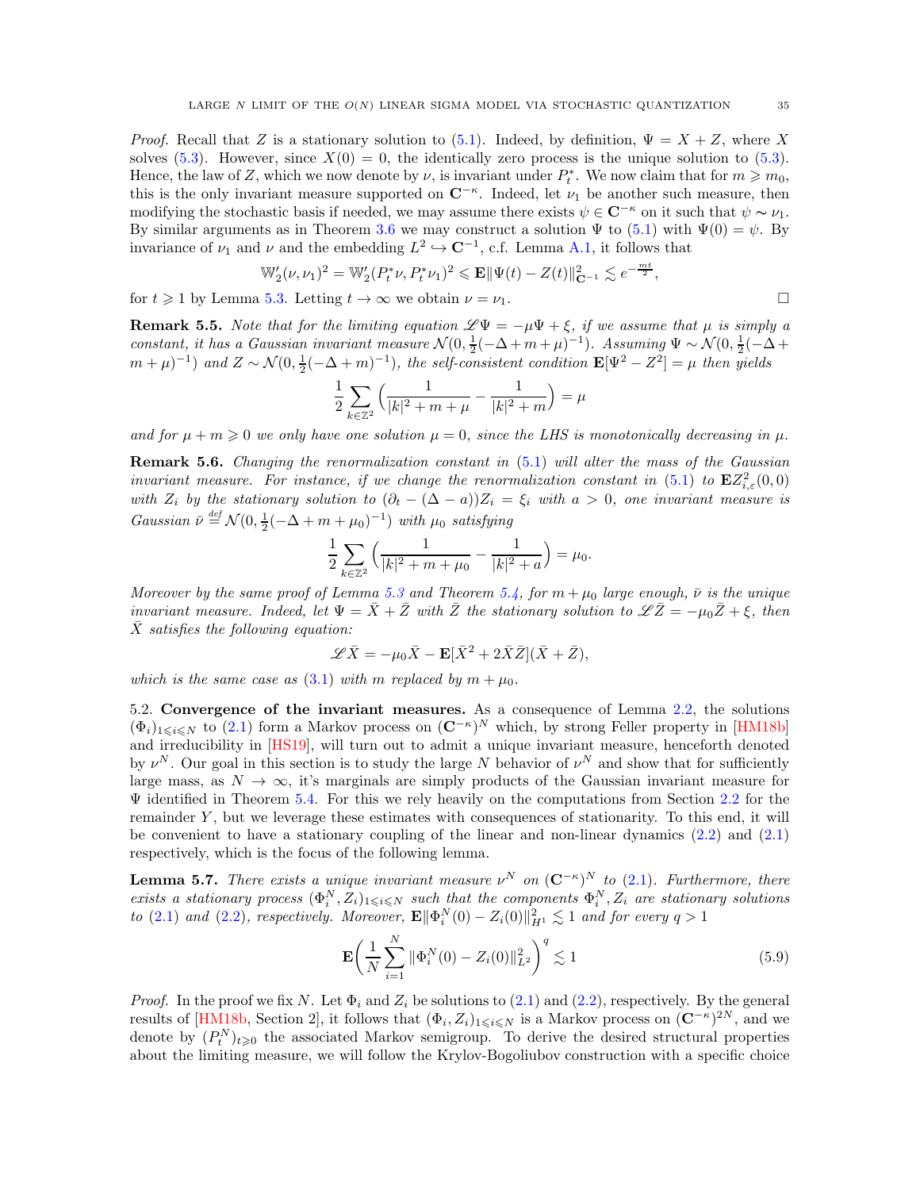*Proof.* Recall that $Z$ is a stationary solution to (5.1). Indeed, by definition, $\Psi = X + Z$, where $X$ solves (5.3). However, since $X(0) = 0$, the identically zero process is the unique solution to (5.3). Hence, the law of $Z$, which we now denote by $\nu$, is invariant under $P_t^*$. We now claim that for $m \geqslant m_0$, this is the only invariant measure supported on $\mathbf{C}^{-\kappa}$. Indeed, let $\nu_1$ be another such measure, then modifying the stochastic basis if needed, we may assume there exists $\psi \in \mathbf{C}^{-\kappa}$ on it such that $\psi \sim \nu_1$. By similar arguments as in Theorem 3.6 we may construct a solution $\Psi$ to (5.1) with $\Psi(0) = \psi$. By invariance of $\nu_1$ and $\nu$ and the embedding $L^2 \hookrightarrow \mathbf{C}^{-1}$, c.f. Lemma A.1, it follows that

$$\mathbb{W}_2'(\nu, \nu_1)^2 = \mathbb{W}_2'(P_t^*\nu, P_t^*\nu_1)^2 \leqslant \mathbf{E}\|\Psi(t) - Z(t)\|_{\mathbf{C}^{-1}}^2 \lesssim e^{-\frac{mt}{2}},$$

for $t \geqslant 1$ by Lemma 5.3. Letting $t \to \infty$ we obtain $\nu = \nu_1$. $\square$

**Remark 5.5.** *Note that for the limiting equation $\mathscr{L}\Psi = -\mu\Psi + \xi$, if we assume that $\mu$ is simply a constant, it has a Gaussian invariant measure $\mathcal{N}(0, \frac{1}{2}(-\Delta + m + \mu)^{-1})$. Assuming $\Psi \sim \mathcal{N}(0, \frac{1}{2}(-\Delta + m + \mu)^{-1})$ and $Z \sim \mathcal{N}(0, \frac{1}{2}(-\Delta + m)^{-1})$, the self-consistent condition $\mathbf{E}[\Psi^2 - Z^2] = \mu$ then yields*

$$\frac{1}{2}\sum_{k \in \mathbb{Z}^2}\Big(\frac{1}{|k|^2 + m + \mu} - \frac{1}{|k|^2 + m}\Big) = \mu$$

*and for $\mu + m \geqslant 0$ we only have one solution $\mu = 0$, since the LHS is monotonically decreasing in $\mu$.*

**Remark 5.6.** *Changing the renormalization constant in (5.1) will alter the mass of the Gaussian invariant measure. For instance, if we change the renormalization constant in (5.1) to $\mathbf{E}Z_{i,\varepsilon}^2(0,0)$ with $Z_i$ by the stationary solution to $(\partial_t - (\Delta - a))Z_i = \xi_i$ with $a > 0$, one invariant measure is Gaussian $\bar{\nu} \stackrel{def}{=} \mathcal{N}(0, \frac{1}{2}(-\Delta + m + \mu_0)^{-1})$ with $\mu_0$ satisfying*

$$\frac{1}{2}\sum_{k \in \mathbb{Z}^2}\Big(\frac{1}{|k|^2 + m + \mu_0} - \frac{1}{|k|^2 + a}\Big) = \mu_0.$$

*Moreover by the same proof of Lemma 5.3 and Theorem 5.4, for $m + \mu_0$ large enough, $\bar{\nu}$ is the unique invariant measure. Indeed, let $\Psi = \bar{X} + \bar{Z}$ with $\bar{Z}$ the stationary solution to $\mathscr{L}\bar{Z} = -\mu_0\bar{Z} + \xi$, then $\bar{X}$ satisfies the following equation:*

$$\mathscr{L}\bar{X} = -\mu_0\bar{X} - \mathbf{E}[\bar{X}^2 + 2\bar{X}\bar{Z}](\bar{X} + \bar{Z}),$$

*which is the same case as (3.1) with $m$ replaced by $m + \mu_0$.*

## 5.2. Convergence of the invariant measures.

As a consequence of Lemma 2.2, the solutions $(\Phi_i)_{1 \leqslant i \leqslant N}$ to (2.1) form a Markov process on $(\mathbf{C}^{-\kappa})^N$ which, by strong Feller property in [HM18b] and irreducibility in [HS19], will turn out to admit a unique invariant measure, henceforth denoted by $\nu^N$. Our goal in this section is to study the large $N$ behavior of $\nu^N$ and show that for sufficiently large mass, as $N \to \infty$, it's marginals are simply products of the Gaussian invariant measure for $\Psi$ identified in Theorem 5.4. For this we rely heavily on the computations from Section 2.2 for the remainder $Y$, but we leverage these estimates with consequences of stationarity. To this end, it will be convenient to have a stationary coupling of the linear and non-linear dynamics (2.2) and (2.1) respectively, which is the focus of the following lemma.

**Lemma 5.7.** *There exists a unique invariant measure $\nu^N$ on $(\mathbf{C}^{-\kappa})^N$ to (2.1). Furthermore, there exists a stationary process $(\Phi_i^N, Z_i)_{1 \leqslant i \leqslant N}$ such that the components $\Phi_i^N, Z_i$ are stationary solutions to (2.1) and (2.2), respectively. Moreover, $\mathbf{E}\|\Phi_i^N(0) - Z_i(0)\|_{H^1}^2 \lesssim 1$ and for every $q > 1$*

$$\mathbf{E}\bigg(\frac{1}{N}\sum_{i=1}^N \|\Phi_i^N(0) - Z_i(0)\|_{L^2}^2\bigg)^q \lesssim 1 \tag{5.9}$$

*Proof.* In the proof we fix $N$. Let $\Phi_i$ and $Z_i$ be solutions to (2.1) and (2.2), respectively. By the general results of [HM18b, Section 2], it follows that $(\Phi_i, Z_i)_{1 \leqslant i \leqslant N}$ is a Markov process on $(\mathbf{C}^{-\kappa})^{2N}$, and we denote by $(P_t^N)_{t \geqslant 0}$ the associated Markov semigroup. To derive the desired structural properties about the limiting measure, we will follow the Krylov-Bogoliubov construction with a specific choice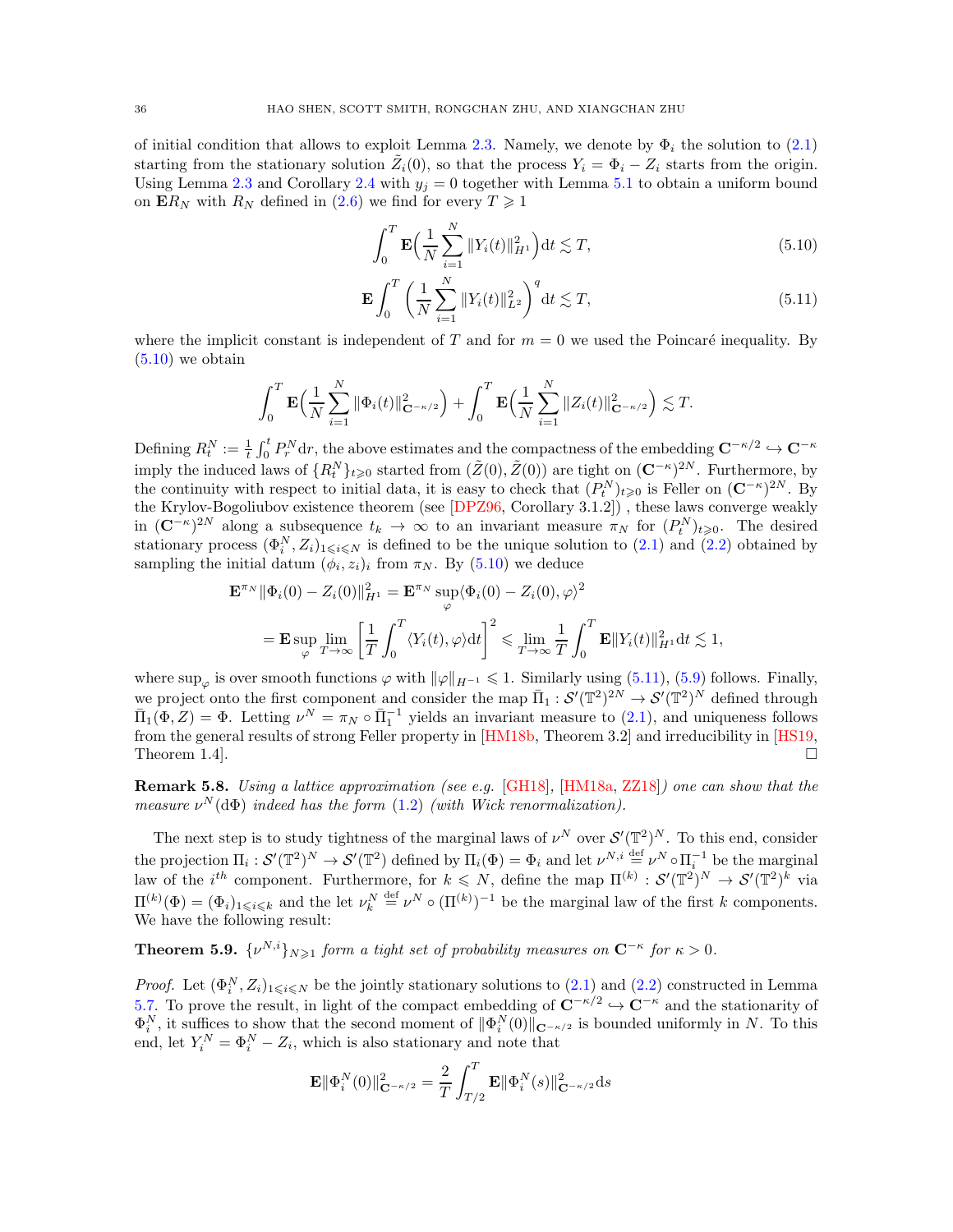of initial condition that allows to exploit Lemma 2.3. Namely, we denote by $\Phi_i$ the solution to (2.1) starting from the stationary solution $\tilde{Z}_i(0)$, so that the process $Y_i = \Phi_i - Z_i$ starts from the origin. Using Lemma 2.3 and Corollary 2.4 with $y_j = 0$ together with Lemma 5.1 to obtain a uniform bound on $\mathbf{E}R_N$ with $R_N$ defined in (2.6) we find for every $T \geqslant 1$

$$\int_0^T \mathbf{E}\Big(\frac{1}{N}\sum_{i=1}^N \|Y_i(t)\|_{H^1}^2\Big)\mathrm{d}t \lesssim T, \tag{5.10}$$

$$\mathbf{E}\int_0^T \left(\frac{1}{N}\sum_{i=1}^N \|Y_i(t)\|_{L^2}^2\right)^q \mathrm{d}t \lesssim T, \tag{5.11}$$

where the implicit constant is independent of $T$ and for $m = 0$ we used the Poincaré inequality. By (5.10) we obtain

$$\int_0^T \mathbf{E}\Big(\frac{1}{N}\sum_{i=1}^N \|\Phi_i(t)\|_{\mathbf{C}^{-\kappa/2}}^2\Big) + \int_0^T \mathbf{E}\Big(\frac{1}{N}\sum_{i=1}^N \|Z_i(t)\|_{\mathbf{C}^{-\kappa/2}}^2\Big) \lesssim T.$$

Defining $R_t^N := \frac{1}{t}\int_0^t P_r^N \mathrm{d}r$, the above estimates and the compactness of the embedding $\mathbf{C}^{-\kappa/2} \hookrightarrow \mathbf{C}^{-\kappa}$ imply the induced laws of $\{R_t^N\}_{t\geqslant 0}$ started from $(\tilde{Z}(0), \tilde{Z}(0))$ are tight on $(\mathbf{C}^{-\kappa})^{2N}$. Furthermore, by the continuity with respect to initial data, it is easy to check that $(P_t^N)_{t\geqslant 0}$ is Feller on $(\mathbf{C}^{-\kappa})^{2N}$. By the Krylov-Bogoliubov existence theorem (see [DPZ96, Corollary 3.1.2]) , these laws converge weakly in $(\mathbf{C}^{-\kappa})^{2N}$ along a subsequence $t_k \to \infty$ to an invariant measure $\pi_N$ for $(P_t^N)_{t\geqslant 0}$. The desired stationary process $(\Phi_i^N, Z_i)_{1\leqslant i\leqslant N}$ is defined to be the unique solution to (2.1) and (2.2) obtained by sampling the initial datum $(\phi_i, z_i)_i$ from $\pi_N$. By (5.10) we deduce

$$\begin{aligned}
\mathbf{E}^{\pi_N}\|\Phi_i(0) - Z_i(0)\|_{H^1}^2 &= \mathbf{E}^{\pi_N}\sup_{\varphi}\langle \Phi_i(0) - Z_i(0), \varphi\rangle^2 \\
&= \mathbf{E}\sup_{\varphi}\lim_{T\to\infty}\left[\frac{1}{T}\int_0^T \langle Y_i(t), \varphi\rangle \mathrm{d}t\right]^2 \leqslant \lim_{T\to\infty}\frac{1}{T}\int_0^T \mathbf{E}\|Y_i(t)\|_{H^1}^2 \mathrm{d}t \lesssim 1,
\end{aligned}$$

where $\sup_\varphi$ is over smooth functions $\varphi$ with $\|\varphi\|_{H^{-1}} \leqslant 1$. Similarly using (5.11), (5.9) follows. Finally, we project onto the first component and consider the map $\bar{\Pi}_1 : \mathcal{S}'(\mathbb{T}^2)^{2N} \to \mathcal{S}'(\mathbb{T}^2)^N$ defined through $\bar{\Pi}_1(\Phi, Z) = \Phi$. Letting $\nu^N = \pi_N \circ \bar{\Pi}_1^{-1}$ yields an invariant measure to (2.1), and uniqueness follows from the general results of strong Feller property in [HM18b, Theorem 3.2] and irreducibility in [HS19, Theorem 1.4]. □

**Remark 5.8.** *Using a lattice approximation (see e.g. [GH18], [HM18a, ZZ18]) one can show that the measure $\nu^N(\mathrm{d}\Phi)$ indeed has the form (1.2) (with Wick renormalization).*

The next step is to study tightness of the marginal laws of $\nu^N$ over $\mathcal{S}'(\mathbb{T}^2)^N$. To this end, consider the projection $\Pi_i : \mathcal{S}'(\mathbb{T}^2)^N \to \mathcal{S}'(\mathbb{T}^2)$ defined by $\Pi_i(\Phi) = \Phi_i$ and let $\nu^{N,i} \stackrel{\text{def}}{=} \nu^N \circ \Pi_i^{-1}$ be the marginal law of the $i^{th}$ component. Furthermore, for $k \leqslant N$, define the map $\Pi^{(k)} : \mathcal{S}'(\mathbb{T}^2)^N \to \mathcal{S}'(\mathbb{T}^2)^k$ via $\Pi^{(k)}(\Phi) = (\Phi_i)_{1\leqslant i\leqslant k}$ and the let $\nu_k^N \stackrel{\text{def}}{=} \nu^N \circ (\Pi^{(k)})^{-1}$ be the marginal law of the first $k$ components. We have the following result:

**Theorem 5.9.** *$\{\nu^{N,i}\}_{N\geqslant 1}$ form a tight set of probability measures on $\mathbf{C}^{-\kappa}$ for $\kappa > 0$.*

*Proof.* Let $(\Phi_i^N, Z_i)_{1\leqslant i\leqslant N}$ be the jointly stationary solutions to (2.1) and (2.2) constructed in Lemma 5.7. To prove the result, in light of the compact embedding of $\mathbf{C}^{-\kappa/2} \hookrightarrow \mathbf{C}^{-\kappa}$ and the stationarity of $\Phi_i^N$, it suffices to show that the second moment of $\|\Phi_i^N(0)\|_{\mathbf{C}^{-\kappa/2}}$ is bounded uniformly in $N$. To this end, let $Y_i^N = \Phi_i^N - Z_i$, which is also stationary and note that

$$\mathbf{E}\|\Phi_i^N(0)\|_{\mathbf{C}^{-\kappa/2}}^2 = \frac{2}{T}\int_{T/2}^T \mathbf{E}\|\Phi_i^N(s)\|_{\mathbf{C}^{-\kappa/2}}^2 \mathrm{d}s$$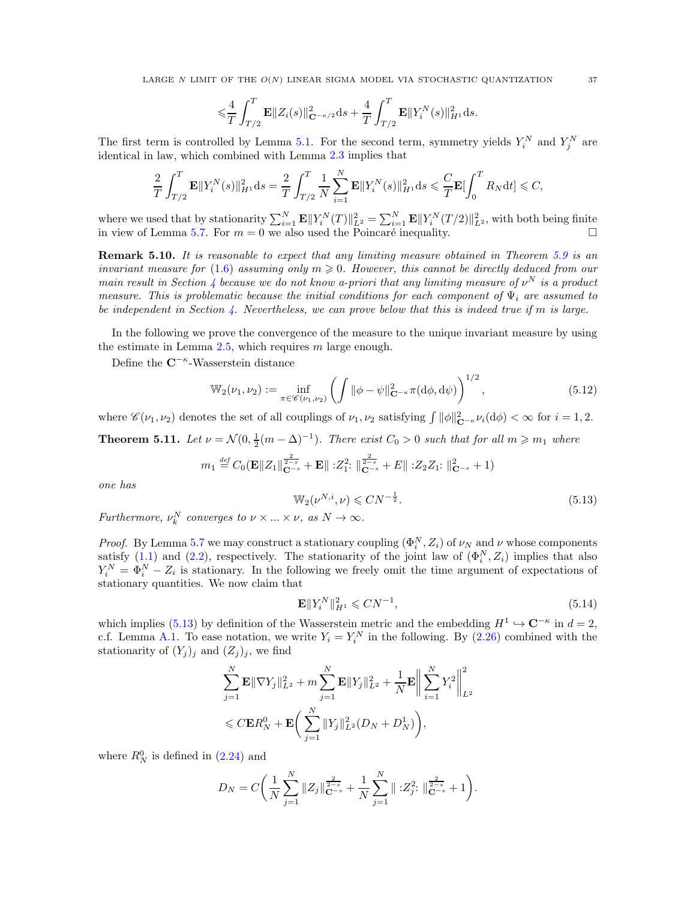$$\leqslant \frac{4}{T}\int_{T/2}^{T}\mathbf{E}\|Z_i(s)\|^2_{\mathbf{C}^{-\kappa/2}}\mathrm{d}s+\frac{4}{T}\int_{T/2}^{T}\mathbf{E}\|Y_i^N(s)\|^2_{H^1}\mathrm{d}s.$$

The first term is controlled by Lemma 5.1. For the second term, symmetry yields $Y_i^N$ and $Y_j^N$ are identical in law, which combined with Lemma 2.3 implies that

$$\frac{2}{T}\int_{T/2}^{T}\mathbf{E}\|Y_i^N(s)\|^2_{H^1}\mathrm{d}s=\frac{2}{T}\int_{T/2}^{T}\frac{1}{N}\sum_{i=1}^{N}\mathbf{E}\|Y_i^N(s)\|^2_{H^1}\mathrm{d}s\leqslant\frac{C}{T}\mathbf{E}[\int_0^T R_N\mathrm{d}t]\leqslant C,$$

where we used that by stationarity $\sum_{i=1}^N\mathbf{E}\|Y_i^N(T)\|^2_{L^2}=\sum_{i=1}^N\mathbf{E}\|Y_i^N(T/2)\|^2_{L^2}$, with both being finite in view of Lemma 5.7. For $m=0$ we also used the Poincaré inequality. □

**Remark 5.10.** *It is reasonable to expect that any limiting measure obtained in Theorem 5.9 is an invariant measure for (1.6) assuming only $m\geqslant 0$. However, this cannot be directly deduced from our main result in Section 4 because we do not know a-priori that any limiting measure of $\nu^N$ is a product measure. This is problematic because the initial conditions for each component of $\Psi_i$ are assumed to be independent in Section 4. Nevertheless, we can prove below that this is indeed true if $m$ is large.*

In the following we prove the convergence of the measure to the unique invariant measure by using the estimate in Lemma 2.5, which requires $m$ large enough.

Define the $\mathbf{C}^{-\kappa}$-Wasserstein distance

$$\mathbb{W}_2(\nu_1,\nu_2):=\inf_{\pi\in\mathscr{C}(\nu_1,\nu_2)}\left(\int\|\phi-\psi\|^2_{\mathbf{C}^{-\kappa}}\pi(\mathrm{d}\phi,\mathrm{d}\psi)\right)^{1/2},\tag{5.12}$$

where $\mathscr{C}(\nu_1,\nu_2)$ denotes the set of all couplings of $\nu_1,\nu_2$ satisfying $\int\|\phi\|^2_{\mathbf{C}^{-\kappa}}\nu_i(\mathrm{d}\phi)<\infty$ for $i=1,2$.

**Theorem 5.11.** *Let $\nu=\mathcal{N}(0,\frac{1}{2}(m-\Delta)^{-1})$. There exist $C_0>0$ such that for all $m\geqslant m_1$ where*

$$m_1\stackrel{\text{def}}{=}C_0(\mathbf{E}\|Z_1\|^{\frac{2}{2-s}}_{\mathbf{C}^{-s}}+\mathbf{E}\|:Z_1^2:\|^{\frac{2}{2-s}}_{\mathbf{C}^{-s}}+E\|:Z_2Z_1:\|^2_{\mathbf{C}^{-s}}+1)$$

*one has*

$$\mathbb{W}_2(\nu^{N,i},\nu)\leqslant CN^{-\frac{1}{2}}.\tag{5.13}$$

*Furthermore, $\nu_k^N$ converges to $\nu\times\ldots\times\nu$, as $N\to\infty$.*

*Proof.* By Lemma 5.7 we may construct a stationary coupling $(\Phi_i^N,Z_i)$ of $\nu_N$ and $\nu$ whose components satisfy (1.1) and (2.2), respectively. The stationarity of the joint law of $(\Phi_i^N,Z_i)$ implies that also $Y_i^N=\Phi_i^N-Z_i$ is stationary. In the following we freely omit the time argument of expectations of stationary quantities. We now claim that

$$\mathbf{E}\|Y_i^N\|^2_{H^1}\leqslant CN^{-1},\tag{5.14}$$

which implies (5.13) by definition of the Wasserstein metric and the embedding $H^1\hookrightarrow\mathbf{C}^{-\kappa}$ in $d=2$, c.f. Lemma A.1. To ease notation, we write $Y_i=Y_i^N$ in the following. By (2.26) combined with the stationarity of $(Y_j)_j$ and $(Z_j)_j$, we find

$$\begin{aligned}&\sum_{j=1}^N\mathbf{E}\|\nabla Y_j\|^2_{L^2}+m\sum_{j=1}^N\mathbf{E}\|Y_j\|^2_{L^2}+\frac{1}{N}\mathbf{E}\Big\|\sum_{i=1}^N Y_i^2\Big\|^2_{L^2}\\&\leqslant C\mathbf{E}R_N^0+\mathbf{E}\bigg(\sum_{j=1}^N\|Y_j\|^2_{L^2}(D_N+D_N^1)\bigg),\end{aligned}$$

where $R_N^0$ is defined in (2.24) and

$$D_N=C\bigg(\frac{1}{N}\sum_{j=1}^N\|Z_j\|^{\frac{2}{2-s}}_{\mathbf{C}^{-s}}+\frac{1}{N}\sum_{j=1}^N\|:Z_j^2:\|^{\frac{2}{2-s}}_{\mathbf{C}^{-s}}+1\bigg).$$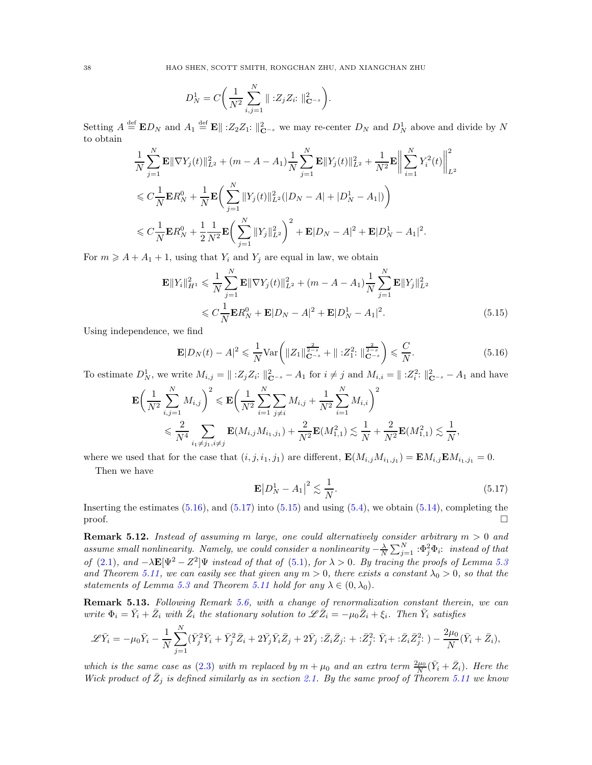$$D_N^1 = C\bigg(\frac{1}{N^2}\sum_{i,j=1}^N \| :Z_jZ_i: \|^2_{\mathbf{C}^{-s}}\bigg).$$

Setting $A \stackrel{\text{def}}{=} \mathbf{E}D_N$ and $A_1 \stackrel{\text{def}}{=} \mathbf{E}\| :Z_2Z_1: \|^2_{\mathbf{C}^{-s}}$ we may re-center $D_N$ and $D_N^1$ above and divide by $N$ to obtain

$$\begin{aligned}
&\frac{1}{N}\sum_{j=1}^N \mathbf{E}\|\nabla Y_j(t)\|^2_{L^2} + (m - A - A_1)\frac{1}{N}\sum_{j=1}^N \mathbf{E}\|Y_j(t)\|^2_{L^2} + \frac{1}{N^2}\mathbf{E}\bigg\|\sum_{i=1}^N Y_i^2(t)\bigg\|^2_{L^2} \\
&\leqslant C\frac{1}{N}\mathbf{E}R_N^0 + \frac{1}{N}\mathbf{E}\bigg(\sum_{j=1}^N \|Y_j(t)\|^2_{L^2}(|D_N - A| + |D_N^1 - A_1|)\bigg) \\
&\leqslant C\frac{1}{N}\mathbf{E}R_N^0 + \frac{1}{2}\frac{1}{N^2}\mathbf{E}\bigg(\sum_{j=1}^N \|Y_j\|^2_{L^2}\bigg)^2 + \mathbf{E}|D_N - A|^2 + \mathbf{E}|D_N^1 - A_1|^2.
\end{aligned}$$

For $m \geqslant A + A_1 + 1$, using that $Y_i$ and $Y_j$ are equal in law, we obtain

$$\begin{aligned}
\mathbf{E}\|Y_i\|^2_{H^1} &\leqslant \frac{1}{N}\sum_{j=1}^N \mathbf{E}\|\nabla Y_j(t)\|^2_{L^2} + (m - A - A_1)\frac{1}{N}\sum_{j=1}^N \mathbf{E}\|Y_j\|^2_{L^2} \\
&\leqslant C\frac{1}{N}\mathbf{E}R_N^0 + \mathbf{E}|D_N - A|^2 + \mathbf{E}|D_N^1 - A_1|^2. \qquad (5.15)
\end{aligned}$$

Using independence, we find

$$\mathbf{E}|D_N(t) - A|^2 \leqslant \frac{1}{N}\mathrm{Var}\bigg(\|Z_1\|^{\frac{2}{2-s}}_{\mathbf{C}^{-s}} + \| :Z_1^2: \|^{\frac{2}{2-s}}_{\mathbf{C}^{-s}}\bigg) \leqslant \frac{C}{N}. \qquad (5.16)$$

To estimate $D_N^1$, we write $M_{i,j} = \| :Z_jZ_i: \|^2_{\mathbf{C}^{-s}} - A_1$ for $i \neq j$ and $M_{i,i} = \| :Z_i^2: \|^2_{\mathbf{C}^{-s}} - A_1$ and have

$$\begin{aligned}
\mathbf{E}\bigg(\frac{1}{N^2}\sum_{i,j=1}^N M_{i,j}\bigg)^2 &\leqslant \mathbf{E}\bigg(\frac{1}{N^2}\sum_{i=1}^N\sum_{j\neq i} M_{i,j} + \frac{1}{N^2}\sum_{i=1}^N M_{i,i}\bigg)^2 \\
&\leqslant \frac{2}{N^4}\sum_{i_1\neq j_1, i\neq j}\mathbf{E}(M_{i,j}M_{i_1,j_1}) + \frac{2}{N^2}\mathbf{E}(M_{1,1}^2) \lesssim \frac{1}{N} + \frac{2}{N^2}\mathbf{E}(M_{1,1}^2) \lesssim \frac{1}{N},
\end{aligned}$$

where we used that for the case that $(i, j, i_1, j_1)$ are different, $\mathbf{E}(M_{i,j}M_{i_1,j_1}) = \mathbf{E}M_{i,j}\mathbf{E}M_{i_1,j_1} = 0$.

Then we have

$$\mathbf{E}\big|D_N^1 - A_1\big|^2 \lesssim \frac{1}{N}. \qquad (5.17)$$

Inserting the estimates (5.16), and (5.17) into (5.15) and using (5.4), we obtain (5.14), completing the proof. $\square$

**Remark 5.12.** *Instead of assuming $m$ large, one could alternatively consider arbitrary $m > 0$ and assume small nonlinearity. Namely, we could consider a nonlinearity $-\frac{\lambda}{N}\sum_{j=1}^N :\Phi_j^2\Phi_i:$ instead of that of (2.1), and $-\lambda\mathbf{E}[\Psi^2 - Z^2]\Psi$ instead of that of (5.1), for $\lambda > 0$. By tracing the proofs of Lemma 5.3 and Theorem 5.11, we can easily see that given any $m > 0$, there exists a constant $\lambda_0 > 0$, so that the statements of Lemma 5.3 and Theorem 5.11 hold for any $\lambda \in (0, \lambda_0)$.*

**Remark 5.13.** *Following Remark 5.6, with a change of renormalization constant therein, we can write $\Phi_i = \bar{Y}_i + \bar{Z}_i$ with $\bar{Z}_i$ the stationary solution to $\mathscr{L}\bar{Z}_i = -\mu_0\bar{Z}_i + \xi_i$. Then $\bar{Y}_i$ satisfies*

$$\mathscr{L}\bar{Y}_i = -\mu_0\bar{Y}_i - \frac{1}{N}\sum_{j=1}^N(\bar{Y}_j^2\bar{Y}_i + \bar{Y}_j^2\bar{Z}_i + 2\bar{Y}_j\bar{Y}_i\bar{Z}_j + 2\bar{Y}_j :\bar{Z}_i\bar{Z}_j: + :\bar{Z}_j^2: \bar{Y}_i + :\bar{Z}_i\bar{Z}_j^2: ) - \frac{2\mu_0}{N}(\bar{Y}_i + \bar{Z}_i),$$

*which is the same case as (2.3) with $m$ replaced by $m + \mu_0$ and an extra term $\frac{2\mu_0}{N}(\bar{Y}_i + \bar{Z}_i)$. Here the Wick product of $\bar{Z}_j$ is defined similarly as in section 2.1. By the same proof of Theorem 5.11 we know*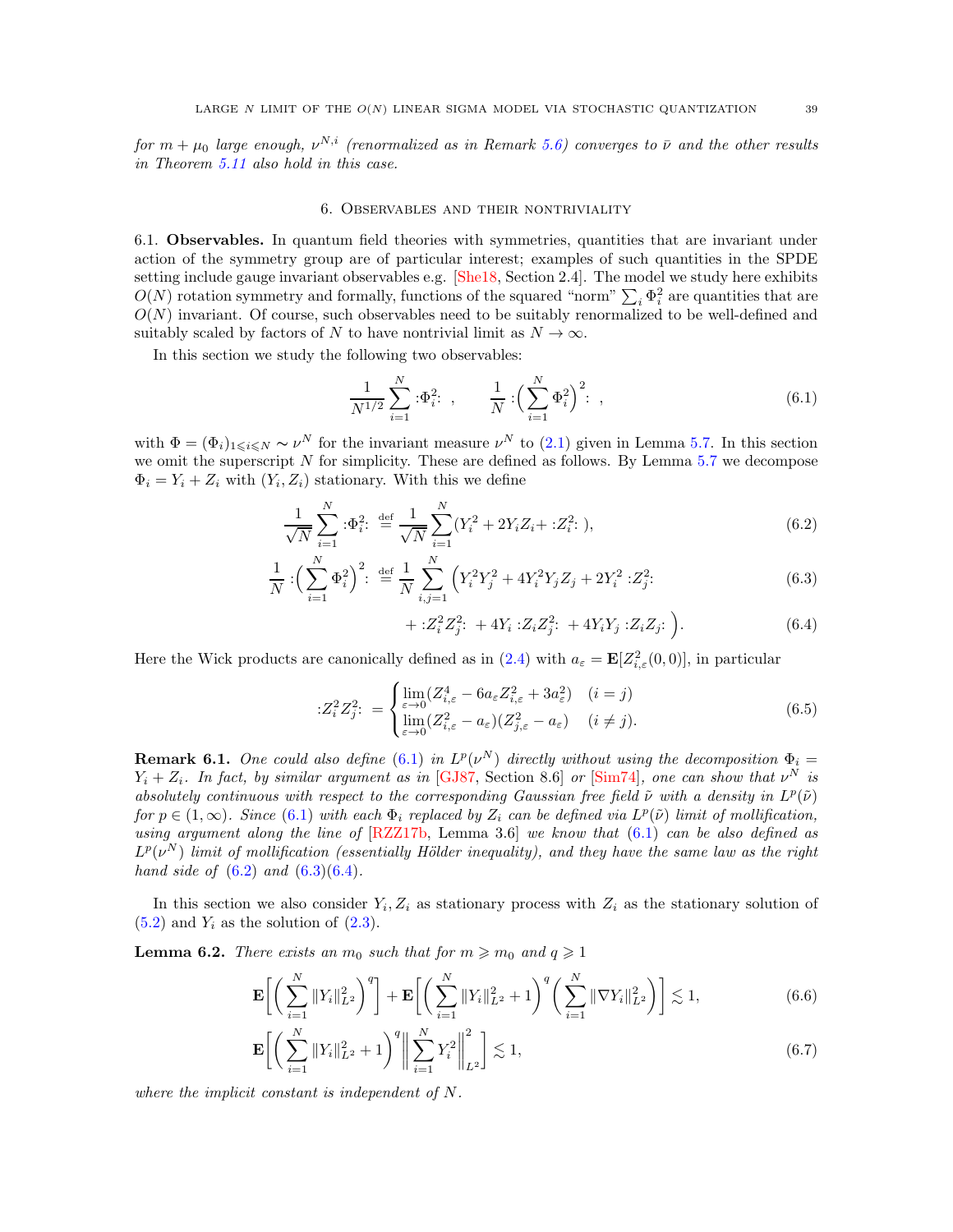*for $m + \mu_0$ large enough, $\nu^{N,i}$ (renormalized as in Remark 5.6) converges to $\bar{\nu}$ and the other results in Theorem 5.11 also hold in this case.*

## 6. Observables and their nontriviality

6.1. **Observables.** In quantum field theories with symmetries, quantities that are invariant under action of the symmetry group are of particular interest; examples of such quantities in the SPDE setting include gauge invariant observables e.g. [She18, Section 2.4]. The model we study here exhibits $O(N)$ rotation symmetry and formally, functions of the squared "norm" $\sum_i \Phi_i^2$ are quantities that are $O(N)$ invariant. Of course, such observables need to be suitably renormalized to be well-defined and suitably scaled by factors of $N$ to have nontrivial limit as $N \to \infty$.

In this section we study the following two observables:

$$\frac{1}{N^{1/2}} \sum_{i=1}^{N} :\!\Phi_i^2\!: \;, \qquad \frac{1}{N} :\!\Big(\sum_{i=1}^{N} \Phi_i^2\Big)^2\!: \;, \tag{6.1}$$

with $\Phi = (\Phi_i)_{1 \leqslant i \leqslant N} \sim \nu^N$ for the invariant measure $\nu^N$ to (2.1) given in Lemma 5.7. In this section we omit the superscript $N$ for simplicity. These are defined as follows. By Lemma 5.7 we decompose $\Phi_i = Y_i + Z_i$ with $(Y_i, Z_i)$ stationary. With this we define

$$\frac{1}{\sqrt{N}} \sum_{i=1}^{N} :\!\Phi_i^2\!: \stackrel{\text{def}}{=} \frac{1}{\sqrt{N}} \sum_{i=1}^{N} (Y_i^2 + 2Y_i Z_i + :\!Z_i^2\!:), \tag{6.2}$$

$$\frac{1}{N} :\!\Big(\sum_{i=1}^{N} \Phi_i^2\Big)^2\!: \stackrel{\text{def}}{=} \frac{1}{N} \sum_{i,j=1}^{N} \Big( Y_i^2 Y_j^2 + 4Y_i^2 Y_j Z_j + 2Y_i^2 :\!Z_j^2\!: \tag{6.3}$$

$$+ :\!Z_i^2 Z_j^2\!: + 4Y_i :\!Z_i Z_j^2\!: + 4Y_i Y_j :\!Z_i Z_j\!: \Big). \tag{6.4}$$

Here the Wick products are canonically defined as in (2.4) with $a_\varepsilon = \mathbf{E}[Z_{i,\varepsilon}^2(0,0)]$, in particular

$$:\!Z_i^2 Z_j^2\!: = \begin{cases} \lim\limits_{\varepsilon \to 0} (Z_{i,\varepsilon}^4 - 6a_\varepsilon Z_{i,\varepsilon}^2 + 3a_\varepsilon^2) & (i = j) \\ \lim\limits_{\varepsilon \to 0} (Z_{i,\varepsilon}^2 - a_\varepsilon)(Z_{j,\varepsilon}^2 - a_\varepsilon) & (i \neq j). \end{cases} \tag{6.5}$$

**Remark 6.1.** *One could also define (6.1) in $L^p(\nu^N)$ directly without using the decomposition $\Phi_i = Y_i + Z_i$. In fact, by similar argument as in [GJ87, Section 8.6] or [Sim74], one can show that $\nu^N$ is absolutely continuous with respect to the corresponding Gaussian free field $\tilde{\nu}$ with a density in $L^p(\tilde{\nu})$ for $p \in (1, \infty)$. Since (6.1) with each $\Phi_i$ replaced by $Z_i$ can be defined via $L^p(\tilde{\nu})$ limit of mollification, using argument along the line of [RZZ17b, Lemma 3.6] we know that (6.1) can be also defined as $L^p(\nu^N)$ limit of mollification (essentially Hölder inequality), and they have the same law as the right hand side of (6.2) and (6.3)(6.4).*

In this section we also consider $Y_i, Z_i$ as stationary process with $Z_i$ as the stationary solution of (5.2) and $Y_i$ as the solution of (2.3).

**Lemma 6.2.** *There exists an $m_0$ such that for $m \geqslant m_0$ and $q \geqslant 1$*

$$\mathbf{E}\Big[\Big(\sum_{i=1}^{N} \|Y_i\|_{L^2}^2\Big)^q\Big] + \mathbf{E}\Big[\Big(\sum_{i=1}^{N} \|Y_i\|_{L^2}^2 + 1\Big)^q \Big(\sum_{i=1}^{N} \|\nabla Y_i\|_{L^2}^2\Big)\Big] \lesssim 1, \tag{6.6}$$

$$\mathbf{E}\Big[\Big(\sum_{i=1}^{N} \|Y_i\|_{L^2}^2 + 1\Big)^q \Big\|\sum_{i=1}^{N} Y_i^2\Big\|_{L^2}^2\Big] \lesssim 1, \tag{6.7}$$

*where the implicit constant is independent of $N$.*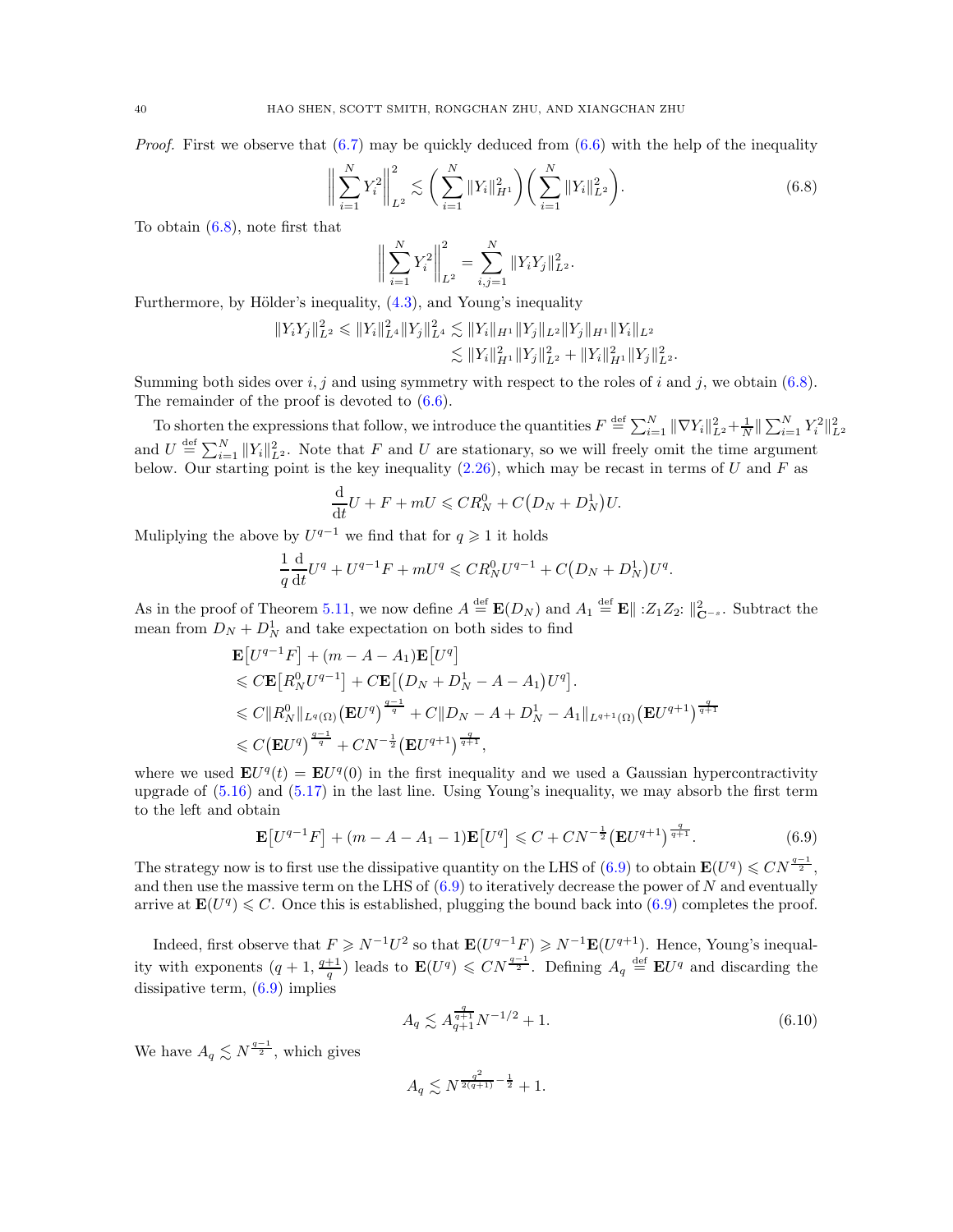*Proof.* First we observe that (6.7) may be quickly deduced from (6.6) with the help of the inequality

$$\Big\| \sum_{i=1}^N Y_i^2 \Big\|_{L^2}^2 \lesssim \Big( \sum_{i=1}^N \|Y_i\|_{H^1}^2 \Big) \Big( \sum_{i=1}^N \|Y_i\|_{L^2}^2 \Big). \tag{6.8}$$

To obtain (6.8), note first that

$$\Big\| \sum_{i=1}^N Y_i^2 \Big\|_{L^2}^2 = \sum_{i,j=1}^N \|Y_i Y_j\|_{L^2}^2.$$

Furthermore, by Hölder's inequality, (4.3), and Young's inequality

$$\begin{aligned} \|Y_i Y_j\|_{L^2}^2 \leqslant \|Y_i\|_{L^4}^2 \|Y_j\|_{L^4}^2 &\lesssim \|Y_i\|_{H^1} \|Y_j\|_{L^2} \|Y_j\|_{H^1} \|Y_i\|_{L^2} \\ &\lesssim \|Y_i\|_{H^1}^2 \|Y_j\|_{L^2}^2 + \|Y_i\|_{H^1}^2 \|Y_j\|_{L^2}^2. \end{aligned}$$

Summing both sides over $i, j$ and using symmetry with respect to the roles of $i$ and $j$, we obtain (6.8). The remainder of the proof is devoted to (6.6).

To shorten the expressions that follow, we introduce the quantities $F \stackrel{\text{def}}{=} \sum_{i=1}^N \|\nabla Y_i\|_{L^2}^2 + \frac{1}{N} \| \sum_{i=1}^N Y_i^2 \|_{L^2}^2$ and $U \stackrel{\text{def}}{=} \sum_{i=1}^N \|Y_i\|_{L^2}^2$. Note that $F$ and $U$ are stationary, so we will freely omit the time argument below. Our starting point is the key inequality (2.26), which may be recast in terms of $U$ and $F$ as

$$\frac{\mathrm{d}}{\mathrm{d}t} U + F + mU \leqslant C R_N^0 + C\big(D_N + D_N^1\big) U.$$

Muliplying the above by $U^{q-1}$ we find that for $q \geqslant 1$ it holds

$$\frac{1}{q} \frac{\mathrm{d}}{\mathrm{d}t} U^q + U^{q-1} F + mU^q \leqslant C R_N^0 U^{q-1} + C\big(D_N + D_N^1\big) U^q.$$

As in the proof of Theorem 5.11, we now define $A \stackrel{\text{def}}{=} \mathbf{E}(D_N)$ and $A_1 \stackrel{\text{def}}{=} \mathbf{E}\| :Z_1 Z_2: \|_{\mathbf{C}^{-s}}^2$. Subtract the mean from $D_N + D_N^1$ and take expectation on both sides to find

$$\begin{aligned} &\mathbf{E}\big[U^{q-1} F\big] + (m - A - A_1) \mathbf{E}\big[U^q\big] \\ &\leqslant C\mathbf{E}\big[R_N^0 U^{q-1}\big] + C\mathbf{E}\big[\big(D_N + D_N^1 - A - A_1\big) U^q\big]. \\ &\leqslant C\|R_N^0\|_{L^q(\Omega)} \big(\mathbf{E}U^q\big)^{\frac{q-1}{q}} + C\|D_N - A + D_N^1 - A_1\|_{L^{q+1}(\Omega)} \big(\mathbf{E}U^{q+1}\big)^{\frac{q}{q+1}} \\ &\leqslant C\big(\mathbf{E}U^q\big)^{\frac{q-1}{q}} + CN^{-\frac{1}{2}} \big(\mathbf{E}U^{q+1}\big)^{\frac{q}{q+1}}, \end{aligned}$$

where we used $\mathbf{E}U^q(t) = \mathbf{E}U^q(0)$ in the first inequality and we used a Gaussian hypercontractivity upgrade of (5.16) and (5.17) in the last line. Using Young's inequality, we may absorb the first term to the left and obtain

$$\mathbf{E}\big[U^{q-1} F\big] + (m - A - A_1 - 1) \mathbf{E}\big[U^q\big] \leqslant C + CN^{-\frac{1}{2}} \big(\mathbf{E}U^{q+1}\big)^{\frac{q}{q+1}}. \tag{6.9}$$

The strategy now is to first use the dissipative quantity on the LHS of (6.9) to obtain $\mathbf{E}(U^q) \leqslant CN^{\frac{q-1}{2}}$, and then use the massive term on the LHS of (6.9) to iteratively decrease the power of $N$ and eventually arrive at $\mathbf{E}(U^q) \leqslant C$. Once this is established, plugging the bound back into (6.9) completes the proof.

Indeed, first observe that $F \geqslant N^{-1} U^2$ so that $\mathbf{E}(U^{q-1} F) \geqslant N^{-1} \mathbf{E}(U^{q+1})$. Hence, Young's inequality with exponents $(q+1, \frac{q+1}{q})$ leads to $\mathbf{E}(U^q) \leqslant CN^{\frac{q-1}{2}}$. Defining $A_q \stackrel{\text{def}}{=} \mathbf{E}U^q$ and discarding the dissipative term, (6.9) implies

$$A_q \lesssim A_{q+1}^{\frac{q}{q+1}} N^{-1/2} + 1. \tag{6.10}$$

We have $A_q \lesssim N^{\frac{q-1}{2}}$, which gives

$$A_q \lesssim N^{\frac{q^2}{2(q+1)} - \frac{1}{2}} + 1.$$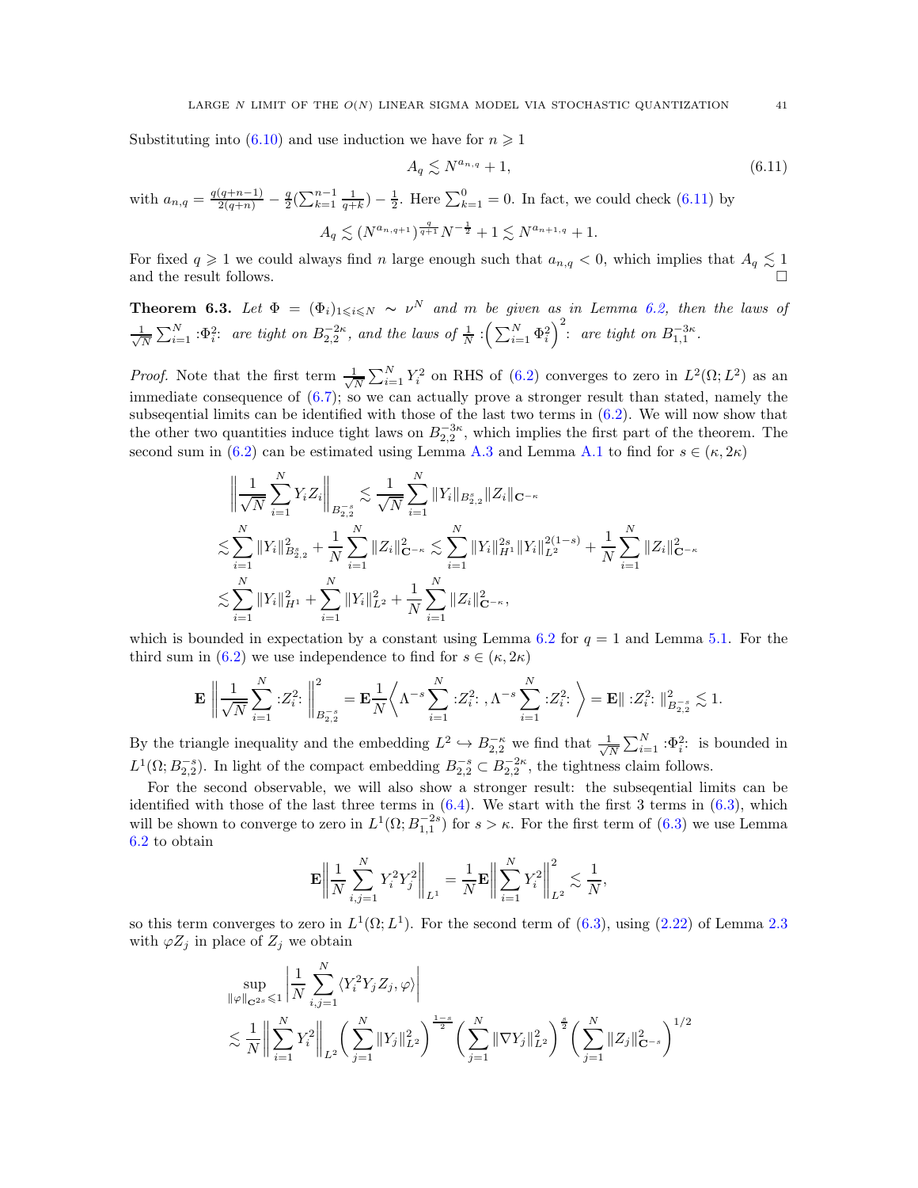Substituting into (6.10) and use induction we have for $n \geqslant 1$

$$A_q \lesssim N^{a_{n,q}} + 1, \tag{6.11}$$

with $a_{n,q} = \frac{q(q+n-1)}{2(q+n)} - \frac{q}{2}(\sum_{k=1}^{n-1} \frac{1}{q+k}) - \frac{1}{2}$. Here $\sum_{k=1}^{0} = 0$. In fact, we could check (6.11) by

$$A_q \lesssim (N^{a_{n,q+1}})^{\frac{q}{q+1}} N^{-\frac{1}{2}} + 1 \lesssim N^{a_{n+1,q}} + 1.$$

For fixed $q \geqslant 1$ we could always find $n$ large enough such that $a_{n,q} < 0$, which implies that $A_q \lesssim 1$ and the result follows. □

**Theorem 6.3.** *Let $\Phi = (\Phi_i)_{1 \leqslant i \leqslant N} \sim \nu^N$ and $m$ be given as in Lemma 6.2, then the laws of $\frac{1}{\sqrt{N}} \sum_{i=1}^N :\Phi_i^2:$ are tight on $B_{2,2}^{-2\kappa}$, and the laws of $\frac{1}{N} :\Big(\sum_{i=1}^N \Phi_i^2\Big)^2:$ are tight on $B_{1,1}^{-3\kappa}$.*

*Proof.* Note that the first term $\frac{1}{\sqrt{N}} \sum_{i=1}^N Y_i^2$ on RHS of (6.2) converges to zero in $L^2(\Omega; L^2)$ as an immediate consequence of (6.7); so we can actually prove a stronger result than stated, namely the subseqential limits can be identified with those of the last two terms in (6.2). We will now show that the other two quantities induce tight laws on $B_{2,2}^{-3\kappa}$, which implies the first part of the theorem. The second sum in (6.2) can be estimated using Lemma A.3 and Lemma A.1 to find for $s \in (\kappa, 2\kappa)$

$$\begin{aligned}
&\Big\| \frac{1}{\sqrt{N}} \sum_{i=1}^N Y_i Z_i \Big\|_{B_{2,2}^{-s}} \lesssim \frac{1}{\sqrt{N}} \sum_{i=1}^N \|Y_i\|_{B_{2,2}^s} \|Z_i\|_{\mathbf{C}^{-\kappa}} \\
&\lesssim \sum_{i=1}^N \|Y_i\|_{B_{2,2}^s}^2 + \frac{1}{N} \sum_{i=1}^N \|Z_i\|_{\mathbf{C}^{-\kappa}}^2 \lesssim \sum_{i=1}^N \|Y_i\|_{H^1}^{2s} \|Y_i\|_{L^2}^{2(1-s)} + \frac{1}{N} \sum_{i=1}^N \|Z_i\|_{\mathbf{C}^{-\kappa}}^2 \\
&\lesssim \sum_{i=1}^N \|Y_i\|_{H^1}^2 + \sum_{i=1}^N \|Y_i\|_{L^2}^2 + \frac{1}{N} \sum_{i=1}^N \|Z_i\|_{\mathbf{C}^{-\kappa}}^2,
\end{aligned}$$

which is bounded in expectation by a constant using Lemma 6.2 for $q = 1$ and Lemma 5.1. For the third sum in (6.2) we use independence to find for $s \in (\kappa, 2\kappa)$

$$\mathbf{E} \left\| \frac{1}{\sqrt{N}} \sum_{i=1}^N :Z_i^2: \right\|_{B_{2,2}^{-s}}^2 = \mathbf{E} \frac{1}{N} \Big\langle \Lambda^{-s} \sum_{i=1}^N :Z_i^2: , \Lambda^{-s} \sum_{i=1}^N :Z_i^2: \Big\rangle = \mathbf{E} \| :Z_i^2: \|_{B_{2,2}^{-s}}^2 \lesssim 1.$$

By the triangle inequality and the embedding $L^2 \hookrightarrow B_{2,2}^{-\kappa}$ we find that $\frac{1}{\sqrt{N}} \sum_{i=1}^N :\Phi_i^2:$ is bounded in $L^1(\Omega; B_{2,2}^{-s})$. In light of the compact embedding $B_{2,2}^{-s} \subset B_{2,2}^{-2\kappa}$, the tightness claim follows.

For the second observable, we will also show a stronger result: the subseqential limits can be identified with those of the last three terms in (6.4). We start with the first 3 terms in (6.3), which will be shown to converge to zero in $L^1(\Omega; B_{1,1}^{-2s})$ for $s > \kappa$. For the first term of (6.3) we use Lemma 6.2 to obtain

$$\mathbf{E} \Big\| \frac{1}{N} \sum_{i,j=1}^N Y_i^2 Y_j^2 \Big\|_{L^1} = \frac{1}{N} \mathbf{E} \Big\| \sum_{i=1}^N Y_i^2 \Big\|_{L^2}^2 \lesssim \frac{1}{N},$$

so this term converges to zero in $L^1(\Omega; L^1)$. For the second term of (6.3), using (2.22) of Lemma 2.3 with $\varphi Z_j$ in place of $Z_j$ we obtain

$$\begin{aligned}
&\sup_{\|\varphi\|_{\mathbf{C}^{2s}} \leqslant 1} \Big| \frac{1}{N} \sum_{i,j=1}^N \langle Y_i^2 Y_j Z_j, \varphi \rangle \Big| \\
&\lesssim \frac{1}{N} \Big\| \sum_{i=1}^N Y_i^2 \Big\|_{L^2} \Big( \sum_{j=1}^N \|Y_j\|_{L^2}^2 \Big)^{\frac{1-s}{2}} \Big( \sum_{j=1}^N \|\nabla Y_j\|_{L^2}^2 \Big)^{\frac{s}{2}} \Big( \sum_{j=1}^N \|Z_j\|_{\mathbf{C}^{-s}}^2 \Big)^{1/2}
\end{aligned}$$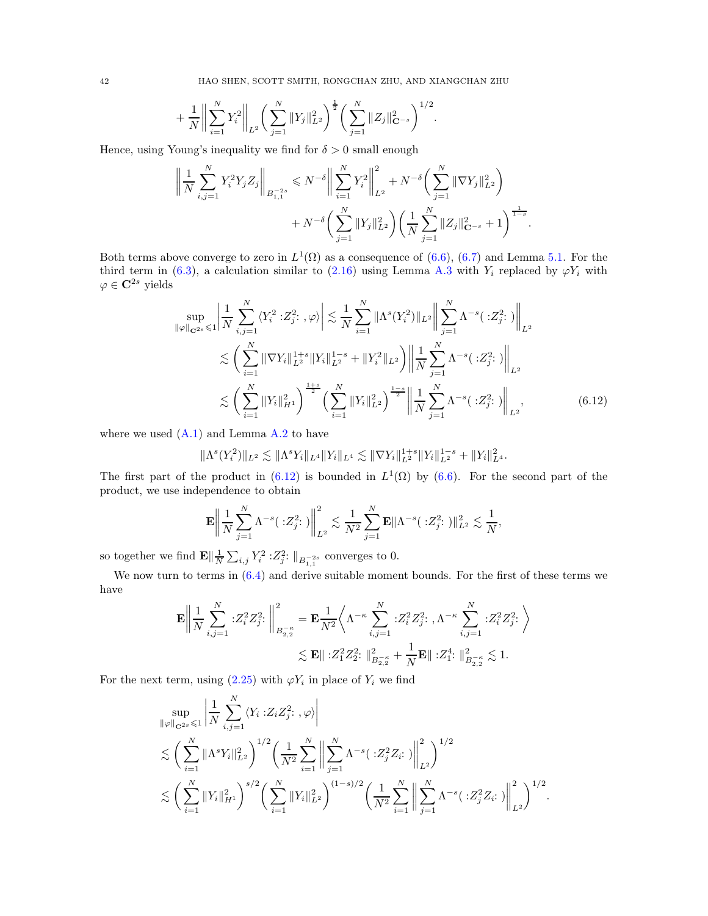$$
+ \frac{1}{N}\Big\|\sum_{i=1}^N Y_i^2\Big\|_{L^2}\Big(\sum_{j=1}^N \|Y_j\|_{L^2}^2\Big)^{\frac12}\Big(\sum_{j=1}^N \|Z_j\|_{\mathbf{C}^{-s}}^2\Big)^{1/2}.
$$

Hence, using Young's inequality we find for $\delta > 0$ small enough

$$
\begin{aligned}
\Big\|\frac{1}{N}\sum_{i,j=1}^N Y_i^2 Y_j Z_j\Big\|_{B^{-2s}_{1,1}} \leqslant N^{-\delta}\Big\|\sum_{i=1}^N Y_i^2\Big\|_{L^2}^2 + N^{-\delta}\Big(\sum_{j=1}^N \|\nabla Y_j\|_{L^2}^2\Big) \\
+ N^{-\delta}\Big(\sum_{j=1}^N \|Y_j\|_{L^2}^2\Big)\Big(\frac{1}{N}\sum_{j=1}^N \|Z_j\|_{\mathbf{C}^{-s}}^2 + 1\Big)^{\frac{1}{1-s}}.
\end{aligned}
$$

Both terms above converge to zero in $L^1(\Omega)$ as a consequence of (6.6), (6.7) and Lemma 5.1. For the third term in (6.3), a calculation similar to (2.16) using Lemma A.3 with $Y_i$ replaced by $\varphi Y_i$ with $\varphi \in \mathbf{C}^{2s}$ yields

$$
\begin{aligned}
\sup_{\|\varphi\|_{\mathbf{C}^{2s}}\leqslant 1}\Big|\frac{1}{N}\sum_{i,j=1}^N \langle Y_i^2 :Z_j^2: , \varphi\rangle\Big| &\lesssim \frac{1}{N}\sum_{i=1}^N \|\Lambda^s(Y_i^2)\|_{L^2}\Big\|\sum_{j=1}^N \Lambda^{-s}( :Z_j^2: )\Big\|_{L^2} \\
&\lesssim \Big(\sum_{i=1}^N \|\nabla Y_i\|_{L^2}^{1+s}\|Y_i\|_{L^2}^{1-s} + \|Y_i^2\|_{L^2}\Big)\Big\|\frac{1}{N}\sum_{j=1}^N \Lambda^{-s}( :Z_j^2: )\Big\|_{L^2} \\
&\lesssim \Big(\sum_{i=1}^N \|Y_i\|_{H^1}^2\Big)^{\frac{1+s}{2}}\Big(\sum_{i=1}^N \|Y_i\|_{L^2}^2\Big)^{\frac{1-s}{2}}\Big\|\frac{1}{N}\sum_{j=1}^N \Lambda^{-s}( :Z_j^2: )\Big\|_{L^2},
\end{aligned} \tag{6.12}
$$

where we used (A.1) and Lemma A.2 to have

$$
\|\Lambda^s(Y_i^2)\|_{L^2} \lesssim \|\Lambda^s Y_i\|_{L^4}\|Y_i\|_{L^4} \lesssim \|\nabla Y_i\|_{L^2}^{1+s}\|Y_i\|_{L^2}^{1-s} + \|Y_i\|_{L^4}^2.
$$

The first part of the product in (6.12) is bounded in $L^1(\Omega)$ by (6.6). For the second part of the product, we use independence to obtain

$$
\mathbf{E}\Big\|\frac{1}{N}\sum_{j=1}^N \Lambda^{-s}( :Z_j^2: )\Big\|_{L^2}^2 \lesssim \frac{1}{N^2}\sum_{j=1}^N \mathbf{E}\|\Lambda^{-s}( :Z_j^2: )\|_{L^2}^2 \lesssim \frac{1}{N},
$$

so together we find $\mathbf{E}\|\frac{1}{N}\sum_{i,j} Y_i^2 :Z_j^2: \|_{B^{-2s}_{1,1}}$ converges to 0.

We now turn to terms in (6.4) and derive suitable moment bounds. For the first of these terms we have

$$
\begin{aligned}
\mathbf{E}\Big\|\frac{1}{N}\sum_{i,j=1}^N :Z_i^2 Z_j^2: \Big\|_{B^{-\kappa}_{2,2}}^2 &= \mathbf{E}\frac{1}{N^2}\Big\langle \Lambda^{-\kappa}\sum_{i,j=1}^N :Z_i^2 Z_j^2: , \Lambda^{-\kappa}\sum_{i,j=1}^N :Z_i^2 Z_j^2: \Big\rangle \\
&\lesssim \mathbf{E}\| :Z_1^2 Z_2^2: \|_{B^{-\kappa}_{2,2}}^2 + \frac{1}{N}\mathbf{E}\| :Z_1^4: \|_{B^{-\kappa}_{2,2}}^2 \lesssim 1.
\end{aligned}
$$

For the next term, using (2.25) with $\varphi Y_i$ in place of $Y_i$ we find

$$
\begin{aligned}
&\sup_{\|\varphi\|_{\mathbf{C}^{2s}}\leqslant 1}\Big|\frac{1}{N}\sum_{i,j=1}^N \langle Y_i :Z_i Z_j^2: , \varphi\rangle\Big| \\
&\lesssim \Big(\sum_{i=1}^N \|\Lambda^s Y_i\|_{L^2}^2\Big)^{1/2}\Big(\frac{1}{N^2}\sum_{i=1}^N \Big\|\sum_{j=1}^N \Lambda^{-s}( :Z_j^2 Z_i: )\Big\|_{L^2}^2\Big)^{1/2} \\
&\lesssim \Big(\sum_{i=1}^N \|Y_i\|_{H^1}^2\Big)^{s/2}\Big(\sum_{i=1}^N \|Y_i\|_{L^2}^2\Big)^{(1-s)/2}\Big(\frac{1}{N^2}\sum_{i=1}^N \Big\|\sum_{j=1}^N \Lambda^{-s}( :Z_j^2 Z_i: )\Big\|_{L^2}^2\Big)^{1/2}.
\end{aligned}
$$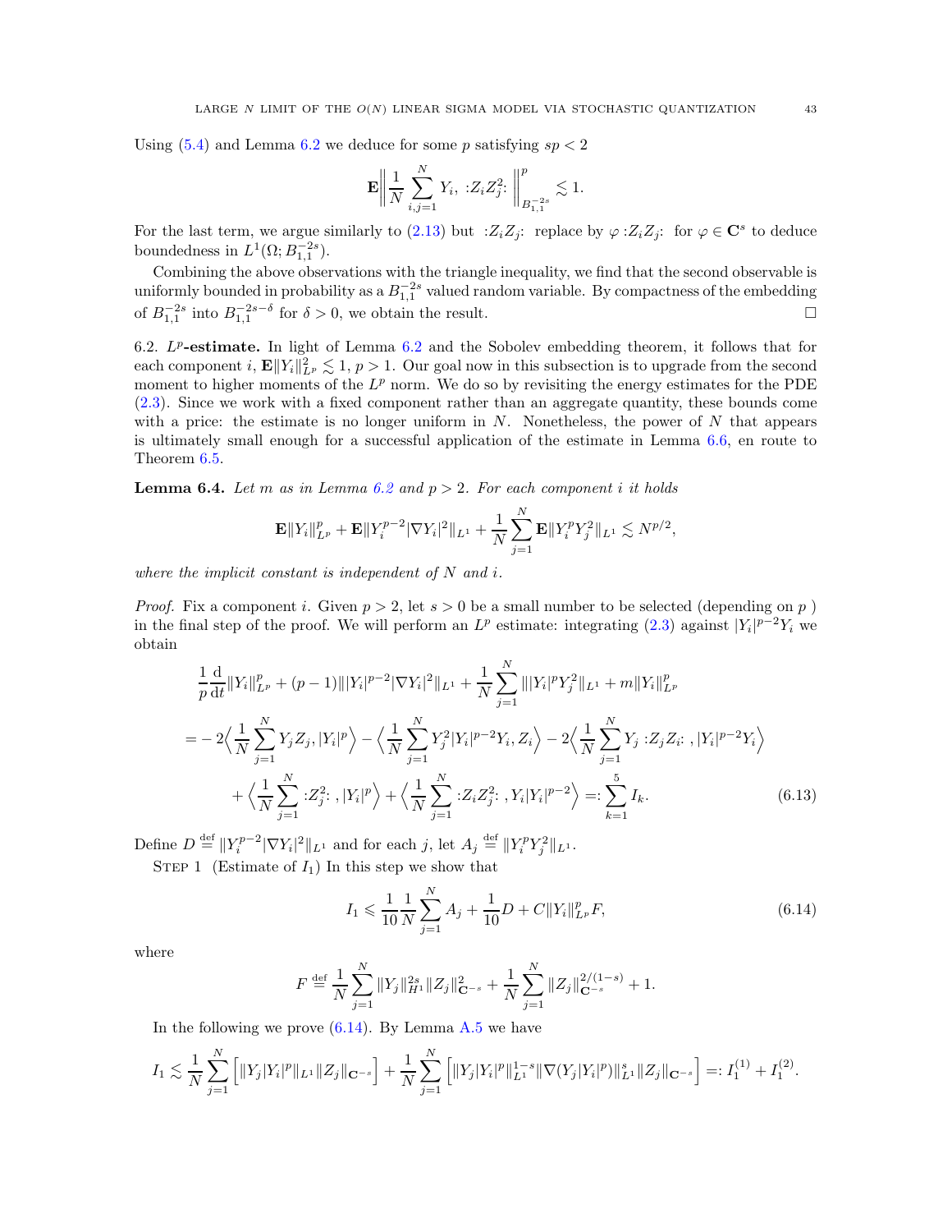Using (5.4) and Lemma 6.2 we deduce for some $p$ satisfying $sp < 2$

$$\mathbf{E}\Big\| \frac{1}{N} \sum_{i,j=1}^{N} Y_i, \ {:}Z_i Z_j^2{:} \ \Big\|_{B_{1,1}^{-2s}}^p \lesssim 1.$$

For the last term, we argue similarly to (2.13) but ${:}Z_i Z_j{:}$ replace by $\varphi \, {:}Z_i Z_j{:}$ for $\varphi \in \mathbf{C}^s$ to deduce boundedness in $L^1(\Omega; B_{1,1}^{-2s})$.

Combining the above observations with the triangle inequality, we find that the second observable is uniformly bounded in probability as a $B_{1,1}^{-2s}$ valued random variable. By compactness of the embedding of $B_{1,1}^{-2s}$ into $B_{1,1}^{-2s-\delta}$ for $\delta > 0$, we obtain the result. $\square$

6.2. **$L^p$-estimate.** In light of Lemma 6.2 and the Sobolev embedding theorem, it follows that for each component $i$, $\mathbf{E}\|Y_i\|_{L^p}^2 \lesssim 1$, $p > 1$. Our goal now in this subsection is to upgrade from the second moment to higher moments of the $L^p$ norm. We do so by revisiting the energy estimates for the PDE (2.3). Since we work with a fixed component rather than an aggregate quantity, these bounds come with a price: the estimate is no longer uniform in $N$. Nonetheless, the power of $N$ that appears is ultimately small enough for a successful application of the estimate in Lemma 6.6, en route to Theorem 6.5.

**Lemma 6.4.** *Let $m$ as in Lemma 6.2 and $p > 2$. For each component $i$ it holds*

$$\mathbf{E}\|Y_i\|_{L^p}^p + \mathbf{E}\|Y_i^{p-2}|\nabla Y_i|^2\|_{L^1} + \frac{1}{N}\sum_{j=1}^{N} \mathbf{E}\|Y_i^p Y_j^2\|_{L^1} \lesssim N^{p/2},$$

*where the implicit constant is independent of $N$ and $i$.*

*Proof.* Fix a component $i$. Given $p > 2$, let $s > 0$ be a small number to be selected (depending on $p$ ) in the final step of the proof. We will perform an $L^p$ estimate: integrating (2.3) against $|Y_i|^{p-2}Y_i$ we obtain

$$\begin{aligned}
&\frac{1}{p}\frac{\mathrm{d}}{\mathrm{d}t}\|Y_i\|_{L^p}^p + (p-1)\||Y_i|^{p-2}|\nabla Y_i|^2\|_{L^1} + \frac{1}{N}\sum_{j=1}^{N} \||Y_i|^p Y_j^2\|_{L^1} + m\|Y_i\|_{L^p}^p \\
&= -2\Big\langle \frac{1}{N}\sum_{j=1}^{N} Y_j Z_j, |Y_i|^p \Big\rangle - \Big\langle \frac{1}{N}\sum_{j=1}^{N} Y_j^2 |Y_i|^{p-2} Y_i, Z_i \Big\rangle - 2\Big\langle \frac{1}{N}\sum_{j=1}^{N} Y_j \, {:}Z_j Z_i{:} \, , |Y_i|^{p-2} Y_i \Big\rangle \\
&\quad + \Big\langle \frac{1}{N}\sum_{j=1}^{N} {:}Z_j^2{:} \, , |Y_i|^p \Big\rangle + \Big\langle \frac{1}{N}\sum_{j=1}^{N} {:}Z_i Z_j^2{:} \, , Y_i |Y_i|^{p-2} \Big\rangle =: \sum_{k=1}^{5} I_k.
\end{aligned} \tag{6.13}$$

Define $D \stackrel{\text{def}}{=} \|Y_i^{p-2}|\nabla Y_i|^2\|_{L^1}$ and for each $j$, let $A_j \stackrel{\text{def}}{=} \|Y_i^p Y_j^2\|_{L^1}$.

Step 1 (Estimate of $I_1$) In this step we show that

$$I_1 \leqslant \frac{1}{10}\frac{1}{N}\sum_{j=1}^{N} A_j + \frac{1}{10} D + C\|Y_i\|_{L^p}^p F, \tag{6.14}$$

where

$$F \stackrel{\text{def}}{=} \frac{1}{N}\sum_{j=1}^{N} \|Y_j\|_{H^1}^{2s} \|Z_j\|_{\mathbf{C}^{-s}}^2 + \frac{1}{N}\sum_{j=1}^{N} \|Z_j\|_{\mathbf{C}^{-s}}^{2/(1-s)} + 1.$$

In the following we prove (6.14). By Lemma A.5 we have

$$I_1 \lesssim \frac{1}{N}\sum_{j=1}^{N} \Big[ \|Y_j |Y_i|^p\|_{L^1} \|Z_j\|_{\mathbf{C}^{-s}} \Big] + \frac{1}{N}\sum_{j=1}^{N} \Big[ \|Y_j |Y_i|^p\|_{L^1}^{1-s} \|\nabla (Y_j |Y_i|^p)\|_{L^1}^{s} \|Z_j\|_{\mathbf{C}^{-s}} \Big] =: I_1^{(1)} + I_1^{(2)}.$$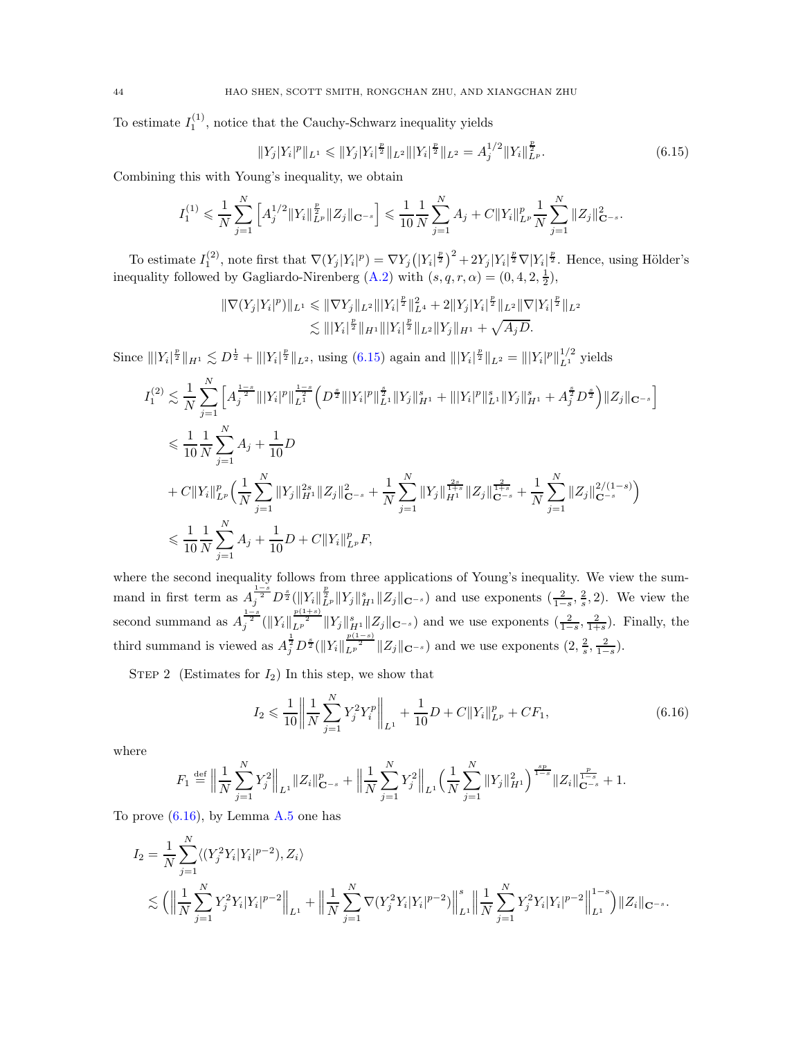To estimate $I_1^{(1)}$, notice that the Cauchy-Schwarz inequality yields

$$\|Y_j|Y_i|^p\|_{L^1} \leqslant \|Y_j|Y_i|^{\frac{p}{2}}\|_{L^2}\||Y_i|^{\frac{p}{2}}\|_{L^2} = A_j^{1/2}\|Y_i\|_{L^p}^{\frac{p}{2}}. \tag{6.15}$$

Combining this with Young's inequality, we obtain

$$I_1^{(1)} \leqslant \frac{1}{N}\sum_{j=1}^N \Big[A_j^{1/2}\|Y_i\|_{L^p}^{\frac{p}{2}}\|Z_j\|_{\mathbf{C}^{-s}}\Big] \leqslant \frac{1}{10}\frac{1}{N}\sum_{j=1}^N A_j + C\|Y_i\|_{L^p}^p\frac{1}{N}\sum_{j=1}^N\|Z_j\|_{\mathbf{C}^{-s}}^2.$$

To estimate $I_1^{(2)}$, note first that $\nabla(Y_j|Y_i|^p) = \nabla Y_j\big(|Y_i|^{\frac{p}{2}}\big)^2 + 2Y_j|Y_i|^{\frac{p}{2}}\nabla|Y_i|^{\frac{p}{2}}$. Hence, using Hölder's inequality followed by Gagliardo-Nirenberg (A.2) with $(s,q,r,\alpha) = (0,4,2,\frac{1}{2})$,

$$\begin{aligned}
\|\nabla(Y_j|Y_i|^p)\|_{L^1} &\leqslant \|\nabla Y_j\|_{L^2}\||Y_i|^{\frac{p}{2}}\|_{L^4}^2 + 2\|Y_j|Y_i|^{\frac{p}{2}}\|_{L^2}\|\nabla|Y_i|^{\frac{p}{2}}\|_{L^2}\\
&\lesssim \||Y_i|^{\frac{p}{2}}\|_{H^1}\||Y_i|^{\frac{p}{2}}\|_{L^2}\|Y_j\|_{H^1} + \sqrt{A_jD}.
\end{aligned}$$

Since $\||Y_i|^{\frac{p}{2}}\|_{H^1} \lesssim D^{\frac{1}{2}} + \||Y_i|^{\frac{p}{2}}\|_{L^2}$, using (6.15) again and $\||Y_i|^{\frac{p}{2}}\|_{L^2} = \||Y_i|^p\|_{L^1}^{1/2}$ yields

$$\begin{aligned}
I_1^{(2)} &\lesssim \frac{1}{N}\sum_{j=1}^N\Big[A_j^{\frac{1-s}{2}}\||Y_i|^p\|_{L^1}^{\frac{1-s}{2}}\Big(D^{\frac{s}{2}}\||Y_i|^p\|_{L^1}^{\frac{s}{2}}\|Y_j\|_{H^1}^s + \||Y_i|^p\|_{L^1}^s\|Y_j\|_{H^1}^s + A_j^{\frac{s}{2}}D^{\frac{s}{2}}\Big)\|Z_j\|_{\mathbf{C}^{-s}}\Big]\\
&\leqslant \frac{1}{10}\frac{1}{N}\sum_{j=1}^N A_j + \frac{1}{10}D\\
&\quad + C\|Y_i\|_{L^p}^p\Big(\frac{1}{N}\sum_{j=1}^N\|Y_j\|_{H^1}^{2s}\|Z_j\|_{\mathbf{C}^{-s}}^2 + \frac{1}{N}\sum_{j=1}^N\|Y_j\|_{H^1}^{\frac{2s}{1+s}}\|Z_j\|_{\mathbf{C}^{-s}}^{\frac{2}{1+s}} + \frac{1}{N}\sum_{j=1}^N\|Z_j\|_{\mathbf{C}^{-s}}^{2/(1-s)}\Big)\\
&\leqslant \frac{1}{10}\frac{1}{N}\sum_{j=1}^N A_j + \frac{1}{10}D + C\|Y_i\|_{L^p}^pF,
\end{aligned}$$

where the second inequality follows from three applications of Young's inequality. We view the summand in first term as $A_j^{\frac{1-s}{2}}D^{\frac{s}{2}}(\|Y_i\|_{L^p}^{\frac{p}{2}}\|Y_j\|_{H^1}^s\|Z_j\|_{\mathbf{C}^{-s}})$ and use exponents $(\frac{2}{1-s},\frac{2}{s},2)$. We view the second summand as $A_j^{\frac{1-s}{2}}(\|Y_i\|_{L^p}^{\frac{p(1+s)}{2}}\|Y_j\|_{H^1}^s\|Z_j\|_{\mathbf{C}^{-s}})$ and we use exponents $(\frac{2}{1-s},\frac{2}{1+s})$. Finally, the third summand is viewed as $A_j^{\frac{1}{2}}D^{\frac{s}{2}}(\|Y_i\|_{L^p}^{\frac{p(1-s)}{2}}\|Z_j\|_{\mathbf{C}^{-s}})$ and we use exponents $(2,\frac{2}{s},\frac{2}{1-s})$.

Step 2 (Estimates for $I_2$) In this step, we show that

$$I_2 \leqslant \frac{1}{10}\Big\|\frac{1}{N}\sum_{j=1}^N Y_j^2Y_i^p\Big\|_{L^1} + \frac{1}{10}D + C\|Y_i\|_{L^p}^p + CF_1, \tag{6.16}$$

where

$$F_1 \stackrel{\text{def}}{=} \Big\|\frac{1}{N}\sum_{j=1}^N Y_j^2\Big\|_{L^1}\|Z_i\|_{\mathbf{C}^{-s}}^p + \Big\|\frac{1}{N}\sum_{j=1}^N Y_j^2\Big\|_{L^1}\Big(\frac{1}{N}\sum_{j=1}^N\|Y_j\|_{H^1}^2\Big)^{\frac{sp}{1-s}}\|Z_i\|_{\mathbf{C}^{-s}}^{\frac{p}{1-s}} + 1.$$

To prove (6.16), by Lemma A.5 one has

$$\begin{aligned}
I_2 &= \frac{1}{N}\sum_{j=1}^N\langle(Y_j^2Y_i|Y_i|^{p-2}), Z_i\rangle\\
&\lesssim \Big(\Big\|\frac{1}{N}\sum_{j=1}^N Y_j^2Y_i|Y_i|^{p-2}\Big\|_{L^1} + \Big\|\frac{1}{N}\sum_{j=1}^N\nabla(Y_j^2Y_i|Y_i|^{p-2})\Big\|_{L^1}^s\Big\|\frac{1}{N}\sum_{j=1}^N Y_j^2Y_i|Y_i|^{p-2}\Big\|_{L^1}^{1-s}\Big)\|Z_i\|_{\mathbf{C}^{-s}}.
\end{aligned}$$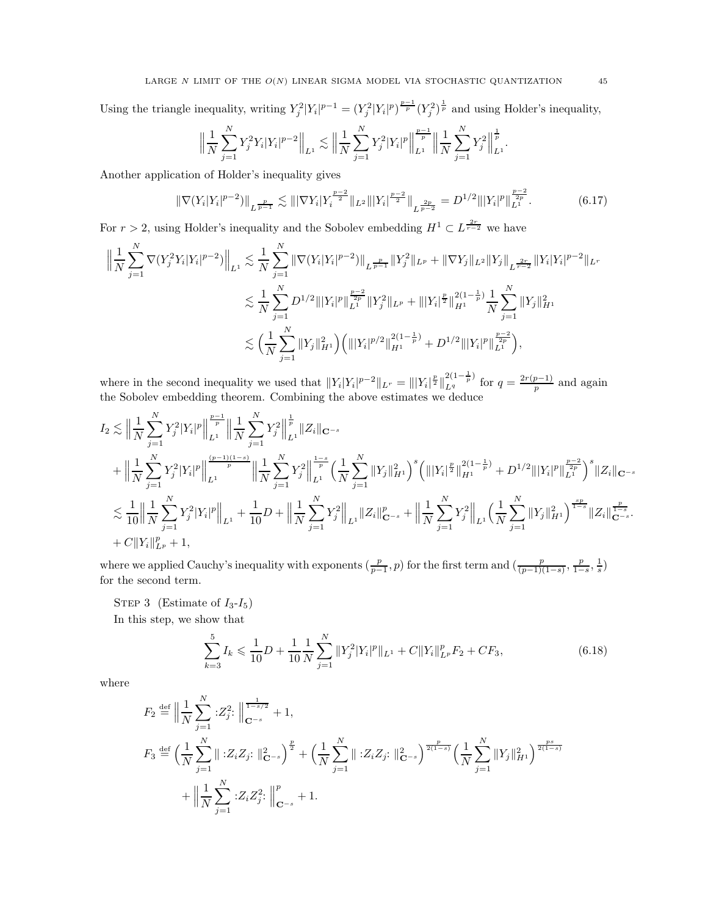Using the triangle inequality, writing $Y_j^2|Y_i|^{p-1} = (Y_j^2|Y_i|^p)^{\frac{p-1}{p}}(Y_j^2)^{\frac{1}{p}}$ and using Holder's inequality,

$$\Big\|\frac{1}{N}\sum_{j=1}^N Y_j^2 Y_i|Y_i|^{p-2}\Big\|_{L^1} \lesssim \Big\|\frac{1}{N}\sum_{j=1}^N Y_j^2|Y_i|^p\Big\|_{L^1}^{\frac{p-1}{p}}\Big\|\frac{1}{N}\sum_{j=1}^N Y_j^2\Big\|_{L^1}^{\frac{1}{p}}.$$

Another application of Holder's inequality gives

$$\|\nabla(Y_i|Y_i|^{p-2})\|_{L^{\frac{p}{p-1}}} \lesssim \||\nabla Y_i|Y_i^{\frac{p-2}{2}}\|_{L^2}\||Y_i|^{\frac{p-2}{2}}\|_{L^{\frac{2p}{p-2}}} = D^{1/2}\||Y_i|^p\|_{L^1}^{\frac{p-2}{2p}}. \tag{6.17}$$

For $r>2$, using Holder's inequality and the Sobolev embedding $H^1 \subset L^{\frac{2r}{r-2}}$ we have

$$\begin{aligned}
\Big\|\frac{1}{N}\sum_{j=1}^N \nabla(Y_j^2 Y_i|Y_i|^{p-2})\Big\|_{L^1} &\lesssim \frac{1}{N}\sum_{j=1}^N \|\nabla(Y_i|Y_i|^{p-2})\|_{L^{\frac{p}{p-1}}}\|Y_j^2\|_{L^p} + \|\nabla Y_j\|_{L^2}\|Y_j\|_{L^{\frac{2r}{r-2}}}\|Y_i|Y_i|^{p-2}\|_{L^r}\\
&\lesssim \frac{1}{N}\sum_{j=1}^N D^{1/2}\||Y_i|^p\|_{L^1}^{\frac{p-2}{2p}}\|Y_j^2\|_{L^p} + \||Y_i|^{\frac{p}{2}}\|_{H^1}^{2(1-\frac{1}{p})}\frac{1}{N}\sum_{j=1}^N\|Y_j\|_{H^1}^2\\
&\lesssim \Big(\frac{1}{N}\sum_{j=1}^N\|Y_j\|_{H^1}^2\Big)\Big(\||Y_i|^{p/2}\|_{H^1}^{2(1-\frac{1}{p})} + D^{1/2}\||Y_i|^p\|_{L^1}^{\frac{p-2}{2p}}\Big),
\end{aligned}$$

where in the second inequality we used that $\|Y_i|Y_i|^{p-2}\|_{L^r} = \||Y_i|^{\frac{p}{2}}\|_{L^q}^{2(1-\frac{1}{p})}$ for $q=\frac{2r(p-1)}{p}$ and again the Sobolev embedding theorem. Combining the above estimates we deduce

$$\begin{aligned}
I_2 &\lesssim \Big\|\frac{1}{N}\sum_{j=1}^N Y_j^2|Y_i|^p\Big\|_{L^1}^{\frac{p-1}{p}}\Big\|\frac{1}{N}\sum_{j=1}^N Y_j^2\Big\|_{L^1}^{\frac{1}{p}}\|Z_i\|_{\mathbf{C}^{-s}}\\
&\quad + \Big\|\frac{1}{N}\sum_{j=1}^N Y_j^2|Y_i|^p\Big\|_{L^1}^{\frac{(p-1)(1-s)}{p}}\Big\|\frac{1}{N}\sum_{j=1}^N Y_j^2\Big\|_{L^1}^{\frac{1-s}{p}}\Big(\frac{1}{N}\sum_{j=1}^N\|Y_j\|_{H^1}^2\Big)^s\Big(\||Y_i|^{\frac{p}{2}}\|_{H^1}^{2(1-\frac{1}{p})} + D^{1/2}\||Y_i|^p\|_{L^1}^{\frac{p-2}{2p}}\Big)^s\|Z_i\|_{\mathbf{C}^{-s}}\\
&\lesssim \frac{1}{10}\Big\|\frac{1}{N}\sum_{j=1}^N Y_j^2|Y_i|^p\Big\|_{L^1} + \frac{1}{10}D + \Big\|\frac{1}{N}\sum_{j=1}^N Y_j^2\Big\|_{L^1}\|Z_i\|_{\mathbf{C}^{-s}}^p + \Big\|\frac{1}{N}\sum_{j=1}^N Y_j^2\Big\|_{L^1}\Big(\frac{1}{N}\sum_{j=1}^N\|Y_j\|_{H^1}^2\Big)^{\frac{sp}{1-s}}\|Z_i\|_{\mathbf{C}^{-s}}^{\frac{p}{1-s}}.\\
&\quad + C\|Y_i\|_{L^p}^p + 1,
\end{aligned}$$

where we applied Cauchy's inequality with exponents $(\frac{p}{p-1}, p)$ for the first term and $(\frac{p}{(p-1)(1-s)}, \frac{p}{1-s}, \frac{1}{s})$ for the second term.

Step 3 (Estimate of $I_3$-$I_5$)

In this step, we show that

$$\sum_{k=3}^5 I_k \leqslant \frac{1}{10}D + \frac{1}{10}\frac{1}{N}\sum_{j=1}^N\|Y_j^2|Y_i|^p\|_{L^1} + C\|Y_i\|_{L^p}^p F_2 + CF_3, \tag{6.18}$$

where

$$\begin{aligned}
F_2 &\stackrel{\text{def}}{=} \Big\|\frac{1}{N}\sum_{j=1}^N {:}Z_j^2{:}\Big\|_{\mathbf{C}^{-s}}^{\frac{1}{1-s/2}} + 1,\\
F_3 &\stackrel{\text{def}}{=} \Big(\frac{1}{N}\sum_{j=1}^N\|{:}Z_iZ_j{:}\|_{\mathbf{C}^{-s}}^2\Big)^{\frac{p}{2}} + \Big(\frac{1}{N}\sum_{j=1}^N\|{:}Z_iZ_j{:}\|_{\mathbf{C}^{-s}}^2\Big)^{\frac{p}{2(1-s)}}\Big(\frac{1}{N}\sum_{j=1}^N\|Y_j\|_{H^1}^2\Big)^{\frac{ps}{2(1-s)}}\\
&\quad + \Big\|\frac{1}{N}\sum_{j=1}^N {:}Z_iZ_j^2{:}\Big\|_{\mathbf{C}^{-s}}^p + 1.
\end{aligned}$$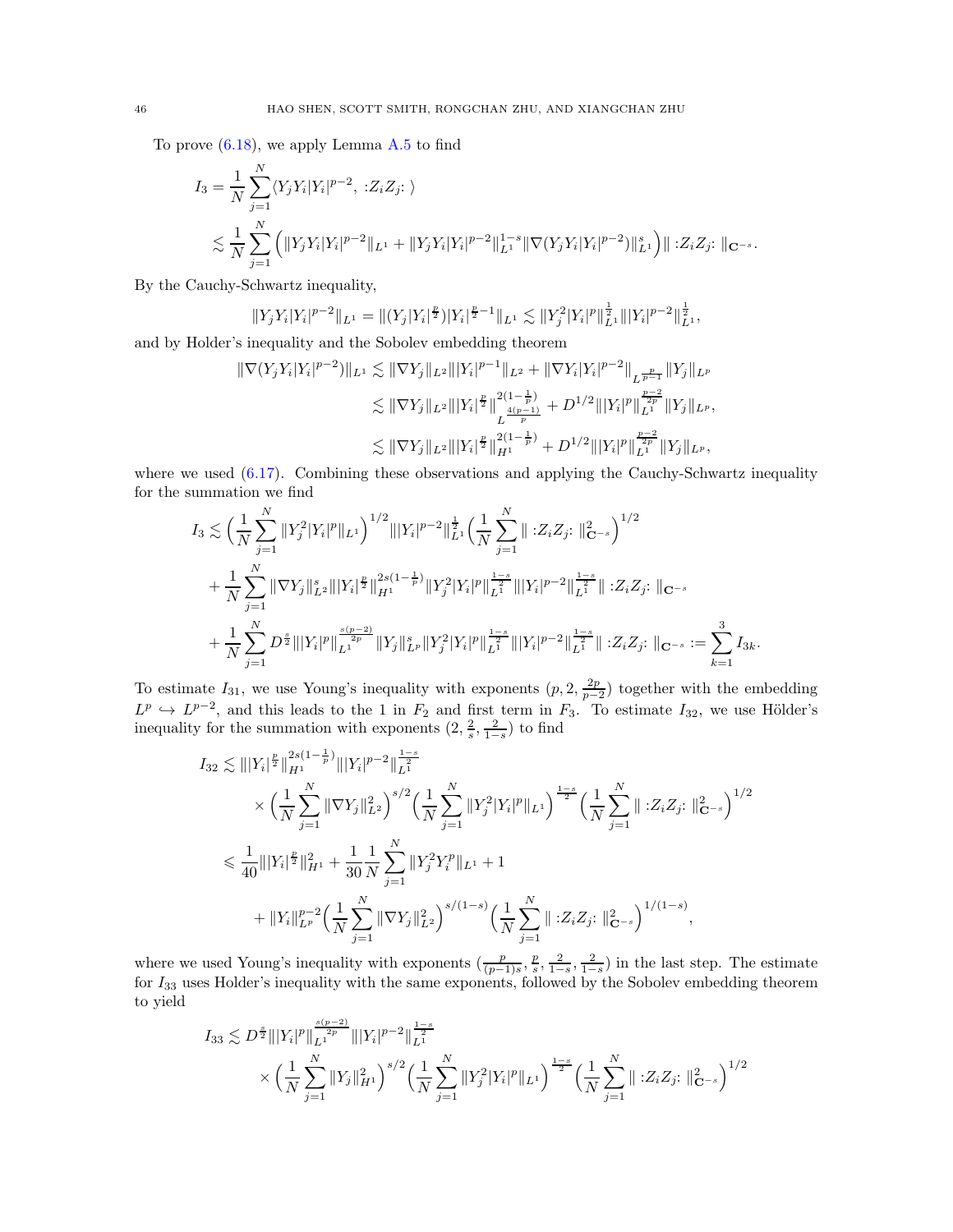To prove (6.18), we apply Lemma A.5 to find

$$
\begin{aligned}
I_3 &= \frac{1}{N}\sum_{j=1}^N \langle Y_j Y_i |Y_i|^{p-2}, \, :Z_i Z_j: \rangle \\
&\lesssim \frac{1}{N}\sum_{j=1}^N \Big( \|Y_j Y_i |Y_i|^{p-2}\|_{L^1} + \|Y_j Y_i |Y_i|^{p-2}\|_{L^1}^{1-s} \|\nabla (Y_j Y_i |Y_i|^{p-2})\|_{L^1}^s \Big) \| :Z_i Z_j: \|_{\mathbf{C}^{-s}}.
\end{aligned}
$$

By the Cauchy-Schwartz inequality,

$$
\|Y_j Y_i |Y_i|^{p-2}\|_{L^1} = \|(Y_j |Y_i|^{\frac{p}{2}}) |Y_i|^{\frac{p}{2}-1}\|_{L^1} \lesssim \|Y_j^2 |Y_i|^p\|_{L^1}^{\frac{1}{2}} \| |Y_i|^{p-2}\|_{L^1}^{\frac{1}{2}},
$$

and by Holder's inequality and the Sobolev embedding theorem

$$
\begin{aligned}
\|\nabla (Y_j Y_i |Y_i|^{p-2})\|_{L^1} &\lesssim \|\nabla Y_j\|_{L^2} \| |Y_i|^{p-1}\|_{L^2} + \|\nabla Y_i |Y_i|^{p-2}\|_{L^{\frac{p}{p-1}}} \|Y_j\|_{L^p} \\
&\lesssim \|\nabla Y_j\|_{L^2} \| |Y_i|^{\frac{p}{2}}\|_{L^{\frac{4(p-1)}{p}}}^{2(1-\frac{1}{p})} + D^{1/2} \| |Y_i|^p\|_{L^1}^{\frac{p-2}{2p}} \|Y_j\|_{L^p}, \\
&\lesssim \|\nabla Y_j\|_{L^2} \| |Y_i|^{\frac{p}{2}}\|_{H^1}^{2(1-\frac{1}{p})} + D^{1/2} \| |Y_i|^p\|_{L^1}^{\frac{p-2}{2p}} \|Y_j\|_{L^p},
\end{aligned}
$$

where we used (6.17). Combining these observations and applying the Cauchy-Schwartz inequality for the summation we find

$$
\begin{aligned}
I_3 &\lesssim \Big(\frac{1}{N}\sum_{j=1}^N \|Y_j^2 |Y_i|^p\|_{L^1}\Big)^{1/2} \| |Y_i|^{p-2}\|_{L^1}^{\frac{1}{2}} \Big(\frac{1}{N}\sum_{j=1}^N \| :Z_i Z_j: \|_{\mathbf{C}^{-s}}^2\Big)^{1/2} \\
&\quad + \frac{1}{N}\sum_{j=1}^N \|\nabla Y_j\|_{L^2}^s \| |Y_i|^{\frac{p}{2}}\|_{H^1}^{2s(1-\frac{1}{p})} \|Y_j^2 |Y_i|^p\|_{L^1}^{\frac{1-s}{2}} \| |Y_i|^{p-2}\|_{L^1}^{\frac{1-s}{2}} \| :Z_i Z_j: \|_{\mathbf{C}^{-s}} \\
&\quad + \frac{1}{N}\sum_{j=1}^N D^{\frac{s}{2}} \| |Y_i|^p\|_{L^1}^{\frac{s(p-2)}{2p}} \|Y_j\|_{L^p}^s \|Y_j^2 |Y_i|^p\|_{L^1}^{\frac{1-s}{2}} \| |Y_i|^{p-2}\|_{L^1}^{\frac{1-s}{2}} \| :Z_i Z_j: \|_{\mathbf{C}^{-s}} := \sum_{k=1}^3 I_{3k}.
\end{aligned}
$$

To estimate $I_{31}$, we use Young's inequality with exponents $(p, 2, \frac{2p}{p-2})$ together with the embedding $L^p \hookrightarrow L^{p-2}$, and this leads to the 1 in $F_2$ and first term in $F_3$. To estimate $I_{32}$, we use Hölder's inequality for the summation with exponents $(2, \frac{2}{s}, \frac{2}{1-s})$ to find

$$
\begin{aligned}
I_{32} &\lesssim \| |Y_i|^{\frac{p}{2}}\|_{H^1}^{2s(1-\frac{1}{p})} \| |Y_i|^{p-2}\|_{L^1}^{\frac{1-s}{2}} \\
&\quad \times \Big(\frac{1}{N}\sum_{j=1}^N \|\nabla Y_j\|_{L^2}^2\Big)^{s/2} \Big(\frac{1}{N}\sum_{j=1}^N \|Y_j^2 |Y_i|^p\|_{L^1}\Big)^{\frac{1-s}{2}} \Big(\frac{1}{N}\sum_{j=1}^N \| :Z_i Z_j: \|_{\mathbf{C}^{-s}}^2\Big)^{1/2} \\
&\leqslant \frac{1}{40} \| |Y_i|^{\frac{p}{2}}\|_{H^1}^2 + \frac{1}{30}\frac{1}{N}\sum_{j=1}^N \|Y_j^2 Y_i^p\|_{L^1} + 1 \\
&\quad + \|Y_i\|_{L^p}^{p-2} \Big(\frac{1}{N}\sum_{j=1}^N \|\nabla Y_j\|_{L^2}^2\Big)^{s/(1-s)} \Big(\frac{1}{N}\sum_{j=1}^N \| :Z_i Z_j: \|_{\mathbf{C}^{-s}}^2\Big)^{1/(1-s)},
\end{aligned}
$$

where we used Young's inequality with exponents $(\frac{p}{(p-1)s}, \frac{p}{s}, \frac{2}{1-s}, \frac{2}{1-s})$ in the last step. The estimate for $I_{33}$ uses Holder's inequality with the same exponents, followed by the Sobolev embedding theorem to yield

$$
\begin{aligned}
I_{33} &\lesssim D^{\frac{s}{2}} \| |Y_i|^p\|_{L^1}^{\frac{s(p-2)}{2p}} \| |Y_i|^{p-2}\|_{L^1}^{\frac{1-s}{2}} \\
&\quad \times \Big(\frac{1}{N}\sum_{j=1}^N \|Y_j\|_{H^1}^2\Big)^{s/2} \Big(\frac{1}{N}\sum_{j=1}^N \|Y_j^2 |Y_i|^p\|_{L^1}\Big)^{\frac{1-s}{2}} \Big(\frac{1}{N}\sum_{j=1}^N \| :Z_i Z_j: \|_{\mathbf{C}^{-s}}^2\Big)^{1/2}
\end{aligned}
$$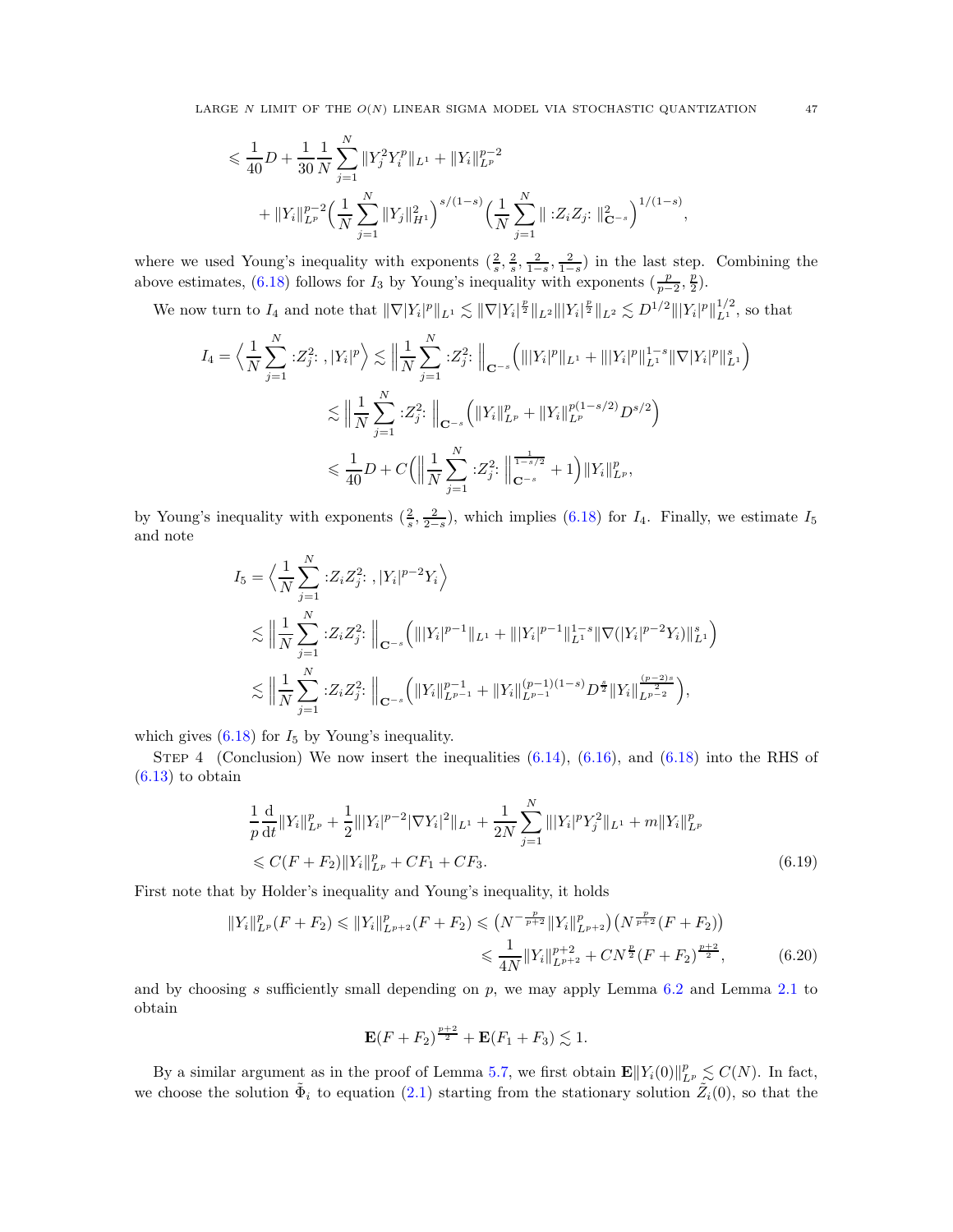$$
\leqslant \frac{1}{40}D + \frac{1}{30}\frac{1}{N}\sum_{j=1}^{N}\|Y_j^2Y_i^p\|_{L^1} + \|Y_i\|_{L^p}^{p-2}
$$
$$
+ \|Y_i\|_{L^p}^{p-2}\Big(\frac{1}{N}\sum_{j=1}^{N}\|Y_j\|_{H^1}^2\Big)^{s/(1-s)}\Big(\frac{1}{N}\sum_{j=1}^{N}\|:Z_iZ_j:\|_{\mathbf{C}^{-s}}^2\Big)^{1/(1-s)},
$$

where we used Young's inequality with exponents $(\frac{2}{s},\frac{2}{s},\frac{2}{1-s},\frac{2}{1-s})$ in the last step. Combining the above estimates, (6.18) follows for $I_3$ by Young's inequality with exponents $(\frac{p}{p-2},\frac{p}{2})$.

We now turn to $I_4$ and note that $\|\nabla|Y_i|^p\|_{L^1}\lesssim\|\nabla|Y_i|^{\frac{p}{2}}\|_{L^2}\||Y_i|^{\frac{p}{2}}\|_{L^2}\lesssim D^{1/2}\||Y_i|^p\|_{L^1}^{1/2}$, so that

$$
\begin{aligned}
I_4=\Big\langle\frac{1}{N}\sum_{j=1}^{N}:Z_j^2:,|Y_i|^p\Big\rangle &\lesssim \Big\|\frac{1}{N}\sum_{j=1}^{N}:Z_j^2:\Big\|_{\mathbf{C}^{-s}}\Big(\||Y_i|^p\|_{L^1}+\||Y_i|^p\|_{L^1}^{1-s}\|\nabla|Y_i|^p\|_{L^1}^s\Big)\\
&\lesssim \Big\|\frac{1}{N}\sum_{j=1}^{N}:Z_j^2:\Big\|_{\mathbf{C}^{-s}}\Big(\|Y_i\|_{L^p}^p+\|Y_i\|_{L^p}^{p(1-s/2)}D^{s/2}\Big)\\
&\leqslant \frac{1}{40}D+C\Big(\Big\|\frac{1}{N}\sum_{j=1}^{N}:Z_j^2:\Big\|_{\mathbf{C}^{-s}}^{\frac{1}{1-s/2}}+1\Big)\|Y_i\|_{L^p}^p,
\end{aligned}
$$

by Young's inequality with exponents $(\frac{2}{s},\frac{2}{2-s})$, which implies (6.18) for $I_4$. Finally, we estimate $I_5$ and note

$$
\begin{aligned}
I_5&=\Big\langle\frac{1}{N}\sum_{j=1}^{N}:Z_iZ_j^2:,|Y_i|^{p-2}Y_i\Big\rangle\\
&\lesssim \Big\|\frac{1}{N}\sum_{j=1}^{N}:Z_iZ_j^2:\Big\|_{\mathbf{C}^{-s}}\Big(\||Y_i|^{p-1}\|_{L^1}+\||Y_i|^{p-1}\|_{L^1}^{1-s}\|\nabla(|Y_i|^{p-2}Y_i)\|_{L^1}^s\Big)\\
&\lesssim \Big\|\frac{1}{N}\sum_{j=1}^{N}:Z_iZ_j^2:\Big\|_{\mathbf{C}^{-s}}\Big(\|Y_i\|_{L^{p-1}}^{p-1}+\|Y_i\|_{L^{p-1}}^{(p-1)(1-s)}D^{\frac{s}{2}}\|Y_i\|_{L^{p-2}}^{\frac{(p-2)s}{2}}\Big),
\end{aligned}
$$

which gives (6.18) for $I_5$ by Young's inequality.

Step 4 (Conclusion) We now insert the inequalities (6.14), (6.16), and (6.18) into the RHS of (6.13) to obtain

$$
\begin{aligned}
&\frac{1}{p}\frac{\mathrm{d}}{\mathrm{d}t}\|Y_i\|_{L^p}^p+\frac{1}{2}\||Y_i|^{p-2}|\nabla Y_i|^2\|_{L^1}+\frac{1}{2N}\sum_{j=1}^{N}\||Y_i|^pY_j^2\|_{L^1}+m\|Y_i\|_{L^p}^p\\
&\leqslant C(F+F_2)\|Y_i\|_{L^p}^p+CF_1+CF_3. \qquad (6.19)
\end{aligned}
$$

First note that by Holder's inequality and Young's inequality, it holds

$$
\begin{aligned}
\|Y_i\|_{L^p}^p(F+F_2)\leqslant\|Y_i\|_{L^{p+2}}^p(F+F_2)&\leqslant\big(N^{-\frac{p}{p+2}}\|Y_i\|_{L^{p+2}}^p\big)\big(N^{\frac{p}{p+2}}(F+F_2)\big)\\
&\leqslant\frac{1}{4N}\|Y_i\|_{L^{p+2}}^{p+2}+CN^{\frac{p}{2}}(F+F_2)^{\frac{p+2}{2}}, \qquad (6.20)
\end{aligned}
$$

and by choosing $s$ sufficiently small depending on $p$, we may apply Lemma 6.2 and Lemma 2.1 to obtain

$$
\mathbf{E}(F+F_2)^{\frac{p+2}{2}}+\mathbf{E}(F_1+F_3)\lesssim 1.
$$

By a similar argument as in the proof of Lemma 5.7, we first obtain $\mathbf{E}\|Y_i(0)\|_{L^p}^p\lesssim C(N)$. In fact, we choose the solution $\tilde{\Phi}_i$ to equation (2.1) starting from the stationary solution $\tilde{Z}_i(0)$, so that the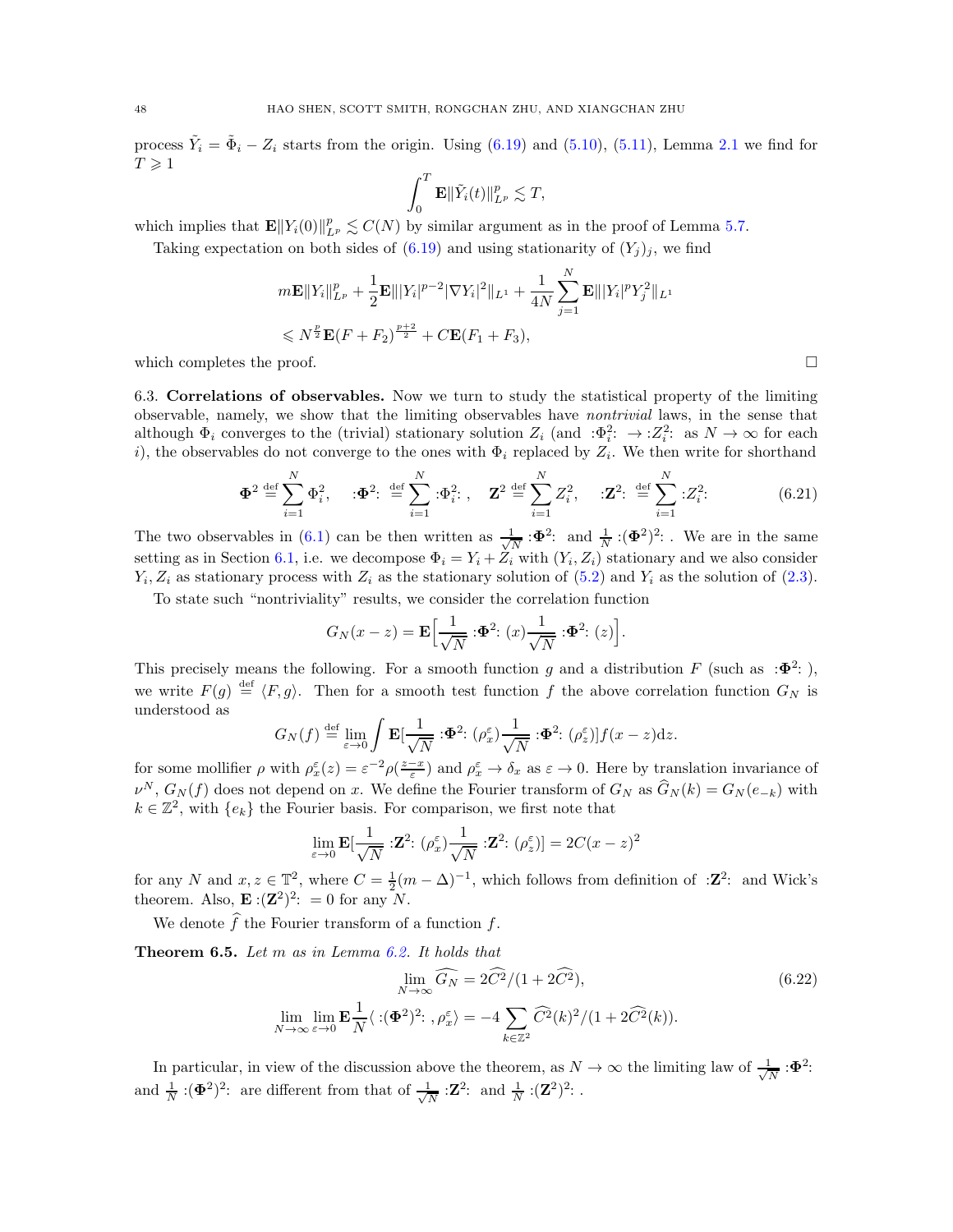process $\tilde{Y}_i = \tilde{\Phi}_i - Z_i$ starts from the origin. Using (6.19) and (5.10), (5.11), Lemma 2.1 we find for $T \geqslant 1$

$$\int_0^T \mathbf{E}\|\tilde{Y}_i(t)\|_{L^p}^p \lesssim T,$$

which implies that $\mathbf{E}\|Y_i(0)\|_{L^p}^p \lesssim C(N)$ by similar argument as in the proof of Lemma 5.7.

Taking expectation on both sides of (6.19) and using stationarity of $(Y_j)_j$, we find

$$\begin{aligned} &m\mathbf{E}\|Y_i\|_{L^p}^p + \frac{1}{2}\mathbf{E}\||Y_i|^{p-2}|\nabla Y_i|^2\|_{L^1} + \frac{1}{4N}\sum_{j=1}^N \mathbf{E}\||Y_i|^p Y_j^2\|_{L^1} \\ &\leqslant N^{\frac{p}{2}}\mathbf{E}(F+F_2)^{\frac{p+2}{2}} + C\mathbf{E}(F_1+F_3), \end{aligned}$$

which completes the proof. □

**6.3. Correlations of observables.** Now we turn to study the statistical property of the limiting observable, namely, we show that the limiting observables have *nontrivial* laws, in the sense that although $\Phi_i$ converges to the (trivial) stationary solution $Z_i$ (and $:\Phi_i^2: \to :Z_i^2:$ as $N \to \infty$ for each $i$), the observables do not converge to the ones with $\Phi_i$ replaced by $Z_i$. We then write for shorthand

$$\mathbf{\Phi}^2 \stackrel{\text{def}}{=} \sum_{i=1}^N \Phi_i^2, \quad :\mathbf{\Phi}^2: \stackrel{\text{def}}{=} \sum_{i=1}^N :\Phi_i^2:, \quad \mathbf{Z}^2 \stackrel{\text{def}}{=} \sum_{i=1}^N Z_i^2, \quad :\mathbf{Z}^2: \stackrel{\text{def}}{=} \sum_{i=1}^N :Z_i^2: \tag{6.21}$$

The two observables in (6.1) can be then written as $\frac{1}{\sqrt{N}} :\mathbf{\Phi}^2:$ and $\frac{1}{N} :(\mathbf{\Phi}^2)^2:$. We are in the same setting as in Section 6.1, i.e. we decompose $\Phi_i = Y_i + Z_i$ with $(Y_i, Z_i)$ stationary and we also consider $Y_i, Z_i$ as stationary process with $Z_i$ as the stationary solution of (5.2) and $Y_i$ as the solution of (2.3).

To state such "nontriviality" results, we consider the correlation function

$$G_N(x-z) = \mathbf{E}\Big[\frac{1}{\sqrt{N}} :\mathbf{\Phi}^2: (x) \frac{1}{\sqrt{N}} :\mathbf{\Phi}^2: (z)\Big].$$

This precisely means the following. For a smooth function $g$ and a distribution $F$ (such as $:\mathbf{\Phi}^2:$), we write $F(g) \stackrel{\text{def}}{=} \langle F, g\rangle$. Then for a smooth test function $f$ the above correlation function $G_N$ is understood as

$$G_N(f) \stackrel{\text{def}}{=} \lim_{\varepsilon\to 0}\int \mathbf{E}[\frac{1}{\sqrt{N}} :\mathbf{\Phi}^2: (\rho_x^\varepsilon)\frac{1}{\sqrt{N}} :\mathbf{\Phi}^2: (\rho_z^\varepsilon)] f(x-z)\mathrm{d}z.$$

for some mollifier $\rho$ with $\rho_x^\varepsilon(z) = \varepsilon^{-2}\rho(\frac{z-x}{\varepsilon})$ and $\rho_x^\varepsilon \to \delta_x$ as $\varepsilon \to 0$. Here by translation invariance of $\nu^N$, $G_N(f)$ does not depend on $x$. We define the Fourier transform of $G_N$ as $\widehat{G}_N(k) = G_N(e_{-k})$ with $k \in \mathbb{Z}^2$, with $\{e_k\}$ the Fourier basis. For comparison, we first note that

$$\lim_{\varepsilon\to 0}\mathbf{E}[\frac{1}{\sqrt{N}} :\mathbf{Z}^2: (\rho_x^\varepsilon)\frac{1}{\sqrt{N}} :\mathbf{Z}^2: (\rho_z^\varepsilon)] = 2C(x-z)^2$$

for any $N$ and $x, z \in \mathbb{T}^2$, where $C = \frac{1}{2}(m-\Delta)^{-1}$, which follows from definition of $:\mathbf{Z}^2:$ and Wick's theorem. Also, $\mathbf{E} :(\mathbf{Z}^2)^2: = 0$ for any $N$.

We denote $\widehat{f}$ the Fourier transform of a function $f$.

**Theorem 6.5.** *Let $m$ as in Lemma 6.2. It holds that*

$$\begin{aligned} \lim_{N\to\infty}\widehat{G_N} &= 2\widehat{C^2}/(1+2\widehat{C^2}), \\ \lim_{N\to\infty}\lim_{\varepsilon\to 0}\mathbf{E}\frac{1}{N}\langle :(\mathbf{\Phi}^2)^2:, \rho_x^\varepsilon\rangle &= -4\sum_{k\in\mathbb{Z}^2}\widehat{C^2}(k)^2/(1+2\widehat{C^2}(k)). \end{aligned} \tag{6.22}$$

In particular, in view of the discussion above the theorem, as $N \to \infty$ the limiting law of $\frac{1}{\sqrt{N}} :\mathbf{\Phi}^2:$ and $\frac{1}{N} :(\mathbf{\Phi}^2)^2:$ are different from that of $\frac{1}{\sqrt{N}} :\mathbf{Z}^2:$ and $\frac{1}{N} :(\mathbf{Z}^2)^2:$.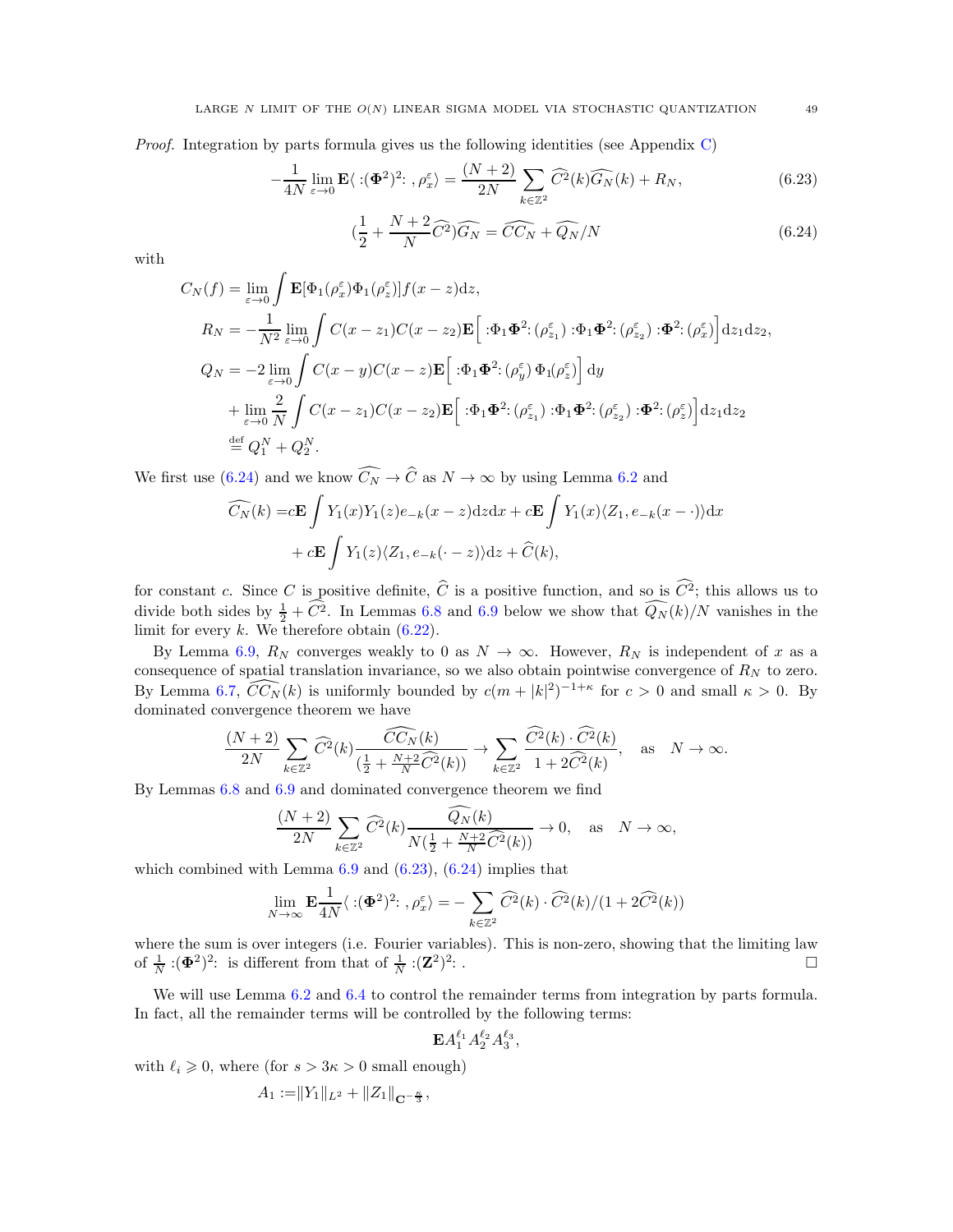*Proof.* Integration by parts formula gives us the following identities (see Appendix C)

$$-\frac{1}{4N}\lim_{\varepsilon\to 0}\mathbf{E}\langle :(\mathbf{\Phi}^2)^2: ,\rho_x^\varepsilon\rangle = \frac{(N+2)}{2N}\sum_{k\in\mathbb{Z}^2}\widehat{C^2}(k)\widehat{G_N}(k) + R_N, \tag{6.23}$$

$$(\frac{1}{2}+\frac{N+2}{N}\widehat{C^2})\widehat{G_N} = \widehat{CC_N} + \widehat{Q_N}/N \tag{6.24}$$

with

$$\begin{aligned}
C_N(f) &= \lim_{\varepsilon\to 0}\int \mathbf{E}[\Phi_1(\rho_x^\varepsilon)\Phi_1(\rho_z^\varepsilon)]f(x-z)\mathrm{d}z,\\
R_N &= -\frac{1}{N^2}\lim_{\varepsilon\to 0}\int C(x-z_1)C(x-z_2)\mathbf{E}\Big[:\Phi_1\mathbf{\Phi}^2:(\rho_{z_1}^\varepsilon):\Phi_1\mathbf{\Phi}^2:(\rho_{z_2}^\varepsilon):\mathbf{\Phi}^2:(\rho_x^\varepsilon)\Big]\mathrm{d}z_1\mathrm{d}z_2,\\
Q_N &= -2\lim_{\varepsilon\to 0}\int C(x-y)C(x-z)\mathbf{E}\Big[:\Phi_1\mathbf{\Phi}^2:(\rho_y^\varepsilon)\,\Phi_1(\rho_z^\varepsilon)\Big]\,\mathrm{d}y\\
&\quad + \lim_{\varepsilon\to 0}\frac{2}{N}\int C(x-z_1)C(x-z_2)\mathbf{E}\Big[:\Phi_1\mathbf{\Phi}^2:(\rho_{z_1}^\varepsilon):\Phi_1\mathbf{\Phi}^2:(\rho_{z_2}^\varepsilon):\mathbf{\Phi}^2:(\rho_z^\varepsilon)\Big]\mathrm{d}z_1\mathrm{d}z_2\\
&\stackrel{\text{def}}{=} Q_1^N + Q_2^N.
\end{aligned}$$

We first use (6.24) and we know $\widehat{C_N}\to\widehat{C}$ as $N\to\infty$ by using Lemma 6.2 and

$$\begin{aligned}
\widehat{C_N}(k) =& c\mathbf{E}\int Y_1(x)Y_1(z)e_{-k}(x-z)\mathrm{d}z\mathrm{d}x + c\mathbf{E}\int Y_1(x)\langle Z_1, e_{-k}(x-\cdot)\rangle\mathrm{d}x\\
&+ c\mathbf{E}\int Y_1(z)\langle Z_1, e_{-k}(\cdot-z)\rangle\mathrm{d}z + \widehat{C}(k),
\end{aligned}$$

for constant $c$. Since $C$ is positive definite, $\widehat{C}$ is a positive function, and so is $\widehat{C^2}$; this allows us to divide both sides by $\frac{1}{2}+\widehat{C^2}$. In Lemmas 6.8 and 6.9 below we show that $\widehat{Q_N}(k)/N$ vanishes in the limit for every $k$. We therefore obtain (6.22).

By Lemma 6.9, $R_N$ converges weakly to 0 as $N\to\infty$. However, $R_N$ is independent of $x$ as a consequence of spatial translation invariance, so we also obtain pointwise convergence of $R_N$ to zero. By Lemma 6.7, $\widehat{CC_N}(k)$ is uniformly bounded by $c(m+|k|^2)^{-1+\kappa}$ for $c>0$ and small $\kappa>0$. By dominated convergence theorem we have

$$\frac{(N+2)}{2N}\sum_{k\in\mathbb{Z}^2}\widehat{C^2}(k)\frac{\widehat{CC_N}(k)}{(\frac{1}{2}+\frac{N+2}{N}\widehat{C^2}(k))}\to\sum_{k\in\mathbb{Z}^2}\frac{\widehat{C^2}(k)\cdot\widehat{C^2}(k)}{1+2\widehat{C^2}(k)},\quad\text{as}\quad N\to\infty.$$

By Lemmas 6.8 and 6.9 and dominated convergence theorem we find

$$\frac{(N+2)}{2N}\sum_{k\in\mathbb{Z}^2}\widehat{C^2}(k)\frac{\widehat{Q_N}(k)}{N(\frac{1}{2}+\frac{N+2}{N}\widehat{C^2}(k))}\to 0,\quad\text{as}\quad N\to\infty,$$

which combined with Lemma 6.9 and (6.23), (6.24) implies that

$$\lim_{N\to\infty}\mathbf{E}\frac{1}{4N}\langle :(\mathbf{\Phi}^2)^2: ,\rho_x^\varepsilon\rangle = -\sum_{k\in\mathbb{Z}^2}\widehat{C^2}(k)\cdot\widehat{C^2}(k)/(1+2\widehat{C^2}(k))$$

where the sum is over integers (i.e. Fourier variables). This is non-zero, showing that the limiting law of $\frac{1}{N}:(\mathbf{\Phi}^2)^2:$ is different from that of $\frac{1}{N}:(\mathbf{Z}^2)^2:$. □

We will use Lemma 6.2 and 6.4 to control the remainder terms from integration by parts formula. In fact, all the remainder terms will be controlled by the following terms:

$$\mathbf{E}A_1^{\ell_1}A_2^{\ell_2}A_3^{\ell_3},$$

with $\ell_i\geqslant 0$, where (for $s>3\kappa>0$ small enough)

$$A_1 := \|Y_1\|_{L^2} + \|Z_1\|_{\mathbf{C}^{-\frac{\kappa}{3}}},$$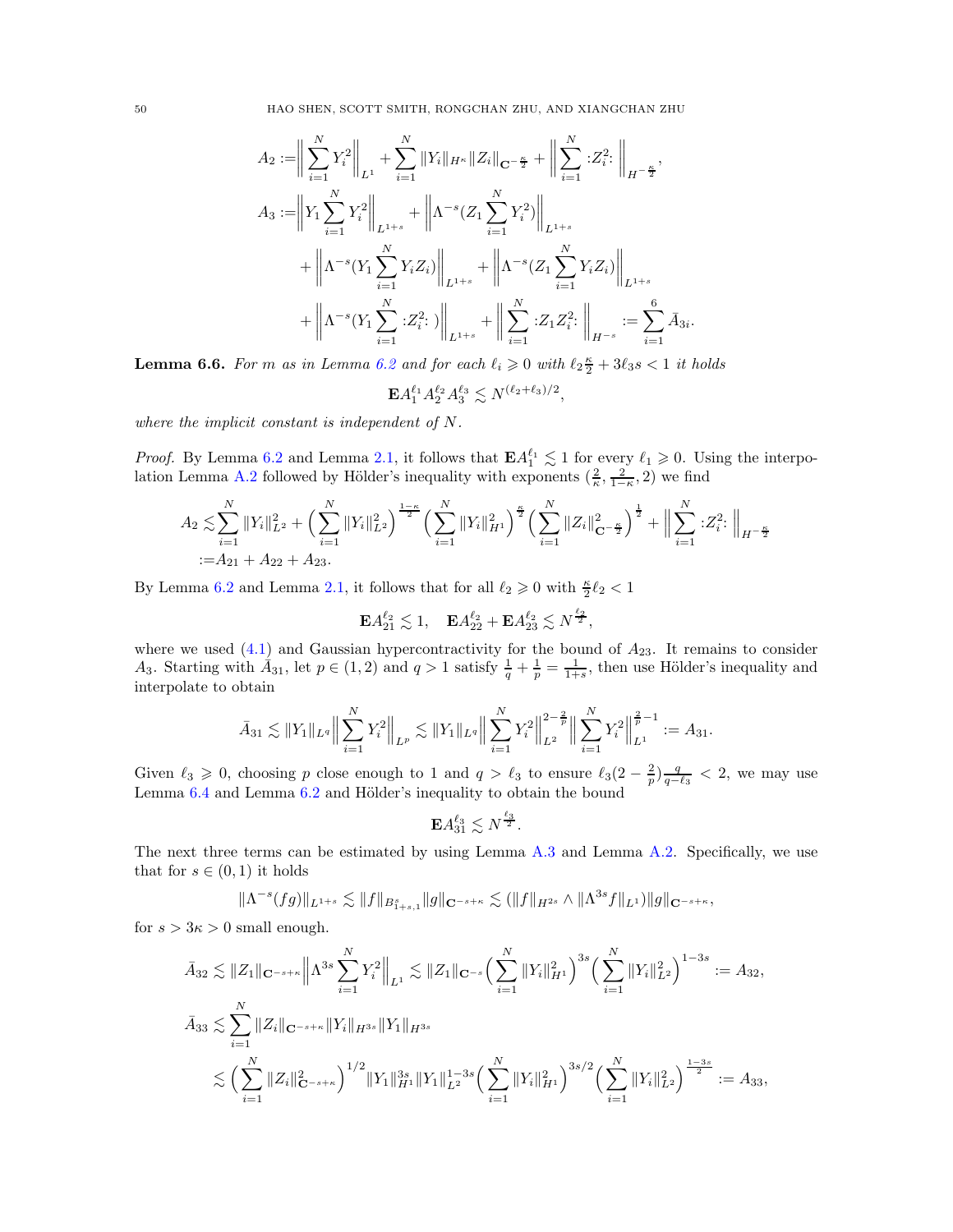$$
\begin{aligned}
A_2 :=& \Big\| \sum_{i=1}^N Y_i^2 \Big\|_{L^1} + \sum_{i=1}^N \|Y_i\|_{H^\kappa} \|Z_i\|_{\mathbf{C}^{-\frac{\kappa}{2}}} + \Big\| \sum_{i=1}^N :Z_i^2: \Big\|_{H^{-\frac{\kappa}{2}}}, \\
A_3 :=& \Big\| Y_1 \sum_{i=1}^N Y_i^2 \Big\|_{L^{1+s}} + \Big\| \Lambda^{-s} (Z_1 \sum_{i=1}^N Y_i^2) \Big\|_{L^{1+s}} \\
&+ \Big\| \Lambda^{-s} (Y_1 \sum_{i=1}^N Y_i Z_i) \Big\|_{L^{1+s}} + \Big\| \Lambda^{-s} (Z_1 \sum_{i=1}^N Y_i Z_i) \Big\|_{L^{1+s}} \\
&+ \Big\| \Lambda^{-s} (Y_1 \sum_{i=1}^N :Z_i^2: ) \Big\|_{L^{1+s}} + \Big\| \sum_{i=1}^N :Z_1 Z_i^2: \Big\|_{H^{-s}} := \sum_{i=1}^6 \bar{A}_{3i}.
\end{aligned}
$$

**Lemma 6.6.** *For $m$ as in Lemma 6.2 and for each $\ell_i \geqslant 0$ with $\ell_2 \frac{\kappa}{2} + 3\ell_3 s < 1$ it holds*

$$
\mathbf{E} A_1^{\ell_1} A_2^{\ell_2} A_3^{\ell_3} \lesssim N^{(\ell_2 + \ell_3)/2},
$$

*where the implicit constant is independent of $N$.*

*Proof.* By Lemma 6.2 and Lemma 2.1, it follows that $\mathbf{E} A_1^{\ell_1} \lesssim 1$ for every $\ell_1 \geqslant 0$. Using the interpolation Lemma A.2 followed by Hölder's inequality with exponents $(\frac{2}{\kappa}, \frac{2}{1-\kappa}, 2)$ we find

$$
\begin{aligned}
A_2 \lesssim & \sum_{i=1}^N \|Y_i\|_{L^2}^2 + \Big( \sum_{i=1}^N \|Y_i\|_{L^2}^2 \Big)^{\frac{1-\kappa}{2}} \Big( \sum_{i=1}^N \|Y_i\|_{H^1}^2 \Big)^{\frac{\kappa}{2}} \Big( \sum_{i=1}^N \|Z_i\|_{\mathbf{C}^{-\frac{\kappa}{2}}}^2 \Big)^{\frac{1}{2}} + \Big\| \sum_{i=1}^N :Z_i^2: \Big\|_{H^{-\frac{\kappa}{2}}} \\
:=& A_{21} + A_{22} + A_{23}.
\end{aligned}
$$

By Lemma 6.2 and Lemma 2.1, it follows that for all $\ell_2 \geqslant 0$ with $\frac{\kappa}{2} \ell_2 < 1$

$$
\mathbf{E} A_{21}^{\ell_2} \lesssim 1, \quad \mathbf{E} A_{22}^{\ell_2} + \mathbf{E} A_{23}^{\ell_2} \lesssim N^{\frac{\ell_2}{2}},
$$

where we used (4.1) and Gaussian hypercontractivity for the bound of $A_{23}$. It remains to consider $A_3$. Starting with $\bar{A}_{31}$, let $p \in (1,2)$ and $q > 1$ satisfy $\frac{1}{q} + \frac{1}{p} = \frac{1}{1+s}$, then use Hölder's inequality and interpolate to obtain

$$
\bar{A}_{31} \lesssim \|Y_1\|_{L^q} \Big\| \sum_{i=1}^N Y_i^2 \Big\|_{L^p} \lesssim \|Y_1\|_{L^q} \Big\| \sum_{i=1}^N Y_i^2 \Big\|_{L^2}^{2-\frac{2}{p}} \Big\| \sum_{i=1}^N Y_i^2 \Big\|_{L^1}^{\frac{2}{p}-1} := A_{31}.
$$

Given $\ell_3 \geqslant 0$, choosing $p$ close enough to 1 and $q > \ell_3$ to ensure $\ell_3 (2 - \frac{2}{p}) \frac{q}{q - \ell_3} < 2$, we may use Lemma 6.4 and Lemma 6.2 and Hölder's inequality to obtain the bound

$$
\mathbf{E} A_{31}^{\ell_3} \lesssim N^{\frac{\ell_3}{2}}.
$$

The next three terms can be estimated by using Lemma A.3 and Lemma A.2. Specifically, we use that for $s \in (0,1)$ it holds

$$
\|\Lambda^{-s}(fg)\|_{L^{1+s}} \lesssim \|f\|_{B^s_{1+s,1}} \|g\|_{\mathbf{C}^{-s+\kappa}} \lesssim (\|f\|_{H^{2s}} \wedge \|\Lambda^{3s} f\|_{L^1}) \|g\|_{\mathbf{C}^{-s+\kappa}},
$$

for $s > 3\kappa > 0$ small enough.

$$
\begin{aligned}
\bar{A}_{32} \lesssim & \|Z_1\|_{\mathbf{C}^{-s+\kappa}} \Big\| \Lambda^{3s} \sum_{i=1}^N Y_i^2 \Big\|_{L^1} \lesssim \|Z_1\|_{\mathbf{C}^{-s}} \Big( \sum_{i=1}^N \|Y_i\|_{H^1}^2 \Big)^{3s} \Big( \sum_{i=1}^N \|Y_i\|_{L^2}^2 \Big)^{1-3s} := A_{32}, \\
\bar{A}_{33} \lesssim & \sum_{i=1}^N \|Z_i\|_{\mathbf{C}^{-s+\kappa}} \|Y_i\|_{H^{3s}} \|Y_1\|_{H^{3s}} \\
\lesssim & \Big( \sum_{i=1}^N \|Z_i\|_{\mathbf{C}^{-s+\kappa}}^2 \Big)^{1/2} \|Y_1\|_{H^1}^{3s} \|Y_1\|_{L^2}^{1-3s} \Big( \sum_{i=1}^N \|Y_i\|_{H^1}^2 \Big)^{3s/2} \Big( \sum_{i=1}^N \|Y_i\|_{L^2}^2 \Big)^{\frac{1-3s}{2}} := A_{33},
\end{aligned}
$$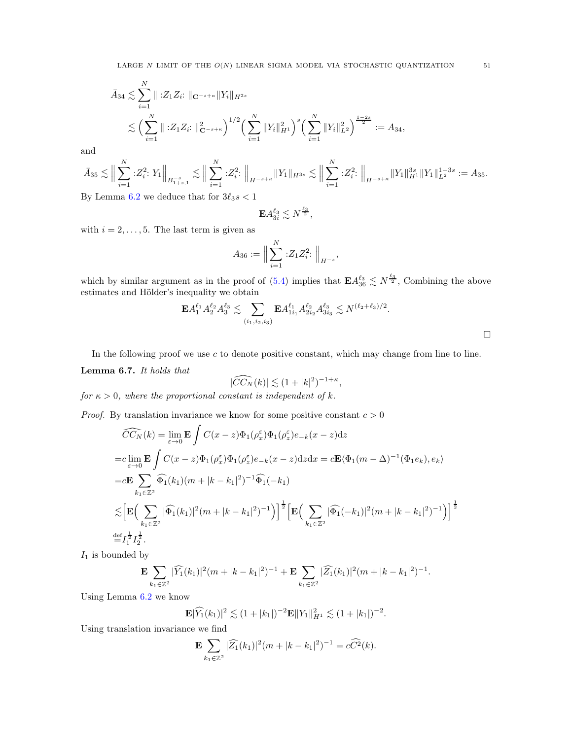$$
\begin{aligned}
\bar{A}_{34} &\lesssim \sum_{i=1}^N \| :Z_1 Z_i: \|_{\mathbf{C}^{-s+\kappa}} \|Y_i\|_{H^{2s}} \\
&\lesssim \Big( \sum_{i=1}^N \| :Z_1 Z_i: \|_{\mathbf{C}^{-s+\kappa}}^2 \Big)^{1/2} \Big( \sum_{i=1}^N \|Y_i\|_{H^1}^2 \Big)^{s} \Big( \sum_{i=1}^N \|Y_i\|_{L^2}^2 \Big)^{\frac{1-2s}{2}} := A_{34},
\end{aligned}
$$

and

$$
\bar{A}_{35} \lesssim \Big\| \sum_{i=1}^N :Z_i^2: Y_1 \Big\|_{B^{-s}_{1+s,1}} \lesssim \Big\| \sum_{i=1}^N :Z_i^2: \Big\|_{H^{-s+\kappa}} \|Y_1\|_{H^{3s}} \lesssim \Big\| \sum_{i=1}^N :Z_i^2: \Big\|_{H^{-s+\kappa}} \|Y_1\|_{H^1}^{3s} \|Y_1\|_{L^2}^{1-3s} := A_{35}.
$$

By Lemma 6.2 we deduce that for $3\ell_3 s < 1$

$$
\mathbf{E} A_{3i}^{\ell_3} \lesssim N^{\frac{\ell_3}{2}},
$$

with $i = 2, \dots, 5$. The last term is given as

$$
A_{36} := \Big\| \sum_{i=1}^N :Z_1 Z_i^2: \Big\|_{H^{-s}},
$$

which by similar argument as in the proof of (5.4) implies that $\mathbf{E} A_{36}^{\ell_3} \lesssim N^{\frac{\ell_3}{2}}$, Combining the above estimates and Hölder's inequality we obtain

$$
\mathbf{E} A_1^{\ell_1} A_2^{\ell_2} A_3^{\ell_3} \lesssim \sum_{(i_1,i_2,i_3)} \mathbf{E} A_{1i_1}^{\ell_1} A_{2i_2}^{\ell_2} A_{3i_3}^{\ell_3} \lesssim N^{(\ell_2+\ell_3)/2}.
$$

□

In the following proof we use $c$ to denote positive constant, which may change from line to line.

**Lemma 6.7.** *It holds that*

$$
|\widehat{CC_N}(k)| \lesssim (1+|k|^2)^{-1+\kappa},
$$

*for $\kappa > 0$, where the proportional constant is independent of $k$.*

*Proof.* By translation invariance we know for some positive constant $c > 0$

$$
\begin{aligned}
&\widehat{CC_N}(k) = \lim_{\varepsilon \to 0} \mathbf{E} \int C(x-z) \Phi_1(\rho_x^\varepsilon) \Phi_1(\rho_z^\varepsilon) e_{-k}(x-z) \mathrm{d}z \\
=& c \lim_{\varepsilon \to 0} \mathbf{E} \int C(x-z) \Phi_1(\rho_x^\varepsilon) \Phi_1(\rho_z^\varepsilon) e_{-k}(x-z) \mathrm{d}z \mathrm{d}x = c \mathbf{E} \langle \Phi_1 (m-\Delta)^{-1} (\Phi_1 e_k), e_k \rangle \\
=& c \mathbf{E} \sum_{k_1 \in \mathbb{Z}^2} \widehat{\Phi_1}(k_1) (m + |k-k_1|^2)^{-1} \widehat{\Phi_1}(-k_1) \\
\lesssim& \Big[ \mathbf{E} \Big( \sum_{k_1 \in \mathbb{Z}^2} |\widehat{\Phi_1}(k_1)|^2 (m + |k-k_1|^2)^{-1} \Big) \Big]^{\frac{1}{2}} \Big[ \mathbf{E} \Big( \sum_{k_1 \in \mathbb{Z}^2} |\widehat{\Phi_1}(-k_1)|^2 (m + |k-k_1|^2)^{-1} \Big) \Big]^{\frac{1}{2}} \\
\stackrel{\text{def}}{=}& I_1^{\frac{1}{2}} I_2^{\frac{1}{2}}.
\end{aligned}
$$

$I_1$ is bounded by

$$
\mathbf{E} \sum_{k_1 \in \mathbb{Z}^2} |\widehat{Y_1}(k_1)|^2 (m + |k-k_1|^2)^{-1} + \mathbf{E} \sum_{k_1 \in \mathbb{Z}^2} |\widehat{Z_1}(k_1)|^2 (m + |k-k_1|^2)^{-1}.
$$

Using Lemma 6.2 we know

$$
\mathbf{E} |\widehat{Y_1}(k_1)|^2 \lesssim (1+|k_1|)^{-2} \mathbf{E} \|Y_1\|_{H^1}^2 \lesssim (1+|k_1|)^{-2}.
$$

Using translation invariance we find

$$
\mathbf{E} \sum_{k_1 \in \mathbb{Z}^2} |\widehat{Z_1}(k_1)|^2 (m + |k-k_1|^2)^{-1} = c \widehat{C^2}(k).
$$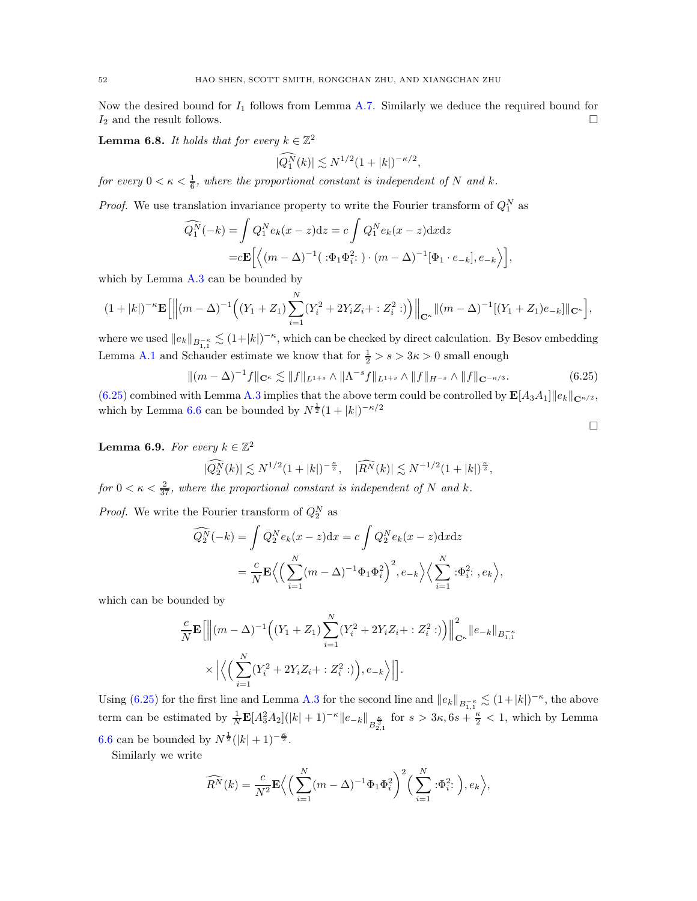Now the desired bound for $I_1$ follows from Lemma A.7. Similarly we deduce the required bound for $I_2$ and the result follows. $\square$

**Lemma 6.8.** *It holds that for every $k \in \mathbb{Z}^2$*

$$|\widehat{Q_1^N}(k)| \lesssim N^{1/2}(1+|k|)^{-\kappa/2},$$

*for every $0 < \kappa < \frac{1}{6}$, where the proportional constant is independent of $N$ and $k$.*

*Proof.* We use translation invariance property to write the Fourier transform of $Q_1^N$ as

$$\begin{aligned}\widehat{Q_1^N}(-k) &= \int Q_1^N e_k(x-z)\mathrm{d}z = c\int Q_1^N e_k(x-z)\mathrm{d}x\mathrm{d}z \\ &= c\mathbf{E}\Big[\Big\langle (m-\Delta)^{-1}(\,{:}\Phi_1\Phi_i^2{:}\,)\cdot(m-\Delta)^{-1}[\Phi_1\cdot e_{-k}], e_{-k}\Big\rangle\Big],\end{aligned}$$

which by Lemma A.3 can be bounded by

$$(1+|k|)^{-\kappa}\mathbf{E}\Big[\Big\|(m-\Delta)^{-1}\Big((Y_1+Z_1)\sum_{i=1}^N(Y_i^2+2Y_iZ_i+:Z_i^2:)\Big)\Big\|_{\mathbf{C}^\kappa}\|(m-\Delta)^{-1}[(Y_1+Z_1)e_{-k}]\|_{\mathbf{C}^\kappa}\Big],$$

where we used $\|e_k\|_{B^{-\kappa}_{1,1}} \lesssim (1+|k|)^{-\kappa}$, which can be checked by direct calculation. By Besov embedding Lemma A.1 and Schauder estimate we know that for $\frac{1}{2} > s > 3\kappa > 0$ small enough

$$\|(m-\Delta)^{-1}f\|_{\mathbf{C}^\kappa} \lesssim \|f\|_{L^{1+s}} \wedge \|\Lambda^{-s}f\|_{L^{1+s}} \wedge \|f\|_{H^{-s}} \wedge \|f\|_{\mathbf{C}^{-\kappa/3}}. \tag{6.25}$$

(6.25) combined with Lemma A.3 implies that the above term could be controlled by $\mathbf{E}[A_3A_1]\|e_k\|_{\mathbf{C}^{\kappa/2}}$, which by Lemma 6.6 can be bounded by $N^{\frac{1}{2}}(1+|k|)^{-\kappa/2}$

$\square$

**Lemma 6.9.** *For every $k \in \mathbb{Z}^2$*

$$|\widehat{Q_2^N}(k)| \lesssim N^{1/2}(1+|k|)^{-\frac{\kappa}{2}}, \quad |\widehat{R^N}(k)| \lesssim N^{-1/2}(1+|k|)^{\frac{\kappa}{2}},$$

*for $0 < \kappa < \frac{2}{37}$, where the proportional constant is independent of $N$ and $k$.*

*Proof.* We write the Fourier transform of $Q_2^N$ as

$$\begin{aligned}\widehat{Q_2^N}(-k) &= \int Q_2^N e_k(x-z)\mathrm{d}x = c\int Q_2^N e_k(x-z)\mathrm{d}x\mathrm{d}z \\ &= \frac{c}{N}\mathbf{E}\Big\langle\Big(\sum_{i=1}^N(m-\Delta)^{-1}\Phi_1\Phi_i^2\Big)^2, e_{-k}\Big\rangle\Big\langle\sum_{i=1}^N {:}\Phi_i^2{:}\,, e_k\Big\rangle,\end{aligned}$$

which can be bounded by

$$\begin{aligned}&\frac{c}{N}\mathbf{E}\Big[\Big\|(m-\Delta)^{-1}\Big((Y_1+Z_1)\sum_{i=1}^N(Y_i^2+2Y_iZ_i+:Z_i^2:)\Big)\Big\|^2_{\mathbf{C}^\kappa}\|e_{-k}\|_{B^{-\kappa}_{1,1}} \\ &\quad\times\Big|\Big\langle\Big(\sum_{i=1}^N(Y_i^2+2Y_iZ_i+:Z_i^2:)\Big), e_{-k}\Big\rangle\Big|\Big].\end{aligned}$$

Using (6.25) for the first line and Lemma A.3 for the second line and $\|e_k\|_{B^{-\kappa}_{1,1}} \lesssim (1+|k|)^{-\kappa}$, the above term can be estimated by $\frac{1}{N}\mathbf{E}[A_3^2A_2](|k|+1)^{-\kappa}\|e_{-k}\|_{B^{\frac{\kappa}{2}}_{2,1}}$ for $s > 3\kappa, 6s+\frac{\kappa}{2} < 1$, which by Lemma 6.6 can be bounded by $N^{\frac{1}{2}}(|k|+1)^{-\frac{\kappa}{2}}$.

Similarly we write

$$\widehat{R^N}(k) = \frac{c}{N^2}\mathbf{E}\Big\langle\Big(\sum_{i=1}^N(m-\Delta)^{-1}\Phi_1\Phi_i^2\Big)^2\Big(\sum_{i=1}^N {:}\Phi_i^2{:}\,\Big), e_k\Big\rangle,$$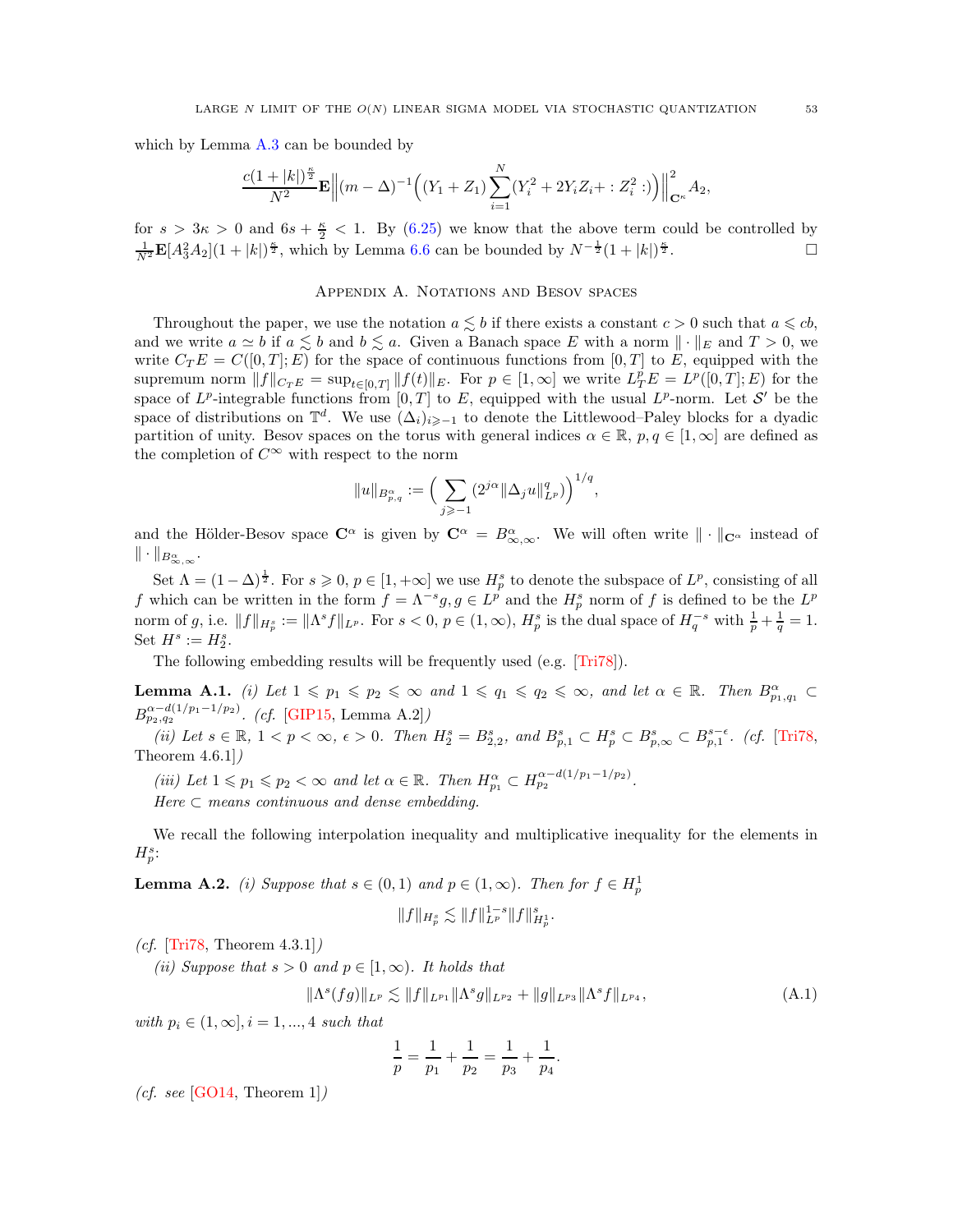which by Lemma A.3 can be bounded by

$$\frac{c(1+|k|)^{\frac{\kappa}{2}}}{N^2}\mathbf{E}\Big\|(m-\Delta)^{-1}\Big((Y_1+Z_1)\sum_{i=1}^N(Y_i^2+2Y_iZ_i+:Z_i^2:)\Big)\Big\|^2_{\mathbf{C}^\kappa}A_2,$$

for $s>3\kappa>0$ and $6s+\frac{\kappa}{2}<1$. By (6.25) we know that the above term could be controlled by $\frac{1}{N^2}\mathbf{E}[A_3^2A_2](1+|k|)^{\frac{\kappa}{2}}$, which by Lemma 6.6 can be bounded by $N^{-\frac12}(1+|k|)^{\frac{\kappa}{2}}$. □

## Appendix A. Notations and Besov spaces

Throughout the paper, we use the notation $a\lesssim b$ if there exists a constant $c>0$ such that $a\leqslant cb$, and we write $a\simeq b$ if $a\lesssim b$ and $b\lesssim a$. Given a Banach space $E$ with a norm $\|\cdot\|_E$ and $T>0$, we write $C_TE=C([0,T];E)$ for the space of continuous functions from $[0,T]$ to $E$, equipped with the supremum norm $\|f\|_{C_TE}=\sup_{t\in[0,T]}\|f(t)\|_E$. For $p\in[1,\infty]$ we write $L^p_TE=L^p([0,T];E)$ for the space of $L^p$-integrable functions from $[0,T]$ to $E$, equipped with the usual $L^p$-norm. Let $\mathcal{S}'$ be the space of distributions on $\mathbb{T}^d$. We use $(\Delta_i)_{i\geqslant-1}$ to denote the Littlewood–Paley blocks for a dyadic partition of unity. Besov spaces on the torus with general indices $\alpha\in\mathbb{R}$, $p,q\in[1,\infty]$ are defined as the completion of $C^\infty$ with respect to the norm

$$\|u\|_{B^\alpha_{p,q}}:=\Big(\sum_{j\geqslant-1}(2^{j\alpha}\|\Delta_ju\|^q_{L^p})\Big)^{1/q},$$

and the Hölder-Besov space $\mathbf{C}^\alpha$ is given by $\mathbf{C}^\alpha=B^\alpha_{\infty,\infty}$. We will often write $\|\cdot\|_{\mathbf{C}^\alpha}$ instead of $\|\cdot\|_{B^\alpha_{\infty,\infty}}$.

Set $\Lambda=(1-\Delta)^{\frac12}$. For $s\geqslant0$, $p\in[1,+\infty]$ we use $H^s_p$ to denote the subspace of $L^p$, consisting of all $f$ which can be written in the form $f=\Lambda^{-s}g, g\in L^p$ and the $H^s_p$ norm of $f$ is defined to be the $L^p$ norm of $g$, i.e. $\|f\|_{H^s_p}:=\|\Lambda^sf\|_{L^p}$. For $s<0$, $p\in(1,\infty)$, $H^s_p$ is the dual space of $H^{-s}_q$ with $\frac1p+\frac1q=1$. Set $H^s:=H^s_2$.

The following embedding results will be frequently used (e.g. [Tri78]).

**Lemma A.1.** *(i) Let $1\leqslant p_1\leqslant p_2\leqslant\infty$ and $1\leqslant q_1\leqslant q_2\leqslant\infty$, and let $\alpha\in\mathbb{R}$. Then $B^\alpha_{p_1,q_1}\subset B^{\alpha-d(1/p_1-1/p_2)}_{p_2,q_2}$. (cf. [GIP15, Lemma A.2])*

*(ii) Let $s\in\mathbb{R}$, $1<p<\infty$, $\epsilon>0$. Then $H^s_2=B^s_{2,2}$, and $B^s_{p,1}\subset H^s_p\subset B^s_{p,\infty}\subset B^{s-\epsilon}_{p,1}$. (cf. [Tri78, Theorem 4.6.1])*

*(iii) Let $1\leqslant p_1\leqslant p_2<\infty$ and let $\alpha\in\mathbb{R}$. Then $H^\alpha_{p_1}\subset H^{\alpha-d(1/p_1-1/p_2)}_{p_2}$.*

*Here $\subset$ means continuous and dense embedding.*

We recall the following interpolation inequality and multiplicative inequality for the elements in $H^s_p$:

**Lemma A.2.** *(i) Suppose that $s\in(0,1)$ and $p\in(1,\infty)$. Then for $f\in H^1_p$*

$$\|f\|_{H^s_p}\lesssim\|f\|^{1-s}_{L^p}\|f\|^s_{H^1_p}.$$

*(cf. [Tri78, Theorem 4.3.1])*

*(ii) Suppose that $s>0$ and $p\in[1,\infty)$. It holds that*

$$\|\Lambda^s(fg)\|_{L^p}\lesssim\|f\|_{L^{p_1}}\|\Lambda^sg\|_{L^{p_2}}+\|g\|_{L^{p_3}}\|\Lambda^sf\|_{L^{p_4}},\tag{A.1}$$

*with $p_i\in(1,\infty]$, $i=1,...,4$ such that*

$$\frac1p=\frac1{p_1}+\frac1{p_2}=\frac1{p_3}+\frac1{p_4}.$$

*(cf. see [GO14, Theorem 1])*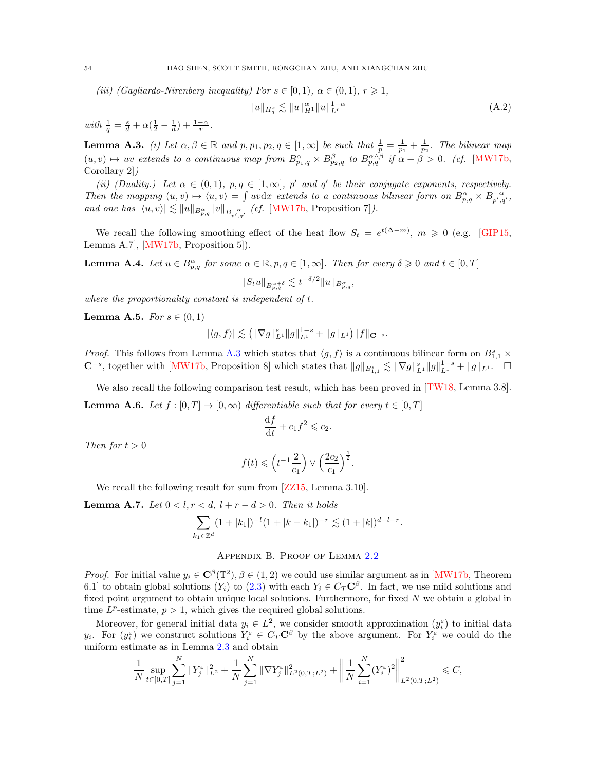*(iii) (Gagliardo-Nirenberg inequality) For $s \in [0,1)$, $\alpha \in (0,1)$, $r \geqslant 1$,*

$$\|u\|_{H^s_q} \lesssim \|u\|_{H^1}^{\alpha} \|u\|_{L^r}^{1-\alpha} \tag{A.2}$$

*with $\frac{1}{q} = \frac{s}{d} + \alpha(\frac{1}{2} - \frac{1}{d}) + \frac{1-\alpha}{r}$.*

**Lemma A.3.** *(i) Let $\alpha, \beta \in \mathbb{R}$ and $p, p_1, p_2, q \in [1, \infty]$ be such that $\frac{1}{p} = \frac{1}{p_1} + \frac{1}{p_2}$. The bilinear map $(u, v) \mapsto uv$ extends to a continuous map from $B^{\alpha}_{p_1,q} \times B^{\beta}_{p_2,q}$ to $B^{\alpha\wedge\beta}_{p,q}$ if $\alpha + \beta > 0$. (cf. [MW17b, Corollary 2])*

*(ii) (Duality.) Let $\alpha \in (0,1)$, $p, q \in [1, \infty]$, $p'$ and $q'$ be their conjugate exponents, respectively. Then the mapping $(u, v) \mapsto \langle u, v\rangle = \int uv\mathrm{d}x$ extends to a continuous bilinear form on $B^{\alpha}_{p,q} \times B^{-\alpha}_{p',q'}$, and one has $|\langle u, v\rangle| \lesssim \|u\|_{B^{\alpha}_{p,q}} \|v\|_{B^{-\alpha}_{p',q'}}$ (cf. [MW17b, Proposition 7]).*

We recall the following smoothing effect of the heat flow $S_t = e^{t(\Delta - m)}$, $m \geqslant 0$ (e.g. [GIP15, Lemma A.7], [MW17b, Proposition 5]).

**Lemma A.4.** *Let $u \in B^{\alpha}_{p,q}$ for some $\alpha \in \mathbb{R}, p, q \in [1, \infty]$. Then for every $\delta \geqslant 0$ and $t \in [0, T]$*

$$\|S_t u\|_{B^{\alpha+\delta}_{p,q}} \lesssim t^{-\delta/2} \|u\|_{B^{\alpha}_{p,q}},$$

*where the proportionality constant is independent of $t$.*

**Lemma A.5.** *For $s \in (0, 1)$*

$$|\langle g, f\rangle| \lesssim \left(\|\nabla g\|^s_{L^1} \|g\|^{1-s}_{L^1} + \|g\|_{L^1}\right) \|f\|_{\mathbf{C}^{-s}}.$$

*Proof.* This follows from Lemma A.3 which states that $\langle g, f\rangle$ is a continuous bilinear form on $B^s_{1,1} \times \mathbf{C}^{-s}$, together with [MW17b, Proposition 8] which states that $\|g\|_{B^s_{1,1}} \lesssim \|\nabla g\|^s_{L^1} \|g\|^{1-s}_{L^1} + \|g\|_{L^1}$. □

We also recall the following comparison test result, which has been proved in [TW18, Lemma 3.8].

**Lemma A.6.** *Let $f : [0, T] \to [0, \infty)$ differentiable such that for every $t \in [0, T]$*

$$\frac{\mathrm{d}f}{\mathrm{d}t} + c_1 f^2 \leqslant c_2.$$

*Then for $t > 0$*

$$f(t) \leqslant \left(t^{-1}\frac{2}{c_1}\right) \vee \left(\frac{2c_2}{c_1}\right)^{\frac{1}{2}}.$$

We recall the following result for sum from [ZZ15, Lemma 3.10].

**Lemma A.7.** *Let $0 < l, r < d$, $l + r - d > 0$. Then it holds*

$$\sum_{k_1 \in \mathbb{Z}^d} (1 + |k_1|)^{-l} (1 + |k - k_1|)^{-r} \lesssim (1 + |k|)^{d-l-r}.$$

## Appendix B. Proof of Lemma 2.2

*Proof.* For initial value $y_i \in \mathbf{C}^{\beta}(\mathbb{T}^2), \beta \in (1, 2)$ we could use similar argument as in [MW17b, Theorem 6.1] to obtain global solutions $(Y_i)$ to (2.3) with each $Y_i \in C_T\mathbf{C}^{\beta}$. In fact, we use mild solutions and fixed point argument to obtain unique local solutions. Furthermore, for fixed $N$ we obtain a global in time $L^p$-estimate, $p > 1$, which gives the required global solutions.

Moreover, for general initial data $y_i \in L^2$, we consider smooth approximation $(y^{\varepsilon}_i)$ to initial data $y_i$. For $(y^{\varepsilon}_i)$ we construct solutions $Y^{\varepsilon}_i \in C_T\mathbf{C}^{\beta}$ by the above argument. For $Y^{\varepsilon}_i$ we could do the uniform estimate as in Lemma 2.3 and obtain

$$\frac{1}{N}\sup_{t\in[0,T]}\sum_{j=1}^N \|Y^{\varepsilon}_j\|^2_{L^2} + \frac{1}{N}\sum_{j=1}^N \|\nabla Y^{\varepsilon}_j\|^2_{L^2(0,T;L^2)} + \left\|\frac{1}{N}\sum_{i=1}^N (Y^{\varepsilon}_i)^2\right\|^2_{L^2(0,T;L^2)} \leqslant C,$$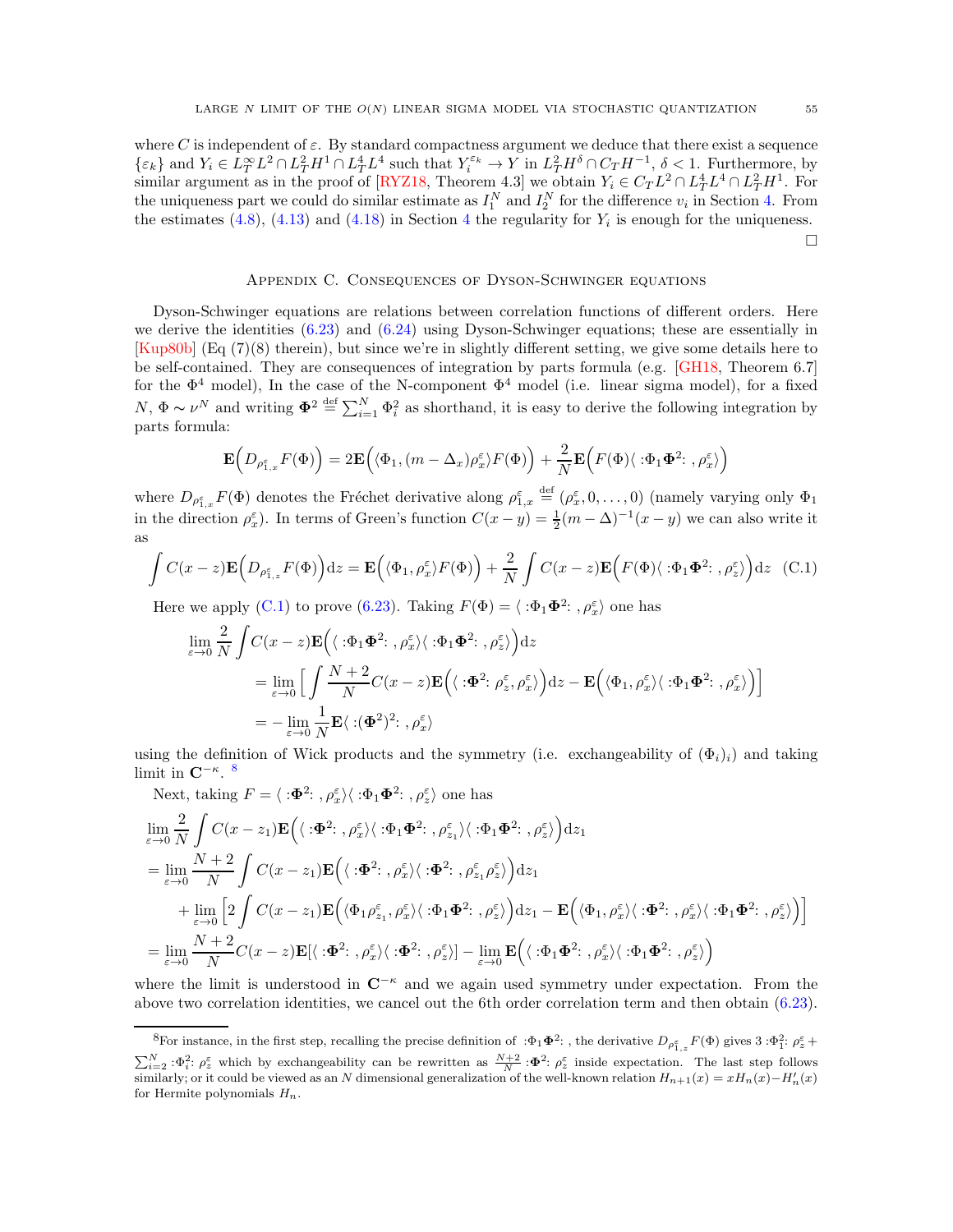where $C$ is independent of $\varepsilon$. By standard compactness argument we deduce that there exist a sequence $\{\varepsilon_k\}$ and $Y_i \in L^\infty_T L^2 \cap L^2_T H^1 \cap L^4_T L^4$ such that $Y_i^{\varepsilon_k} \to Y$ in $L^2_T H^\delta \cap C_T H^{-1}$, $\delta < 1$. Furthermore, by similar argument as in the proof of [RYZ18, Theorem 4.3] we obtain $Y_i \in C_T L^2 \cap L^4_T L^4 \cap L^2_T H^1$. For the uniqueness part we could do similar estimate as $I_1^N$ and $I_2^N$ for the difference $v_i$ in Section 4. From the estimates (4.8), (4.13) and (4.18) in Section 4 the regularity for $Y_i$ is enough for the uniqueness.

□

## Appendix C. Consequences of Dyson-Schwinger equations

Dyson-Schwinger equations are relations between correlation functions of different orders. Here we derive the identities (6.23) and (6.24) using Dyson-Schwinger equations; these are essentially in [Kup80b] (Eq (7)(8) therein), but since we're in slightly different setting, we give some details here to be self-contained. They are consequences of integration by parts formula (e.g. [GH18, Theorem 6.7] for the $\Phi^4$ model), In the case of the N-component $\Phi^4$ model (i.e. linear sigma model), for a fixed $N$, $\Phi \sim \nu^N$ and writing $\mathbf{\Phi}^2 \stackrel{\text{def}}{=} \sum_{i=1}^N \Phi_i^2$ as shorthand, it is easy to derive the following integration by parts formula:

$$\mathbf{E}\Big(D_{\rho^\varepsilon_{1,x}} F(\Phi)\Big) = 2\mathbf{E}\Big(\langle \Phi_1, (m-\Delta_x)\rho^\varepsilon_x\rangle F(\Phi)\Big) + \frac{2}{N}\mathbf{E}\Big(F(\Phi)\langle :\Phi_1\mathbf{\Phi}^2: , \rho^\varepsilon_x\rangle\Big)$$

where $D_{\rho^\varepsilon_{1,x}} F(\Phi)$ denotes the Fréchet derivative along $\rho^\varepsilon_{1,x} \stackrel{\text{def}}{=} (\rho^\varepsilon_x, 0, \dots, 0)$ (namely varying only $\Phi_1$ in the direction $\rho^\varepsilon_x$). In terms of Green's function $C(x-y) = \frac{1}{2}(m-\Delta)^{-1}(x-y)$ we can also write it as

$$\int C(x-z)\mathbf{E}\Big(D_{\rho^\varepsilon_{1,z}} F(\Phi)\Big)\mathrm{d}z = \mathbf{E}\Big(\langle \Phi_1, \rho^\varepsilon_x\rangle F(\Phi)\Big) + \frac{2}{N}\int C(x-z)\mathbf{E}\Big(F(\Phi)\langle :\Phi_1\mathbf{\Phi}^2: , \rho^\varepsilon_z\rangle\Big)\mathrm{d}z \quad \text{(C.1)}$$

Here we apply (C.1) to prove (6.23). Taking $F(\Phi) = \langle :\Phi_1\mathbf{\Phi}^2: , \rho^\varepsilon_x\rangle$ one has

$$\begin{aligned}
\lim_{\varepsilon\to 0}\frac{2}{N}\int & C(x-z)\mathbf{E}\Big(\langle :\Phi_1\mathbf{\Phi}^2: , \rho^\varepsilon_x\rangle\langle :\Phi_1\mathbf{\Phi}^2: , \rho^\varepsilon_z\rangle\Big)\mathrm{d}z \\
&= \lim_{\varepsilon\to 0}\Big[\int \frac{N+2}{N}C(x-z)\mathbf{E}\Big(\langle :\mathbf{\Phi}^2: \rho^\varepsilon_z, \rho^\varepsilon_x\rangle\Big)\mathrm{d}z - \mathbf{E}\Big(\langle \Phi_1, \rho^\varepsilon_x\rangle\langle :\Phi_1\mathbf{\Phi}^2: , \rho^\varepsilon_x\rangle\Big)\Big] \\
&= -\lim_{\varepsilon\to 0}\frac{1}{N}\mathbf{E}\langle :(\mathbf{\Phi}^2)^2: , \rho^\varepsilon_x\rangle
\end{aligned}$$

using the definition of Wick products and the symmetry (i.e. exchangeability of $(\Phi_i)_i$) and taking limit in $\mathbf{C}^{-\kappa}$. [8]

Next, taking $F = \langle :\mathbf{\Phi}^2: , \rho^\varepsilon_x\rangle\langle :\Phi_1\mathbf{\Phi}^2: , \rho^\varepsilon_z\rangle$ one has

$$\begin{aligned}
&\lim_{\varepsilon\to 0}\frac{2}{N}\int C(x-z_1)\mathbf{E}\Big(\langle :\mathbf{\Phi}^2: , \rho^\varepsilon_x\rangle\langle :\Phi_1\mathbf{\Phi}^2: , \rho^\varepsilon_{z_1}\rangle\langle :\Phi_1\mathbf{\Phi}^2: , \rho^\varepsilon_z\rangle\Big)\mathrm{d}z_1 \\
&= \lim_{\varepsilon\to 0}\frac{N+2}{N}\int C(x-z_1)\mathbf{E}\Big(\langle :\mathbf{\Phi}^2: , \rho^\varepsilon_x\rangle\langle :\mathbf{\Phi}^2: , \rho^\varepsilon_{z_1}\rho^\varepsilon_z\rangle\Big)\mathrm{d}z_1 \\
&\quad + \lim_{\varepsilon\to 0}\Big[2\int C(x-z_1)\mathbf{E}\Big(\langle \Phi_1\rho^\varepsilon_{z_1}, \rho^\varepsilon_x\rangle\langle :\Phi_1\mathbf{\Phi}^2: , \rho^\varepsilon_z\rangle\Big)\mathrm{d}z_1 - \mathbf{E}\Big(\langle \Phi_1, \rho^\varepsilon_x\rangle\langle :\mathbf{\Phi}^2: , \rho^\varepsilon_x\rangle\langle :\Phi_1\mathbf{\Phi}^2: , \rho^\varepsilon_z\rangle\Big)\Big] \\
&= \lim_{\varepsilon\to 0}\frac{N+2}{N}C(x-z)\mathbf{E}[\langle :\mathbf{\Phi}^2: , \rho^\varepsilon_x\rangle\langle :\mathbf{\Phi}^2: , \rho^\varepsilon_z\rangle] - \lim_{\varepsilon\to 0}\mathbf{E}\Big(\langle :\Phi_1\mathbf{\Phi}^2: , \rho^\varepsilon_x\rangle\langle :\Phi_1\mathbf{\Phi}^2: , \rho^\varepsilon_z\rangle\Big)
\end{aligned}$$

where the limit is understood in $\mathbf{C}^{-\kappa}$ and we again used symmetry under expectation. From the above two correlation identities, we cancel out the 6th order correlation term and then obtain (6.23).

---

[8] For instance, in the first step, recalling the precise definition of $:\Phi_1\mathbf{\Phi}^2:$, the derivative $D_{\rho^\varepsilon_{1,z}} F(\Phi)$ gives $3:\Phi_1^2: \rho^\varepsilon_z + \sum_{i=2}^N :\Phi_i^2: \rho^\varepsilon_z$ which by exchangeability can be rewritten as $\frac{N+2}{N}:\mathbf{\Phi}^2: \rho^\varepsilon_z$ inside expectation. The last step follows similarly; or it could be viewed as an $N$ dimensional generalization of the well-known relation $H_{n+1}(x) = xH_n(x) - H_n'(x)$ for Hermite polynomials $H_n$.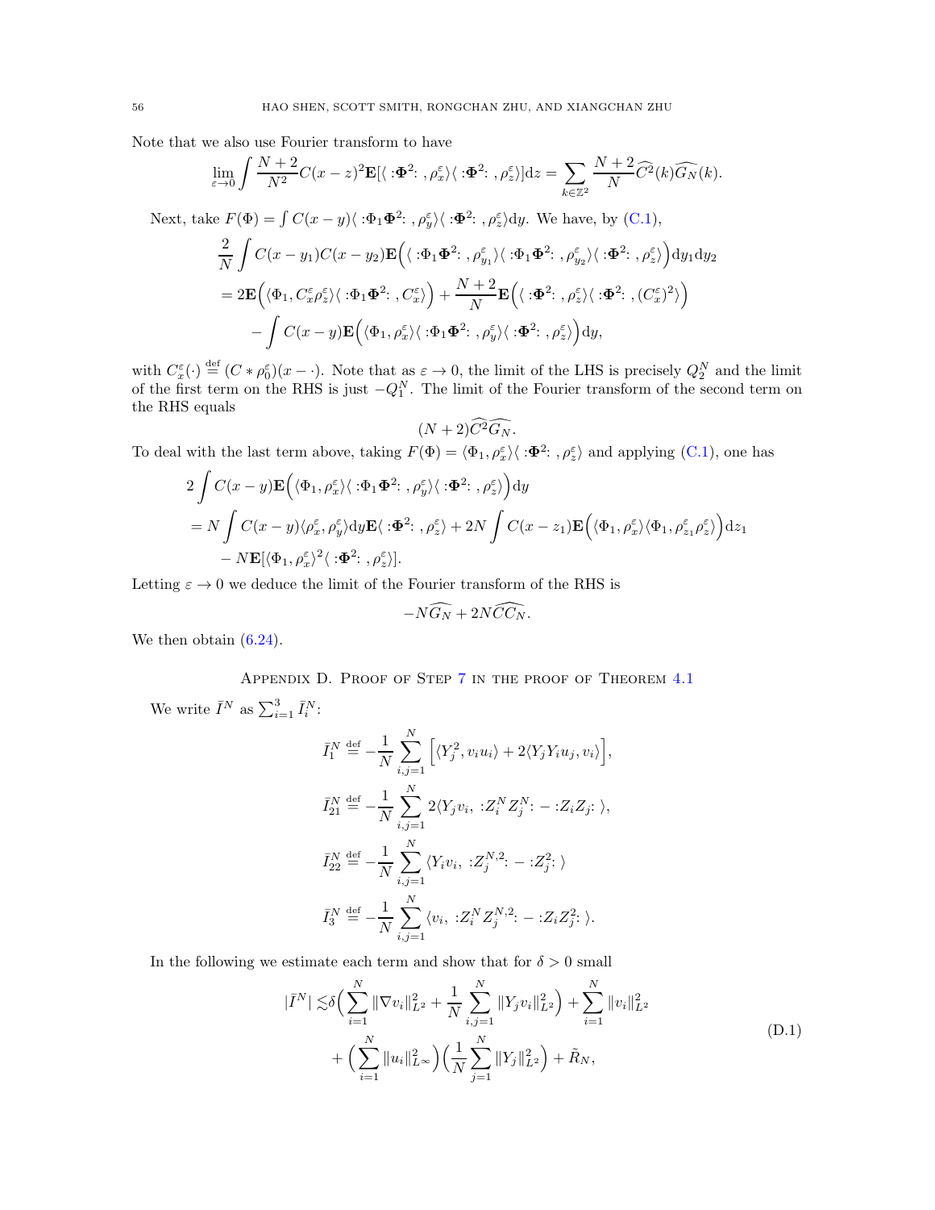Note that we also use Fourier transform to have

$$\lim_{\varepsilon\to 0}\int \frac{N+2}{N^2}C(x-z)^2\mathbf{E}[\langle :\mathbf{\Phi}^2:, \rho_x^\varepsilon\rangle\langle :\mathbf{\Phi}^2:, \rho_z^\varepsilon\rangle]\mathrm{d}z = \sum_{k\in\mathbb{Z}^2}\frac{N+2}{N}\widehat{C^2}(k)\widehat{G_N}(k).$$

Next, take $F(\Phi) = \int C(x-y)\langle :\Phi_1\mathbf{\Phi}^2:, \rho_y^\varepsilon\rangle\langle :\mathbf{\Phi}^2:, \rho_z^\varepsilon\rangle\mathrm{d}y$. We have, by (C.1),

$$\begin{aligned}
&\frac{2}{N}\int C(x-y_1)C(x-y_2)\mathbf{E}\Big(\langle :\Phi_1\mathbf{\Phi}^2:, \rho_{y_1}^\varepsilon\rangle\langle :\Phi_1\mathbf{\Phi}^2:, \rho_{y_2}^\varepsilon\rangle\langle :\mathbf{\Phi}^2:, \rho_z^\varepsilon\rangle\Big)\mathrm{d}y_1\mathrm{d}y_2\\
&= 2\mathbf{E}\Big(\langle\Phi_1, C_x^\varepsilon\rho_z^\varepsilon\rangle\langle :\Phi_1\mathbf{\Phi}^2:, C_x^\varepsilon\rangle\Big) + \frac{N+2}{N}\mathbf{E}\Big(\langle :\mathbf{\Phi}^2:, \rho_z^\varepsilon\rangle\langle :\mathbf{\Phi}^2:, (C_x^\varepsilon)^2\rangle\Big)\\
&\quad - \int C(x-y)\mathbf{E}\Big(\langle\Phi_1, \rho_x^\varepsilon\rangle\langle :\Phi_1\mathbf{\Phi}^2:, \rho_y^\varepsilon\rangle\langle :\mathbf{\Phi}^2:, \rho_z^\varepsilon\rangle\Big)\mathrm{d}y,
\end{aligned}$$

with $C_x^\varepsilon(\cdot) \stackrel{\text{def}}{=} (C*\rho_0^\varepsilon)(x-\cdot)$. Note that as $\varepsilon\to 0$, the limit of the LHS is precisely $Q_2^N$ and the limit of the first term on the RHS is just $-Q_1^N$. The limit of the Fourier transform of the second term on the RHS equals

$$(N+2)\widehat{C^2}\widehat{G_N}.$$

To deal with the last term above, taking $F(\Phi) = \langle\Phi_1, \rho_x^\varepsilon\rangle\langle :\mathbf{\Phi}^2:, \rho_z^\varepsilon\rangle$ and applying (C.1), one has

$$\begin{aligned}
&2\int C(x-y)\mathbf{E}\Big(\langle\Phi_1, \rho_x^\varepsilon\rangle\langle :\Phi_1\mathbf{\Phi}^2:, \rho_y^\varepsilon\rangle\langle :\mathbf{\Phi}^2:, \rho_z^\varepsilon\rangle\Big)\mathrm{d}y\\
&= N\int C(x-y)\langle\rho_x^\varepsilon, \rho_y^\varepsilon\rangle\mathrm{d}y\mathbf{E}\langle :\mathbf{\Phi}^2:, \rho_z^\varepsilon\rangle + 2N\int C(x-z_1)\mathbf{E}\Big(\langle\Phi_1, \rho_x^\varepsilon\rangle\langle\Phi_1, \rho_{z_1}^\varepsilon\rho_z^\varepsilon\rangle\Big)\mathrm{d}z_1\\
&\quad - N\mathbf{E}[\langle\Phi_1, \rho_x^\varepsilon\rangle^2\langle :\mathbf{\Phi}^2:, \rho_z^\varepsilon\rangle].
\end{aligned}$$

Letting $\varepsilon\to 0$ we deduce the limit of the Fourier transform of the RHS is

$$-N\widehat{G_N} + 2N\widehat{CC_N}.$$

We then obtain (6.24).

## Appendix D. Proof of Step 7 in the proof of Theorem 4.1

We write $\bar{I}^N$ as $\sum_{i=1}^3 \bar{I}_i^N$:

$$\begin{aligned}
\bar{I}_1^N &\stackrel{\text{def}}{=} -\frac{1}{N}\sum_{i,j=1}^N\Big[\langle Y_j^2, v_iu_i\rangle + 2\langle Y_jY_iu_j, v_i\rangle\Big],\\
\bar{I}_{21}^N &\stackrel{\text{def}}{=} -\frac{1}{N}\sum_{i,j=1}^N 2\langle Y_jv_i, :Z_i^NZ_j^N: - :Z_iZ_j:\rangle,\\
\bar{I}_{22}^N &\stackrel{\text{def}}{=} -\frac{1}{N}\sum_{i,j=1}^N \langle Y_iv_i, :Z_j^{N,2}: - :Z_j^2:\rangle\\
\bar{I}_3^N &\stackrel{\text{def}}{=} -\frac{1}{N}\sum_{i,j=1}^N \langle v_i, :Z_i^NZ_j^{N,2}: - :Z_iZ_j^2:\rangle.
\end{aligned}$$

In the following we estimate each term and show that for $\delta>0$ small

$$\begin{aligned}
|\bar{I}^N| \lesssim &\delta\Big(\sum_{i=1}^N\|\nabla v_i\|_{L^2}^2 + \frac{1}{N}\sum_{i,j=1}^N\|Y_jv_i\|_{L^2}^2\Big) + \sum_{i=1}^N\|v_i\|_{L^2}^2\\
&+ \Big(\sum_{i=1}^N\|u_i\|_{L^\infty}^2\Big)\Big(\frac{1}{N}\sum_{j=1}^N\|Y_j\|_{L^2}^2\Big) + \tilde{R}_N,
\end{aligned} \tag{D.1}$$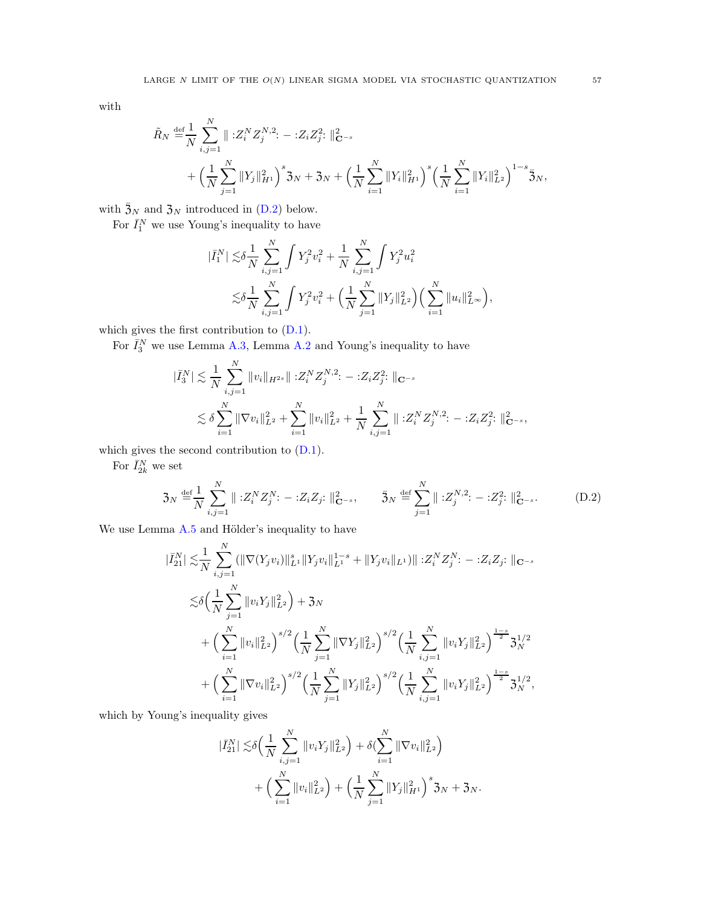with

$$
\begin{aligned}
\tilde{R}_N \stackrel{\text{def}}{=} & \frac{1}{N}\sum_{i,j=1}^N \| :Z_i^N Z_j^{N,2}: - :Z_i Z_j^2: \|_{\mathbf{C}^{-s}}^2 \\
& + \Big(\frac{1}{N}\sum_{j=1}^N \|Y_j\|_{H^1}^2\Big)^s \mathfrak{Z}_N + \mathfrak{Z}_N + \Big(\frac{1}{N}\sum_{i=1}^N \|Y_i\|_{H^1}^2\Big)^s \Big(\frac{1}{N}\sum_{i=1}^N \|Y_i\|_{L^2}^2\Big)^{1-s} \bar{\mathfrak{Z}}_N,
\end{aligned}
$$

with $\bar{\mathfrak{Z}}_N$ and $\mathfrak{Z}_N$ introduced in (D.2) below.

For $\bar{I}_1^N$ we use Young's inequality to have

$$
\begin{aligned}
|\bar{I}_1^N| \lesssim & \delta \frac{1}{N}\sum_{i,j=1}^N \int Y_j^2 v_i^2 + \frac{1}{N}\sum_{i,j=1}^N \int Y_j^2 u_i^2 \\
\lesssim & \delta \frac{1}{N}\sum_{i,j=1}^N \int Y_j^2 v_i^2 + \Big(\frac{1}{N}\sum_{j=1}^N \|Y_j\|_{L^2}^2\Big)\Big(\sum_{i=1}^N \|u_i\|_{L^\infty}^2\Big),
\end{aligned}
$$

which gives the first contribution to (D.1).

For $\bar{I}_3^N$ we use Lemma A.3, Lemma A.2 and Young's inequality to have

$$
\begin{aligned}
|\bar{I}_3^N| \lesssim & \frac{1}{N}\sum_{i,j=1}^N \|v_i\|_{H^{2s}} \| :Z_i^N Z_j^{N,2}: - :Z_i Z_j^2: \|_{\mathbf{C}^{-s}} \\
\lesssim & \, \delta \sum_{i=1}^N \|\nabla v_i\|_{L^2}^2 + \sum_{i=1}^N \|v_i\|_{L^2}^2 + \frac{1}{N}\sum_{i,j=1}^N \| :Z_i^N Z_j^{N,2}: - :Z_i Z_j^2: \|_{\mathbf{C}^{-s}}^2,
\end{aligned}
$$

which gives the second contribution to (D.1).

For $\bar{I}_{2k}^N$ we set

$$
\mathfrak{Z}_N \stackrel{\text{def}}{=} \frac{1}{N}\sum_{i,j=1}^N \| :Z_i^N Z_j^N: - :Z_i Z_j: \|_{\mathbf{C}^{-s}}^2, \qquad \bar{\mathfrak{Z}}_N \stackrel{\text{def}}{=} \sum_{j=1}^N \| :Z_j^{N,2}: - :Z_j^2: \|_{\mathbf{C}^{-s}}^2. \tag{D.2}
$$

We use Lemma A.5 and Hölder's inequality to have

$$
\begin{aligned}
|\bar{I}_{21}^N| \lesssim & \frac{1}{N}\sum_{i,j=1}^N (\|\nabla(Y_j v_i)\|_{L^1}^s \|Y_j v_i\|_{L^1}^{1-s} + \|Y_j v_i\|_{L^1}) \| :Z_i^N Z_j^N: - :Z_i Z_j: \|_{\mathbf{C}^{-s}} \\
\lesssim & \delta \Big(\frac{1}{N}\sum_{j=1}^N \|v_i Y_j\|_{L^2}^2\Big) + \mathfrak{Z}_N \\
& + \Big(\sum_{i=1}^N \|v_i\|_{L^2}^2\Big)^{s/2} \Big(\frac{1}{N}\sum_{j=1}^N \|\nabla Y_j\|_{L^2}^2\Big)^{s/2} \Big(\frac{1}{N}\sum_{i,j=1}^N \|v_i Y_j\|_{L^2}^2\Big)^{\frac{1-s}{2}} \mathfrak{Z}_N^{1/2} \\
& + \Big(\sum_{i=1}^N \|\nabla v_i\|_{L^2}^2\Big)^{s/2} \Big(\frac{1}{N}\sum_{j=1}^N \|Y_j\|_{L^2}^2\Big)^{s/2} \Big(\frac{1}{N}\sum_{i,j=1}^N \|v_i Y_j\|_{L^2}^2\Big)^{\frac{1-s}{2}} \mathfrak{Z}_N^{1/2},
\end{aligned}
$$

which by Young's inequality gives

$$
\begin{aligned}
|\bar{I}_{21}^N| \lesssim & \delta \Big(\frac{1}{N}\sum_{i,j=1}^N \|v_i Y_j\|_{L^2}^2\Big) + \delta \Big(\sum_{i=1}^N \|\nabla v_i\|_{L^2}^2\Big) \\
& + \Big(\sum_{i=1}^N \|v_i\|_{L^2}^2\Big) + \Big(\frac{1}{N}\sum_{j=1}^N \|Y_j\|_{H^1}^2\Big)^s \mathfrak{Z}_N + \mathfrak{Z}_N.
\end{aligned}
$$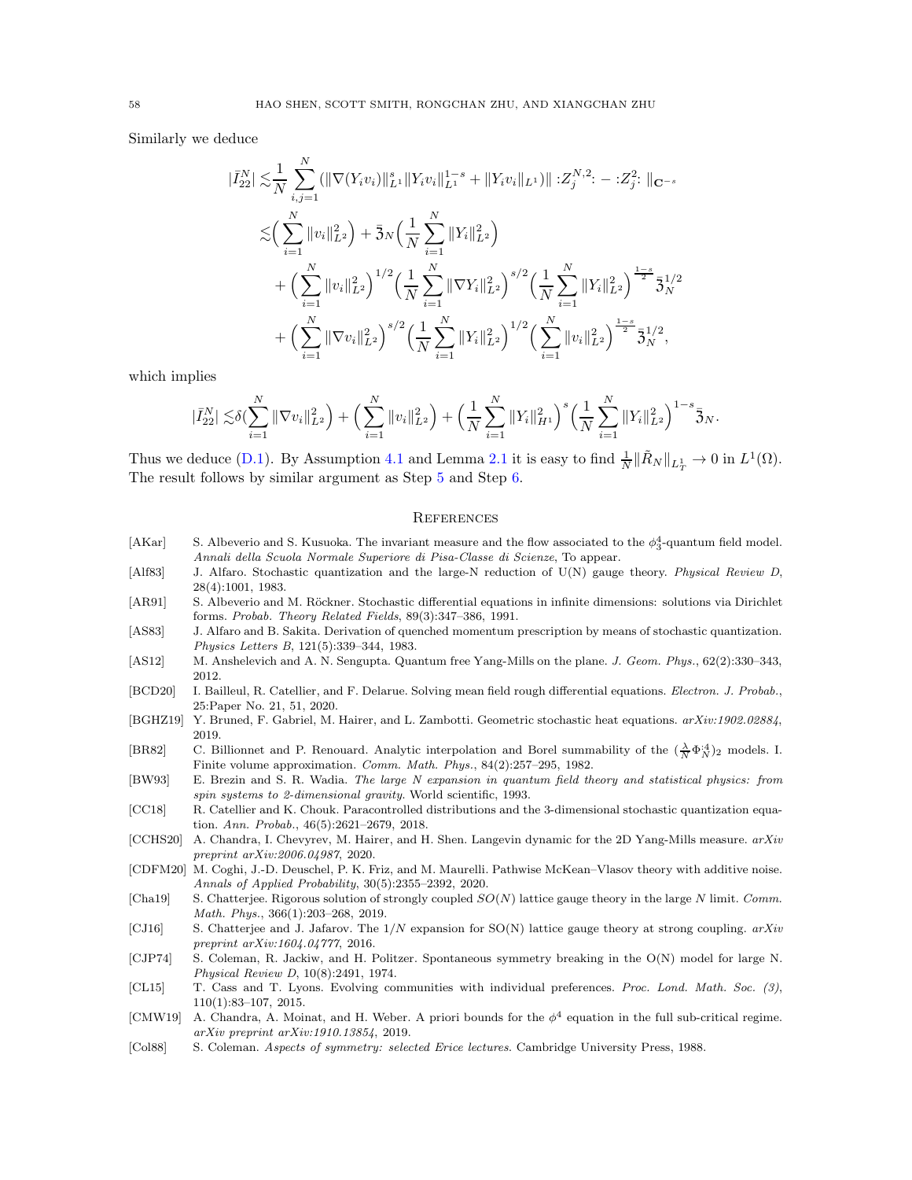Similarly we deduce

$$
\begin{aligned}
|\bar{I}_{22}^N| \lesssim & \frac{1}{N}\sum_{i,j=1}^N (\|\nabla(Y_iv_i)\|_{L^1}^s\|Y_iv_i\|_{L^1}^{1-s}+\|Y_iv_i\|_{L^1})\| :Z_j^{N,2}: - :Z_j^2: \|_{\mathbf{C}^{-s}} \\
\lesssim & \Big(\sum_{i=1}^N \|v_i\|_{L^2}^2\Big) + \bar{\mathfrak{Z}}_N\Big(\frac{1}{N}\sum_{i=1}^N \|Y_i\|_{L^2}^2\Big) \\
& + \Big(\sum_{i=1}^N \|v_i\|_{L^2}^2\Big)^{1/2}\Big(\frac{1}{N}\sum_{i=1}^N \|\nabla Y_i\|_{L^2}^2\Big)^{s/2}\Big(\frac{1}{N}\sum_{i=1}^N \|Y_i\|_{L^2}^2\Big)^{\frac{1-s}{2}}\bar{\mathfrak{Z}}_N^{1/2} \\
& + \Big(\sum_{i=1}^N \|\nabla v_i\|_{L^2}^2\Big)^{s/2}\Big(\frac{1}{N}\sum_{i=1}^N \|Y_i\|_{L^2}^2\Big)^{1/2}\Big(\sum_{i=1}^N \|v_i\|_{L^2}^2\Big)^{\frac{1-s}{2}}\bar{\mathfrak{Z}}_N^{1/2},
\end{aligned}
$$

which implies

$$
|\bar{I}_{22}^N| \lesssim \delta\Big(\sum_{i=1}^N \|\nabla v_i\|_{L^2}^2\Big) + \Big(\sum_{i=1}^N \|v_i\|_{L^2}^2\Big) + \Big(\frac{1}{N}\sum_{i=1}^N \|Y_i\|_{H^1}^2\Big)^s\Big(\frac{1}{N}\sum_{i=1}^N \|Y_i\|_{L^2}^2\Big)^{1-s}\bar{\mathfrak{Z}}_N.
$$

Thus we deduce (D.1). By Assumption 4.1 and Lemma 2.1 it is easy to find $\frac{1}{N}\|\tilde{R}_N\|_{L_T^1} \to 0$ in $L^1(\Omega)$. The result follows by similar argument as Step 5 and Step 6.

## References

- [AKar] S. Albeverio and S. Kusuoka. The invariant measure and the flow associated to the $\phi_3^4$-quantum field model. *Annali della Scuola Normale Superiore di Pisa-Classe di Scienze*, To appear.
- [Alf83] J. Alfaro. Stochastic quantization and the large-N reduction of U(N) gauge theory. *Physical Review D*, 28(4):1001, 1983.
- [AR91] S. Albeverio and M. Röckner. Stochastic differential equations in infinite dimensions: solutions via Dirichlet forms. *Probab. Theory Related Fields*, 89(3):347–386, 1991.
- [AS83] J. Alfaro and B. Sakita. Derivation of quenched momentum prescription by means of stochastic quantization. *Physics Letters B*, 121(5):339–344, 1983.
- [AS12] M. Anshelevich and A. N. Sengupta. Quantum free Yang-Mills on the plane. *J. Geom. Phys.*, 62(2):330–343, 2012.
- [BCD20] I. Bailleul, R. Catellier, and F. Delarue. Solving mean field rough differential equations. *Electron. J. Probab.*, 25:Paper No. 21, 51, 2020.
- [BGHZ19] Y. Bruned, F. Gabriel, M. Hairer, and L. Zambotti. Geometric stochastic heat equations. *arXiv:1902.02884*, 2019.
- [BR82] C. Billionnet and P. Renouard. Analytic interpolation and Borel summability of the $(\frac{\lambda}{N}\Phi_N^{:4:})_2$ models. I. Finite volume approximation. *Comm. Math. Phys.*, 84(2):257–295, 1982.
- [BW93] E. Brezin and S. R. Wadia. *The large N expansion in quantum field theory and statistical physics: from spin systems to 2-dimensional gravity*. World scientific, 1993.
- [CC18] R. Catellier and K. Chouk. Paracontrolled distributions and the 3-dimensional stochastic quantization equation. *Ann. Probab.*, 46(5):2621–2679, 2018.
- [CCHS20] A. Chandra, I. Chevyrev, M. Hairer, and H. Shen. Langevin dynamic for the 2D Yang-Mills measure. *arXiv preprint arXiv:2006.04987*, 2020.
- [CDFM20] M. Coghi, J.-D. Deuschel, P. K. Friz, and M. Maurelli. Pathwise McKean–Vlasov theory with additive noise. *Annals of Applied Probability*, 30(5):2355–2392, 2020.
- [Cha19] S. Chatterjee. Rigorous solution of strongly coupled $SO(N)$ lattice gauge theory in the large $N$ limit. *Comm. Math. Phys.*, 366(1):203–268, 2019.
- [CJ16] S. Chatterjee and J. Jafarov. The $1/N$ expansion for SO(N) lattice gauge theory at strong coupling. *arXiv preprint arXiv:1604.04777*, 2016.
- [CJP74] S. Coleman, R. Jackiw, and H. Politzer. Spontaneous symmetry breaking in the O(N) model for large N. *Physical Review D*, 10(8):2491, 1974.
- [CL15] T. Cass and T. Lyons. Evolving communities with individual preferences. *Proc. Lond. Math. Soc. (3)*, 110(1):83–107, 2015.
- [CMW19] A. Chandra, A. Moinat, and H. Weber. A priori bounds for the $\phi^4$ equation in the full sub-critical regime. *arXiv preprint arXiv:1910.13854*, 2019.
- [Col88] S. Coleman. *Aspects of symmetry: selected Erice lectures*. Cambridge University Press, 1988.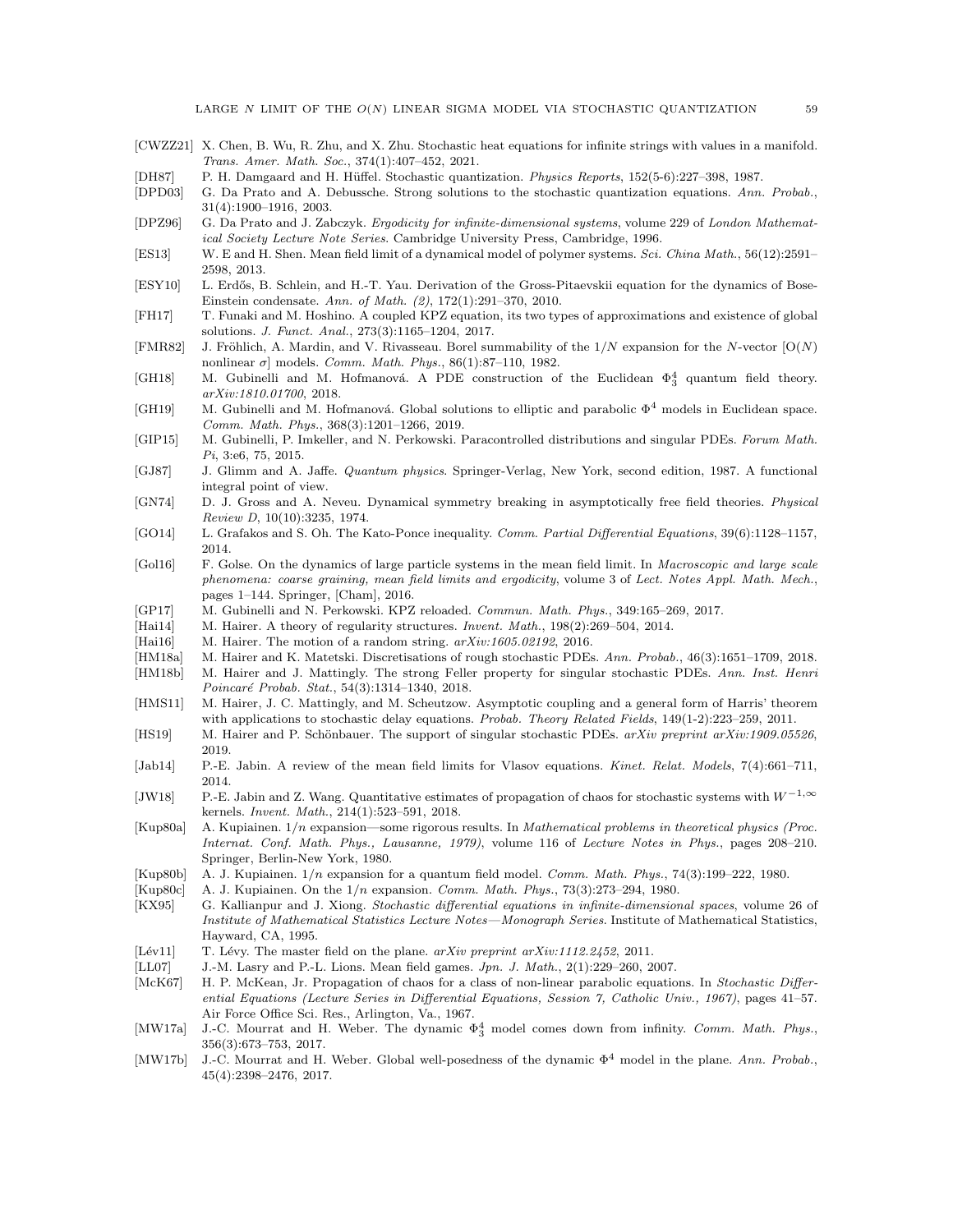- [CWZZ21] X. Chen, B. Wu, R. Zhu, and X. Zhu. Stochastic heat equations for infinite strings with values in a manifold. *Trans. Amer. Math. Soc.*, 374(1):407–452, 2021.
- [DH87] P. H. Damgaard and H. Hüffel. Stochastic quantization. *Physics Reports*, 152(5-6):227–398, 1987.
- [DPD03] G. Da Prato and A. Debussche. Strong solutions to the stochastic quantization equations. *Ann. Probab.*, 31(4):1900–1916, 2003.
- [DPZ96] G. Da Prato and J. Zabczyk. *Ergodicity for infinite-dimensional systems*, volume 229 of *London Mathematical Society Lecture Note Series*. Cambridge University Press, Cambridge, 1996.
- [ES13] W. E and H. Shen. Mean field limit of a dynamical model of polymer systems. *Sci. China Math.*, 56(12):2591–2598, 2013.
- [ESY10] L. Erdős, B. Schlein, and H.-T. Yau. Derivation of the Gross-Pitaevskii equation for the dynamics of Bose-Einstein condensate. *Ann. of Math. (2)*, 172(1):291–370, 2010.
- [FH17] T. Funaki and M. Hoshino. A coupled KPZ equation, its two types of approximations and existence of global solutions. *J. Funct. Anal.*, 273(3):1165–1204, 2017.
- [FMR82] J. Fröhlich, A. Mardin, and V. Rivasseau. Borel summability of the $1/N$ expansion for the $N$-vector [O($N$) nonlinear $\sigma$] models. *Comm. Math. Phys.*, 86(1):87–110, 1982.
- [GH18] M. Gubinelli and M. Hofmanová. A PDE construction of the Euclidean $\Phi^4_3$ quantum field theory. *arXiv:1810.01700*, 2018.
- [GH19] M. Gubinelli and M. Hofmanová. Global solutions to elliptic and parabolic $\Phi^4$ models in Euclidean space. *Comm. Math. Phys.*, 368(3):1201–1266, 2019.
- [GIP15] M. Gubinelli, P. Imkeller, and N. Perkowski. Paracontrolled distributions and singular PDEs. *Forum Math. Pi*, 3:e6, 75, 2015.
- [GJ87] J. Glimm and A. Jaffe. *Quantum physics*. Springer-Verlag, New York, second edition, 1987. A functional integral point of view.
- [GN74] D. J. Gross and A. Neveu. Dynamical symmetry breaking in asymptotically free field theories. *Physical Review D*, 10(10):3235, 1974.
- [GO14] L. Grafakos and S. Oh. The Kato-Ponce inequality. *Comm. Partial Differential Equations*, 39(6):1128–1157, 2014.
- [Gol16] F. Golse. On the dynamics of large particle systems in the mean field limit. In *Macroscopic and large scale phenomena: coarse graining, mean field limits and ergodicity*, volume 3 of *Lect. Notes Appl. Math. Mech.*, pages 1–144. Springer, [Cham], 2016.
- [GP17] M. Gubinelli and N. Perkowski. KPZ reloaded. *Commun. Math. Phys.*, 349:165–269, 2017.
- [Hai14] M. Hairer. A theory of regularity structures. *Invent. Math.*, 198(2):269–504, 2014.
- [Hai16] M. Hairer. The motion of a random string. *arXiv:1605.02192*, 2016.
- [HM18a] M. Hairer and K. Matetski. Discretisations of rough stochastic PDEs. *Ann. Probab.*, 46(3):1651–1709, 2018.
- [HM18b] M. Hairer and J. Mattingly. The strong Feller property for singular stochastic PDEs. *Ann. Inst. Henri Poincaré Probab. Stat.*, 54(3):1314–1340, 2018.
- [HMS11] M. Hairer, J. C. Mattingly, and M. Scheutzow. Asymptotic coupling and a general form of Harris' theorem with applications to stochastic delay equations. *Probab. Theory Related Fields*, 149(1-2):223–259, 2011.
- [HS19] M. Hairer and P. Schönbauer. The support of singular stochastic PDEs. *arXiv preprint arXiv:1909.05526*, 2019.
- [Jab14] P.-E. Jabin. A review of the mean field limits for Vlasov equations. *Kinet. Relat. Models*, 7(4):661–711, 2014.
- [JW18] P.-E. Jabin and Z. Wang. Quantitative estimates of propagation of chaos for stochastic systems with $W^{-1,\infty}$ kernels. *Invent. Math.*, 214(1):523–591, 2018.
- [Kup80a] A. Kupiainen. $1/n$ expansion—some rigorous results. In *Mathematical problems in theoretical physics (Proc. Internat. Conf. Math. Phys., Lausanne, 1979)*, volume 116 of *Lecture Notes in Phys.*, pages 208–210. Springer, Berlin-New York, 1980.
- [Kup80b] A. J. Kupiainen. $1/n$ expansion for a quantum field model. *Comm. Math. Phys.*, 74(3):199–222, 1980.
- [Kup80c] A. J. Kupiainen. On the $1/n$ expansion. *Comm. Math. Phys.*, 73(3):273–294, 1980.
- [KX95] G. Kallianpur and J. Xiong. *Stochastic differential equations in infinite-dimensional spaces*, volume 26 of *Institute of Mathematical Statistics Lecture Notes—Monograph Series*. Institute of Mathematical Statistics, Hayward, CA, 1995.
- [Lév11] T. Lévy. The master field on the plane. *arXiv preprint arXiv:1112.2452*, 2011.
- [LL07] J.-M. Lasry and P.-L. Lions. Mean field games. *Jpn. J. Math.*, 2(1):229–260, 2007.
- [McK67] H. P. McKean, Jr. Propagation of chaos for a class of non-linear parabolic equations. In *Stochastic Differential Equations (Lecture Series in Differential Equations, Session 7, Catholic Univ., 1967)*, pages 41–57. Air Force Office Sci. Res., Arlington, Va., 1967.
- [MW17a] J.-C. Mourrat and H. Weber. The dynamic $\Phi^4_3$ model comes down from infinity. *Comm. Math. Phys.*, 356(3):673–753, 2017.
- [MW17b] J.-C. Mourrat and H. Weber. Global well-posedness of the dynamic $\Phi^4$ model in the plane. *Ann. Probab.*, 45(4):2398–2476, 2017.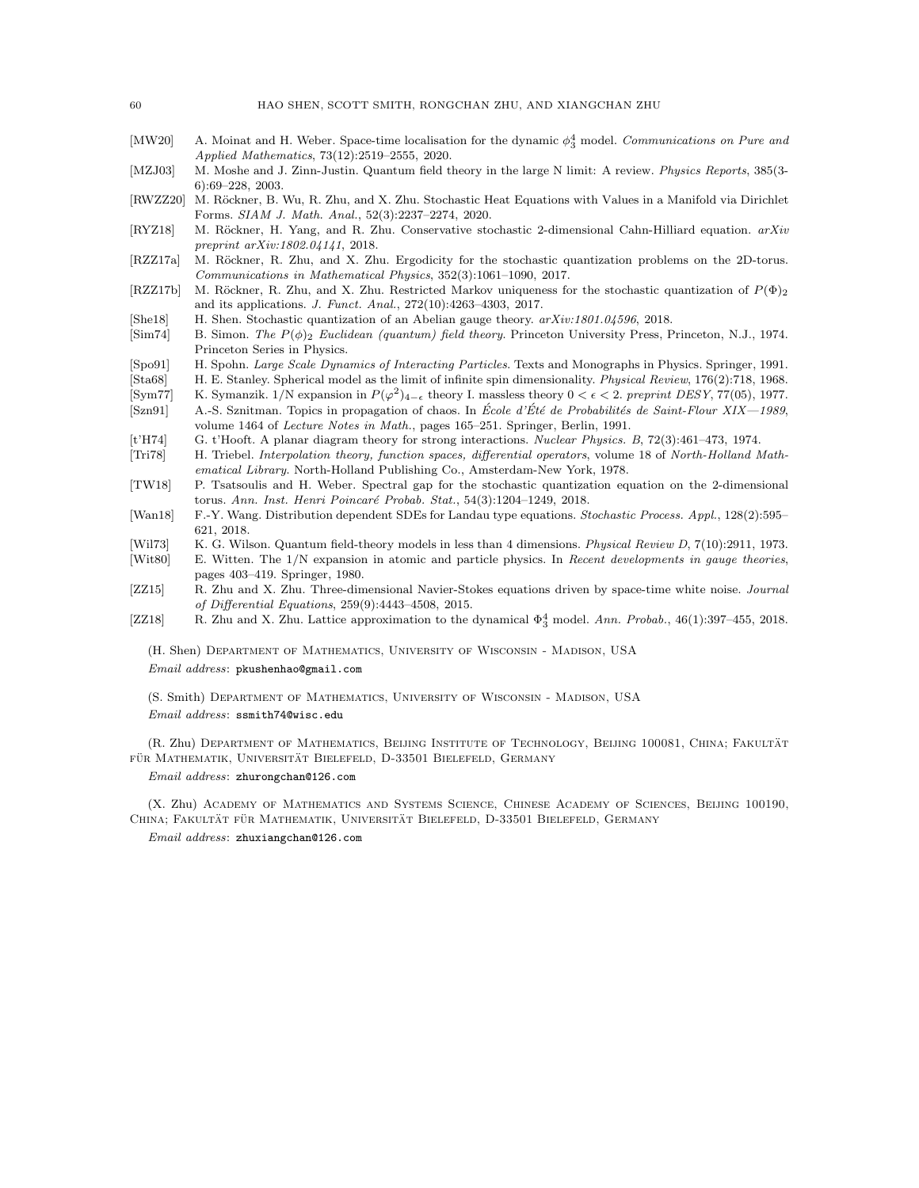[MW20] A. Moinat and H. Weber. Space-time localisation for the dynamic $\phi^4_3$ model. *Communications on Pure and Applied Mathematics*, 73(12):2519–2555, 2020.

[MZJ03] M. Moshe and J. Zinn-Justin. Quantum field theory in the large N limit: A review. *Physics Reports*, 385(3-6):69–228, 2003.

[RWZZ20] M. Röckner, B. Wu, R. Zhu, and X. Zhu. Stochastic Heat Equations with Values in a Manifold via Dirichlet Forms. *SIAM J. Math. Anal.*, 52(3):2237–2274, 2020.

[RYZ18] M. Röckner, H. Yang, and R. Zhu. Conservative stochastic 2-dimensional Cahn-Hilliard equation. *arXiv preprint arXiv:1802.04141*, 2018.

[RZZ17a] M. Röckner, R. Zhu, and X. Zhu. Ergodicity for the stochastic quantization problems on the 2D-torus. *Communications in Mathematical Physics*, 352(3):1061–1090, 2017.

[RZZ17b] M. Röckner, R. Zhu, and X. Zhu. Restricted Markov uniqueness for the stochastic quantization of $P(\Phi)_2$ and its applications. *J. Funct. Anal.*, 272(10):4263–4303, 2017.

[She18] H. Shen. Stochastic quantization of an Abelian gauge theory. *arXiv:1801.04596*, 2018.

[Sim74] B. Simon. *The $P(\phi)_2$ Euclidean (quantum) field theory*. Princeton University Press, Princeton, N.J., 1974. Princeton Series in Physics.

[Spo91] H. Spohn. *Large Scale Dynamics of Interacting Particles*. Texts and Monographs in Physics. Springer, 1991.

[Sta68] H. E. Stanley. Spherical model as the limit of infinite spin dimensionality. *Physical Review*, 176(2):718, 1968.

[Sym77] K. Symanzik. 1/N expansion in $P(\varphi^2)_{4-\epsilon}$ theory I. massless theory $0 < \epsilon < 2$. *preprint DESY*, 77(05), 1977.

[Szn91] A.-S. Sznitman. Topics in propagation of chaos. In *École d'Été de Probabilités de Saint-Flour XIX—1989*, volume 1464 of *Lecture Notes in Math.*, pages 165–251. Springer, Berlin, 1991.

[t'H74] G. t'Hooft. A planar diagram theory for strong interactions. *Nuclear Physics. B*, 72(3):461–473, 1974.

[Tri78] H. Triebel. *Interpolation theory, function spaces, differential operators*, volume 18 of *North-Holland Mathematical Library*. North-Holland Publishing Co., Amsterdam-New York, 1978.

[TW18] P. Tsatsoulis and H. Weber. Spectral gap for the stochastic quantization equation on the 2-dimensional torus. *Ann. Inst. Henri Poincaré Probab. Stat.*, 54(3):1204–1249, 2018.

[Wan18] F.-Y. Wang. Distribution dependent SDEs for Landau type equations. *Stochastic Process. Appl.*, 128(2):595–621, 2018.

[Wil73] K. G. Wilson. Quantum field-theory models in less than 4 dimensions. *Physical Review D*, 7(10):2911, 1973.

[Wit80] E. Witten. The 1/N expansion in atomic and particle physics. In *Recent developments in gauge theories*, pages 403–419. Springer, 1980.

[ZZ15] R. Zhu and X. Zhu. Three-dimensional Navier-Stokes equations driven by space-time white noise. *Journal of Differential Equations*, 259(9):4443–4508, 2015.

[ZZ18] R. Zhu and X. Zhu. Lattice approximation to the dynamical $\Phi^4_3$ model. *Ann. Probab.*, 46(1):397–455, 2018.

(H. Shen) Department of Mathematics, University of Wisconsin - Madison, USA

*Email address*: pkushenhao@gmail.com

(S. Smith) Department of Mathematics, University of Wisconsin - Madison, USA

*Email address*: ssmith74@wisc.edu

(R. Zhu) Department of Mathematics, Beijing Institute of Technology, Beijing 100081, China; Fakultät für Mathematik, Universität Bielefeld, D-33501 Bielefeld, Germany

*Email address*: zhurongchan@126.com

(X. Zhu) Academy of Mathematics and Systems Science, Chinese Academy of Sciences, Beijing 100190, China; Fakultät für Mathematik, Universität Bielefeld, D-33501 Bielefeld, Germany

*Email address*: zhuxiangchan@126.com